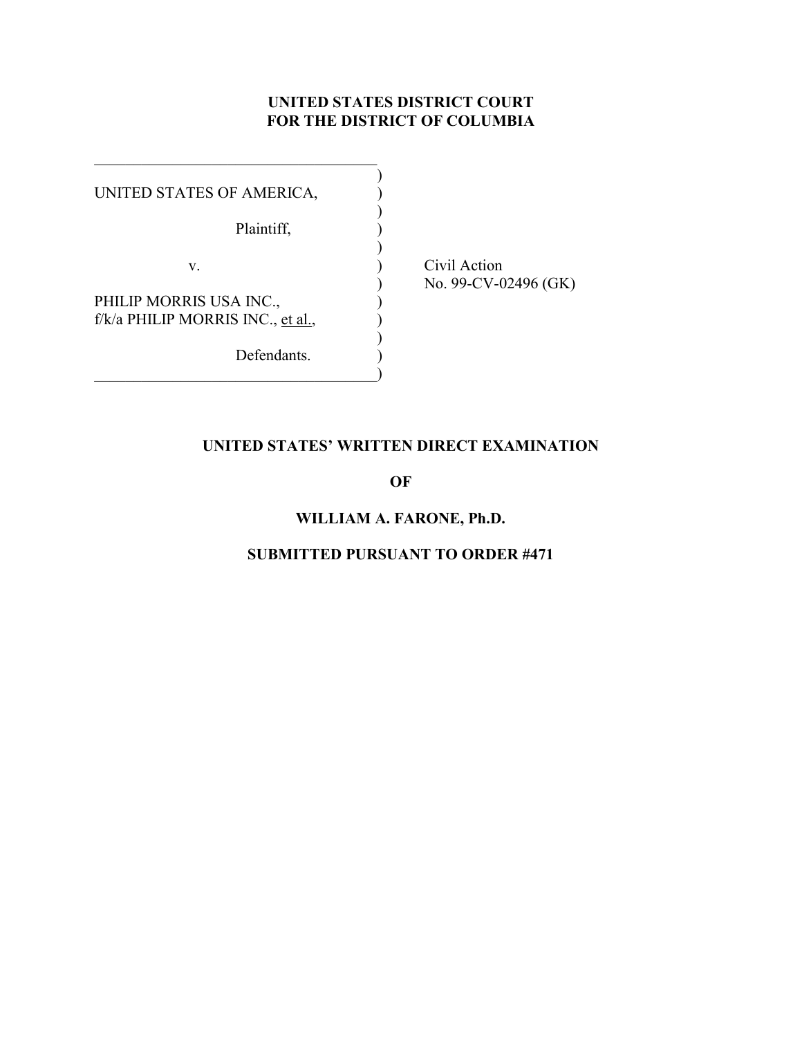**UNITED STATES DISTRICT COURT**
**FOR THE DISTRICT OF COLUMBIA**

| | | |
|---|---|---|
| UNITED STATES OF AMERICA, | ) | |
| Plaintiff, | ) | |
| v. | ) | Civil Action No. 99-CV-02496 (GK) |
| PHILIP MORRIS USA INC., f/k/a PHILIP MORRIS INC., et al., | ) | |
| Defendants. | ) | |

**UNITED STATES' WRITTEN DIRECT EXAMINATION**

**OF**

**WILLIAM A. FARONE, Ph.D.**

**SUBMITTED PURSUANT TO ORDER #471**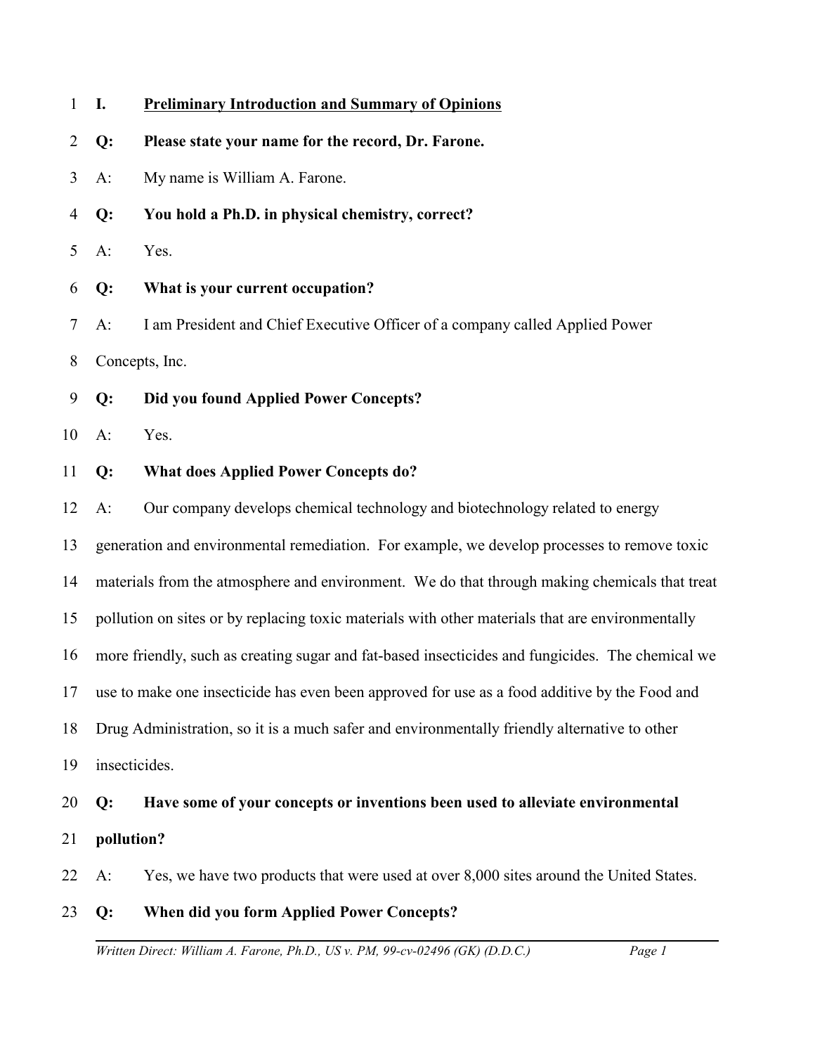## I. Preliminary Introduction and Summary of Opinions

**Q: Please state your name for the record, Dr. Farone.**

A: My name is William A. Farone.

**Q: You hold a Ph.D. in physical chemistry, correct?**

A: Yes.

**Q: What is your current occupation?**

A: I am President and Chief Executive Officer of a company called Applied Power Concepts, Inc.

**Q: Did you found Applied Power Concepts?**

A: Yes.

**Q: What does Applied Power Concepts do?**

A: Our company develops chemical technology and biotechnology related to energy generation and environmental remediation. For example, we develop processes to remove toxic materials from the atmosphere and environment. We do that through making chemicals that treat pollution on sites or by replacing toxic materials with other materials that are environmentally more friendly, such as creating sugar and fat-based insecticides and fungicides. The chemical we use to make one insecticide has even been approved for use as a food additive by the Food and Drug Administration, so it is a much safer and environmentally friendly alternative to other insecticides.

**Q: Have some of your concepts or inventions been used to alleviate environmental pollution?**

A: Yes, we have two products that were used at over 8,000 sites around the United States.

**Q: When did you form Applied Power Concepts?**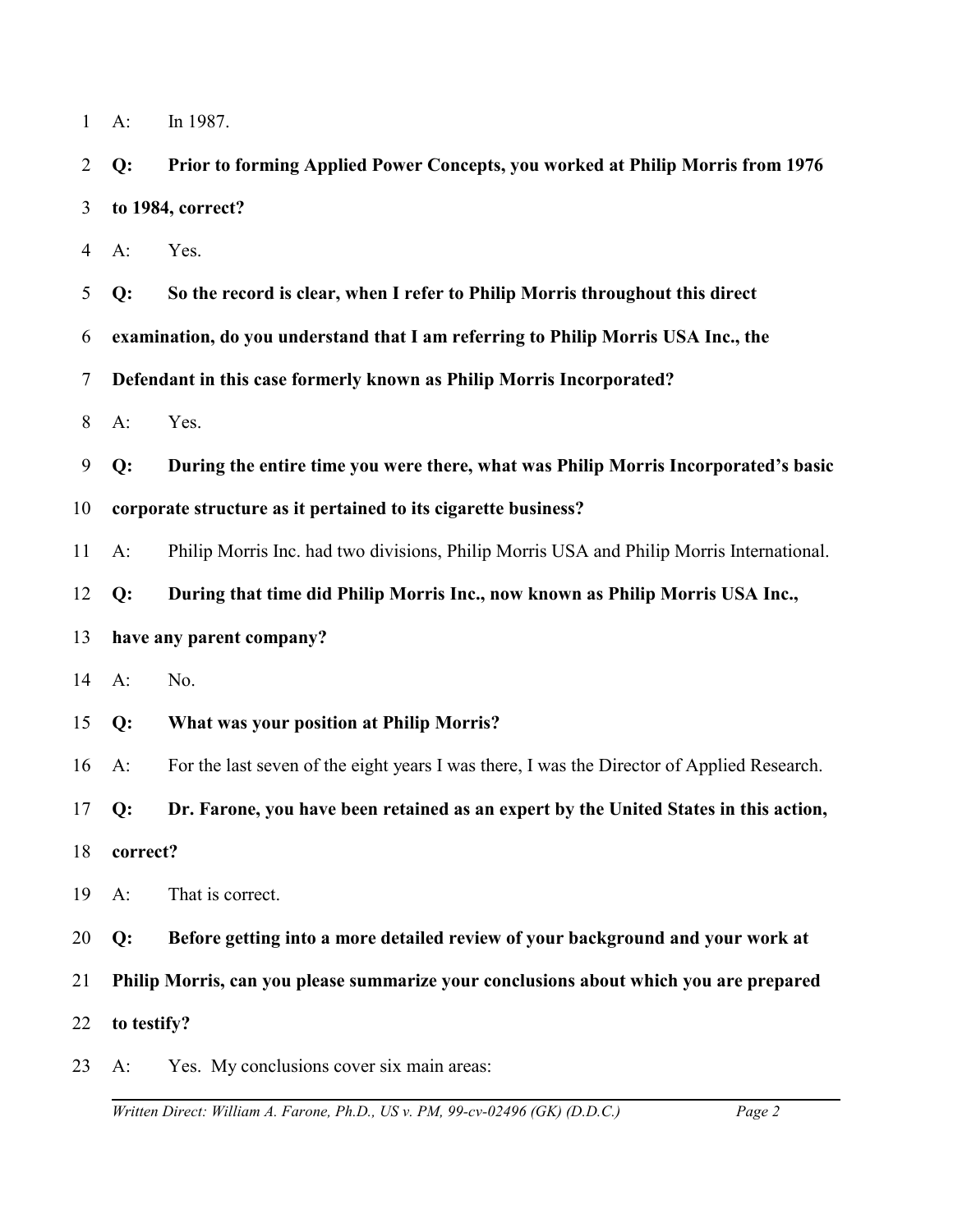A: In 1987.

**Q: Prior to forming Applied Power Concepts, you worked at Philip Morris from 1976 to 1984, correct?**

A: Yes.

**Q: So the record is clear, when I refer to Philip Morris throughout this direct examination, do you understand that I am referring to Philip Morris USA Inc., the Defendant in this case formerly known as Philip Morris Incorporated?**

A: Yes.

**Q: During the entire time you were there, what was Philip Morris Incorporated's basic corporate structure as it pertained to its cigarette business?**

A: Philip Morris Inc. had two divisions, Philip Morris USA and Philip Morris International.

**Q: During that time did Philip Morris Inc., now known as Philip Morris USA Inc., have any parent company?**

A: No.

**Q: What was your position at Philip Morris?**

A: For the last seven of the eight years I was there, I was the Director of Applied Research.

**Q: Dr. Farone, you have been retained as an expert by the United States in this action, correct?**

A: That is correct.

**Q: Before getting into a more detailed review of your background and your work at Philip Morris, can you please summarize your conclusions about which you are prepared to testify?**

A: Yes. My conclusions cover six main areas: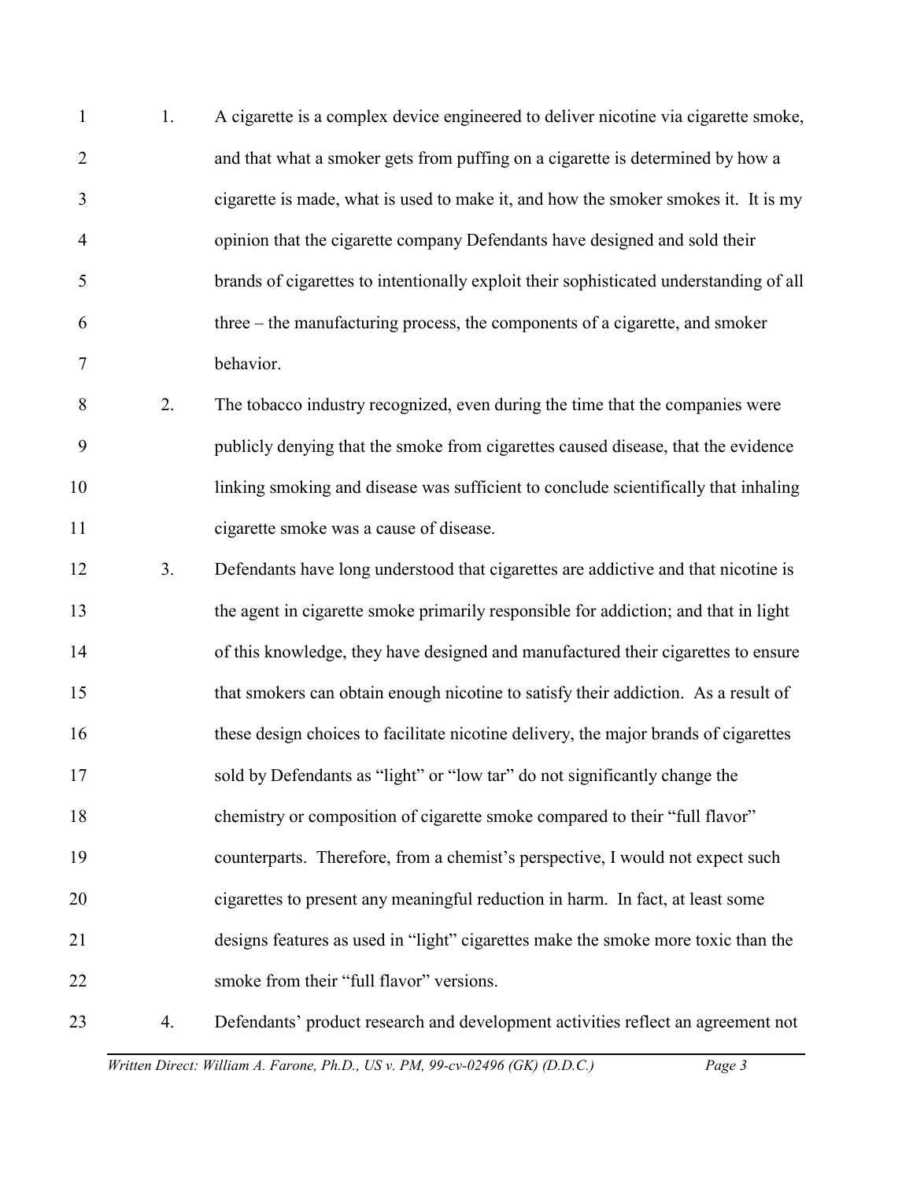1. A cigarette is a complex device engineered to deliver nicotine via cigarette smoke, and that what a smoker gets from puffing on a cigarette is determined by how a cigarette is made, what is used to make it, and how the smoker smokes it. It is my opinion that the cigarette company Defendants have designed and sold their brands of cigarettes to intentionally exploit their sophisticated understanding of all three – the manufacturing process, the components of a cigarette, and smoker behavior.

2. The tobacco industry recognized, even during the time that the companies were publicly denying that the smoke from cigarettes caused disease, that the evidence linking smoking and disease was sufficient to conclude scientifically that inhaling cigarette smoke was a cause of disease.

3. Defendants have long understood that cigarettes are addictive and that nicotine is the agent in cigarette smoke primarily responsible for addiction; and that in light of this knowledge, they have designed and manufactured their cigarettes to ensure that smokers can obtain enough nicotine to satisfy their addiction. As a result of these design choices to facilitate nicotine delivery, the major brands of cigarettes sold by Defendants as "light" or "low tar" do not significantly change the chemistry or composition of cigarette smoke compared to their "full flavor" counterparts. Therefore, from a chemist's perspective, I would not expect such cigarettes to present any meaningful reduction in harm. In fact, at least some designs features as used in "light" cigarettes make the smoke more toxic than the smoke from their "full flavor" versions.

4. Defendants' product research and development activities reflect an agreement not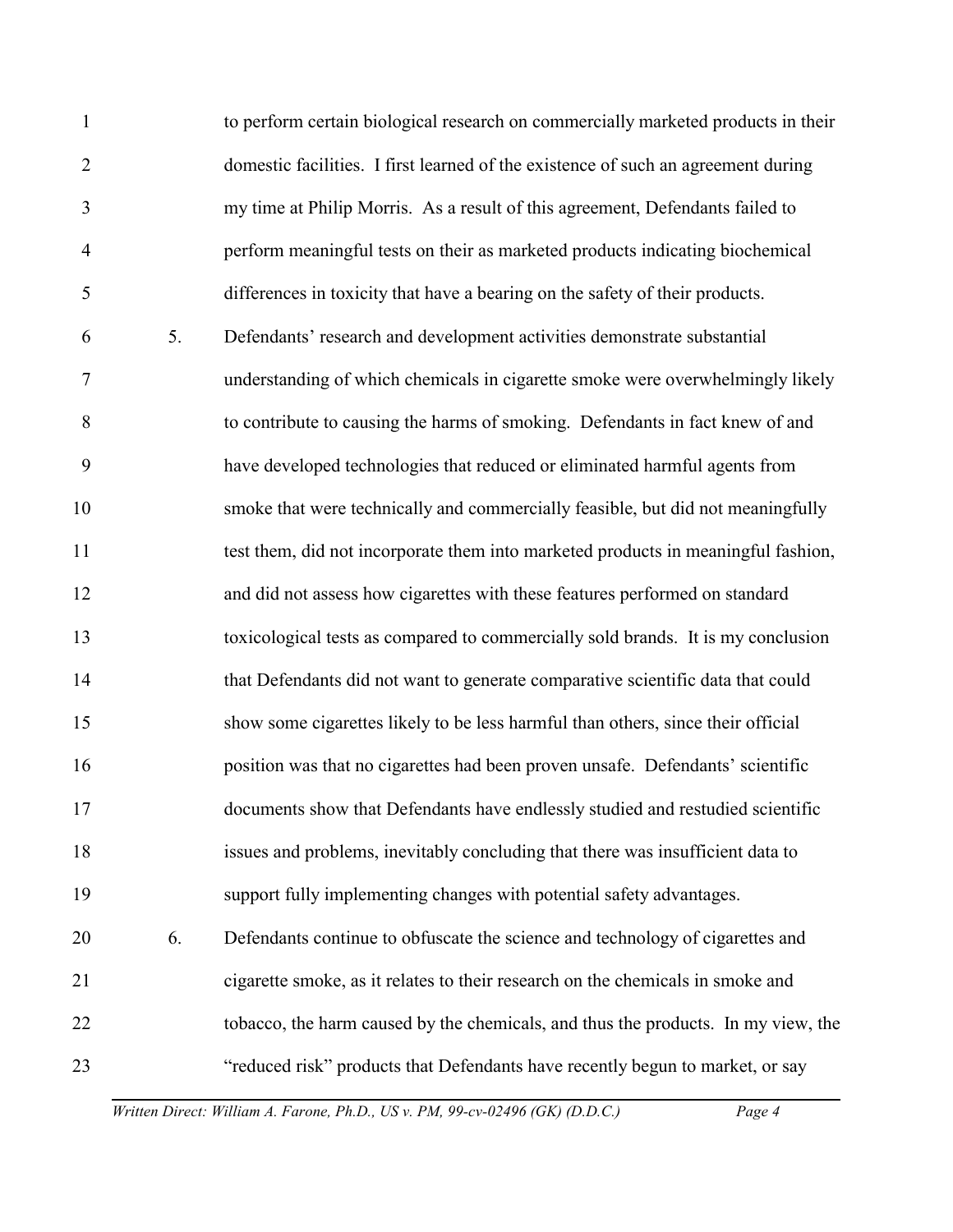to perform certain biological research on commercially marketed products in their domestic facilities. I first learned of the existence of such an agreement during my time at Philip Morris. As a result of this agreement, Defendants failed to perform meaningful tests on their as marketed products indicating biochemical differences in toxicity that have a bearing on the safety of their products.

5. Defendants' research and development activities demonstrate substantial understanding of which chemicals in cigarette smoke were overwhelmingly likely to contribute to causing the harms of smoking. Defendants in fact knew of and have developed technologies that reduced or eliminated harmful agents from smoke that were technically and commercially feasible, but did not meaningfully test them, did not incorporate them into marketed products in meaningful fashion, and did not assess how cigarettes with these features performed on standard toxicological tests as compared to commercially sold brands. It is my conclusion that Defendants did not want to generate comparative scientific data that could show some cigarettes likely to be less harmful than others, since their official position was that no cigarettes had been proven unsafe. Defendants' scientific documents show that Defendants have endlessly studied and restudied scientific issues and problems, inevitably concluding that there was insufficient data to support fully implementing changes with potential safety advantages.

6. Defendants continue to obfuscate the science and technology of cigarettes and cigarette smoke, as it relates to their research on the chemicals in smoke and tobacco, the harm caused by the chemicals, and thus the products. In my view, the "reduced risk" products that Defendants have recently begun to market, or say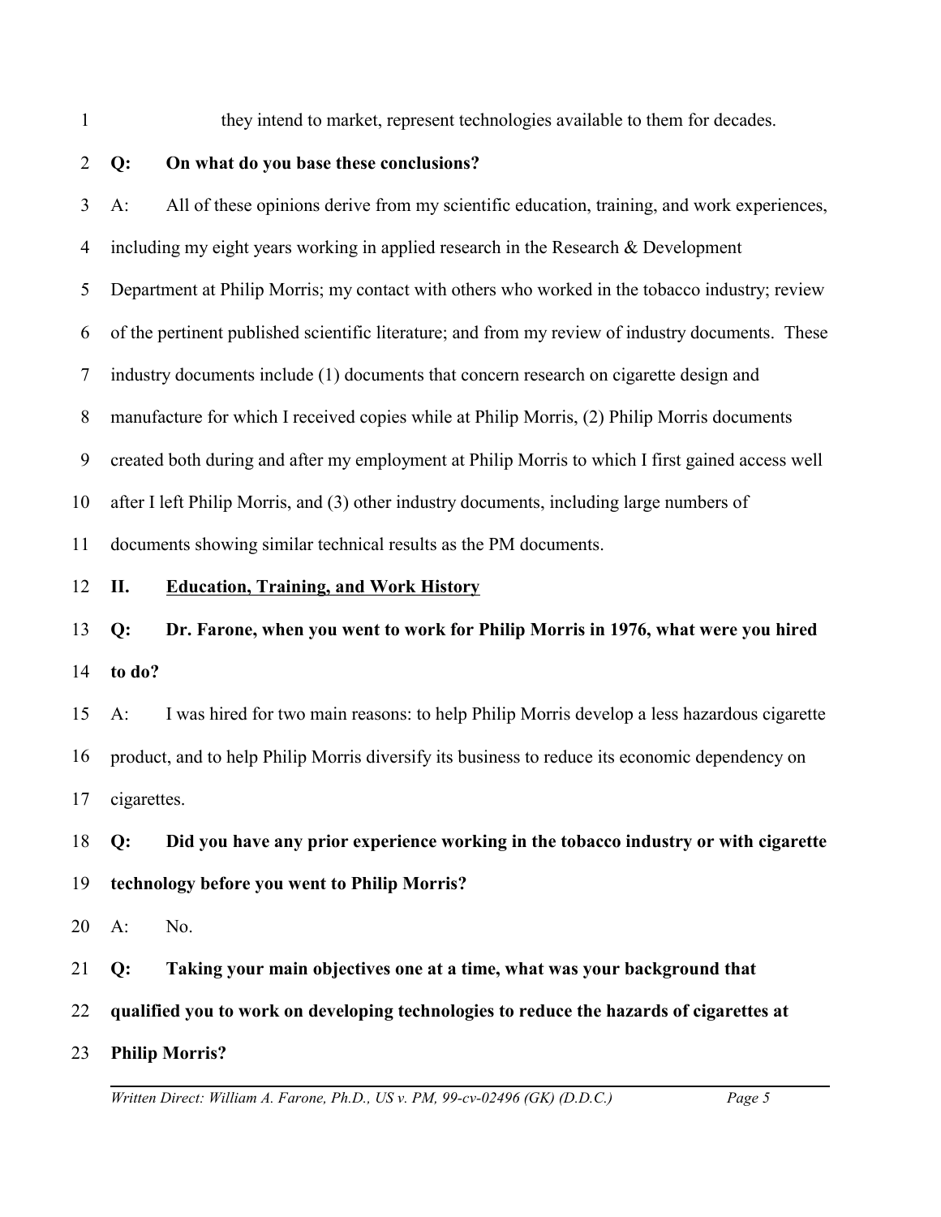they intend to market, represent technologies available to them for decades.

**Q: On what do you base these conclusions?**

A: All of these opinions derive from my scientific education, training, and work experiences, including my eight years working in applied research in the Research & Development Department at Philip Morris; my contact with others who worked in the tobacco industry; review of the pertinent published scientific literature; and from my review of industry documents. These industry documents include (1) documents that concern research on cigarette design and manufacture for which I received copies while at Philip Morris, (2) Philip Morris documents created both during and after my employment at Philip Morris to which I first gained access well after I left Philip Morris, and (3) other industry documents, including large numbers of documents showing similar technical results as the PM documents.

## II. <u>Education, Training, and Work History</u>

**Q: Dr. Farone, when you went to work for Philip Morris in 1976, what were you hired to do?**

A: I was hired for two main reasons: to help Philip Morris develop a less hazardous cigarette product, and to help Philip Morris diversify its business to reduce its economic dependency on cigarettes.

**Q: Did you have any prior experience working in the tobacco industry or with cigarette technology before you went to Philip Morris?**

A: No.

**Q: Taking your main objectives one at a time, what was your background that qualified you to work on developing technologies to reduce the hazards of cigarettes at Philip Morris?**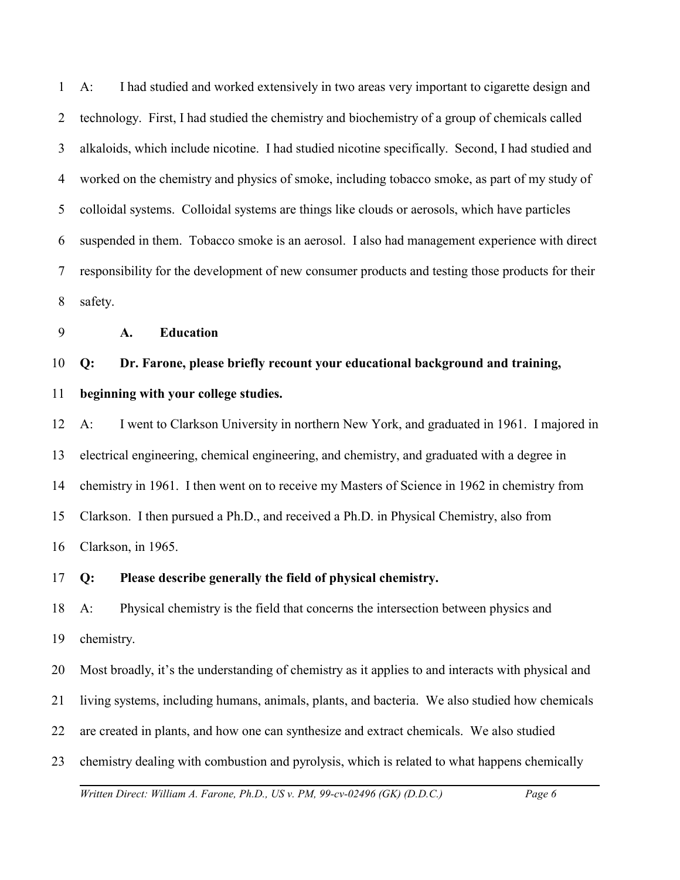A: I had studied and worked extensively in two areas very important to cigarette design and technology. First, I had studied the chemistry and biochemistry of a group of chemicals called alkaloids, which include nicotine. I had studied nicotine specifically. Second, I had studied and worked on the chemistry and physics of smoke, including tobacco smoke, as part of my study of colloidal systems. Colloidal systems are things like clouds or aerosols, which have particles suspended in them. Tobacco smoke is an aerosol. I also had management experience with direct responsibility for the development of new consumer products and testing those products for their safety.

### A. Education

**Q: Dr. Farone, please briefly recount your educational background and training, beginning with your college studies.**

A: I went to Clarkson University in northern New York, and graduated in 1961. I majored in electrical engineering, chemical engineering, and chemistry, and graduated with a degree in chemistry in 1961. I then went on to receive my Masters of Science in 1962 in chemistry from Clarkson. I then pursued a Ph.D., and received a Ph.D. in Physical Chemistry, also from Clarkson, in 1965.

**Q: Please describe generally the field of physical chemistry.**

A: Physical chemistry is the field that concerns the intersection between physics and chemistry.

Most broadly, it's the understanding of chemistry as it applies to and interacts with physical and living systems, including humans, animals, plants, and bacteria. We also studied how chemicals are created in plants, and how one can synthesize and extract chemicals. We also studied chemistry dealing with combustion and pyrolysis, which is related to what happens chemically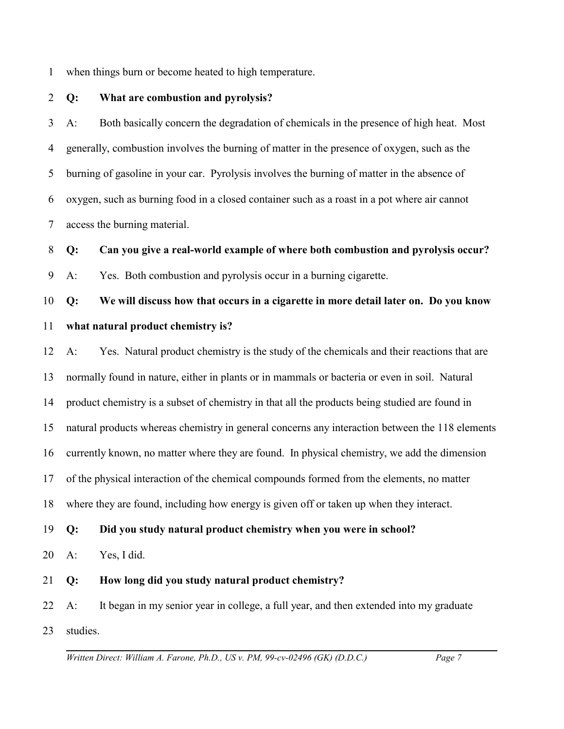when things burn or become heated to high temperature.

**Q: What are combustion and pyrolysis?**

A: Both basically concern the degradation of chemicals in the presence of high heat. Most generally, combustion involves the burning of matter in the presence of oxygen, such as the burning of gasoline in your car. Pyrolysis involves the burning of matter in the absence of oxygen, such as burning food in a closed container such as a roast in a pot where air cannot access the burning material.

**Q: Can you give a real-world example of where both combustion and pyrolysis occur?**

A: Yes. Both combustion and pyrolysis occur in a burning cigarette.

**Q: We will discuss how that occurs in a cigarette in more detail later on. Do you know what natural product chemistry is?**

A: Yes. Natural product chemistry is the study of the chemicals and their reactions that are normally found in nature, either in plants or in mammals or bacteria or even in soil. Natural product chemistry is a subset of chemistry in that all the products being studied are found in natural products whereas chemistry in general concerns any interaction between the 118 elements currently known, no matter where they are found. In physical chemistry, we add the dimension of the physical interaction of the chemical compounds formed from the elements, no matter where they are found, including how energy is given off or taken up when they interact.

**Q: Did you study natural product chemistry when you were in school?**

A: Yes, I did.

**Q: How long did you study natural product chemistry?**

A: It began in my senior year in college, a full year, and then extended into my graduate studies.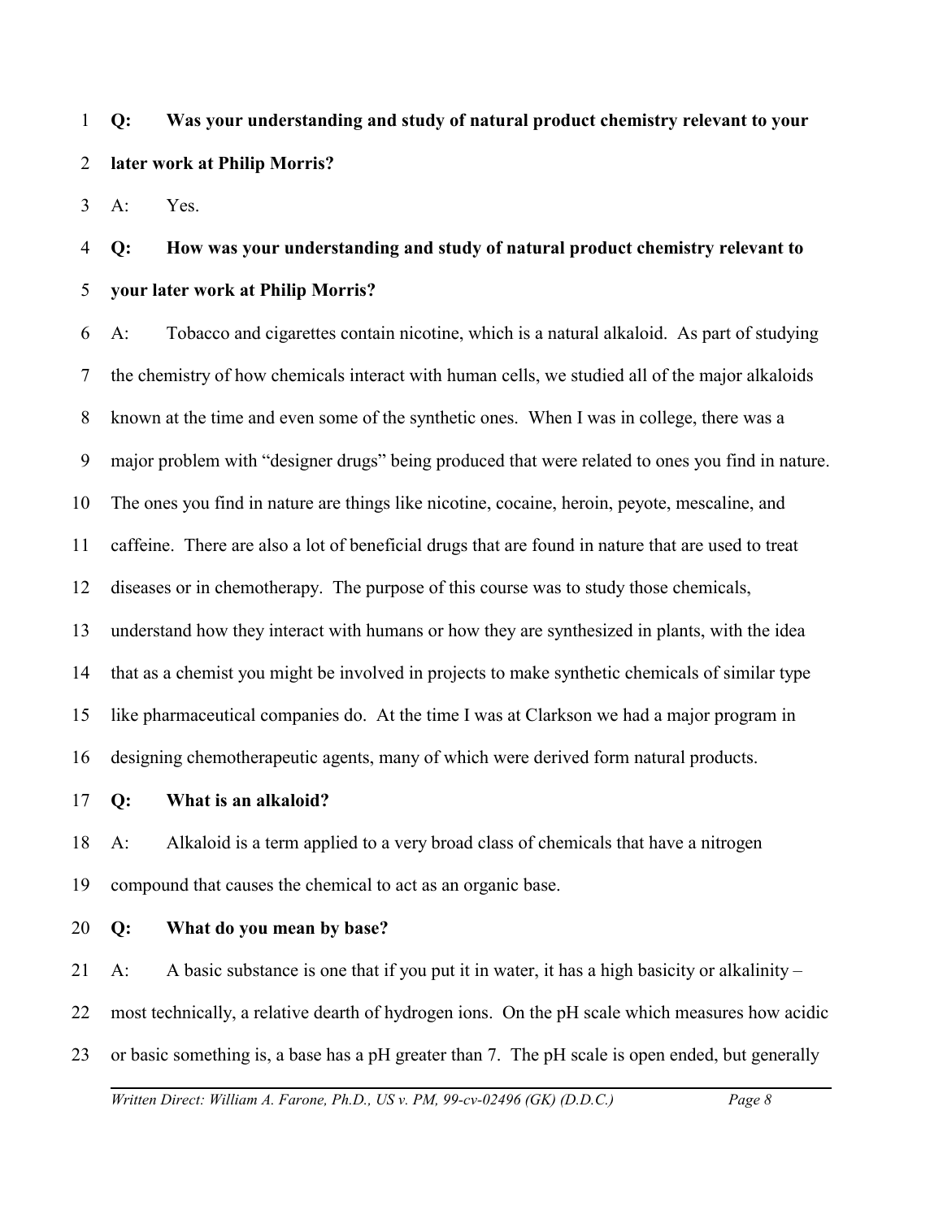**Q: Was your understanding and study of natural product chemistry relevant to your later work at Philip Morris?**

A: Yes.

**Q: How was your understanding and study of natural product chemistry relevant to your later work at Philip Morris?**

A: Tobacco and cigarettes contain nicotine, which is a natural alkaloid. As part of studying the chemistry of how chemicals interact with human cells, we studied all of the major alkaloids known at the time and even some of the synthetic ones. When I was in college, there was a major problem with "designer drugs" being produced that were related to ones you find in nature. The ones you find in nature are things like nicotine, cocaine, heroin, peyote, mescaline, and caffeine. There are also a lot of beneficial drugs that are found in nature that are used to treat diseases or in chemotherapy. The purpose of this course was to study those chemicals, understand how they interact with humans or how they are synthesized in plants, with the idea that as a chemist you might be involved in projects to make synthetic chemicals of similar type like pharmaceutical companies do. At the time I was at Clarkson we had a major program in designing chemotherapeutic agents, many of which were derived form natural products.

**Q: What is an alkaloid?**

A: Alkaloid is a term applied to a very broad class of chemicals that have a nitrogen compound that causes the chemical to act as an organic base.

**Q: What do you mean by base?**

A: A basic substance is one that if you put it in water, it has a high basicity or alkalinity – most technically, a relative dearth of hydrogen ions. On the pH scale which measures how acidic or basic something is, a base has a pH greater than 7. The pH scale is open ended, but generally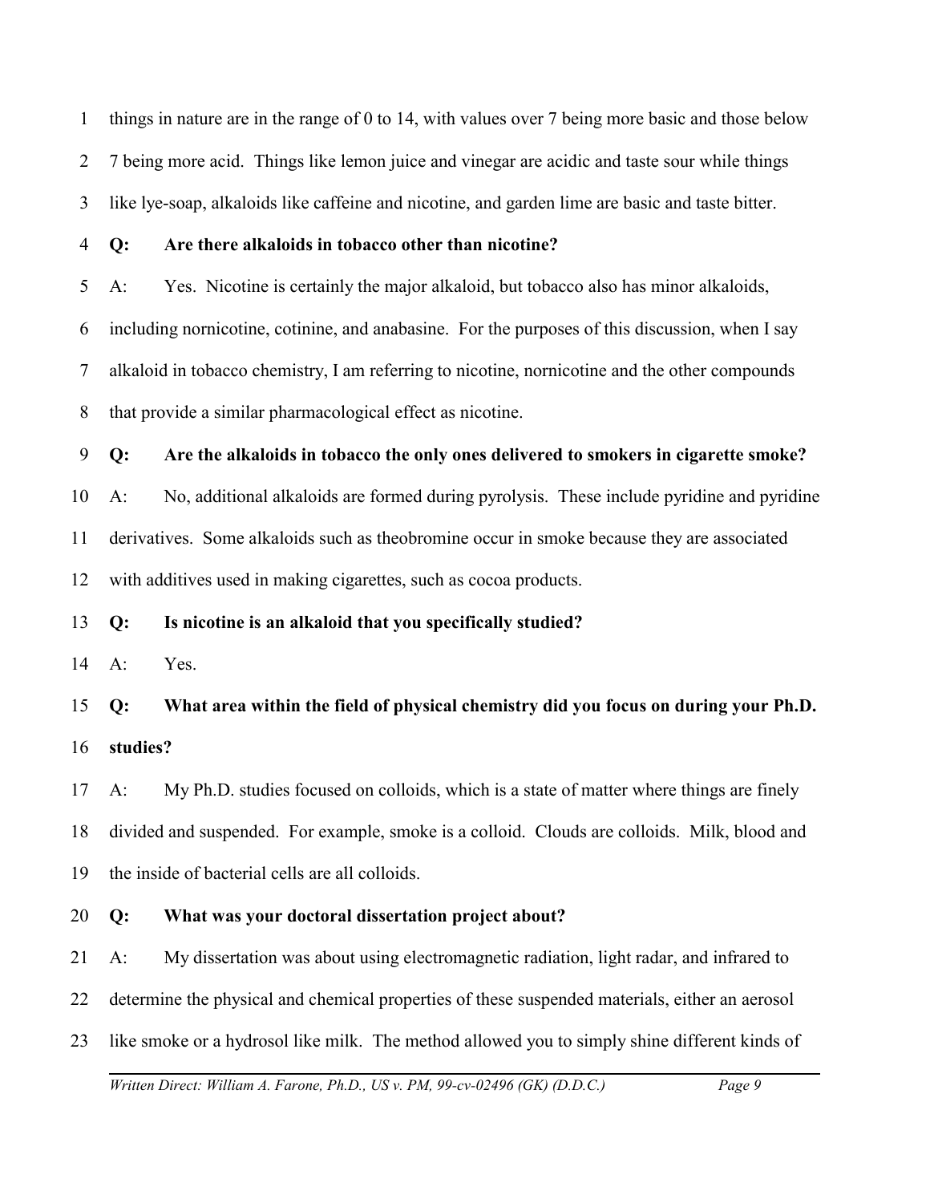things in nature are in the range of 0 to 14, with values over 7 being more basic and those below 7 being more acid. Things like lemon juice and vinegar are acidic and taste sour while things like lye-soap, alkaloids like caffeine and nicotine, and garden lime are basic and taste bitter.

**Q: Are there alkaloids in tobacco other than nicotine?**

A: Yes. Nicotine is certainly the major alkaloid, but tobacco also has minor alkaloids, including nornicotine, cotinine, and anabasine. For the purposes of this discussion, when I say alkaloid in tobacco chemistry, I am referring to nicotine, nornicotine and the other compounds that provide a similar pharmacological effect as nicotine.

**Q: Are the alkaloids in tobacco the only ones delivered to smokers in cigarette smoke?**

A: No, additional alkaloids are formed during pyrolysis. These include pyridine and pyridine derivatives. Some alkaloids such as theobromine occur in smoke because they are associated with additives used in making cigarettes, such as cocoa products.

**Q: Is nicotine is an alkaloid that you specifically studied?**

A: Yes.

**Q: What area within the field of physical chemistry did you focus on during your Ph.D. studies?**

A: My Ph.D. studies focused on colloids, which is a state of matter where things are finely divided and suspended. For example, smoke is a colloid. Clouds are colloids. Milk, blood and the inside of bacterial cells are all colloids.

**Q: What was your doctoral dissertation project about?**

A: My dissertation was about using electromagnetic radiation, light radar, and infrared to determine the physical and chemical properties of these suspended materials, either an aerosol like smoke or a hydrosol like milk. The method allowed you to simply shine different kinds of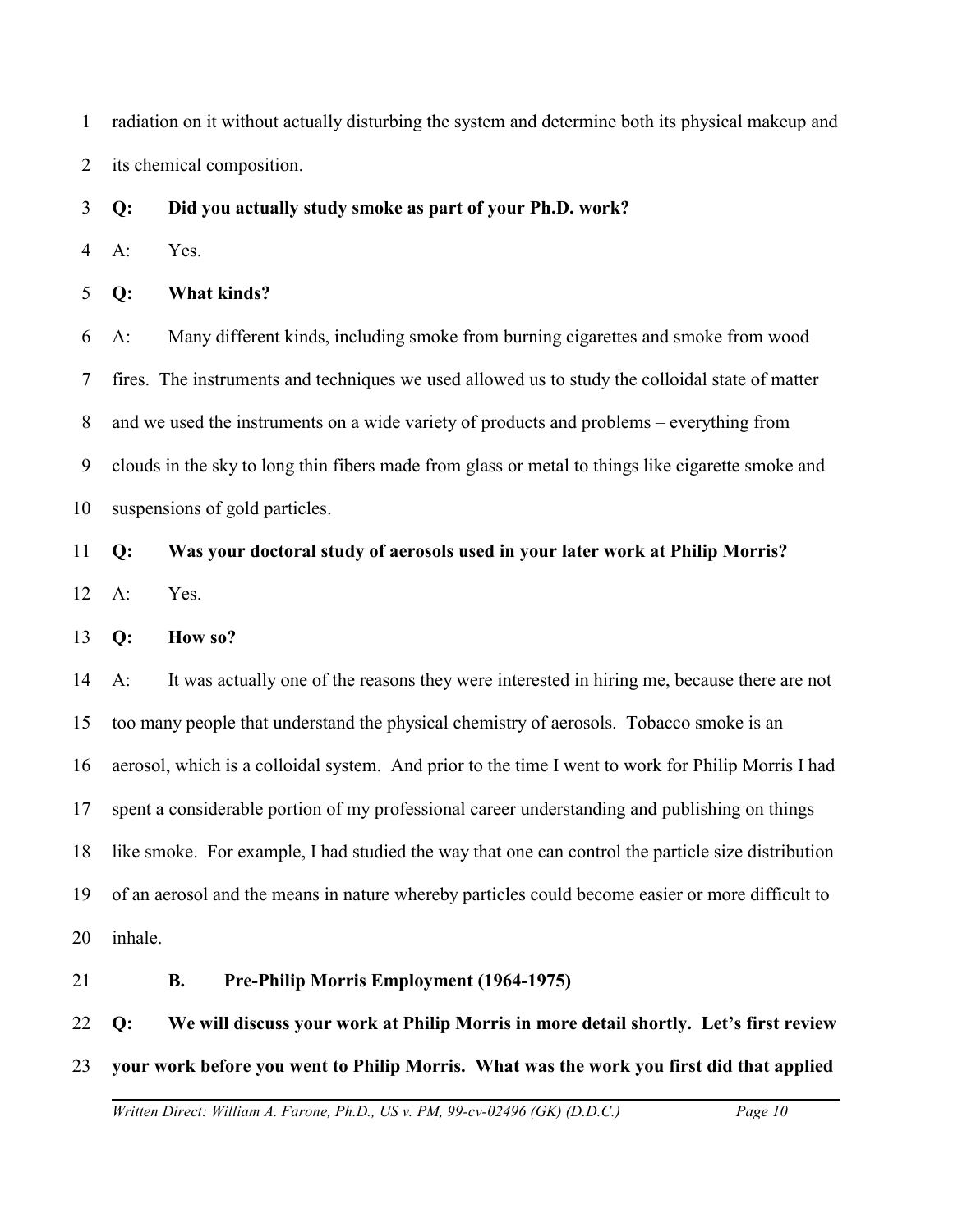radiation on it without actually disturbing the system and determine both its physical makeup and its chemical composition.

**Q: Did you actually study smoke as part of your Ph.D. work?**

A: Yes.

**Q: What kinds?**

A: Many different kinds, including smoke from burning cigarettes and smoke from wood fires. The instruments and techniques we used allowed us to study the colloidal state of matter and we used the instruments on a wide variety of products and problems – everything from clouds in the sky to long thin fibers made from glass or metal to things like cigarette smoke and suspensions of gold particles.

**Q: Was your doctoral study of aerosols used in your later work at Philip Morris?**

A: Yes.

**Q: How so?**

A: It was actually one of the reasons they were interested in hiring me, because there are not too many people that understand the physical chemistry of aerosols. Tobacco smoke is an aerosol, which is a colloidal system. And prior to the time I went to work for Philip Morris I had spent a considerable portion of my professional career understanding and publishing on things like smoke. For example, I had studied the way that one can control the particle size distribution of an aerosol and the means in nature whereby particles could become easier or more difficult to inhale.

### B. Pre-Philip Morris Employment (1964-1975)

**Q: We will discuss your work at Philip Morris in more detail shortly. Let's first review your work before you went to Philip Morris. What was the work you first did that applied**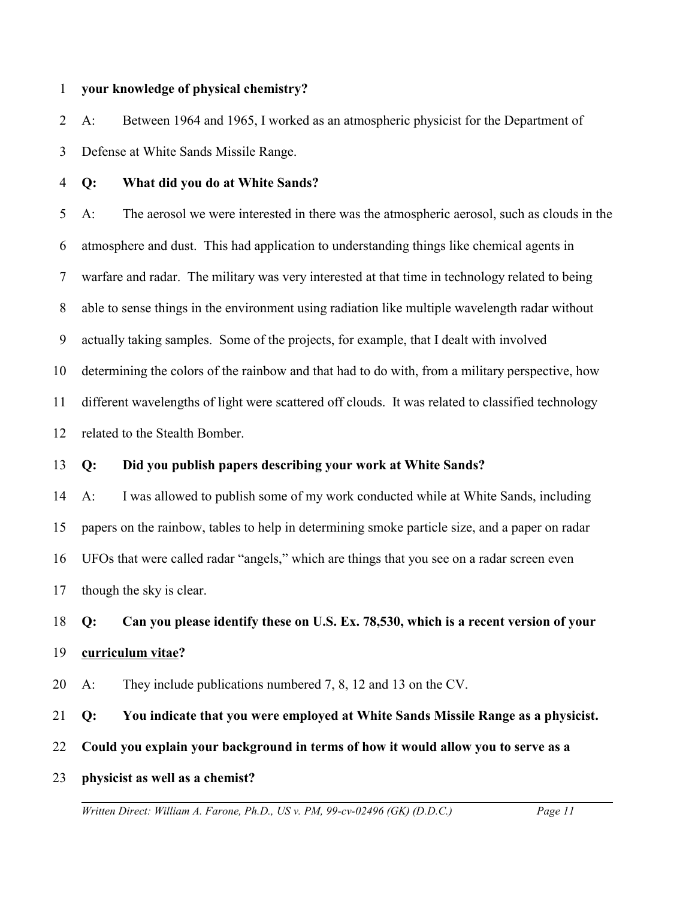**your knowledge of physical chemistry?**

A: Between 1964 and 1965, I worked as an atmospheric physicist for the Department of Defense at White Sands Missile Range.

**Q: What did you do at White Sands?**

A: The aerosol we were interested in there was the atmospheric aerosol, such as clouds in the atmosphere and dust. This had application to understanding things like chemical agents in warfare and radar. The military was very interested at that time in technology related to being able to sense things in the environment using radiation like multiple wavelength radar without actually taking samples. Some of the projects, for example, that I dealt with involved determining the colors of the rainbow and that had to do with, from a military perspective, how different wavelengths of light were scattered off clouds. It was related to classified technology related to the Stealth Bomber.

**Q: Did you publish papers describing your work at White Sands?**

A: I was allowed to publish some of my work conducted while at White Sands, including papers on the rainbow, tables to help in determining smoke particle size, and a paper on radar UFOs that were called radar "angels," which are things that you see on a radar screen even though the sky is clear.

**Q: Can you please identify these on U.S. Ex. 78,530, which is a recent version of your <u>curriculum vitae</u>?**

A: They include publications numbered 7, 8, 12 and 13 on the CV.

**Q: You indicate that you were employed at White Sands Missile Range as a physicist. Could you explain your background in terms of how it would allow you to serve as a physicist as well as a chemist?**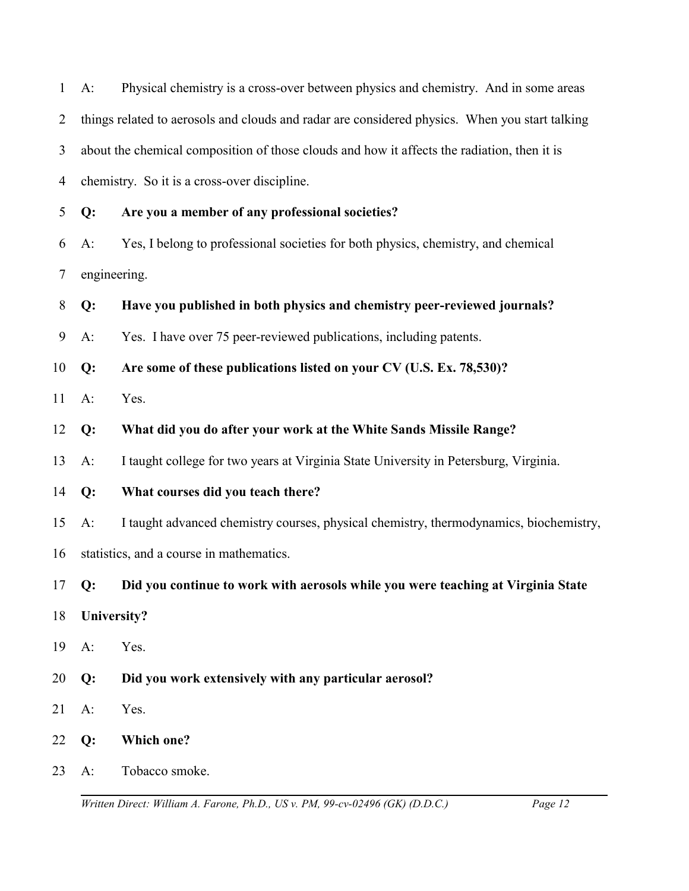A: Physical chemistry is a cross-over between physics and chemistry. And in some areas things related to aerosols and clouds and radar are considered physics. When you start talking about the chemical composition of those clouds and how it affects the radiation, then it is chemistry. So it is a cross-over discipline.

**Q: Are you a member of any professional societies?**

A: Yes, I belong to professional societies for both physics, chemistry, and chemical engineering.

**Q: Have you published in both physics and chemistry peer-reviewed journals?**

A: Yes. I have over 75 peer-reviewed publications, including patents.

**Q: Are some of these publications listed on your CV (U.S. Ex. 78,530)?**

A: Yes.

**Q: What did you do after your work at the White Sands Missile Range?**

A: I taught college for two years at Virginia State University in Petersburg, Virginia.

**Q: What courses did you teach there?**

A: I taught advanced chemistry courses, physical chemistry, thermodynamics, biochemistry, statistics, and a course in mathematics.

**Q: Did you continue to work with aerosols while you were teaching at Virginia State University?**

A: Yes.

**Q: Did you work extensively with any particular aerosol?**

A: Yes.

**Q: Which one?**

A: Tobacco smoke.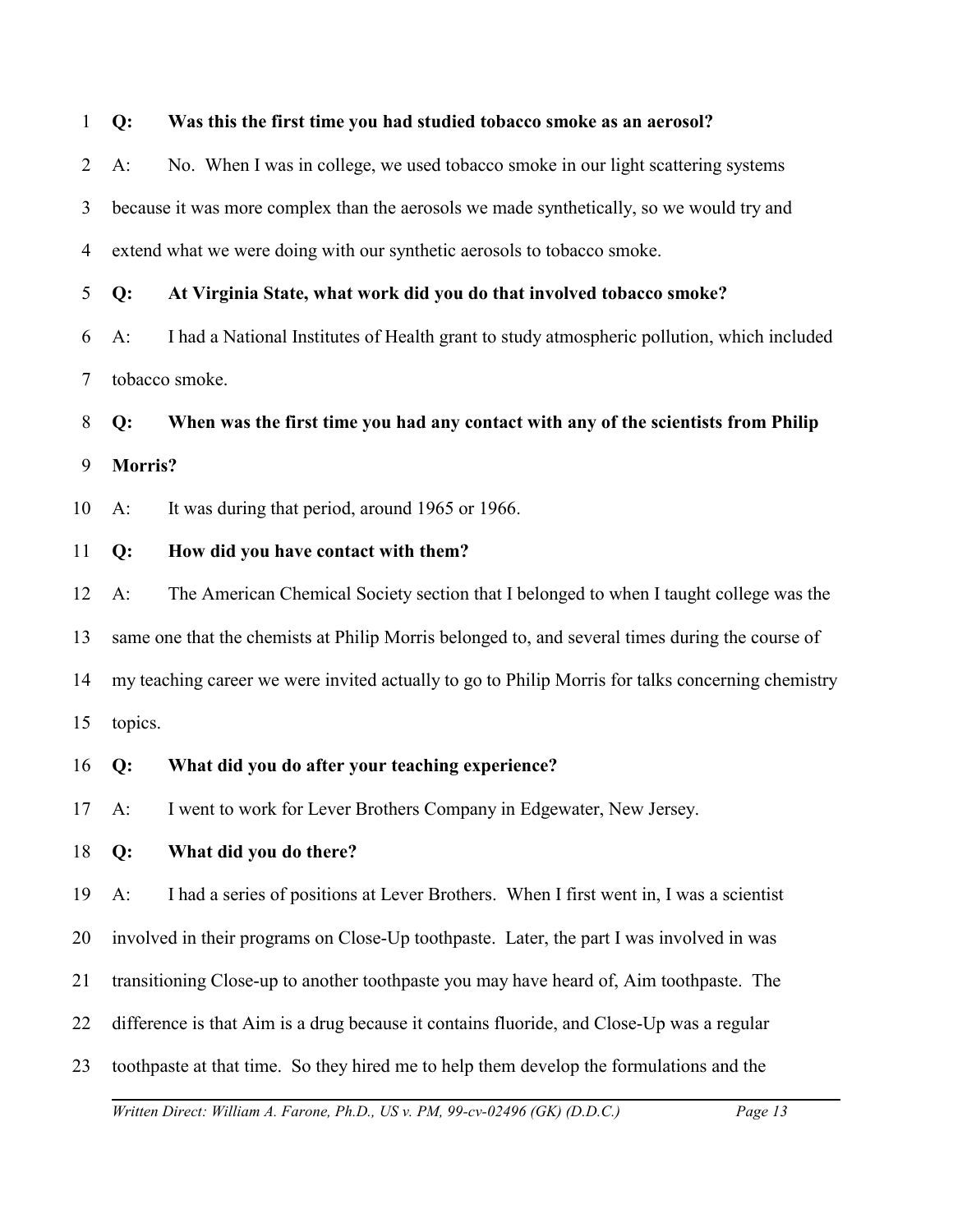**Q: Was this the first time you had studied tobacco smoke as an aerosol?**

A: No. When I was in college, we used tobacco smoke in our light scattering systems because it was more complex than the aerosols we made synthetically, so we would try and extend what we were doing with our synthetic aerosols to tobacco smoke.

**Q: At Virginia State, what work did you do that involved tobacco smoke?**

A: I had a National Institutes of Health grant to study atmospheric pollution, which included tobacco smoke.

**Q: When was the first time you had any contact with any of the scientists from Philip Morris?**

A: It was during that period, around 1965 or 1966.

**Q: How did you have contact with them?**

A: The American Chemical Society section that I belonged to when I taught college was the same one that the chemists at Philip Morris belonged to, and several times during the course of my teaching career we were invited actually to go to Philip Morris for talks concerning chemistry topics.

**Q: What did you do after your teaching experience?**

A: I went to work for Lever Brothers Company in Edgewater, New Jersey.

**Q: What did you do there?**

A: I had a series of positions at Lever Brothers. When I first went in, I was a scientist involved in their programs on Close-Up toothpaste. Later, the part I was involved in was transitioning Close-up to another toothpaste you may have heard of, Aim toothpaste. The difference is that Aim is a drug because it contains fluoride, and Close-Up was a regular toothpaste at that time. So they hired me to help them develop the formulations and the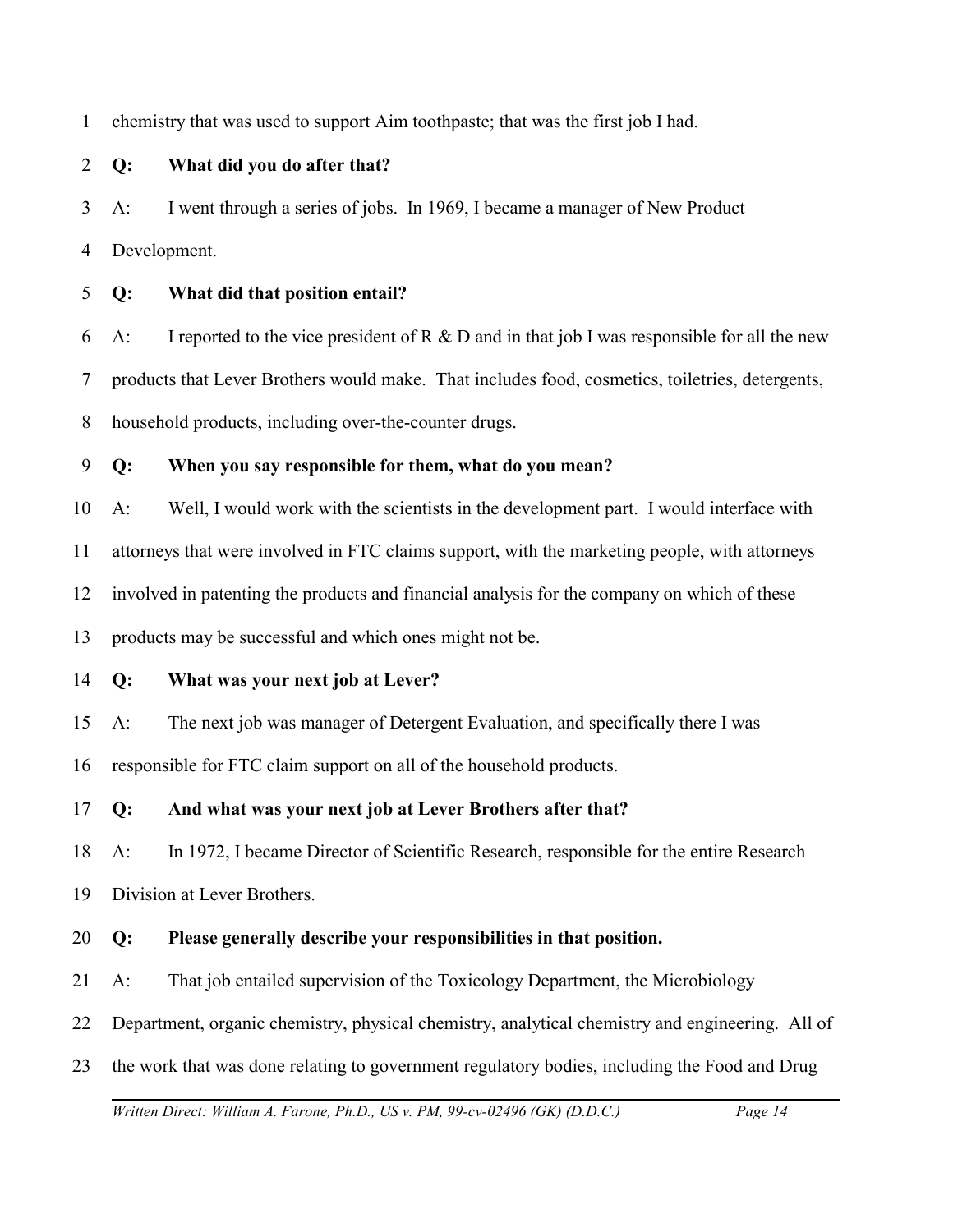chemistry that was used to support Aim toothpaste; that was the first job I had.

**Q: What did you do after that?**

A: I went through a series of jobs. In 1969, I became a manager of New Product Development.

**Q: What did that position entail?**

A: I reported to the vice president of R & D and in that job I was responsible for all the new products that Lever Brothers would make. That includes food, cosmetics, toiletries, detergents, household products, including over-the-counter drugs.

**Q: When you say responsible for them, what do you mean?**

A: Well, I would work with the scientists in the development part. I would interface with attorneys that were involved in FTC claims support, with the marketing people, with attorneys involved in patenting the products and financial analysis for the company on which of these products may be successful and which ones might not be.

**Q: What was your next job at Lever?**

A: The next job was manager of Detergent Evaluation, and specifically there I was responsible for FTC claim support on all of the household products.

**Q: And what was your next job at Lever Brothers after that?**

A: In 1972, I became Director of Scientific Research, responsible for the entire Research Division at Lever Brothers.

**Q: Please generally describe your responsibilities in that position.**

A: That job entailed supervision of the Toxicology Department, the Microbiology Department, organic chemistry, physical chemistry, analytical chemistry and engineering. All of the work that was done relating to government regulatory bodies, including the Food and Drug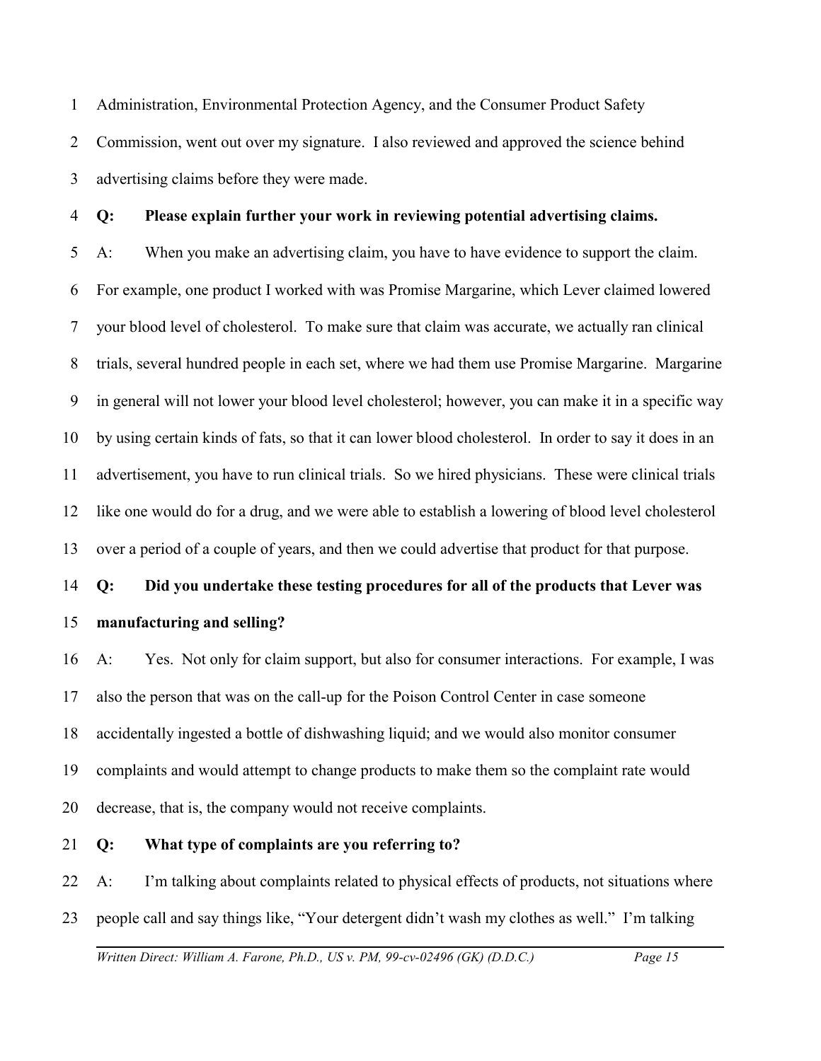Administration, Environmental Protection Agency, and the Consumer Product Safety Commission, went out over my signature. I also reviewed and approved the science behind advertising claims before they were made.

**Q: Please explain further your work in reviewing potential advertising claims.**

A: When you make an advertising claim, you have to have evidence to support the claim. For example, one product I worked with was Promise Margarine, which Lever claimed lowered your blood level of cholesterol. To make sure that claim was accurate, we actually ran clinical trials, several hundred people in each set, where we had them use Promise Margarine. Margarine in general will not lower your blood level cholesterol; however, you can make it in a specific way by using certain kinds of fats, so that it can lower blood cholesterol. In order to say it does in an advertisement, you have to run clinical trials. So we hired physicians. These were clinical trials like one would do for a drug, and we were able to establish a lowering of blood level cholesterol over a period of a couple of years, and then we could advertise that product for that purpose.

**Q: Did you undertake these testing procedures for all of the products that Lever was manufacturing and selling?**

A: Yes. Not only for claim support, but also for consumer interactions. For example, I was also the person that was on the call-up for the Poison Control Center in case someone accidentally ingested a bottle of dishwashing liquid; and we would also monitor consumer complaints and would attempt to change products to make them so the complaint rate would decrease, that is, the company would not receive complaints.

**Q: What type of complaints are you referring to?**

A: I'm talking about complaints related to physical effects of products, not situations where people call and say things like, "Your detergent didn't wash my clothes as well." I'm talking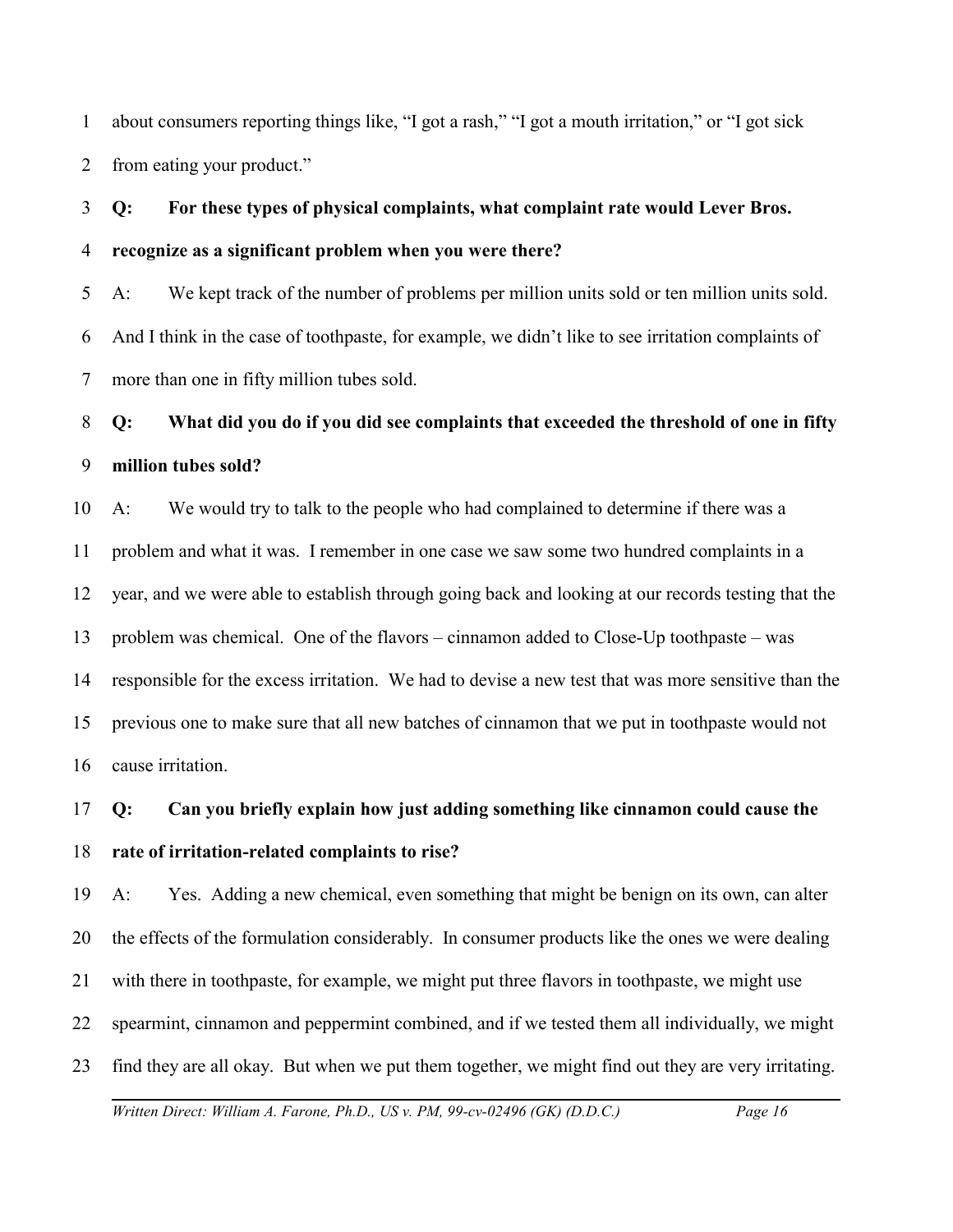about consumers reporting things like, "I got a rash," "I got a mouth irritation," or "I got sick from eating your product."

**Q: For these types of physical complaints, what complaint rate would Lever Bros. recognize as a significant problem when you were there?**

A: We kept track of the number of problems per million units sold or ten million units sold. And I think in the case of toothpaste, for example, we didn't like to see irritation complaints of more than one in fifty million tubes sold.

**Q: What did you do if you did see complaints that exceeded the threshold of one in fifty million tubes sold?**

A: We would try to talk to the people who had complained to determine if there was a problem and what it was. I remember in one case we saw some two hundred complaints in a year, and we were able to establish through going back and looking at our records testing that the problem was chemical. One of the flavors – cinnamon added to Close-Up toothpaste – was responsible for the excess irritation. We had to devise a new test that was more sensitive than the previous one to make sure that all new batches of cinnamon that we put in toothpaste would not cause irritation.

**Q: Can you briefly explain how just adding something like cinnamon could cause the rate of irritation-related complaints to rise?**

A: Yes. Adding a new chemical, even something that might be benign on its own, can alter the effects of the formulation considerably. In consumer products like the ones we were dealing with there in toothpaste, for example, we might put three flavors in toothpaste, we might use spearmint, cinnamon and peppermint combined, and if we tested them all individually, we might find they are all okay. But when we put them together, we might find out they are very irritating.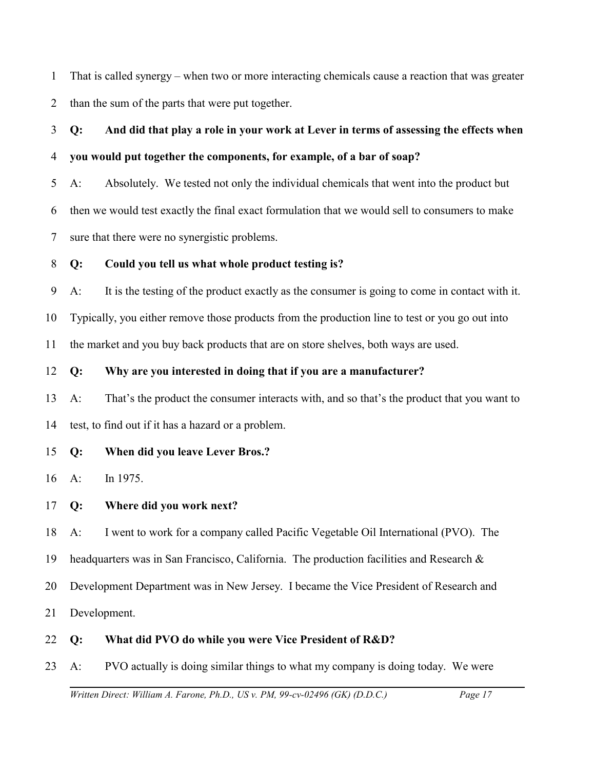That is called synergy – when two or more interacting chemicals cause a reaction that was greater than the sum of the parts that were put together.

**Q: And did that play a role in your work at Lever in terms of assessing the effects when you would put together the components, for example, of a bar of soap?**

A: Absolutely. We tested not only the individual chemicals that went into the product but then we would test exactly the final exact formulation that we would sell to consumers to make sure that there were no synergistic problems.

**Q: Could you tell us what whole product testing is?**

A: It is the testing of the product exactly as the consumer is going to come in contact with it. Typically, you either remove those products from the production line to test or you go out into the market and you buy back products that are on store shelves, both ways are used.

**Q: Why are you interested in doing that if you are a manufacturer?**

A: That's the product the consumer interacts with, and so that's the product that you want to test, to find out if it has a hazard or a problem.

**Q: When did you leave Lever Bros.?**

A: In 1975.

**Q: Where did you work next?**

A: I went to work for a company called Pacific Vegetable Oil International (PVO). The headquarters was in San Francisco, California. The production facilities and Research & Development Department was in New Jersey. I became the Vice President of Research and Development.

**Q: What did PVO do while you were Vice President of R&D?**

A: PVO actually is doing similar things to what my company is doing today. We were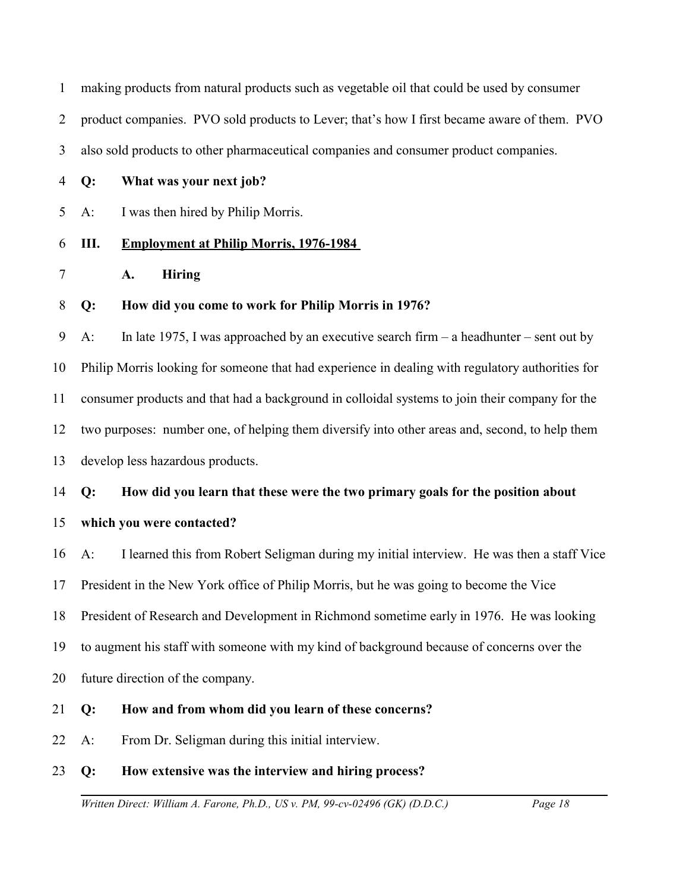making products from natural products such as vegetable oil that could be used by consumer product companies. PVO sold products to Lever; that's how I first became aware of them. PVO also sold products to other pharmaceutical companies and consumer product companies.

**Q: What was your next job?**

A: I was then hired by Philip Morris.

## III. Employment at Philip Morris, 1976-1984

### A. Hiring

**Q: How did you come to work for Philip Morris in 1976?**

A: In late 1975, I was approached by an executive search firm – a headhunter – sent out by Philip Morris looking for someone that had experience in dealing with regulatory authorities for consumer products and that had a background in colloidal systems to join their company for the two purposes: number one, of helping them diversify into other areas and, second, to help them develop less hazardous products.

**Q: How did you learn that these were the two primary goals for the position about which you were contacted?**

A: I learned this from Robert Seligman during my initial interview. He was then a staff Vice President in the New York office of Philip Morris, but he was going to become the Vice President of Research and Development in Richmond sometime early in 1976. He was looking to augment his staff with someone with my kind of background because of concerns over the future direction of the company.

**Q: How and from whom did you learn of these concerns?**

A: From Dr. Seligman during this initial interview.

**Q: How extensive was the interview and hiring process?**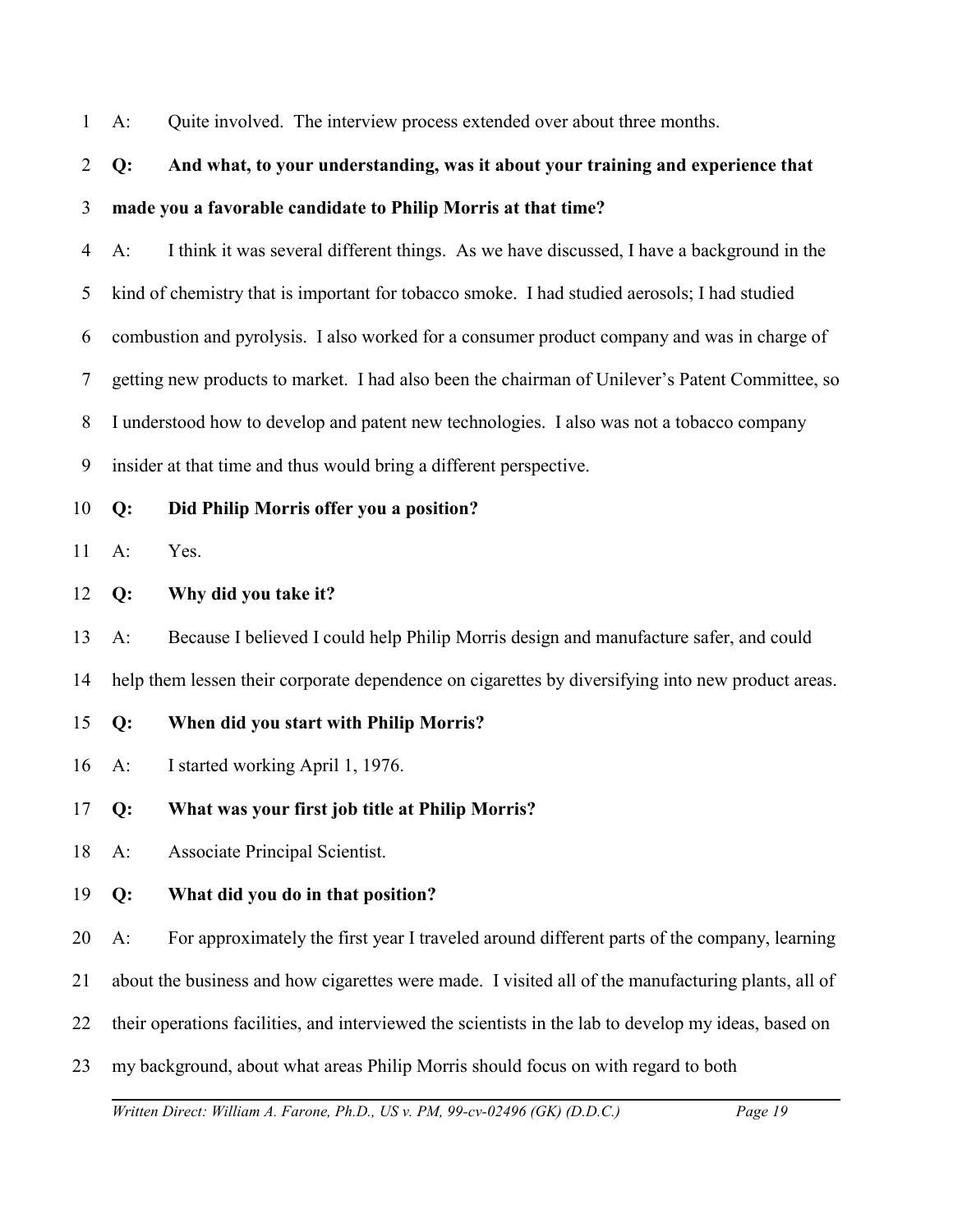A: Quite involved. The interview process extended over about three months.

**Q: And what, to your understanding, was it about your training and experience that made you a favorable candidate to Philip Morris at that time?**

A: I think it was several different things. As we have discussed, I have a background in the kind of chemistry that is important for tobacco smoke. I had studied aerosols; I had studied combustion and pyrolysis. I also worked for a consumer product company and was in charge of getting new products to market. I had also been the chairman of Unilever's Patent Committee, so I understood how to develop and patent new technologies. I also was not a tobacco company insider at that time and thus would bring a different perspective.

**Q: Did Philip Morris offer you a position?**

A: Yes.

**Q: Why did you take it?**

A: Because I believed I could help Philip Morris design and manufacture safer, and could help them lessen their corporate dependence on cigarettes by diversifying into new product areas.

**Q: When did you start with Philip Morris?**

A: I started working April 1, 1976.

**Q: What was your first job title at Philip Morris?**

A: Associate Principal Scientist.

**Q: What did you do in that position?**

A: For approximately the first year I traveled around different parts of the company, learning about the business and how cigarettes were made. I visited all of the manufacturing plants, all of their operations facilities, and interviewed the scientists in the lab to develop my ideas, based on my background, about what areas Philip Morris should focus on with regard to both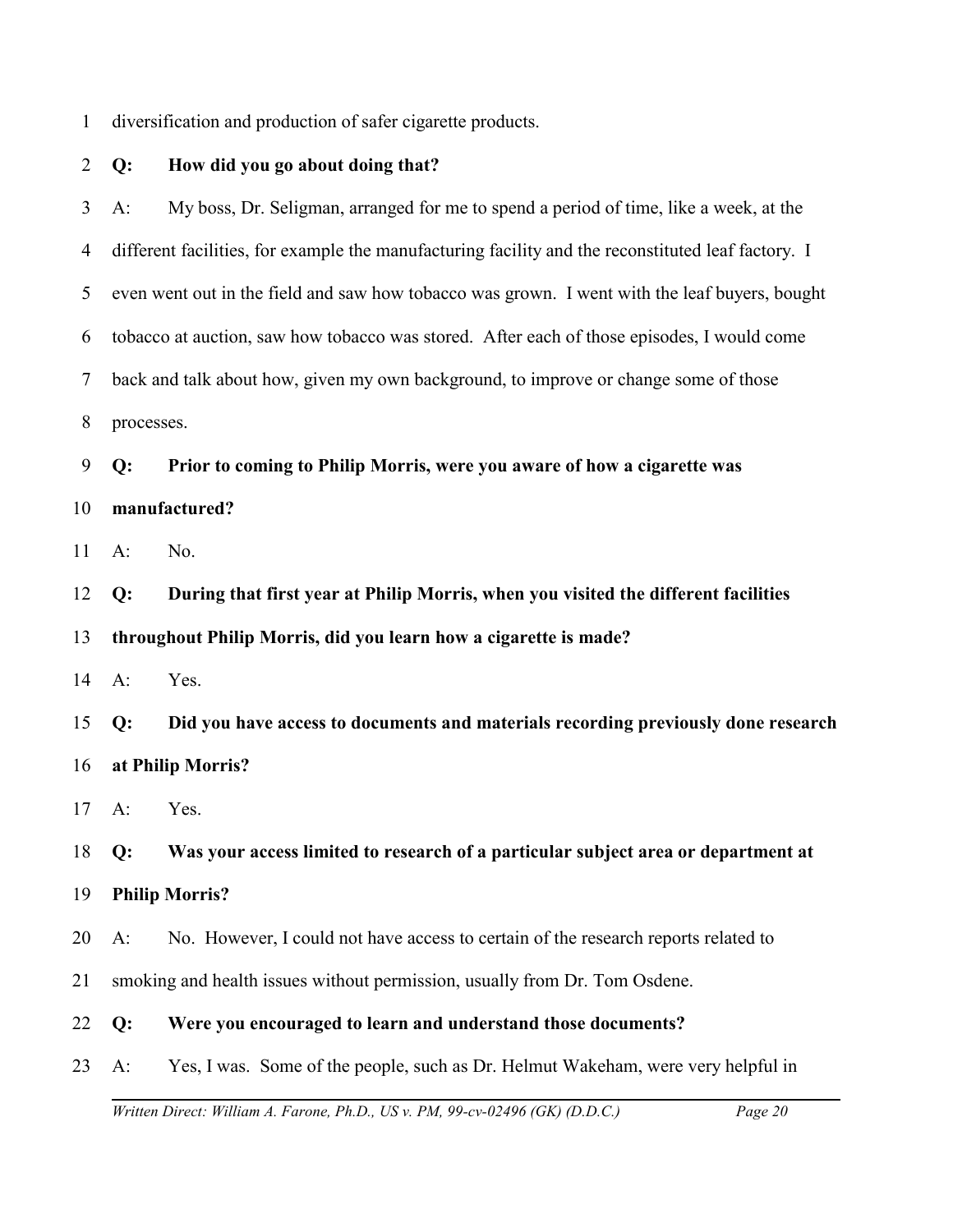diversification and production of safer cigarette products.

**Q: How did you go about doing that?**

A: My boss, Dr. Seligman, arranged for me to spend a period of time, like a week, at the different facilities, for example the manufacturing facility and the reconstituted leaf factory. I even went out in the field and saw how tobacco was grown. I went with the leaf buyers, bought tobacco at auction, saw how tobacco was stored. After each of those episodes, I would come back and talk about how, given my own background, to improve or change some of those processes.

**Q: Prior to coming to Philip Morris, were you aware of how a cigarette was manufactured?**

A: No.

**Q: During that first year at Philip Morris, when you visited the different facilities throughout Philip Morris, did you learn how a cigarette is made?**

A: Yes.

**Q: Did you have access to documents and materials recording previously done research at Philip Morris?**

A: Yes.

**Q: Was your access limited to research of a particular subject area or department at Philip Morris?**

A: No. However, I could not have access to certain of the research reports related to smoking and health issues without permission, usually from Dr. Tom Osdene.

**Q: Were you encouraged to learn and understand those documents?**

A: Yes, I was. Some of the people, such as Dr. Helmut Wakeham, were very helpful in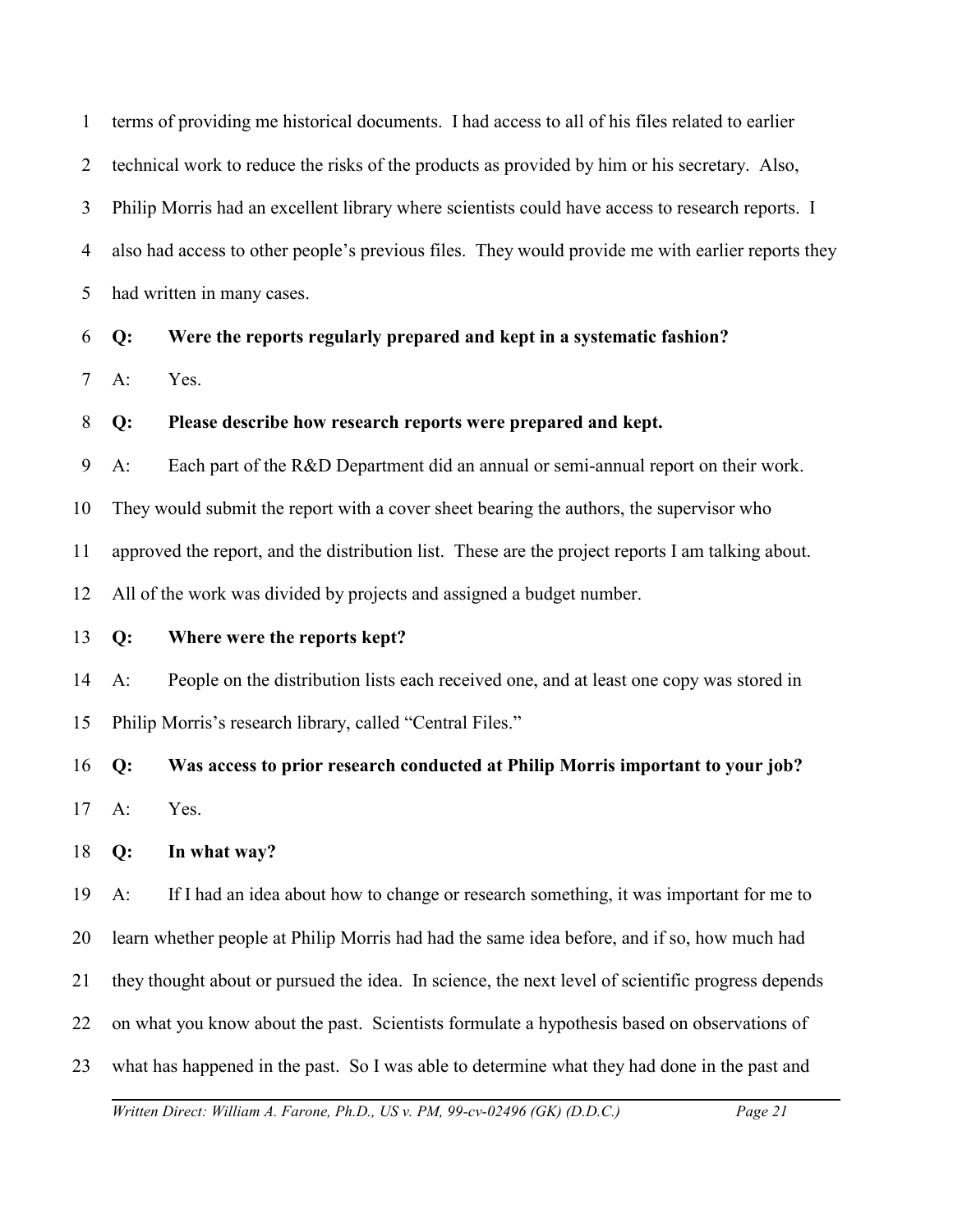terms of providing me historical documents. I had access to all of his files related to earlier technical work to reduce the risks of the products as provided by him or his secretary. Also, Philip Morris had an excellent library where scientists could have access to research reports. I also had access to other people's previous files. They would provide me with earlier reports they had written in many cases.

**Q: Were the reports regularly prepared and kept in a systematic fashion?**

A: Yes.

**Q: Please describe how research reports were prepared and kept.**

A: Each part of the R&D Department did an annual or semi-annual report on their work. They would submit the report with a cover sheet bearing the authors, the supervisor who approved the report, and the distribution list. These are the project reports I am talking about. All of the work was divided by projects and assigned a budget number.

**Q: Where were the reports kept?**

A: People on the distribution lists each received one, and at least one copy was stored in Philip Morris's research library, called "Central Files."

**Q: Was access to prior research conducted at Philip Morris important to your job?**

A: Yes.

**Q: In what way?**

A: If I had an idea about how to change or research something, it was important for me to learn whether people at Philip Morris had had the same idea before, and if so, how much had they thought about or pursued the idea. In science, the next level of scientific progress depends on what you know about the past. Scientists formulate a hypothesis based on observations of what has happened in the past. So I was able to determine what they had done in the past and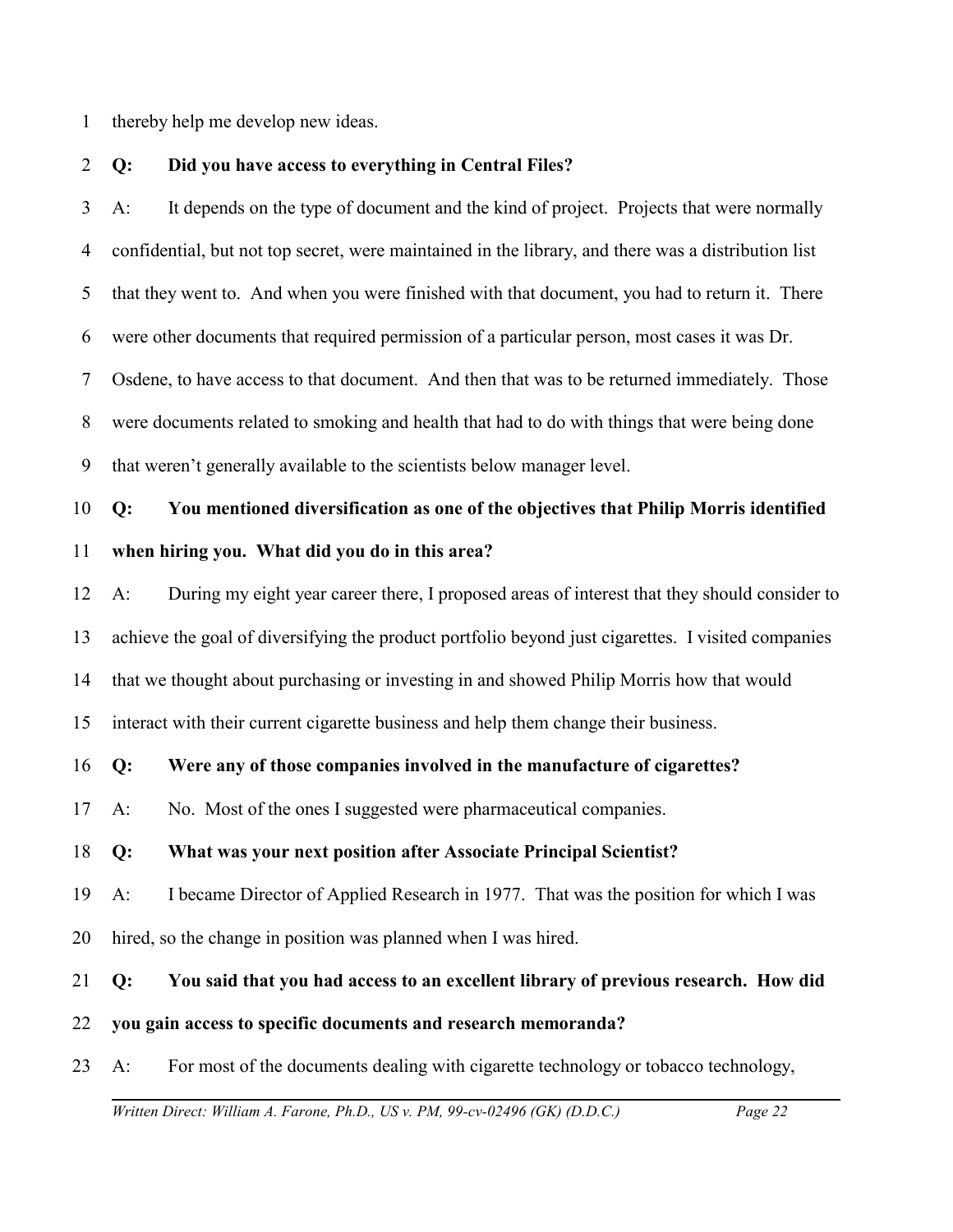thereby help me develop new ideas.

**Q: Did you have access to everything in Central Files?**

A: It depends on the type of document and the kind of project. Projects that were normally confidential, but not top secret, were maintained in the library, and there was a distribution list that they went to. And when you were finished with that document, you had to return it. There were other documents that required permission of a particular person, most cases it was Dr. Osdene, to have access to that document. And then that was to be returned immediately. Those were documents related to smoking and health that had to do with things that were being done that weren't generally available to the scientists below manager level.

**Q: You mentioned diversification as one of the objectives that Philip Morris identified when hiring you. What did you do in this area?**

A: During my eight year career there, I proposed areas of interest that they should consider to achieve the goal of diversifying the product portfolio beyond just cigarettes. I visited companies that we thought about purchasing or investing in and showed Philip Morris how that would interact with their current cigarette business and help them change their business.

**Q: Were any of those companies involved in the manufacture of cigarettes?**

A: No. Most of the ones I suggested were pharmaceutical companies.

**Q: What was your next position after Associate Principal Scientist?**

A: I became Director of Applied Research in 1977. That was the position for which I was hired, so the change in position was planned when I was hired.

**Q: You said that you had access to an excellent library of previous research. How did you gain access to specific documents and research memoranda?**

A: For most of the documents dealing with cigarette technology or tobacco technology,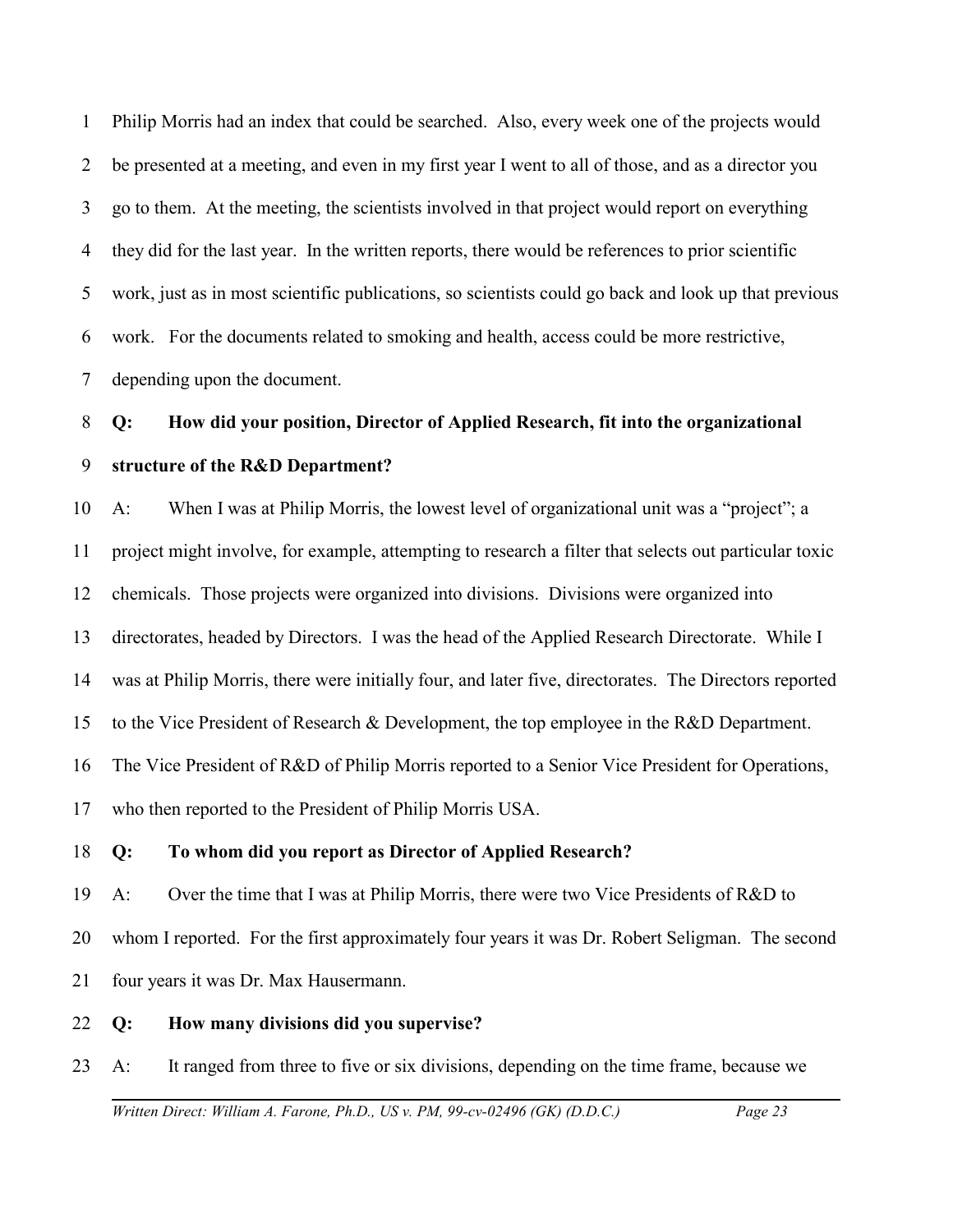Philip Morris had an index that could be searched. Also, every week one of the projects would be presented at a meeting, and even in my first year I went to all of those, and as a director you go to them. At the meeting, the scientists involved in that project would report on everything they did for the last year. In the written reports, there would be references to prior scientific work, just as in most scientific publications, so scientists could go back and look up that previous work. For the documents related to smoking and health, access could be more restrictive, depending upon the document.

**Q: How did your position, Director of Applied Research, fit into the organizational structure of the R&D Department?**

A: When I was at Philip Morris, the lowest level of organizational unit was a "project"; a project might involve, for example, attempting to research a filter that selects out particular toxic chemicals. Those projects were organized into divisions. Divisions were organized into directorates, headed by Directors. I was the head of the Applied Research Directorate. While I was at Philip Morris, there were initially four, and later five, directorates. The Directors reported to the Vice President of Research & Development, the top employee in the R&D Department. The Vice President of R&D of Philip Morris reported to a Senior Vice President for Operations, who then reported to the President of Philip Morris USA.

**Q: To whom did you report as Director of Applied Research?**

A: Over the time that I was at Philip Morris, there were two Vice Presidents of R&D to whom I reported. For the first approximately four years it was Dr. Robert Seligman. The second four years it was Dr. Max Hausermann.

**Q: How many divisions did you supervise?**

A: It ranged from three to five or six divisions, depending on the time frame, because we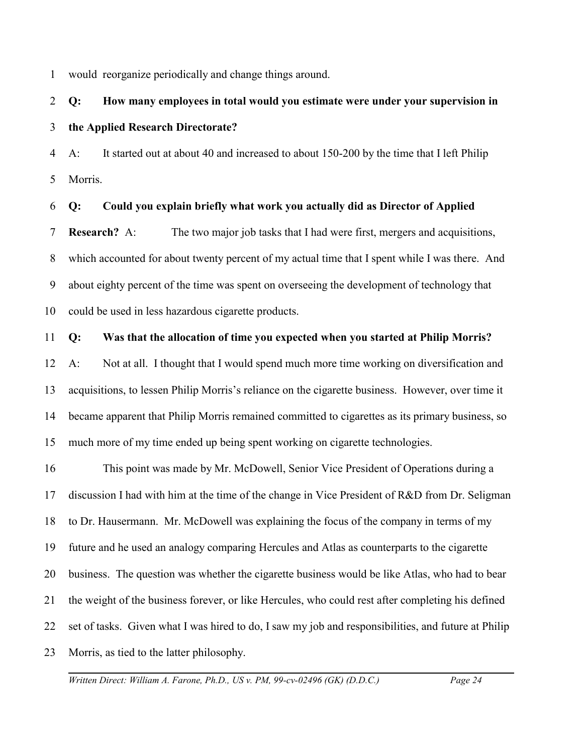would reorganize periodically and change things around.

**Q: How many employees in total would you estimate were under your supervision in the Applied Research Directorate?**

A: It started out at about 40 and increased to about 150-200 by the time that I left Philip Morris.

**Q: Could you explain briefly what work you actually did as Director of Applied Research?** A: The two major job tasks that I had were first, mergers and acquisitions, which accounted for about twenty percent of my actual time that I spent while I was there. And about eighty percent of the time was spent on overseeing the development of technology that could be used in less hazardous cigarette products.

**Q: Was that the allocation of time you expected when you started at Philip Morris?**

A: Not at all. I thought that I would spend much more time working on diversification and acquisitions, to lessen Philip Morris's reliance on the cigarette business. However, over time it became apparent that Philip Morris remained committed to cigarettes as its primary business, so much more of my time ended up being spent working on cigarette technologies.

This point was made by Mr. McDowell, Senior Vice President of Operations during a discussion I had with him at the time of the change in Vice President of R&D from Dr. Seligman to Dr. Hausermann. Mr. McDowell was explaining the focus of the company in terms of my future and he used an analogy comparing Hercules and Atlas as counterparts to the cigarette business. The question was whether the cigarette business would be like Atlas, who had to bear the weight of the business forever, or like Hercules, who could rest after completing his defined set of tasks. Given what I was hired to do, I saw my job and responsibilities, and future at Philip Morris, as tied to the latter philosophy.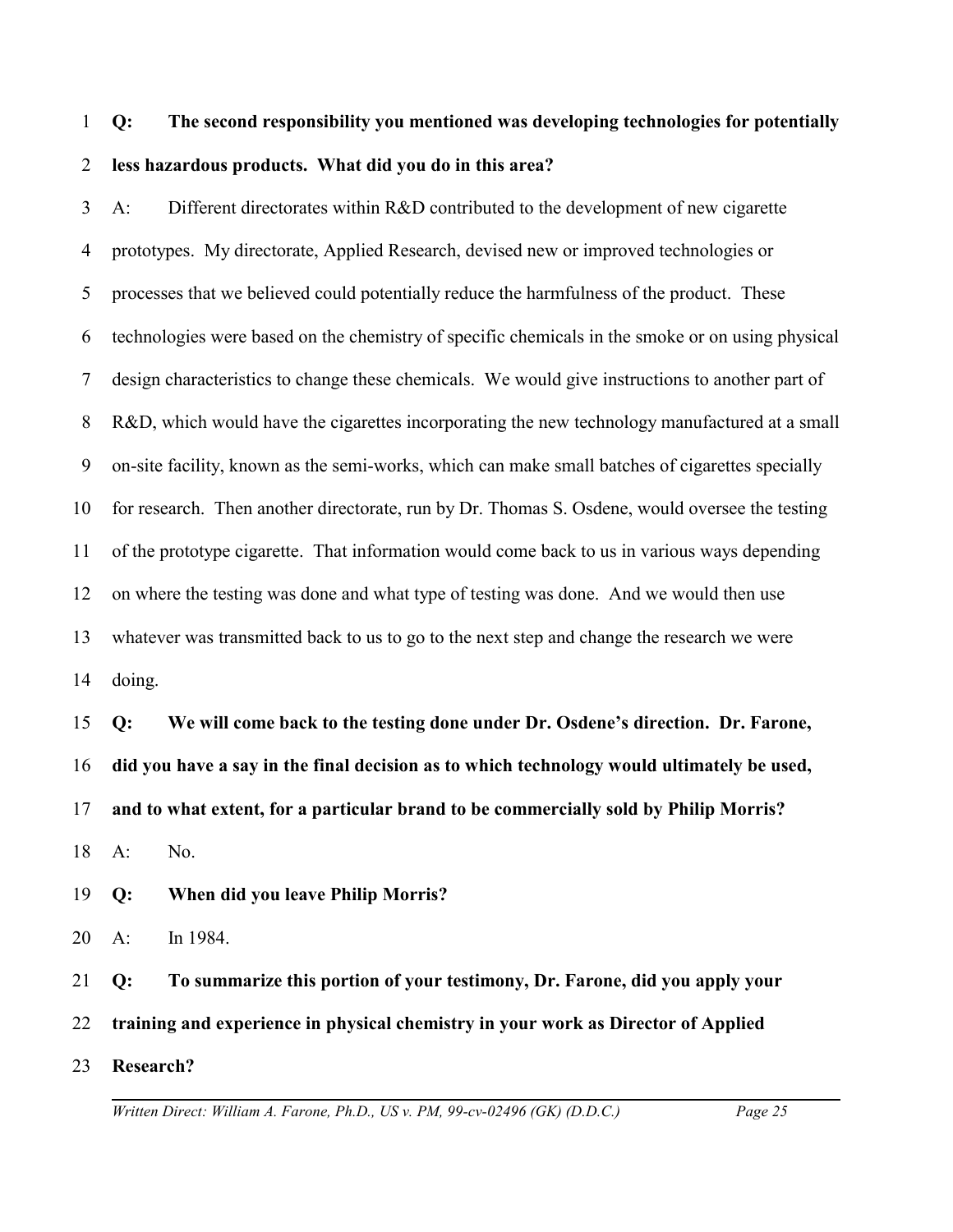**Q: The second responsibility you mentioned was developing technologies for potentially less hazardous products. What did you do in this area?**

A: Different directorates within R&D contributed to the development of new cigarette prototypes. My directorate, Applied Research, devised new or improved technologies or processes that we believed could potentially reduce the harmfulness of the product. These technologies were based on the chemistry of specific chemicals in the smoke or on using physical design characteristics to change these chemicals. We would give instructions to another part of R&D, which would have the cigarettes incorporating the new technology manufactured at a small on-site facility, known as the semi-works, which can make small batches of cigarettes specially for research. Then another directorate, run by Dr. Thomas S. Osdene, would oversee the testing of the prototype cigarette. That information would come back to us in various ways depending on where the testing was done and what type of testing was done. And we would then use whatever was transmitted back to us to go to the next step and change the research we were doing.

**Q: We will come back to the testing done under Dr. Osdene's direction. Dr. Farone, did you have a say in the final decision as to which technology would ultimately be used, and to what extent, for a particular brand to be commercially sold by Philip Morris?**

A: No.

**Q: When did you leave Philip Morris?**

A: In 1984.

**Q: To summarize this portion of your testimony, Dr. Farone, did you apply your training and experience in physical chemistry in your work as Director of Applied Research?**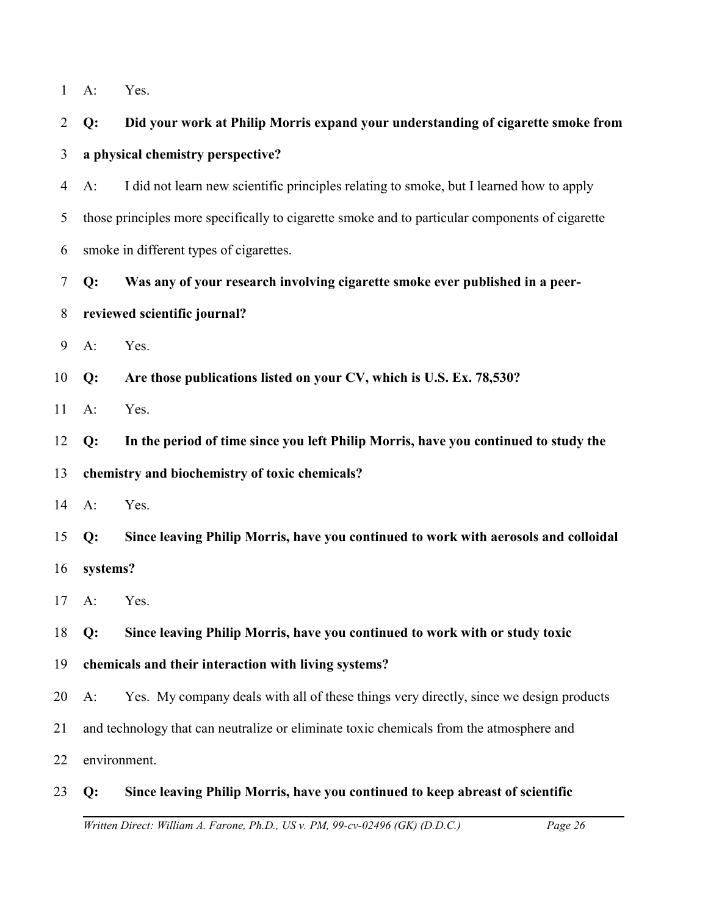A: Yes.

**Q: Did your work at Philip Morris expand your understanding of cigarette smoke from a physical chemistry perspective?**

A: I did not learn new scientific principles relating to smoke, but I learned how to apply those principles more specifically to cigarette smoke and to particular components of cigarette smoke in different types of cigarettes.

**Q: Was any of your research involving cigarette smoke ever published in a peer-reviewed scientific journal?**

A: Yes.

**Q: Are those publications listed on your CV, which is U.S. Ex. 78,530?**

A: Yes.

**Q: In the period of time since you left Philip Morris, have you continued to study the chemistry and biochemistry of toxic chemicals?**

A: Yes.

**Q: Since leaving Philip Morris, have you continued to work with aerosols and colloidal systems?**

A: Yes.

**Q: Since leaving Philip Morris, have you continued to work with or study toxic chemicals and their interaction with living systems?**

A: Yes. My company deals with all of these things very directly, since we design products and technology that can neutralize or eliminate toxic chemicals from the atmosphere and environment.

**Q: Since leaving Philip Morris, have you continued to keep abreast of scientific**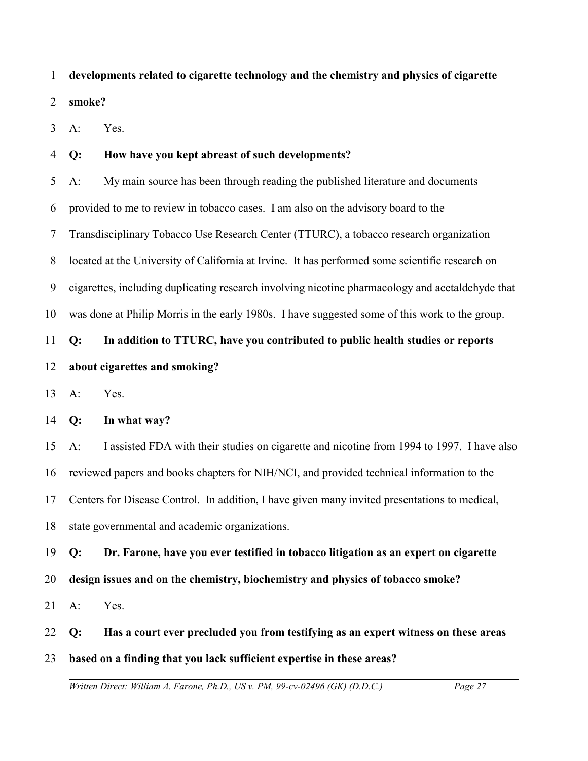**developments related to cigarette technology and the chemistry and physics of cigarette smoke?**

A: Yes.

**Q: How have you kept abreast of such developments?**

A: My main source has been through reading the published literature and documents provided to me to review in tobacco cases. I am also on the advisory board to the Transdisciplinary Tobacco Use Research Center (TTURC), a tobacco research organization located at the University of California at Irvine. It has performed some scientific research on cigarettes, including duplicating research involving nicotine pharmacology and acetaldehyde that was done at Philip Morris in the early 1980s. I have suggested some of this work to the group.

**Q: In addition to TTURC, have you contributed to public health studies or reports about cigarettes and smoking?**

A: Yes.

**Q: In what way?**

A: I assisted FDA with their studies on cigarette and nicotine from 1994 to 1997. I have also reviewed papers and books chapters for NIH/NCI, and provided technical information to the Centers for Disease Control. In addition, I have given many invited presentations to medical, state governmental and academic organizations.

**Q: Dr. Farone, have you ever testified in tobacco litigation as an expert on cigarette design issues and on the chemistry, biochemistry and physics of tobacco smoke?**

A: Yes.

**Q: Has a court ever precluded you from testifying as an expert witness on these areas based on a finding that you lack sufficient expertise in these areas?**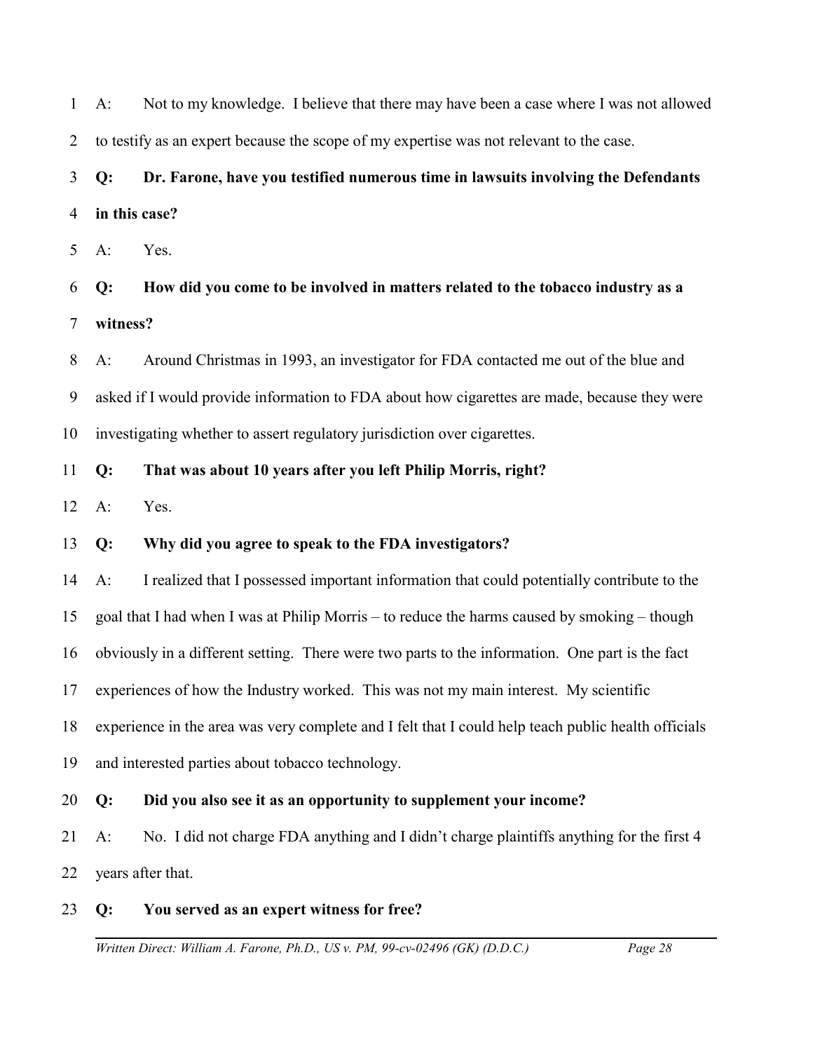A: Not to my knowledge. I believe that there may have been a case where I was not allowed to testify as an expert because the scope of my expertise was not relevant to the case.

**Q: Dr. Farone, have you testified numerous time in lawsuits involving the Defendants in this case?**

A: Yes.

**Q: How did you come to be involved in matters related to the tobacco industry as a witness?**

A: Around Christmas in 1993, an investigator for FDA contacted me out of the blue and asked if I would provide information to FDA about how cigarettes are made, because they were investigating whether to assert regulatory jurisdiction over cigarettes.

**Q: That was about 10 years after you left Philip Morris, right?**

A: Yes.

**Q: Why did you agree to speak to the FDA investigators?**

A: I realized that I possessed important information that could potentially contribute to the goal that I had when I was at Philip Morris – to reduce the harms caused by smoking – though obviously in a different setting. There were two parts to the information. One part is the fact experiences of how the Industry worked. This was not my main interest. My scientific experience in the area was very complete and I felt that I could help teach public health officials and interested parties about tobacco technology.

**Q: Did you also see it as an opportunity to supplement your income?**

A: No. I did not charge FDA anything and I didn't charge plaintiffs anything for the first 4 years after that.

**Q: You served as an expert witness for free?**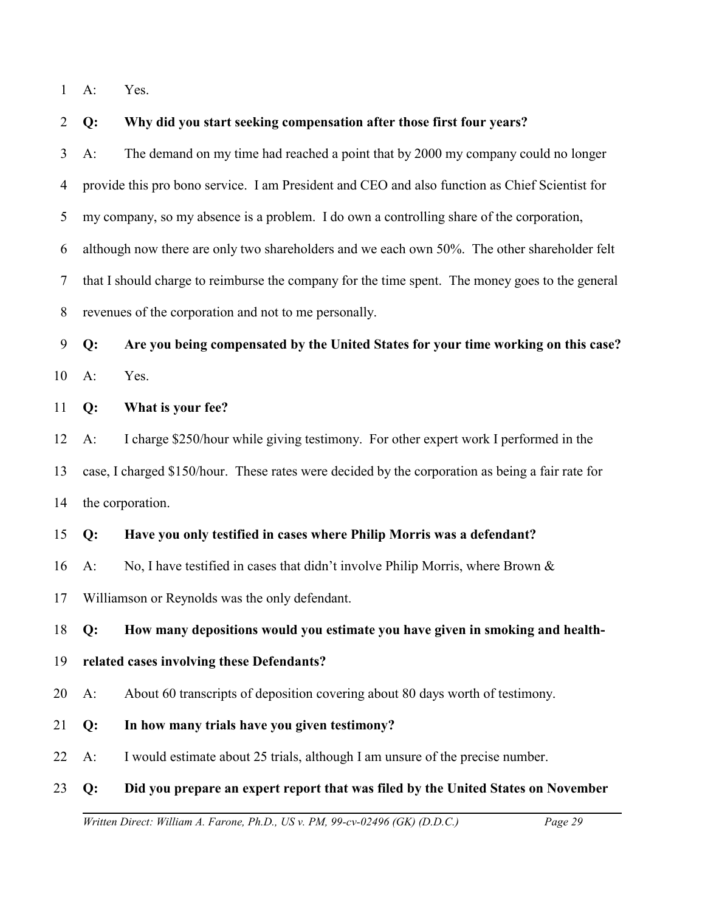A: Yes.

**Q: Why did you start seeking compensation after those first four years?**

A: The demand on my time had reached a point that by 2000 my company could no longer provide this pro bono service. I am President and CEO and also function as Chief Scientist for my company, so my absence is a problem. I do own a controlling share of the corporation, although now there are only two shareholders and we each own 50%. The other shareholder felt that I should charge to reimburse the company for the time spent. The money goes to the general revenues of the corporation and not to me personally.

**Q: Are you being compensated by the United States for your time working on this case?**

A: Yes.

**Q: What is your fee?**

A: I charge $250/hour while giving testimony. For other expert work I performed in the case, I charged $150/hour. These rates were decided by the corporation as being a fair rate for the corporation.

**Q: Have you only testified in cases where Philip Morris was a defendant?**

A: No, I have testified in cases that didn't involve Philip Morris, where Brown & Williamson or Reynolds was the only defendant.

**Q: How many depositions would you estimate you have given in smoking and health-related cases involving these Defendants?**

A: About 60 transcripts of deposition covering about 80 days worth of testimony.

**Q: In how many trials have you given testimony?**

A: I would estimate about 25 trials, although I am unsure of the precise number.

**Q: Did you prepare an expert report that was filed by the United States on November**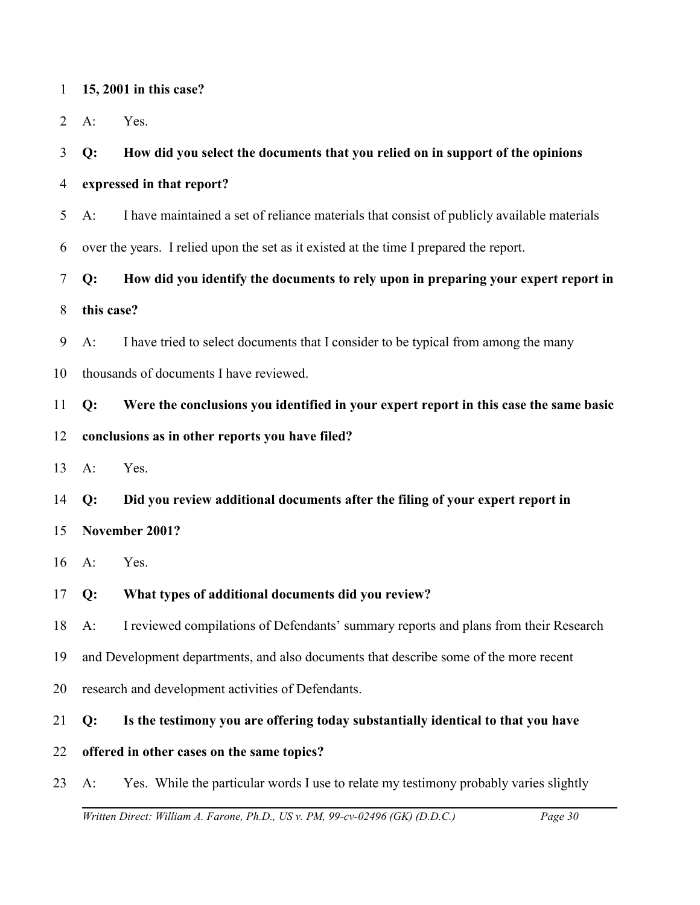**15, 2001 in this case?**

A: Yes.

**Q: How did you select the documents that you relied on in support of the opinions expressed in that report?**

A: I have maintained a set of reliance materials that consist of publicly available materials over the years. I relied upon the set as it existed at the time I prepared the report.

**Q: How did you identify the documents to rely upon in preparing your expert report in this case?**

A: I have tried to select documents that I consider to be typical from among the many thousands of documents I have reviewed.

**Q: Were the conclusions you identified in your expert report in this case the same basic conclusions as in other reports you have filed?**

A: Yes.

**Q: Did you review additional documents after the filing of your expert report in November 2001?**

A: Yes.

**Q: What types of additional documents did you review?**

A: I reviewed compilations of Defendants' summary reports and plans from their Research and Development departments, and also documents that describe some of the more recent research and development activities of Defendants.

**Q: Is the testimony you are offering today substantially identical to that you have offered in other cases on the same topics?**

A: Yes. While the particular words I use to relate my testimony probably varies slightly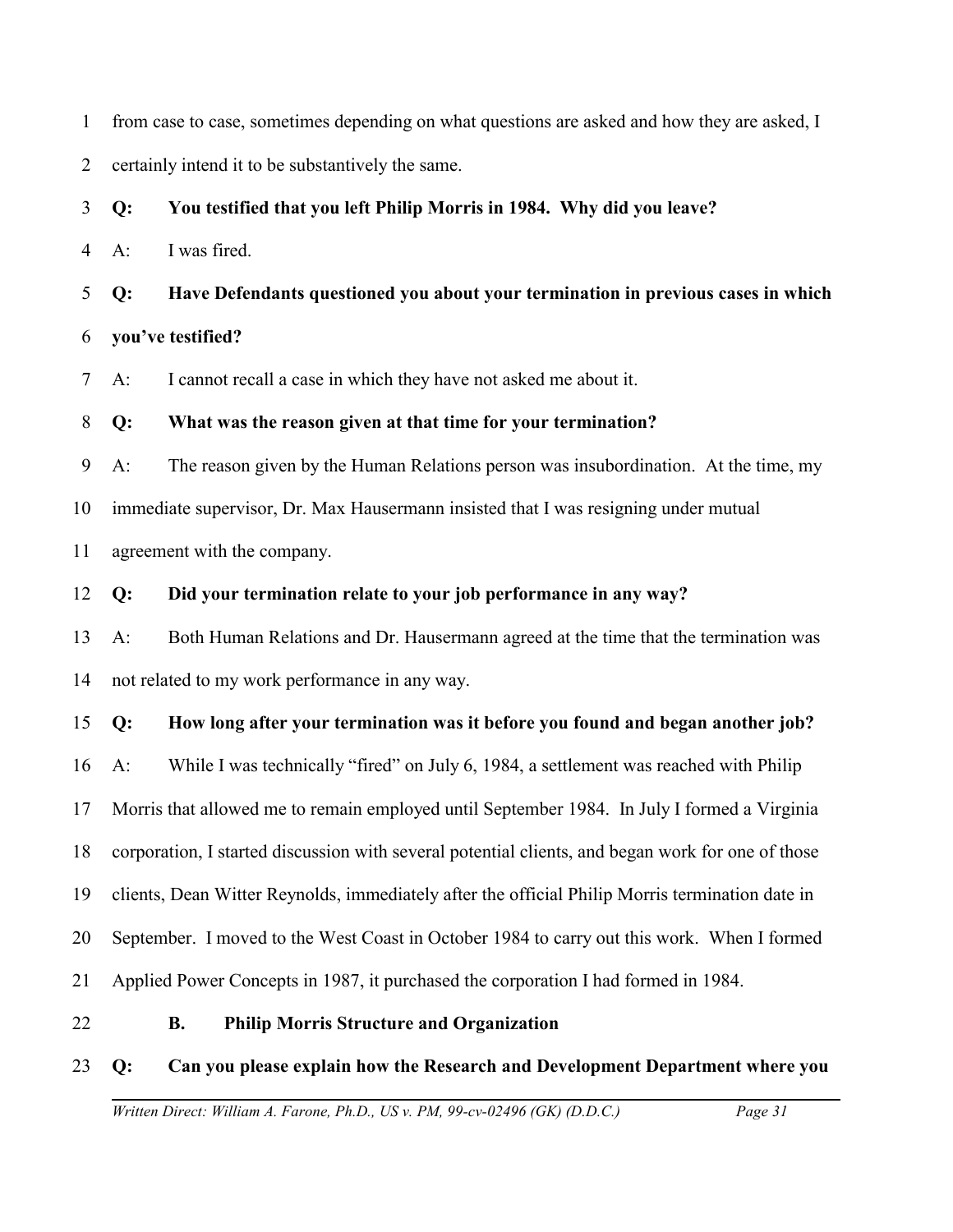from case to case, sometimes depending on what questions are asked and how they are asked, I certainly intend it to be substantively the same.

**Q: You testified that you left Philip Morris in 1984. Why did you leave?**

A: I was fired.

**Q: Have Defendants questioned you about your termination in previous cases in which you've testified?**

A: I cannot recall a case in which they have not asked me about it.

**Q: What was the reason given at that time for your termination?**

A: The reason given by the Human Relations person was insubordination. At the time, my immediate supervisor, Dr. Max Hausermann insisted that I was resigning under mutual agreement with the company.

**Q: Did your termination relate to your job performance in any way?**

A: Both Human Relations and Dr. Hausermann agreed at the time that the termination was not related to my work performance in any way.

**Q: How long after your termination was it before you found and began another job?**

A: While I was technically "fired" on July 6, 1984, a settlement was reached with Philip Morris that allowed me to remain employed until September 1984. In July I formed a Virginia corporation, I started discussion with several potential clients, and began work for one of those clients, Dean Witter Reynolds, immediately after the official Philip Morris termination date in September. I moved to the West Coast in October 1984 to carry out this work. When I formed Applied Power Concepts in 1987, it purchased the corporation I had formed in 1984.

### B. Philip Morris Structure and Organization

**Q: Can you please explain how the Research and Development Department where you**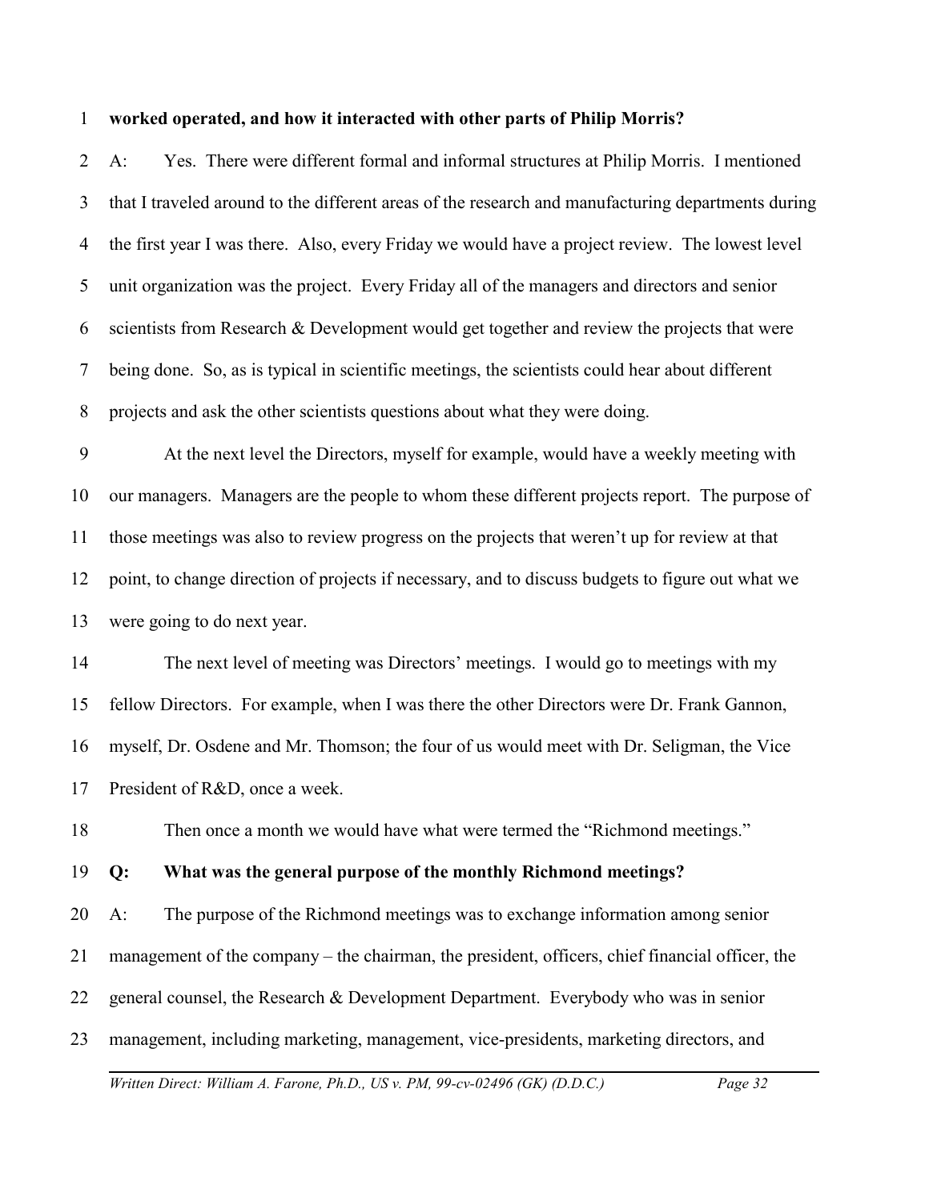**worked operated, and how it interacted with other parts of Philip Morris?**

A: Yes. There were different formal and informal structures at Philip Morris. I mentioned that I traveled around to the different areas of the research and manufacturing departments during the first year I was there. Also, every Friday we would have a project review. The lowest level unit organization was the project. Every Friday all of the managers and directors and senior scientists from Research & Development would get together and review the projects that were being done. So, as is typical in scientific meetings, the scientists could hear about different projects and ask the other scientists questions about what they were doing.

At the next level the Directors, myself for example, would have a weekly meeting with our managers. Managers are the people to whom these different projects report. The purpose of those meetings was also to review progress on the projects that weren't up for review at that point, to change direction of projects if necessary, and to discuss budgets to figure out what we were going to do next year.

The next level of meeting was Directors' meetings. I would go to meetings with my fellow Directors. For example, when I was there the other Directors were Dr. Frank Gannon, myself, Dr. Osdene and Mr. Thomson; the four of us would meet with Dr. Seligman, the Vice President of R&D, once a week.

Then once a month we would have what were termed the "Richmond meetings."

**Q: What was the general purpose of the monthly Richmond meetings?**

A: The purpose of the Richmond meetings was to exchange information among senior management of the company – the chairman, the president, officers, chief financial officer, the general counsel, the Research & Development Department. Everybody who was in senior management, including marketing, management, vice-presidents, marketing directors, and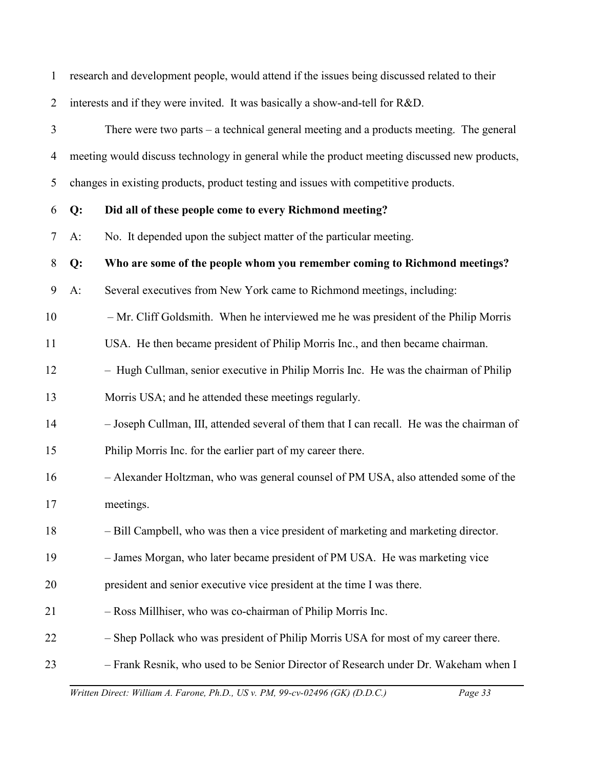research and development people, would attend if the issues being discussed related to their interests and if they were invited. It was basically a show-and-tell for R&D.

There were two parts – a technical general meeting and a products meeting. The general meeting would discuss technology in general while the product meeting discussed new products, changes in existing products, product testing and issues with competitive products.

**Q: Did all of these people come to every Richmond meeting?**

A: No. It depended upon the subject matter of the particular meeting.

**Q: Who are some of the people whom you remember coming to Richmond meetings?**

A: Several executives from New York came to Richmond meetings, including:

– Mr. Cliff Goldsmith. When he interviewed me he was president of the Philip Morris USA. He then became president of Philip Morris Inc., and then became chairman.

– Hugh Cullman, senior executive in Philip Morris Inc. He was the chairman of Philip Morris USA; and he attended these meetings regularly.

– Joseph Cullman, III, attended several of them that I can recall. He was the chairman of Philip Morris Inc. for the earlier part of my career there.

– Alexander Holtzman, who was general counsel of PM USA, also attended some of the meetings.

– Bill Campbell, who was then a vice president of marketing and marketing director.

– James Morgan, who later became president of PM USA. He was marketing vice president and senior executive vice president at the time I was there.

– Ross Millhiser, who was co-chairman of Philip Morris Inc.

– Shep Pollack who was president of Philip Morris USA for most of my career there.

– Frank Resnik, who used to be Senior Director of Research under Dr. Wakeham when I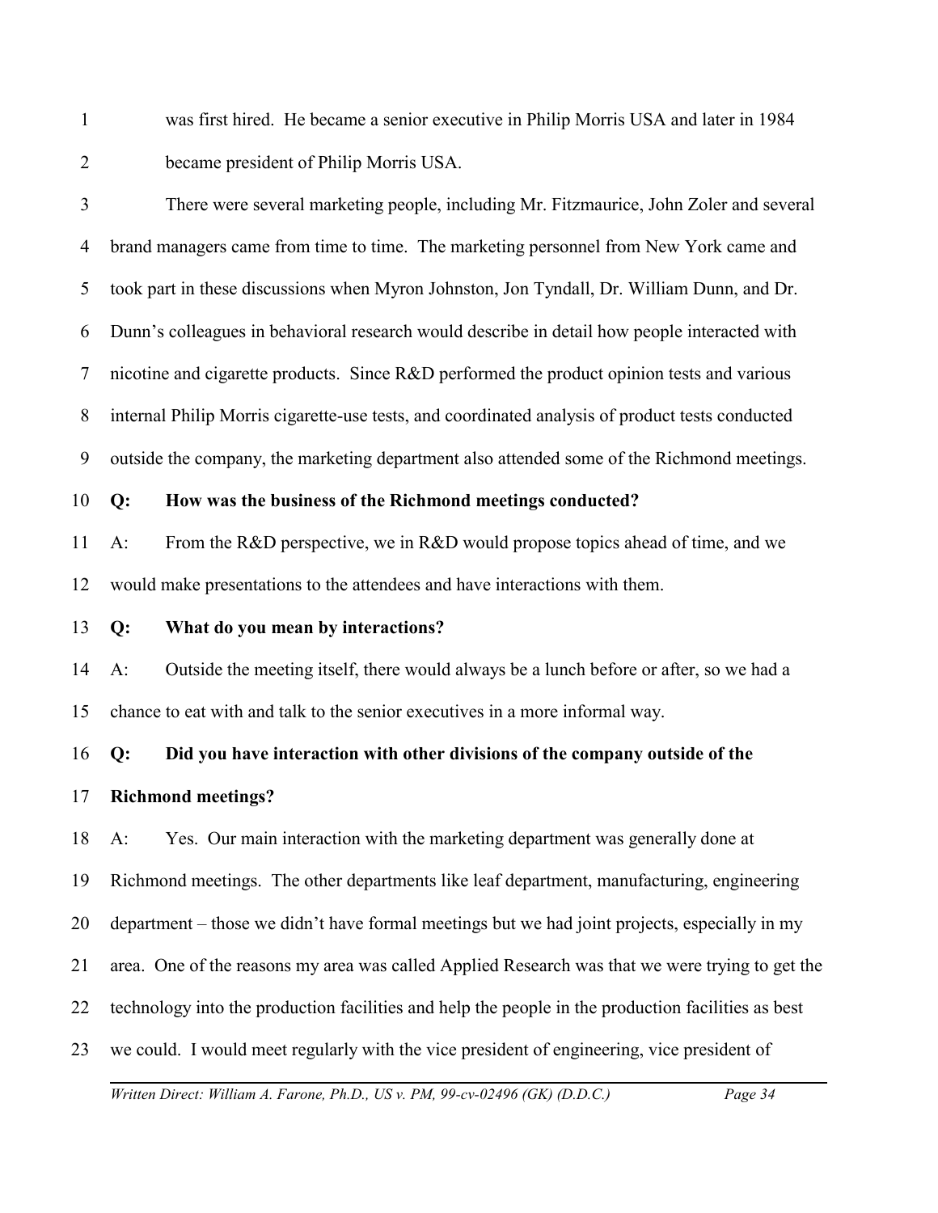was first hired. He became a senior executive in Philip Morris USA and later in 1984 became president of Philip Morris USA.

There were several marketing people, including Mr. Fitzmaurice, John Zoler and several brand managers came from time to time. The marketing personnel from New York came and took part in these discussions when Myron Johnston, Jon Tyndall, Dr. William Dunn, and Dr. Dunn's colleagues in behavioral research would describe in detail how people interacted with nicotine and cigarette products. Since R&D performed the product opinion tests and various internal Philip Morris cigarette-use tests, and coordinated analysis of product tests conducted outside the company, the marketing department also attended some of the Richmond meetings.

**Q: How was the business of the Richmond meetings conducted?**

A: From the R&D perspective, we in R&D would propose topics ahead of time, and we would make presentations to the attendees and have interactions with them.

**Q: What do you mean by interactions?**

A: Outside the meeting itself, there would always be a lunch before or after, so we had a chance to eat with and talk to the senior executives in a more informal way.

**Q: Did you have interaction with other divisions of the company outside of the Richmond meetings?**

A: Yes. Our main interaction with the marketing department was generally done at Richmond meetings. The other departments like leaf department, manufacturing, engineering department – those we didn't have formal meetings but we had joint projects, especially in my area. One of the reasons my area was called Applied Research was that we were trying to get the technology into the production facilities and help the people in the production facilities as best we could. I would meet regularly with the vice president of engineering, vice president of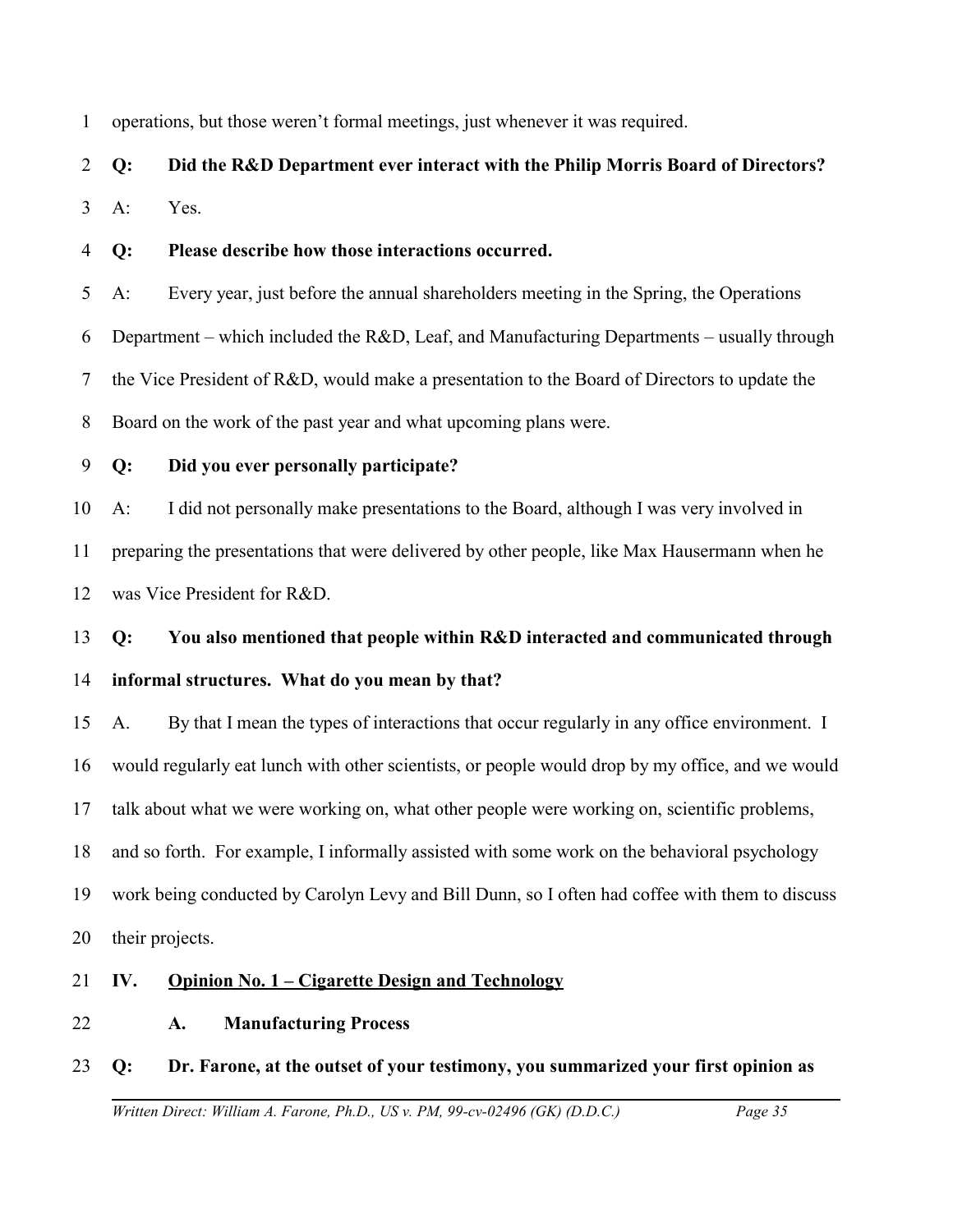operations, but those weren't formal meetings, just whenever it was required.

**Q: Did the R&D Department ever interact with the Philip Morris Board of Directors?**

A: Yes.

**Q: Please describe how those interactions occurred.**

A: Every year, just before the annual shareholders meeting in the Spring, the Operations Department – which included the R&D, Leaf, and Manufacturing Departments – usually through the Vice President of R&D, would make a presentation to the Board of Directors to update the Board on the work of the past year and what upcoming plans were.

**Q: Did you ever personally participate?**

A: I did not personally make presentations to the Board, although I was very involved in preparing the presentations that were delivered by other people, like Max Hausermann when he was Vice President for R&D.

**Q: You also mentioned that people within R&D interacted and communicated through informal structures. What do you mean by that?**

A. By that I mean the types of interactions that occur regularly in any office environment. I would regularly eat lunch with other scientists, or people would drop by my office, and we would talk about what we were working on, what other people were working on, scientific problems, and so forth. For example, I informally assisted with some work on the behavioral psychology work being conducted by Carolyn Levy and Bill Dunn, so I often had coffee with them to discuss their projects.

## IV. Opinion No. 1 – Cigarette Design and Technology

### A. Manufacturing Process

**Q: Dr. Farone, at the outset of your testimony, you summarized your first opinion as**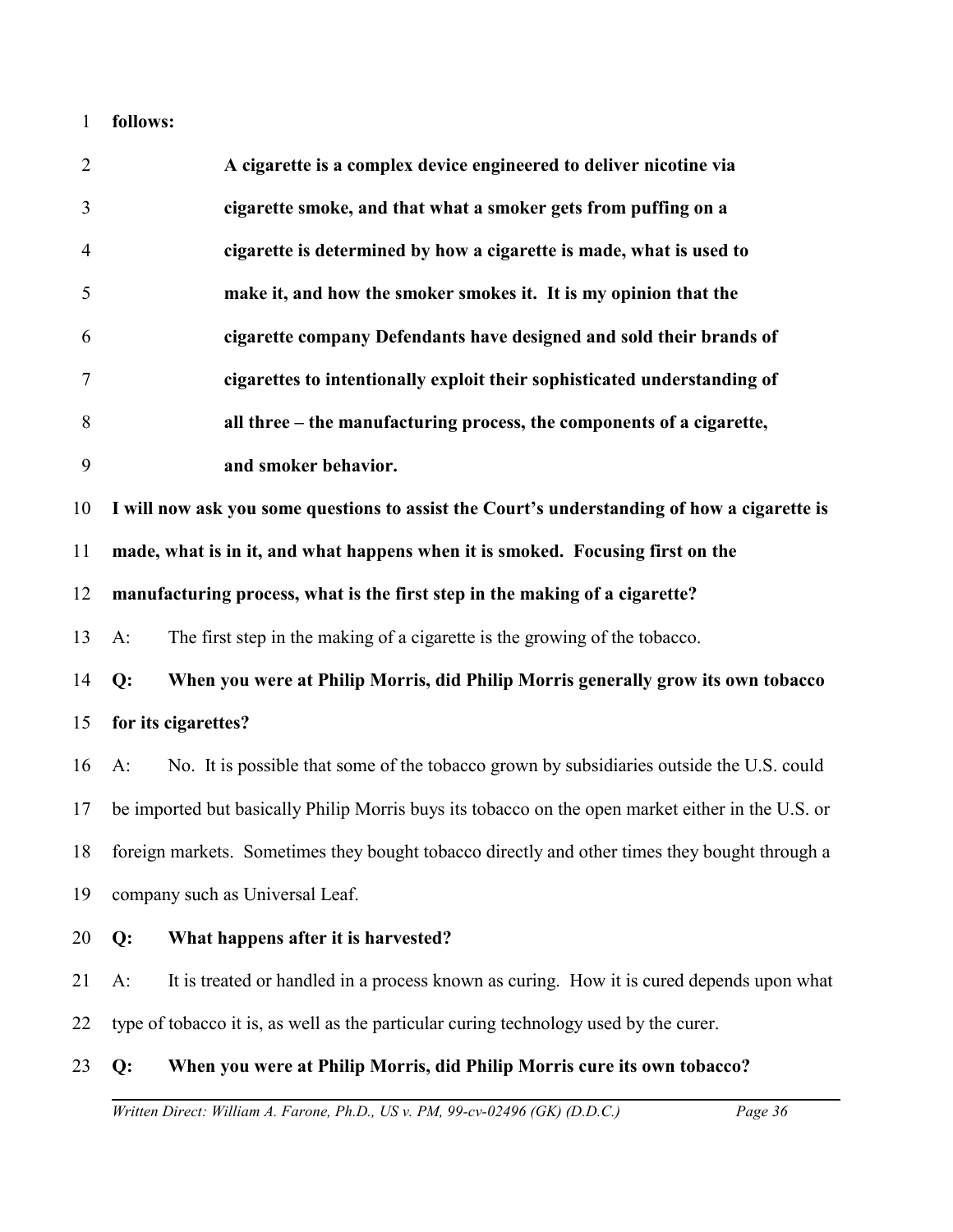**follows:**

> **A cigarette is a complex device engineered to deliver nicotine via cigarette smoke, and that what a smoker gets from puffing on a cigarette is determined by how a cigarette is made, what is used to make it, and how the smoker smokes it. It is my opinion that the cigarette company Defendants have designed and sold their brands of cigarettes to intentionally exploit their sophisticated understanding of all three – the manufacturing process, the components of a cigarette, and smoker behavior.**

**I will now ask you some questions to assist the Court's understanding of how a cigarette is made, what is in it, and what happens when it is smoked. Focusing first on the manufacturing process, what is the first step in the making of a cigarette?**

A: The first step in the making of a cigarette is the growing of the tobacco.

**Q: When you were at Philip Morris, did Philip Morris generally grow its own tobacco for its cigarettes?**

A: No. It is possible that some of the tobacco grown by subsidiaries outside the U.S. could be imported but basically Philip Morris buys its tobacco on the open market either in the U.S. or foreign markets. Sometimes they bought tobacco directly and other times they bought through a company such as Universal Leaf.

**Q: What happens after it is harvested?**

A: It is treated or handled in a process known as curing. How it is cured depends upon what type of tobacco it is, as well as the particular curing technology used by the curer.

**Q: When you were at Philip Morris, did Philip Morris cure its own tobacco?**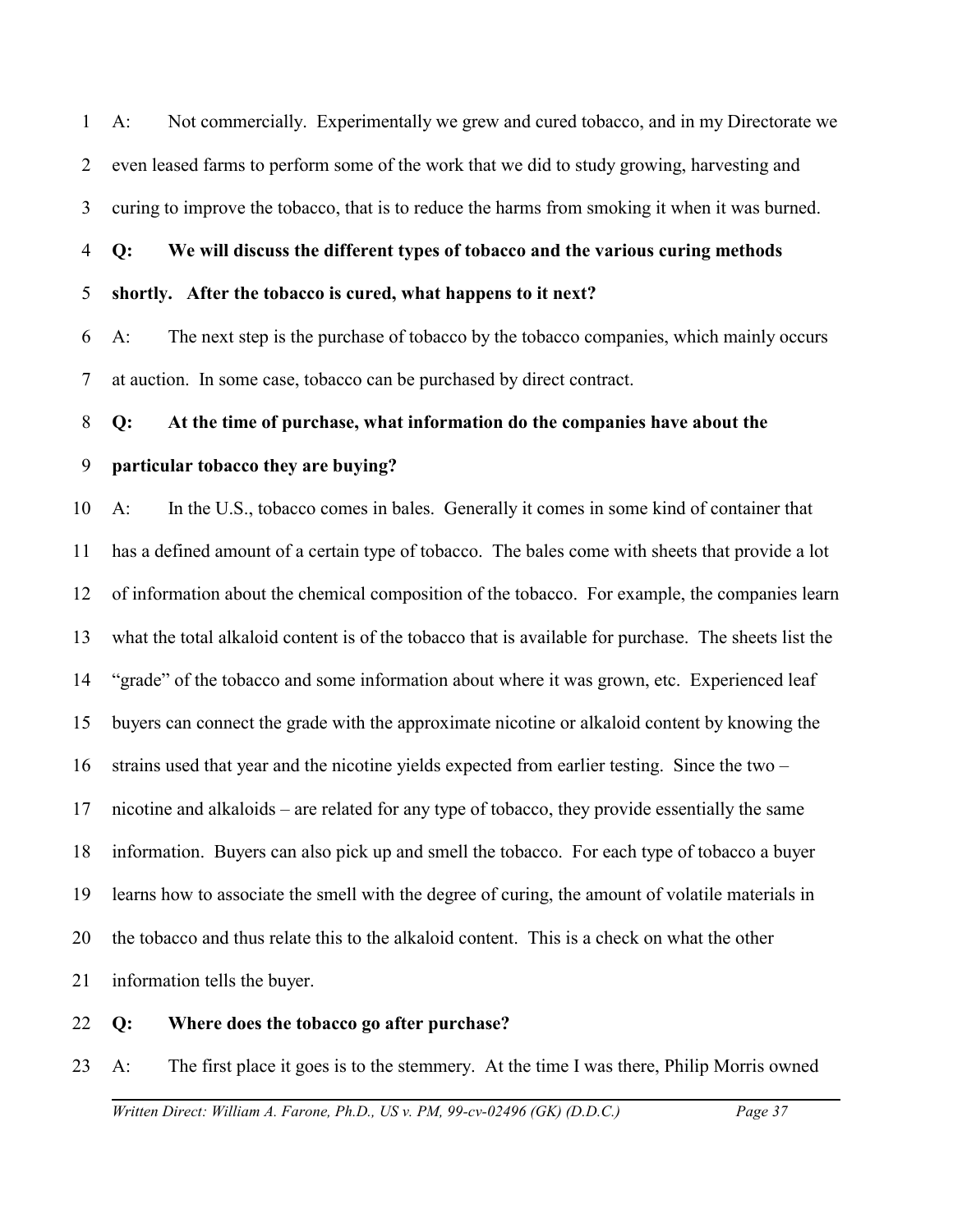A: Not commercially. Experimentally we grew and cured tobacco, and in my Directorate we even leased farms to perform some of the work that we did to study growing, harvesting and curing to improve the tobacco, that is to reduce the harms from smoking it when it was burned.

**Q: We will discuss the different types of tobacco and the various curing methods shortly. After the tobacco is cured, what happens to it next?**

A: The next step is the purchase of tobacco by the tobacco companies, which mainly occurs at auction. In some case, tobacco can be purchased by direct contract.

**Q: At the time of purchase, what information do the companies have about the particular tobacco they are buying?**

A: In the U.S., tobacco comes in bales. Generally it comes in some kind of container that has a defined amount of a certain type of tobacco. The bales come with sheets that provide a lot of information about the chemical composition of the tobacco. For example, the companies learn what the total alkaloid content is of the tobacco that is available for purchase. The sheets list the "grade" of the tobacco and some information about where it was grown, etc. Experienced leaf buyers can connect the grade with the approximate nicotine or alkaloid content by knowing the strains used that year and the nicotine yields expected from earlier testing. Since the two – nicotine and alkaloids – are related for any type of tobacco, they provide essentially the same information. Buyers can also pick up and smell the tobacco. For each type of tobacco a buyer learns how to associate the smell with the degree of curing, the amount of volatile materials in the tobacco and thus relate this to the alkaloid content. This is a check on what the other information tells the buyer.

**Q: Where does the tobacco go after purchase?**

A: The first place it goes is to the stemmery. At the time I was there, Philip Morris owned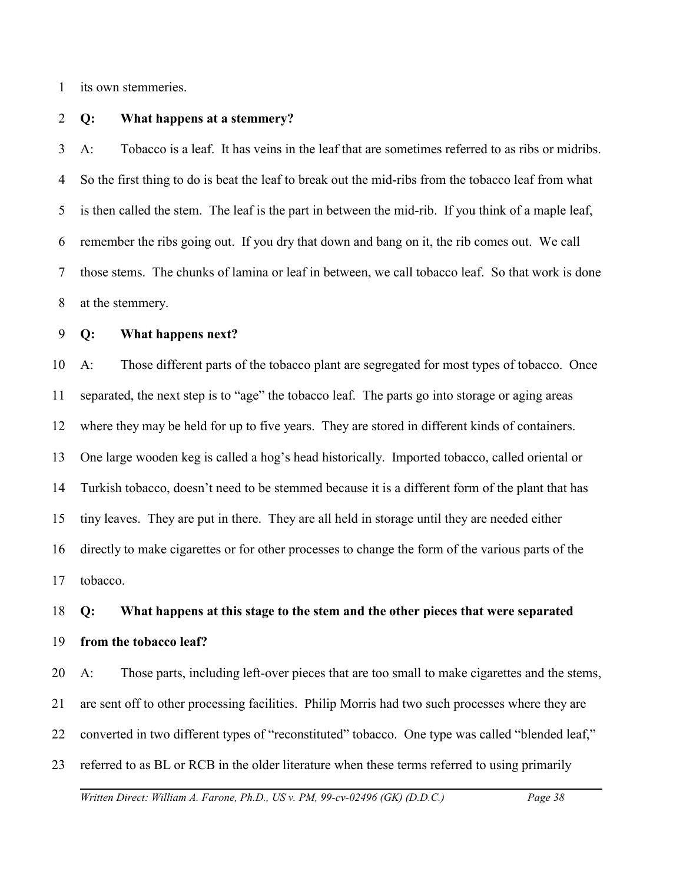its own stemmeries.

**Q: What happens at a stemmery?**

A: Tobacco is a leaf. It has veins in the leaf that are sometimes referred to as ribs or midribs. So the first thing to do is beat the leaf to break out the mid-ribs from the tobacco leaf from what is then called the stem. The leaf is the part in between the mid-rib. If you think of a maple leaf, remember the ribs going out. If you dry that down and bang on it, the rib comes out. We call those stems. The chunks of lamina or leaf in between, we call tobacco leaf. So that work is done at the stemmery.

**Q: What happens next?**

A: Those different parts of the tobacco plant are segregated for most types of tobacco. Once separated, the next step is to "age" the tobacco leaf. The parts go into storage or aging areas where they may be held for up to five years. They are stored in different kinds of containers. One large wooden keg is called a hog's head historically. Imported tobacco, called oriental or Turkish tobacco, doesn't need to be stemmed because it is a different form of the plant that has tiny leaves. They are put in there. They are all held in storage until they are needed either directly to make cigarettes or for other processes to change the form of the various parts of the tobacco.

**Q: What happens at this stage to the stem and the other pieces that were separated from the tobacco leaf?**

A: Those parts, including left-over pieces that are too small to make cigarettes and the stems, are sent off to other processing facilities. Philip Morris had two such processes where they are converted in two different types of "reconstituted" tobacco. One type was called "blended leaf," referred to as BL or RCB in the older literature when these terms referred to using primarily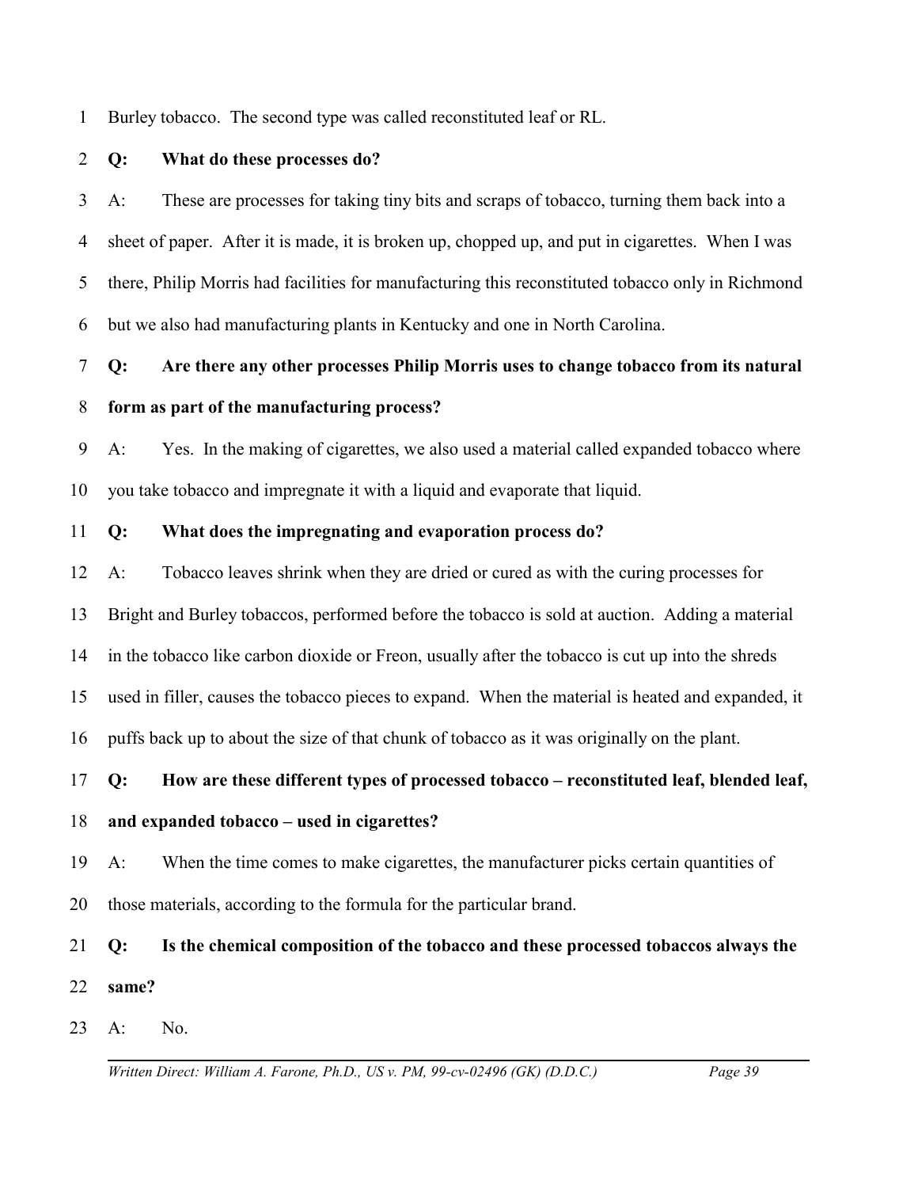Burley tobacco. The second type was called reconstituted leaf or RL.

**Q: What do these processes do?**

A: These are processes for taking tiny bits and scraps of tobacco, turning them back into a sheet of paper. After it is made, it is broken up, chopped up, and put in cigarettes. When I was there, Philip Morris had facilities for manufacturing this reconstituted tobacco only in Richmond but we also had manufacturing plants in Kentucky and one in North Carolina.

**Q: Are there any other processes Philip Morris uses to change tobacco from its natural form as part of the manufacturing process?**

A: Yes. In the making of cigarettes, we also used a material called expanded tobacco where you take tobacco and impregnate it with a liquid and evaporate that liquid.

**Q: What does the impregnating and evaporation process do?**

A: Tobacco leaves shrink when they are dried or cured as with the curing processes for Bright and Burley tobaccos, performed before the tobacco is sold at auction. Adding a material in the tobacco like carbon dioxide or Freon, usually after the tobacco is cut up into the shreds used in filler, causes the tobacco pieces to expand. When the material is heated and expanded, it puffs back up to about the size of that chunk of tobacco as it was originally on the plant.

**Q: How are these different types of processed tobacco – reconstituted leaf, blended leaf, and expanded tobacco – used in cigarettes?**

A: When the time comes to make cigarettes, the manufacturer picks certain quantities of those materials, according to the formula for the particular brand.

**Q: Is the chemical composition of the tobacco and these processed tobaccos always the same?**

A: No.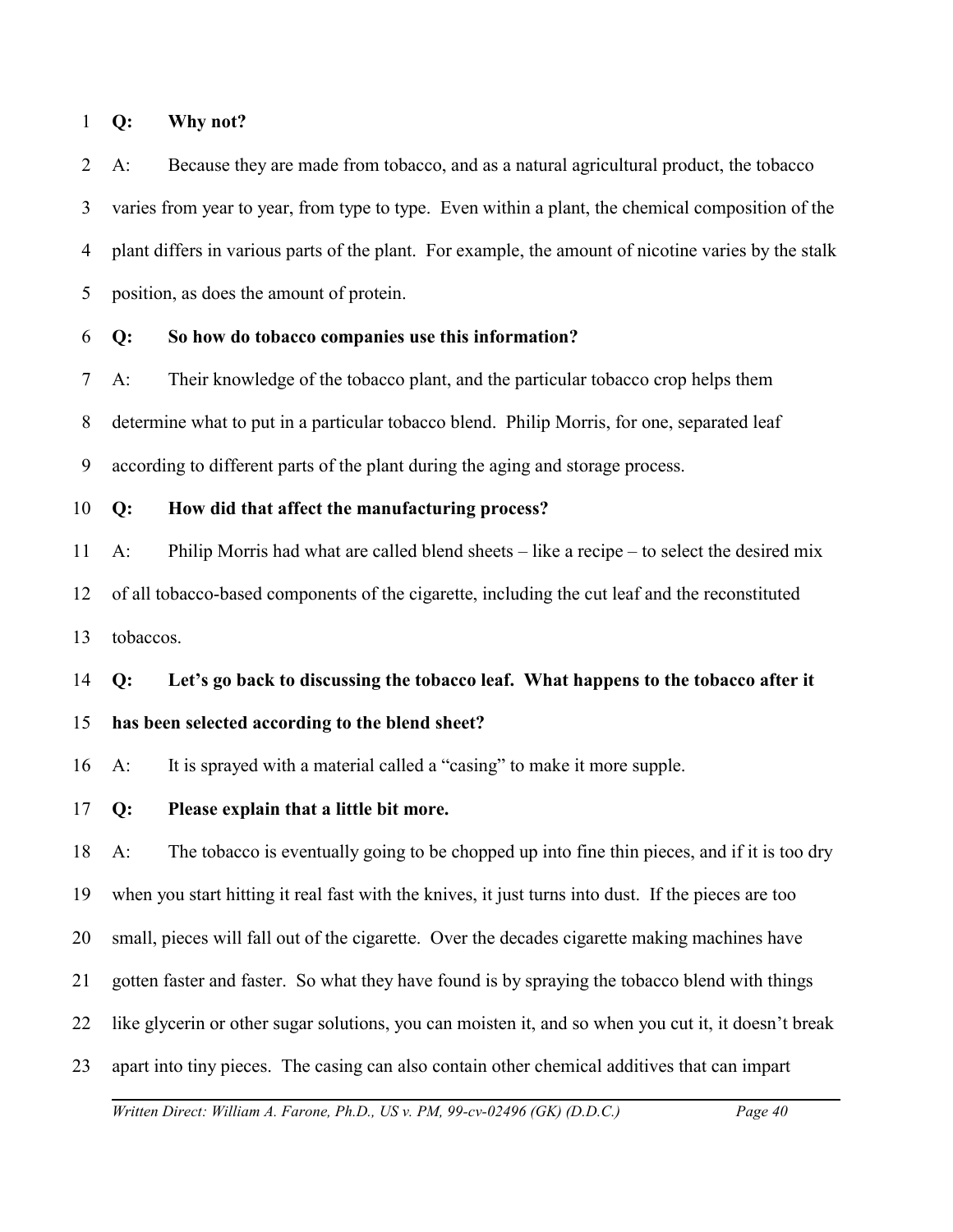**Q: Why not?**

A: Because they are made from tobacco, and as a natural agricultural product, the tobacco varies from year to year, from type to type. Even within a plant, the chemical composition of the plant differs in various parts of the plant. For example, the amount of nicotine varies by the stalk position, as does the amount of protein.

**Q: So how do tobacco companies use this information?**

A: Their knowledge of the tobacco plant, and the particular tobacco crop helps them determine what to put in a particular tobacco blend. Philip Morris, for one, separated leaf according to different parts of the plant during the aging and storage process.

**Q: How did that affect the manufacturing process?**

A: Philip Morris had what are called blend sheets – like a recipe – to select the desired mix of all tobacco-based components of the cigarette, including the cut leaf and the reconstituted tobaccos.

**Q: Let's go back to discussing the tobacco leaf. What happens to the tobacco after it has been selected according to the blend sheet?**

A: It is sprayed with a material called a "casing" to make it more supple.

**Q: Please explain that a little bit more.**

A: The tobacco is eventually going to be chopped up into fine thin pieces, and if it is too dry when you start hitting it real fast with the knives, it just turns into dust. If the pieces are too small, pieces will fall out of the cigarette. Over the decades cigarette making machines have gotten faster and faster. So what they have found is by spraying the tobacco blend with things like glycerin or other sugar solutions, you can moisten it, and so when you cut it, it doesn't break apart into tiny pieces. The casing can also contain other chemical additives that can impart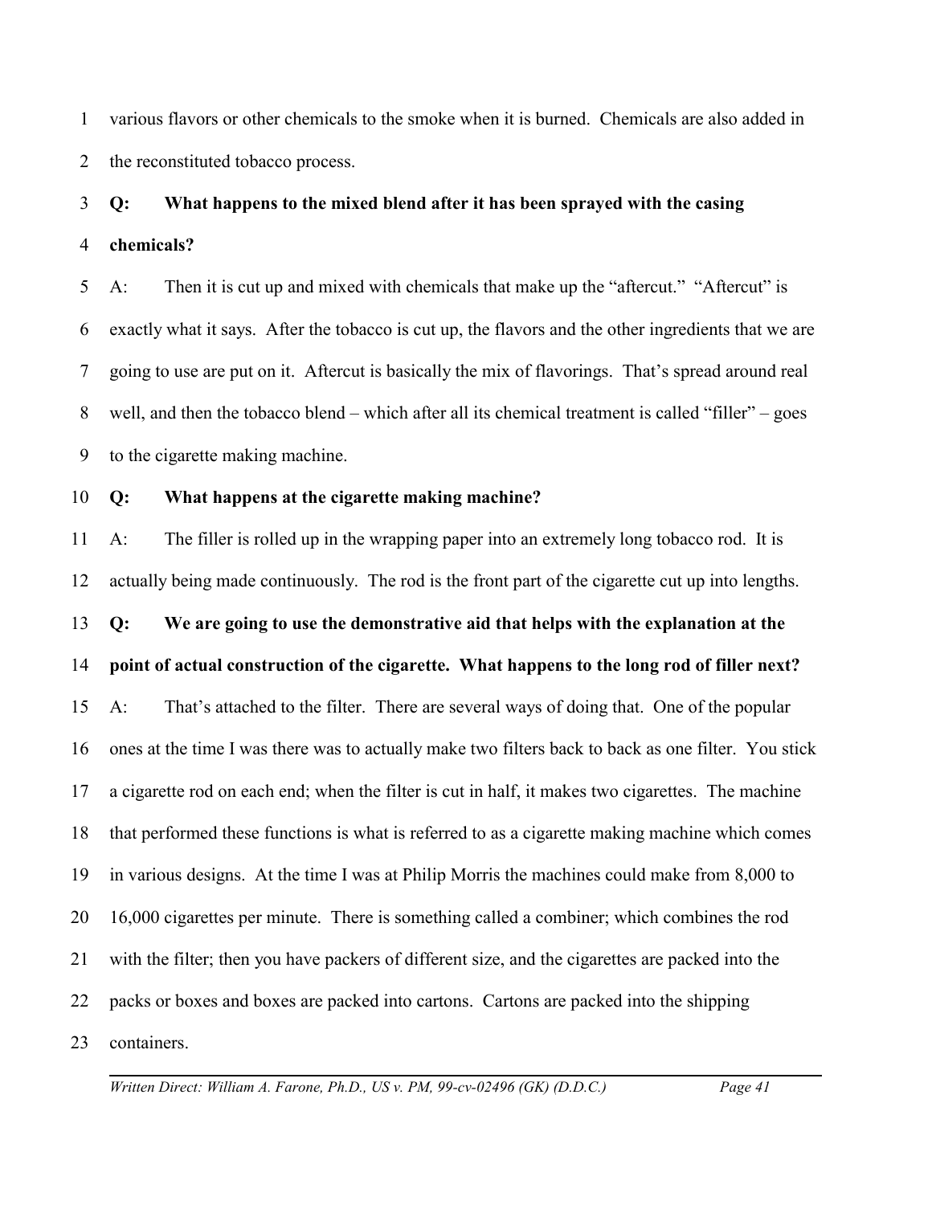various flavors or other chemicals to the smoke when it is burned. Chemicals are also added in the reconstituted tobacco process.

**Q: What happens to the mixed blend after it has been sprayed with the casing chemicals?**

A: Then it is cut up and mixed with chemicals that make up the "aftercut." "Aftercut" is exactly what it says. After the tobacco is cut up, the flavors and the other ingredients that we are going to use are put on it. Aftercut is basically the mix of flavorings. That's spread around real well, and then the tobacco blend – which after all its chemical treatment is called "filler" – goes to the cigarette making machine.

**Q: What happens at the cigarette making machine?**

A: The filler is rolled up in the wrapping paper into an extremely long tobacco rod. It is actually being made continuously. The rod is the front part of the cigarette cut up into lengths.

**Q: We are going to use the demonstrative aid that helps with the explanation at the point of actual construction of the cigarette. What happens to the long rod of filler next?**

A: That's attached to the filter. There are several ways of doing that. One of the popular ones at the time I was there was to actually make two filters back to back as one filter. You stick a cigarette rod on each end; when the filter is cut in half, it makes two cigarettes. The machine that performed these functions is what is referred to as a cigarette making machine which comes in various designs. At the time I was at Philip Morris the machines could make from 8,000 to 16,000 cigarettes per minute. There is something called a combiner; which combines the rod with the filter; then you have packers of different size, and the cigarettes are packed into the packs or boxes and boxes are packed into cartons. Cartons are packed into the shipping containers.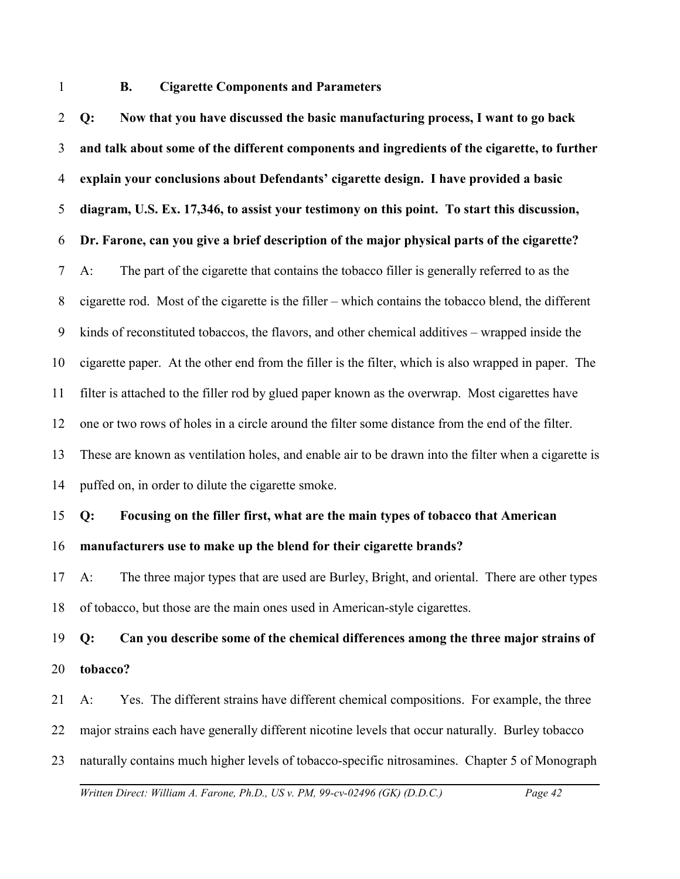### B. Cigarette Components and Parameters

**Q: Now that you have discussed the basic manufacturing process, I want to go back and talk about some of the different components and ingredients of the cigarette, to further explain your conclusions about Defendants' cigarette design. I have provided a basic diagram, U.S. Ex. 17,346, to assist your testimony on this point. To start this discussion, Dr. Farone, can you give a brief description of the major physical parts of the cigarette?**

A: The part of the cigarette that contains the tobacco filler is generally referred to as the cigarette rod. Most of the cigarette is the filler – which contains the tobacco blend, the different kinds of reconstituted tobaccos, the flavors, and other chemical additives – wrapped inside the cigarette paper. At the other end from the filler is the filter, which is also wrapped in paper. The filter is attached to the filler rod by glued paper known as the overwrap. Most cigarettes have one or two rows of holes in a circle around the filter some distance from the end of the filter. These are known as ventilation holes, and enable air to be drawn into the filter when a cigarette is puffed on, in order to dilute the cigarette smoke.

**Q: Focusing on the filler first, what are the main types of tobacco that American manufacturers use to make up the blend for their cigarette brands?**

A: The three major types that are used are Burley, Bright, and oriental. There are other types of tobacco, but those are the main ones used in American-style cigarettes.

**Q: Can you describe some of the chemical differences among the three major strains of tobacco?**

A: Yes. The different strains have different chemical compositions. For example, the three major strains each have generally different nicotine levels that occur naturally. Burley tobacco naturally contains much higher levels of tobacco-specific nitrosamines. Chapter 5 of Monograph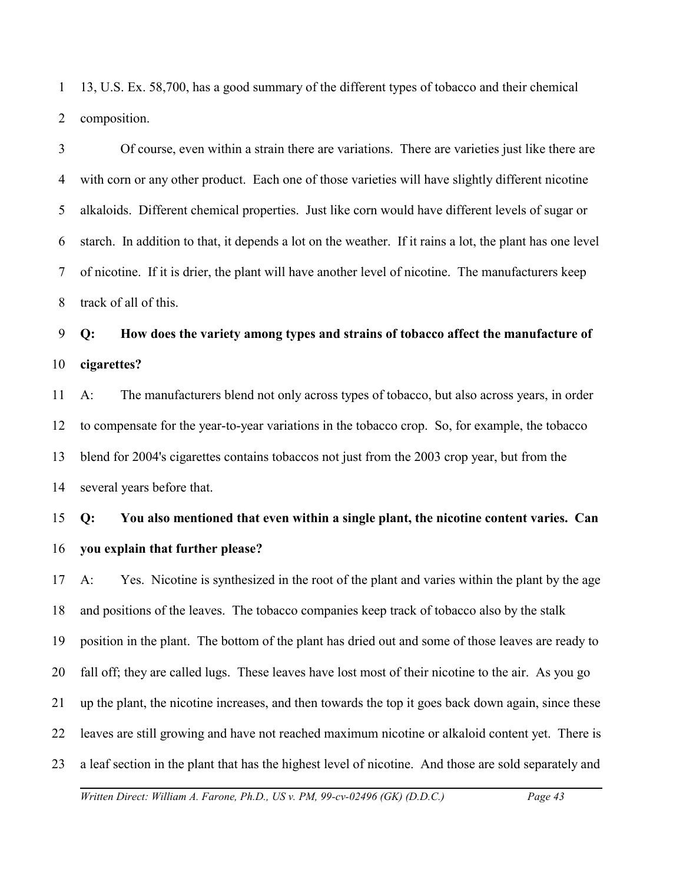13, U.S. Ex. 58,700, has a good summary of the different types of tobacco and their chemical composition.

Of course, even within a strain there are variations. There are varieties just like there are with corn or any other product. Each one of those varieties will have slightly different nicotine alkaloids. Different chemical properties. Just like corn would have different levels of sugar or starch. In addition to that, it depends a lot on the weather. If it rains a lot, the plant has one level of nicotine. If it is drier, the plant will have another level of nicotine. The manufacturers keep track of all of this.

**Q: How does the variety among types and strains of tobacco affect the manufacture of cigarettes?**

A: The manufacturers blend not only across types of tobacco, but also across years, in order to compensate for the year-to-year variations in the tobacco crop. So, for example, the tobacco blend for 2004's cigarettes contains tobaccos not just from the 2003 crop year, but from the several years before that.

**Q: You also mentioned that even within a single plant, the nicotine content varies. Can you explain that further please?**

A: Yes. Nicotine is synthesized in the root of the plant and varies within the plant by the age and positions of the leaves. The tobacco companies keep track of tobacco also by the stalk position in the plant. The bottom of the plant has dried out and some of those leaves are ready to fall off; they are called lugs. These leaves have lost most of their nicotine to the air. As you go up the plant, the nicotine increases, and then towards the top it goes back down again, since these leaves are still growing and have not reached maximum nicotine or alkaloid content yet. There is a leaf section in the plant that has the highest level of nicotine. And those are sold separately and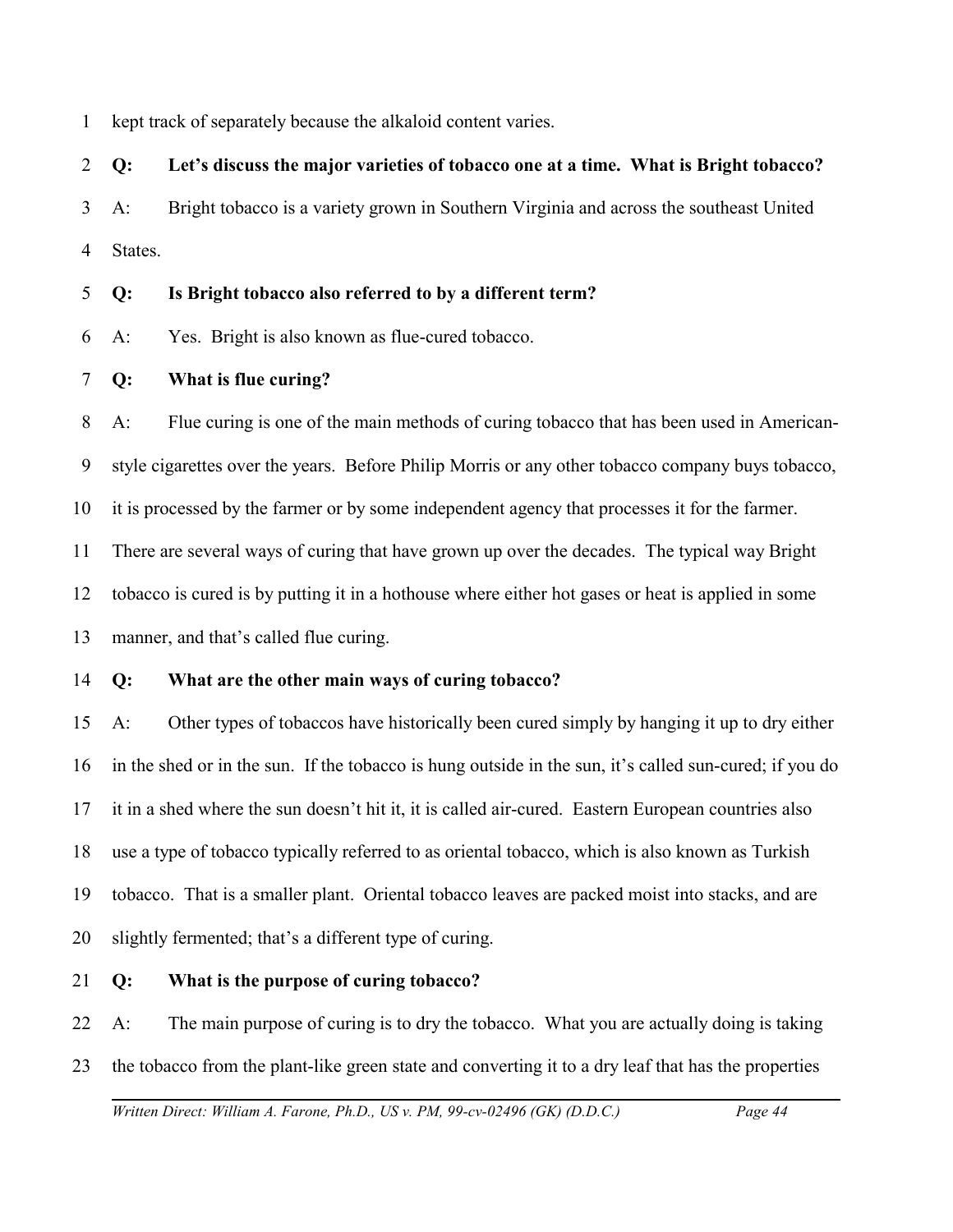kept track of separately because the alkaloid content varies.

**Q: Let's discuss the major varieties of tobacco one at a time. What is Bright tobacco?**

A: Bright tobacco is a variety grown in Southern Virginia and across the southeast United States.

**Q: Is Bright tobacco also referred to by a different term?**

A: Yes. Bright is also known as flue-cured tobacco.

**Q: What is flue curing?**

A: Flue curing is one of the main methods of curing tobacco that has been used in American-style cigarettes over the years. Before Philip Morris or any other tobacco company buys tobacco, it is processed by the farmer or by some independent agency that processes it for the farmer. There are several ways of curing that have grown up over the decades. The typical way Bright tobacco is cured is by putting it in a hothouse where either hot gases or heat is applied in some manner, and that's called flue curing.

**Q: What are the other main ways of curing tobacco?**

A: Other types of tobaccos have historically been cured simply by hanging it up to dry either in the shed or in the sun. If the tobacco is hung outside in the sun, it's called sun-cured; if you do it in a shed where the sun doesn't hit it, it is called air-cured. Eastern European countries also use a type of tobacco typically referred to as oriental tobacco, which is also known as Turkish tobacco. That is a smaller plant. Oriental tobacco leaves are packed moist into stacks, and are slightly fermented; that's a different type of curing.

**Q: What is the purpose of curing tobacco?**

A: The main purpose of curing is to dry the tobacco. What you are actually doing is taking the tobacco from the plant-like green state and converting it to a dry leaf that has the properties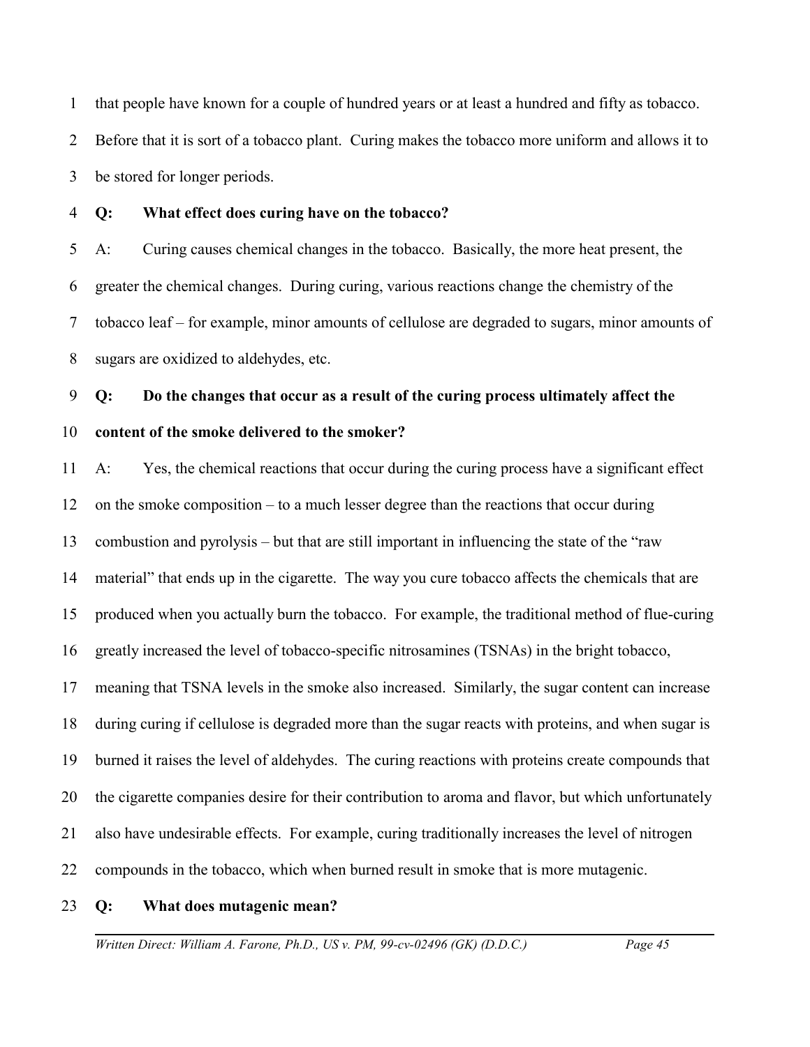that people have known for a couple of hundred years or at least a hundred and fifty as tobacco. Before that it is sort of a tobacco plant. Curing makes the tobacco more uniform and allows it to be stored for longer periods.

**Q: What effect does curing have on the tobacco?**

A: Curing causes chemical changes in the tobacco. Basically, the more heat present, the greater the chemical changes. During curing, various reactions change the chemistry of the tobacco leaf – for example, minor amounts of cellulose are degraded to sugars, minor amounts of sugars are oxidized to aldehydes, etc.

**Q: Do the changes that occur as a result of the curing process ultimately affect the content of the smoke delivered to the smoker?**

A: Yes, the chemical reactions that occur during the curing process have a significant effect on the smoke composition – to a much lesser degree than the reactions that occur during combustion and pyrolysis – but that are still important in influencing the state of the "raw material" that ends up in the cigarette. The way you cure tobacco affects the chemicals that are produced when you actually burn the tobacco. For example, the traditional method of flue-curing greatly increased the level of tobacco-specific nitrosamines (TSNAs) in the bright tobacco, meaning that TSNA levels in the smoke also increased. Similarly, the sugar content can increase during curing if cellulose is degraded more than the sugar reacts with proteins, and when sugar is burned it raises the level of aldehydes. The curing reactions with proteins create compounds that the cigarette companies desire for their contribution to aroma and flavor, but which unfortunately also have undesirable effects. For example, curing traditionally increases the level of nitrogen compounds in the tobacco, which when burned result in smoke that is more mutagenic.

**Q: What does mutagenic mean?**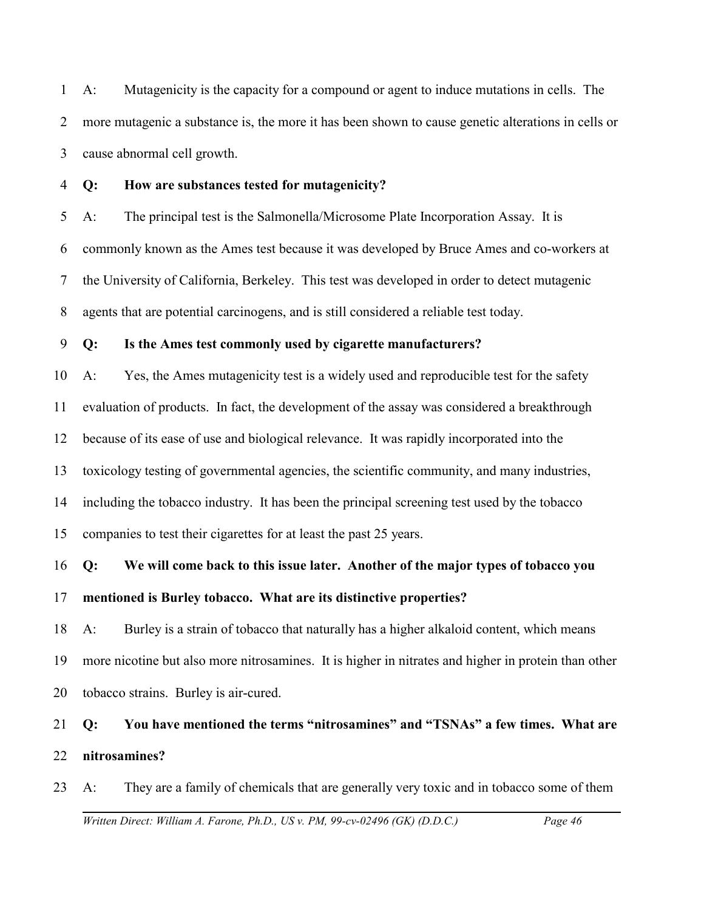A: Mutagenicity is the capacity for a compound or agent to induce mutations in cells. The more mutagenic a substance is, the more it has been shown to cause genetic alterations in cells or cause abnormal cell growth.

**Q: How are substances tested for mutagenicity?**

A: The principal test is the Salmonella/Microsome Plate Incorporation Assay. It is commonly known as the Ames test because it was developed by Bruce Ames and co-workers at the University of California, Berkeley. This test was developed in order to detect mutagenic agents that are potential carcinogens, and is still considered a reliable test today.

**Q: Is the Ames test commonly used by cigarette manufacturers?**

A: Yes, the Ames mutagenicity test is a widely used and reproducible test for the safety evaluation of products. In fact, the development of the assay was considered a breakthrough because of its ease of use and biological relevance. It was rapidly incorporated into the toxicology testing of governmental agencies, the scientific community, and many industries, including the tobacco industry. It has been the principal screening test used by the tobacco companies to test their cigarettes for at least the past 25 years.

**Q: We will come back to this issue later. Another of the major types of tobacco you mentioned is Burley tobacco. What are its distinctive properties?**

A: Burley is a strain of tobacco that naturally has a higher alkaloid content, which means more nicotine but also more nitrosamines. It is higher in nitrates and higher in protein than other tobacco strains. Burley is air-cured.

**Q: You have mentioned the terms "nitrosamines" and "TSNAs" a few times. What are nitrosamines?**

A: They are a family of chemicals that are generally very toxic and in tobacco some of them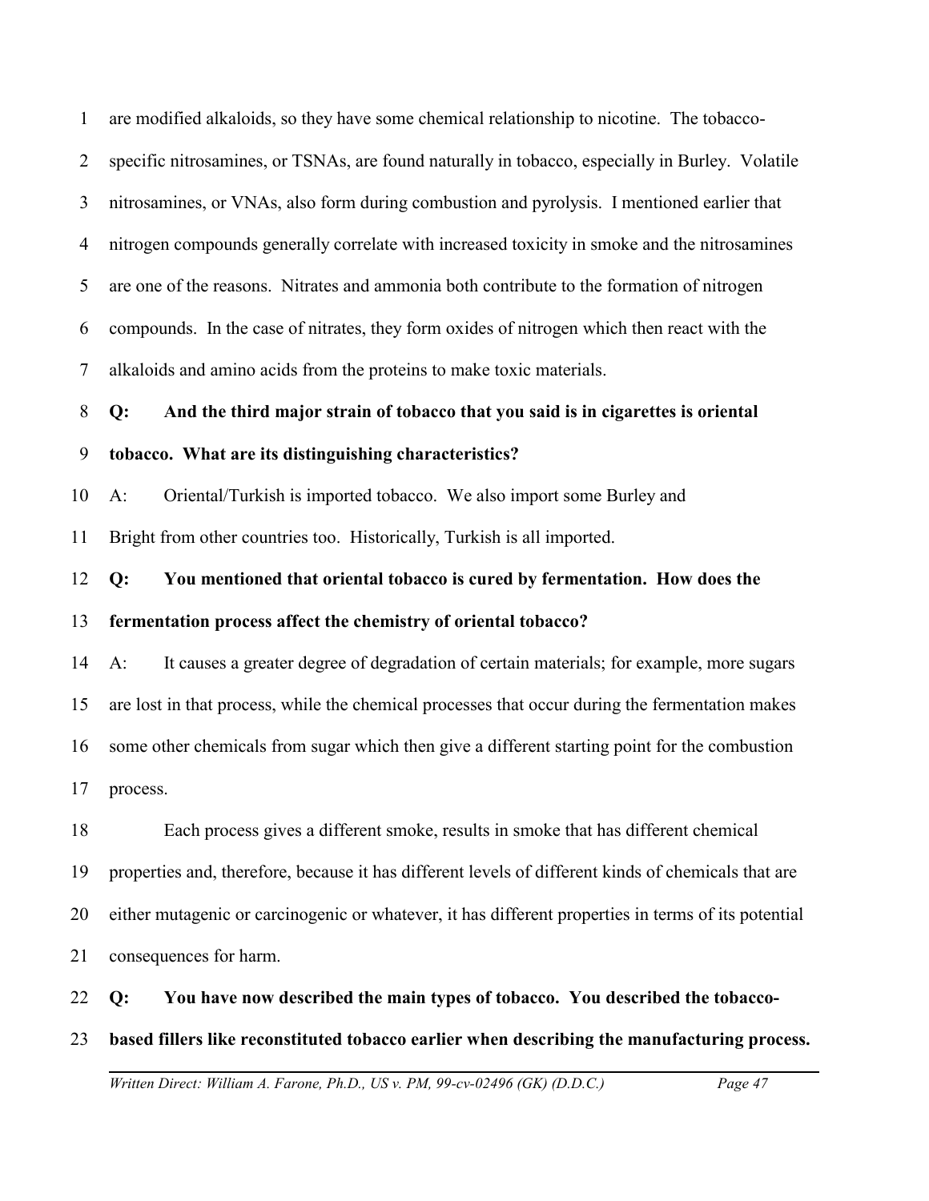are modified alkaloids, so they have some chemical relationship to nicotine. The tobacco-specific nitrosamines, or TSNAs, are found naturally in tobacco, especially in Burley. Volatile nitrosamines, or VNAs, also form during combustion and pyrolysis. I mentioned earlier that nitrogen compounds generally correlate with increased toxicity in smoke and the nitrosamines are one of the reasons. Nitrates and ammonia both contribute to the formation of nitrogen compounds. In the case of nitrates, they form oxides of nitrogen which then react with the alkaloids and amino acids from the proteins to make toxic materials.

**Q: And the third major strain of tobacco that you said is in cigarettes is oriental tobacco. What are its distinguishing characteristics?**

A: Oriental/Turkish is imported tobacco. We also import some Burley and Bright from other countries too. Historically, Turkish is all imported.

**Q: You mentioned that oriental tobacco is cured by fermentation. How does the fermentation process affect the chemistry of oriental tobacco?**

A: It causes a greater degree of degradation of certain materials; for example, more sugars are lost in that process, while the chemical processes that occur during the fermentation makes some other chemicals from sugar which then give a different starting point for the combustion process.

Each process gives a different smoke, results in smoke that has different chemical properties and, therefore, because it has different levels of different kinds of chemicals that are either mutagenic or carcinogenic or whatever, it has different properties in terms of its potential consequences for harm.

**Q: You have now described the main types of tobacco. You described the tobacco-based fillers like reconstituted tobacco earlier when describing the manufacturing process.**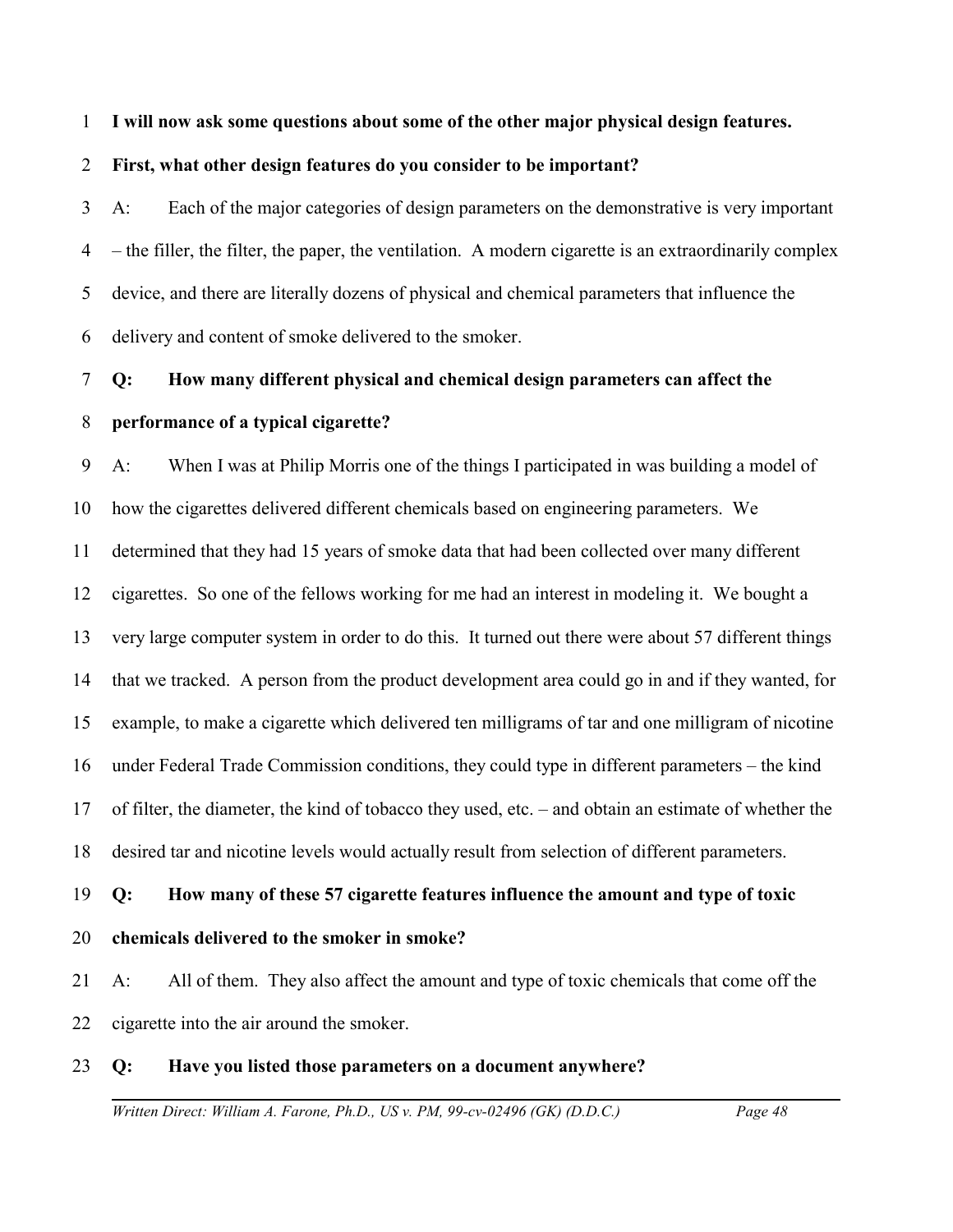**I will now ask some questions about some of the other major physical design features. First, what other design features do you consider to be important?**

A: Each of the major categories of design parameters on the demonstrative is very important – the filler, the filter, the paper, the ventilation. A modern cigarette is an extraordinarily complex device, and there are literally dozens of physical and chemical parameters that influence the delivery and content of smoke delivered to the smoker.

**Q: How many different physical and chemical design parameters can affect the performance of a typical cigarette?**

A: When I was at Philip Morris one of the things I participated in was building a model of how the cigarettes delivered different chemicals based on engineering parameters. We determined that they had 15 years of smoke data that had been collected over many different cigarettes. So one of the fellows working for me had an interest in modeling it. We bought a very large computer system in order to do this. It turned out there were about 57 different things that we tracked. A person from the product development area could go in and if they wanted, for example, to make a cigarette which delivered ten milligrams of tar and one milligram of nicotine under Federal Trade Commission conditions, they could type in different parameters – the kind of filter, the diameter, the kind of tobacco they used, etc. – and obtain an estimate of whether the desired tar and nicotine levels would actually result from selection of different parameters.

**Q: How many of these 57 cigarette features influence the amount and type of toxic chemicals delivered to the smoker in smoke?**

A: All of them. They also affect the amount and type of toxic chemicals that come off the cigarette into the air around the smoker.

**Q: Have you listed those parameters on a document anywhere?**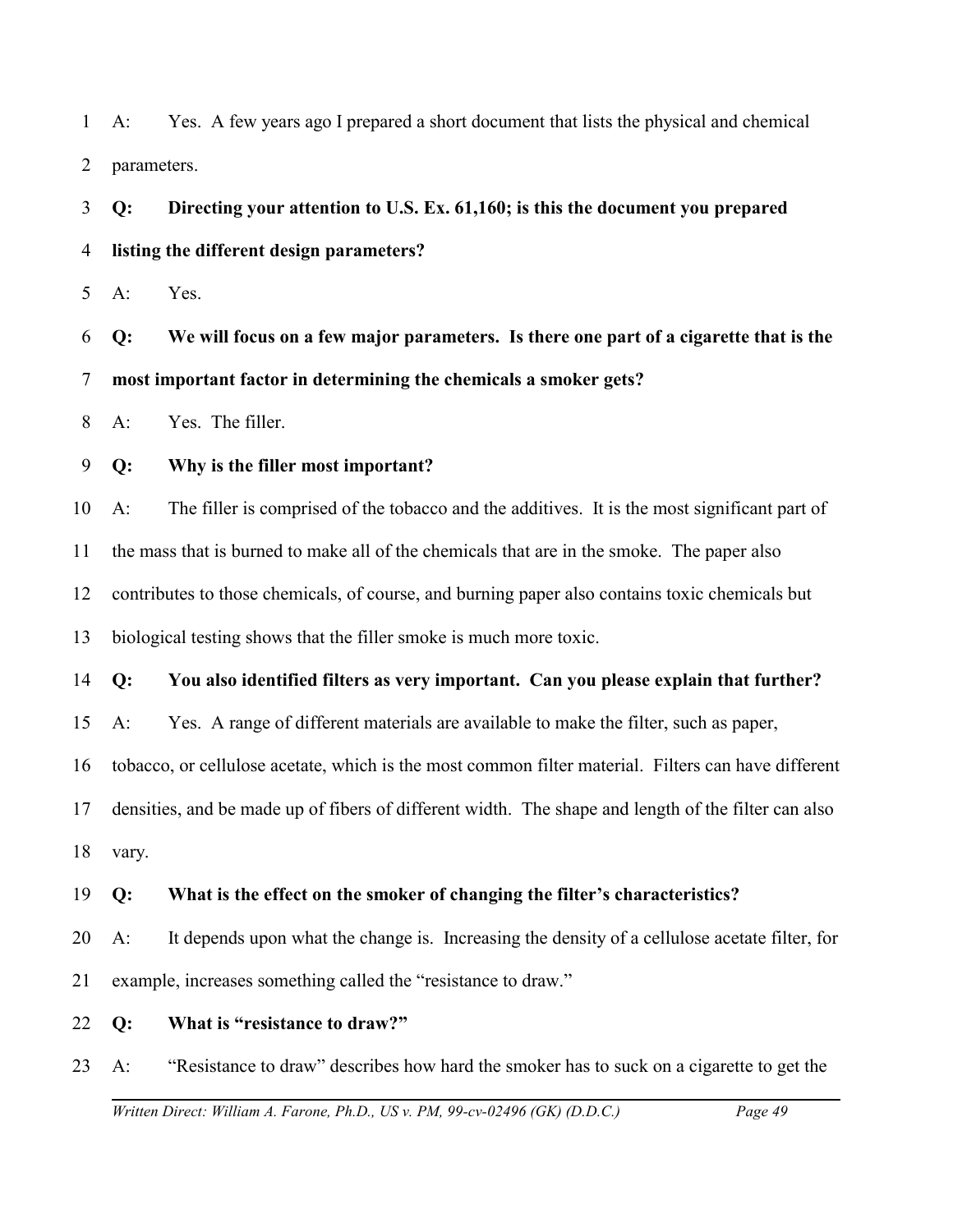A: Yes. A few years ago I prepared a short document that lists the physical and chemical parameters.

**Q: Directing your attention to U.S. Ex. 61,160; is this the document you prepared listing the different design parameters?**

A: Yes.

**Q: We will focus on a few major parameters. Is there one part of a cigarette that is the most important factor in determining the chemicals a smoker gets?**

A: Yes. The filler.

**Q: Why is the filler most important?**

A: The filler is comprised of the tobacco and the additives. It is the most significant part of the mass that is burned to make all of the chemicals that are in the smoke. The paper also contributes to those chemicals, of course, and burning paper also contains toxic chemicals but biological testing shows that the filler smoke is much more toxic.

**Q: You also identified filters as very important. Can you please explain that further?**

A: Yes. A range of different materials are available to make the filter, such as paper, tobacco, or cellulose acetate, which is the most common filter material. Filters can have different densities, and be made up of fibers of different width. The shape and length of the filter can also vary.

**Q: What is the effect on the smoker of changing the filter's characteristics?**

A: It depends upon what the change is. Increasing the density of a cellulose acetate filter, for example, increases something called the "resistance to draw."

**Q: What is "resistance to draw?"**

A: "Resistance to draw" describes how hard the smoker has to suck on a cigarette to get the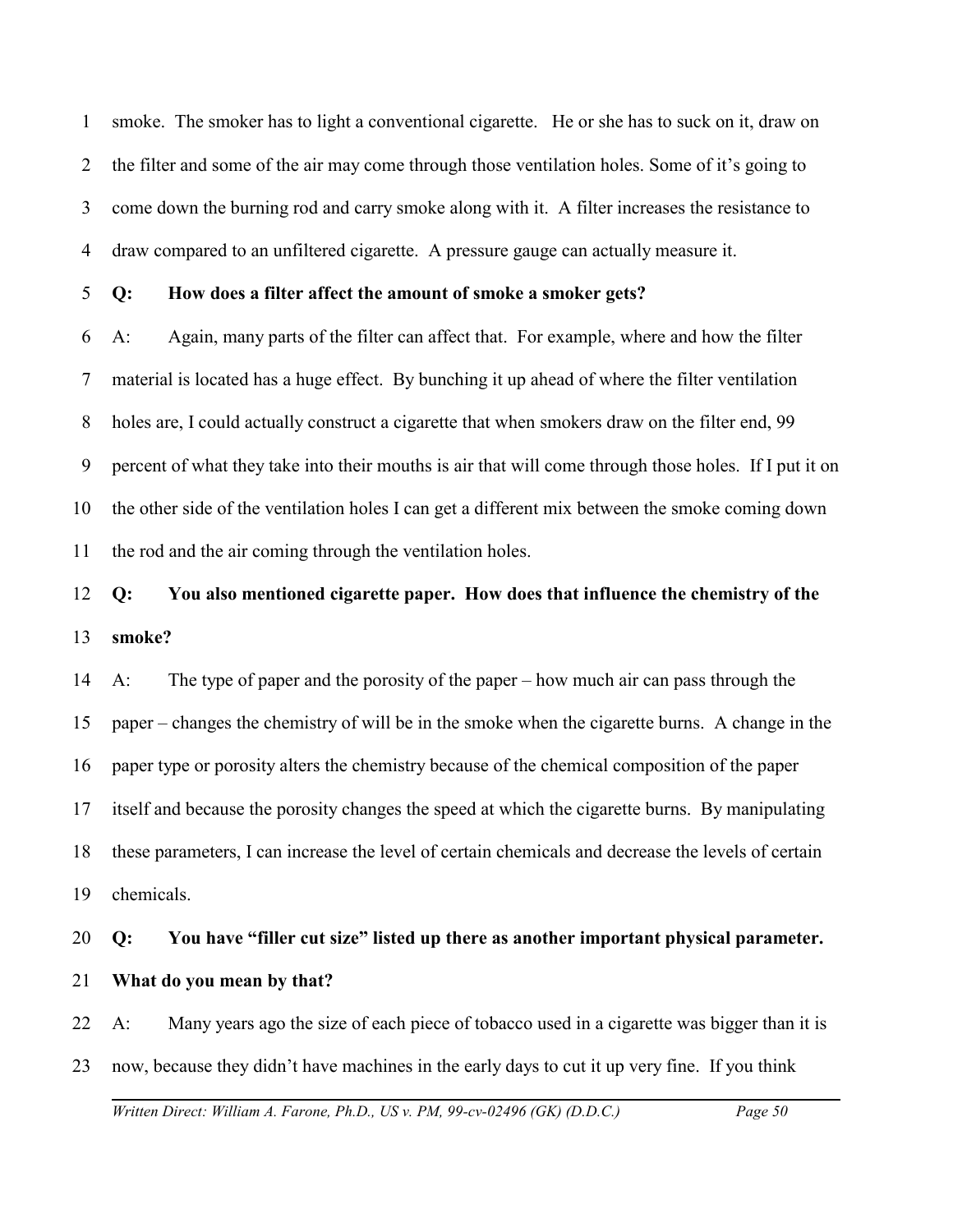smoke. The smoker has to light a conventional cigarette. He or she has to suck on it, draw on the filter and some of the air may come through those ventilation holes. Some of it's going to come down the burning rod and carry smoke along with it. A filter increases the resistance to draw compared to an unfiltered cigarette. A pressure gauge can actually measure it.

**Q: How does a filter affect the amount of smoke a smoker gets?**

A: Again, many parts of the filter can affect that. For example, where and how the filter material is located has a huge effect. By bunching it up ahead of where the filter ventilation holes are, I could actually construct a cigarette that when smokers draw on the filter end, 99 percent of what they take into their mouths is air that will come through those holes. If I put it on the other side of the ventilation holes I can get a different mix between the smoke coming down the rod and the air coming through the ventilation holes.

**Q: You also mentioned cigarette paper. How does that influence the chemistry of the smoke?**

A: The type of paper and the porosity of the paper – how much air can pass through the paper – changes the chemistry of will be in the smoke when the cigarette burns. A change in the paper type or porosity alters the chemistry because of the chemical composition of the paper itself and because the porosity changes the speed at which the cigarette burns. By manipulating these parameters, I can increase the level of certain chemicals and decrease the levels of certain chemicals.

**Q: You have "filler cut size" listed up there as another important physical parameter. What do you mean by that?**

A: Many years ago the size of each piece of tobacco used in a cigarette was bigger than it is now, because they didn't have machines in the early days to cut it up very fine. If you think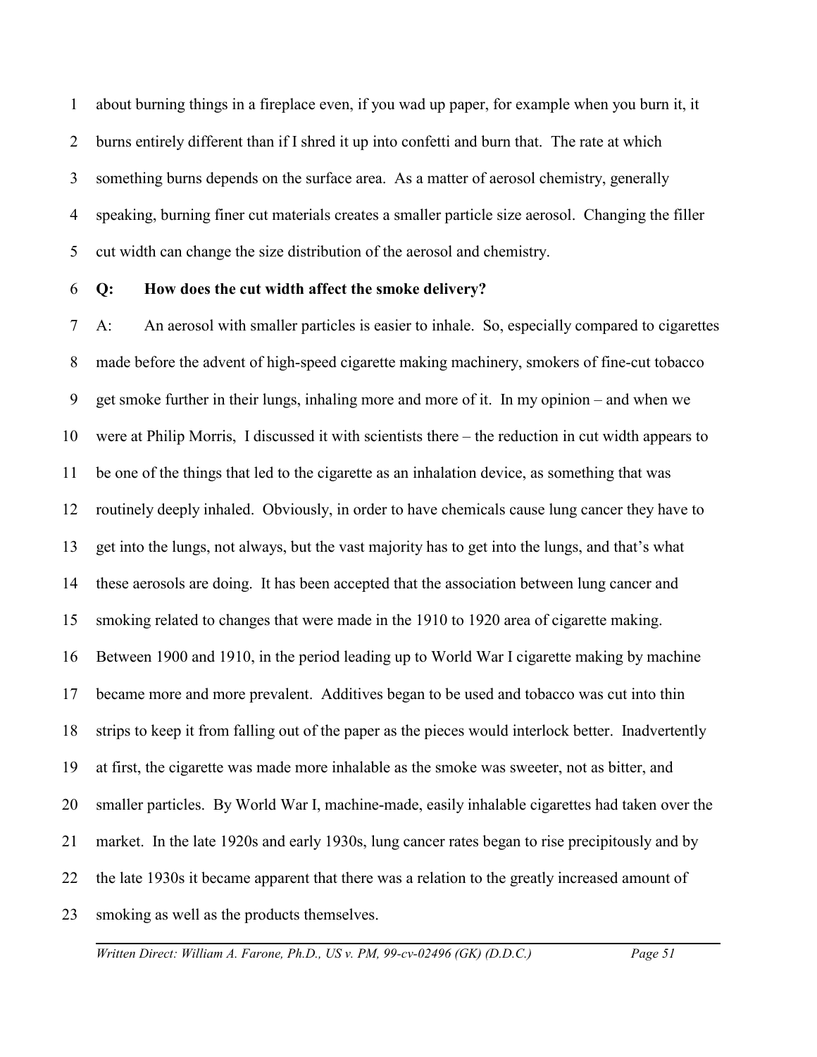about burning things in a fireplace even, if you wad up paper, for example when you burn it, it burns entirely different than if I shred it up into confetti and burn that. The rate at which something burns depends on the surface area. As a matter of aerosol chemistry, generally speaking, burning finer cut materials creates a smaller particle size aerosol. Changing the filler cut width can change the size distribution of the aerosol and chemistry.

**Q: How does the cut width affect the smoke delivery?**

A: An aerosol with smaller particles is easier to inhale. So, especially compared to cigarettes made before the advent of high-speed cigarette making machinery, smokers of fine-cut tobacco get smoke further in their lungs, inhaling more and more of it. In my opinion – and when we were at Philip Morris, I discussed it with scientists there – the reduction in cut width appears to be one of the things that led to the cigarette as an inhalation device, as something that was routinely deeply inhaled. Obviously, in order to have chemicals cause lung cancer they have to get into the lungs, not always, but the vast majority has to get into the lungs, and that's what these aerosols are doing. It has been accepted that the association between lung cancer and smoking related to changes that were made in the 1910 to 1920 area of cigarette making. Between 1900 and 1910, in the period leading up to World War I cigarette making by machine became more and more prevalent. Additives began to be used and tobacco was cut into thin strips to keep it from falling out of the paper as the pieces would interlock better. Inadvertently at first, the cigarette was made more inhalable as the smoke was sweeter, not as bitter, and smaller particles. By World War I, machine-made, easily inhalable cigarettes had taken over the market. In the late 1920s and early 1930s, lung cancer rates began to rise precipitously and by the late 1930s it became apparent that there was a relation to the greatly increased amount of smoking as well as the products themselves.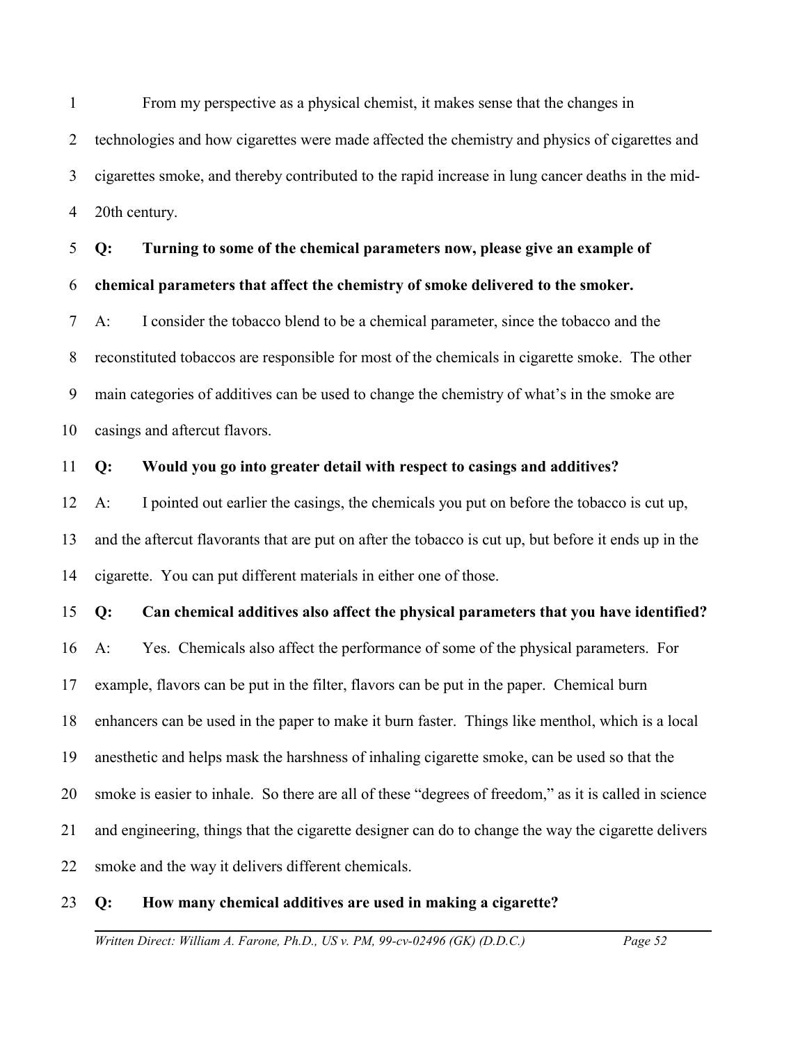From my perspective as a physical chemist, it makes sense that the changes in technologies and how cigarettes were made affected the chemistry and physics of cigarettes and cigarettes smoke, and thereby contributed to the rapid increase in lung cancer deaths in the mid-20th century.

**Q: Turning to some of the chemical parameters now, please give an example of chemical parameters that affect the chemistry of smoke delivered to the smoker.**

A: I consider the tobacco blend to be a chemical parameter, since the tobacco and the reconstituted tobaccos are responsible for most of the chemicals in cigarette smoke. The other main categories of additives can be used to change the chemistry of what's in the smoke are casings and aftercut flavors.

**Q: Would you go into greater detail with respect to casings and additives?**

A: I pointed out earlier the casings, the chemicals you put on before the tobacco is cut up, and the aftercut flavorants that are put on after the tobacco is cut up, but before it ends up in the cigarette. You can put different materials in either one of those.

**Q: Can chemical additives also affect the physical parameters that you have identified?**

A: Yes. Chemicals also affect the performance of some of the physical parameters. For example, flavors can be put in the filter, flavors can be put in the paper. Chemical burn enhancers can be used in the paper to make it burn faster. Things like menthol, which is a local anesthetic and helps mask the harshness of inhaling cigarette smoke, can be used so that the smoke is easier to inhale. So there are all of these "degrees of freedom," as it is called in science and engineering, things that the cigarette designer can do to change the way the cigarette delivers smoke and the way it delivers different chemicals.

**Q: How many chemical additives are used in making a cigarette?**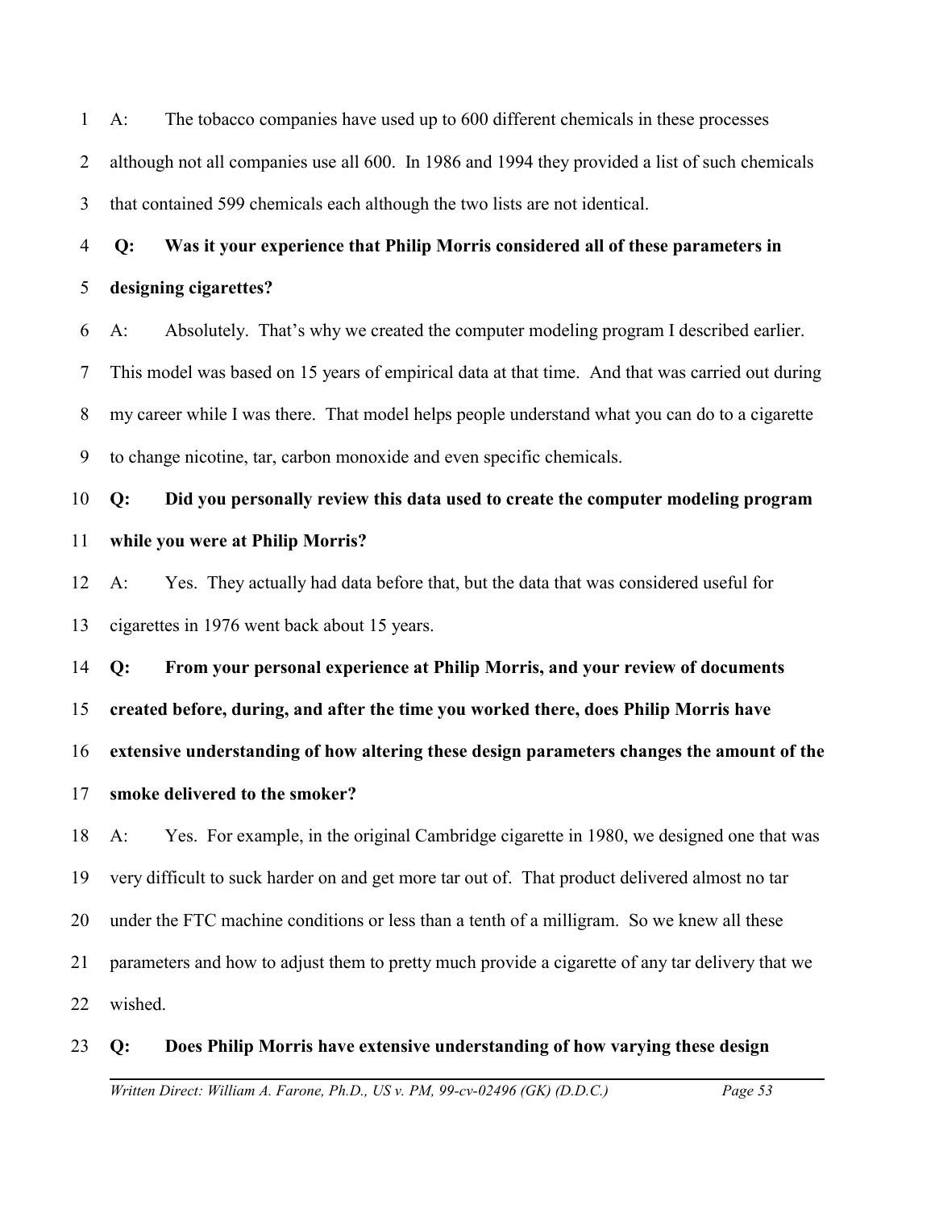A: The tobacco companies have used up to 600 different chemicals in these processes although not all companies use all 600. In 1986 and 1994 they provided a list of such chemicals that contained 599 chemicals each although the two lists are not identical.

**Q: Was it your experience that Philip Morris considered all of these parameters in designing cigarettes?**

A: Absolutely. That's why we created the computer modeling program I described earlier. This model was based on 15 years of empirical data at that time. And that was carried out during my career while I was there. That model helps people understand what you can do to a cigarette to change nicotine, tar, carbon monoxide and even specific chemicals.

**Q: Did you personally review this data used to create the computer modeling program while you were at Philip Morris?**

A: Yes. They actually had data before that, but the data that was considered useful for cigarettes in 1976 went back about 15 years.

**Q: From your personal experience at Philip Morris, and your review of documents created before, during, and after the time you worked there, does Philip Morris have extensive understanding of how altering these design parameters changes the amount of the smoke delivered to the smoker?**

A: Yes. For example, in the original Cambridge cigarette in 1980, we designed one that was very difficult to suck harder on and get more tar out of. That product delivered almost no tar under the FTC machine conditions or less than a tenth of a milligram. So we knew all these parameters and how to adjust them to pretty much provide a cigarette of any tar delivery that we wished.

**Q: Does Philip Morris have extensive understanding of how varying these design**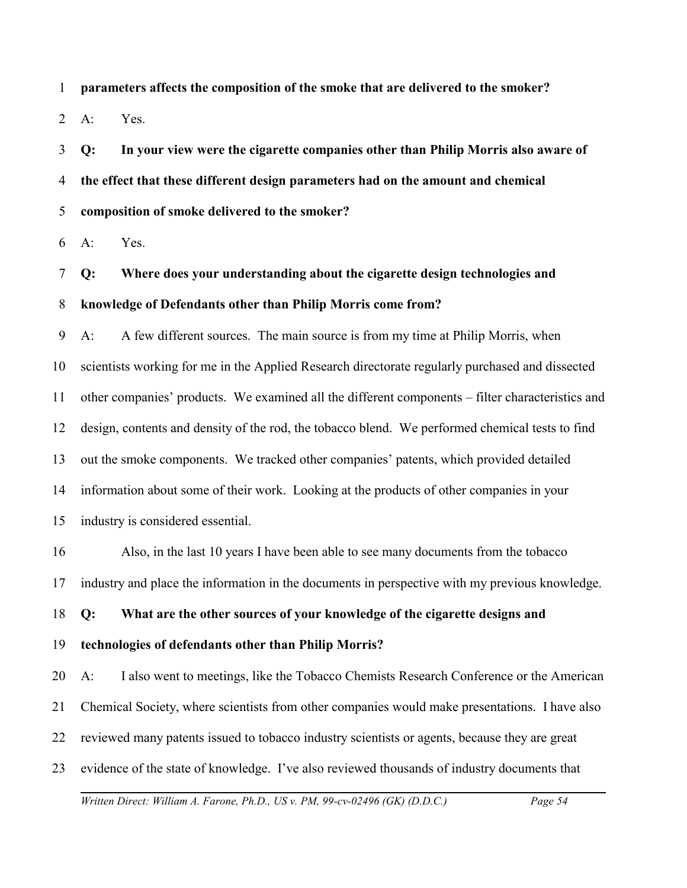**parameters affects the composition of the smoke that are delivered to the smoker?**

A: Yes.

**Q: In your view were the cigarette companies other than Philip Morris also aware of the effect that these different design parameters had on the amount and chemical composition of smoke delivered to the smoker?**

A: Yes.

**Q: Where does your understanding about the cigarette design technologies and knowledge of Defendants other than Philip Morris come from?**

A: A few different sources. The main source is from my time at Philip Morris, when scientists working for me in the Applied Research directorate regularly purchased and dissected other companies' products. We examined all the different components – filter characteristics and design, contents and density of the rod, the tobacco blend. We performed chemical tests to find out the smoke components. We tracked other companies' patents, which provided detailed information about some of their work. Looking at the products of other companies in your industry is considered essential.

Also, in the last 10 years I have been able to see many documents from the tobacco industry and place the information in the documents in perspective with my previous knowledge.

**Q: What are the other sources of your knowledge of the cigarette designs and technologies of defendants other than Philip Morris?**

A: I also went to meetings, like the Tobacco Chemists Research Conference or the American Chemical Society, where scientists from other companies would make presentations. I have also reviewed many patents issued to tobacco industry scientists or agents, because they are great evidence of the state of knowledge. I've also reviewed thousands of industry documents that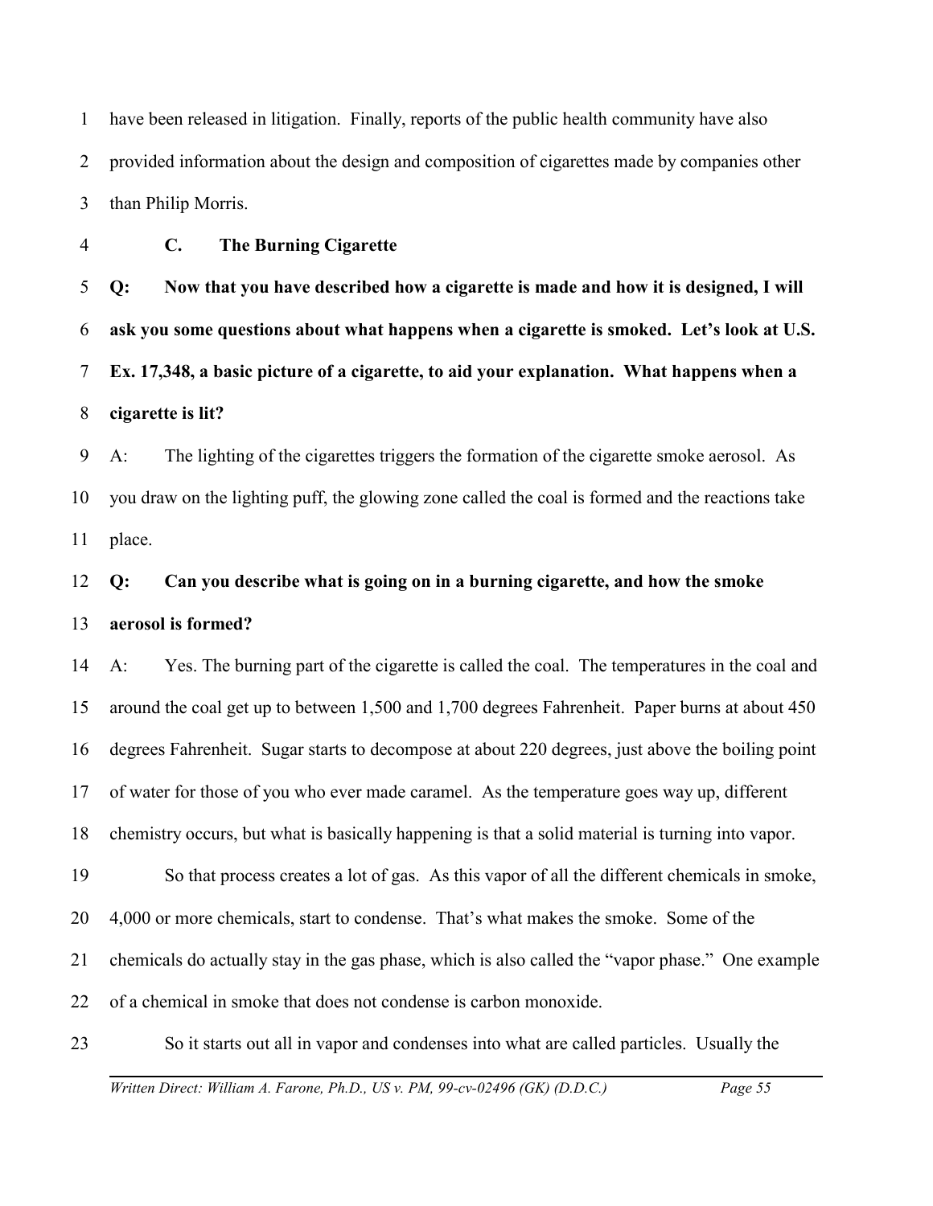have been released in litigation. Finally, reports of the public health community have also provided information about the design and composition of cigarettes made by companies other than Philip Morris.

### C. The Burning Cigarette

**Q: Now that you have described how a cigarette is made and how it is designed, I will ask you some questions about what happens when a cigarette is smoked. Let's look at U.S. Ex. 17,348, a basic picture of a cigarette, to aid your explanation. What happens when a cigarette is lit?**

A: The lighting of the cigarettes triggers the formation of the cigarette smoke aerosol. As you draw on the lighting puff, the glowing zone called the coal is formed and the reactions take place.

**Q: Can you describe what is going on in a burning cigarette, and how the smoke aerosol is formed?**

A: Yes. The burning part of the cigarette is called the coal. The temperatures in the coal and around the coal get up to between 1,500 and 1,700 degrees Fahrenheit. Paper burns at about 450 degrees Fahrenheit. Sugar starts to decompose at about 220 degrees, just above the boiling point of water for those of you who ever made caramel. As the temperature goes way up, different chemistry occurs, but what is basically happening is that a solid material is turning into vapor.

So that process creates a lot of gas. As this vapor of all the different chemicals in smoke, 4,000 or more chemicals, start to condense. That's what makes the smoke. Some of the chemicals do actually stay in the gas phase, which is also called the "vapor phase." One example of a chemical in smoke that does not condense is carbon monoxide.

So it starts out all in vapor and condenses into what are called particles. Usually the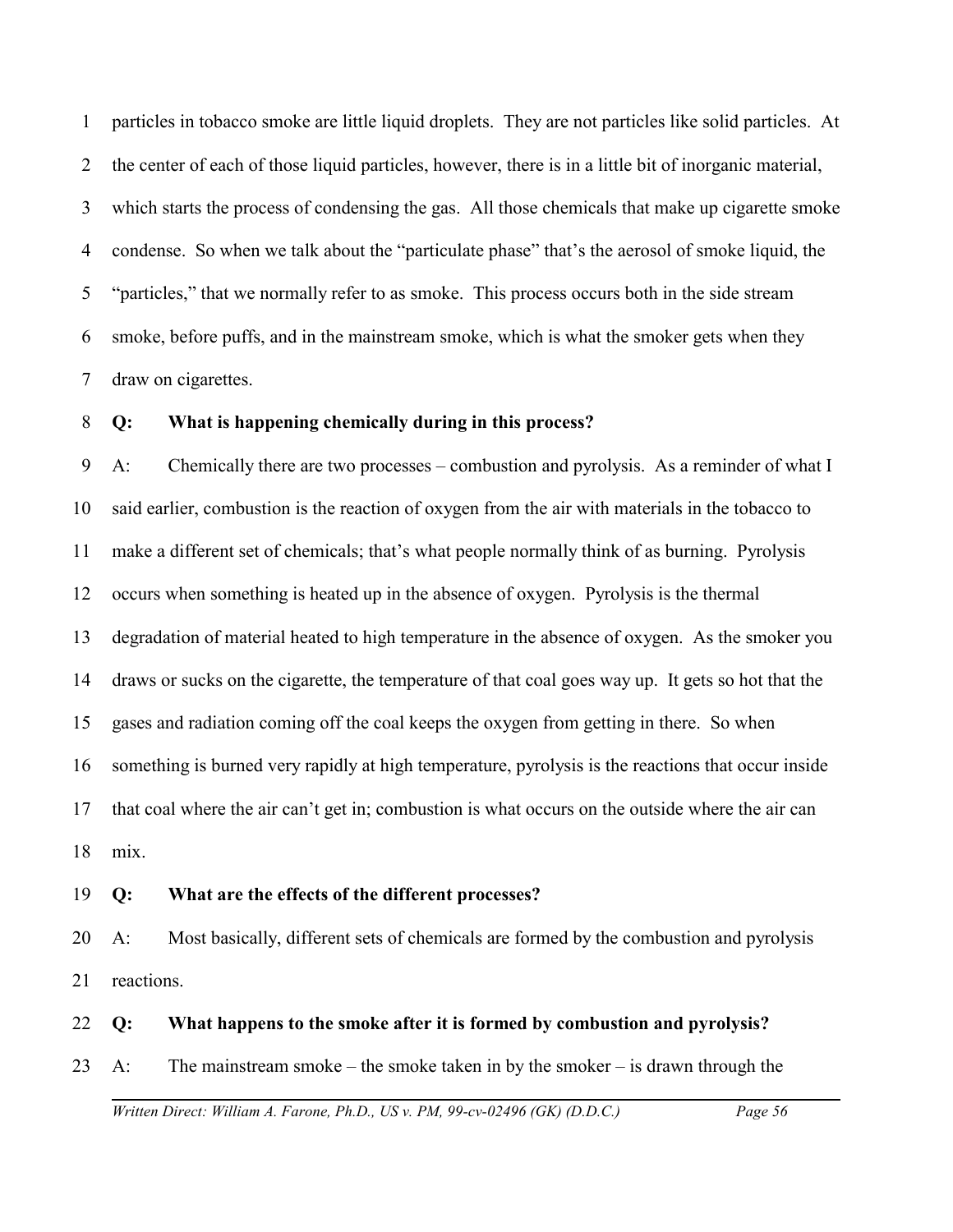particles in tobacco smoke are little liquid droplets. They are not particles like solid particles. At the center of each of those liquid particles, however, there is in a little bit of inorganic material, which starts the process of condensing the gas. All those chemicals that make up cigarette smoke condense. So when we talk about the "particulate phase" that's the aerosol of smoke liquid, the "particles," that we normally refer to as smoke. This process occurs both in the side stream smoke, before puffs, and in the mainstream smoke, which is what the smoker gets when they draw on cigarettes.

**Q: What is happening chemically during in this process?**

A: Chemically there are two processes – combustion and pyrolysis. As a reminder of what I said earlier, combustion is the reaction of oxygen from the air with materials in the tobacco to make a different set of chemicals; that's what people normally think of as burning. Pyrolysis occurs when something is heated up in the absence of oxygen. Pyrolysis is the thermal degradation of material heated to high temperature in the absence of oxygen. As the smoker you draws or sucks on the cigarette, the temperature of that coal goes way up. It gets so hot that the gases and radiation coming off the coal keeps the oxygen from getting in there. So when something is burned very rapidly at high temperature, pyrolysis is the reactions that occur inside that coal where the air can't get in; combustion is what occurs on the outside where the air can mix.

**Q: What are the effects of the different processes?**

A: Most basically, different sets of chemicals are formed by the combustion and pyrolysis reactions.

**Q: What happens to the smoke after it is formed by combustion and pyrolysis?**

A: The mainstream smoke – the smoke taken in by the smoker – is drawn through the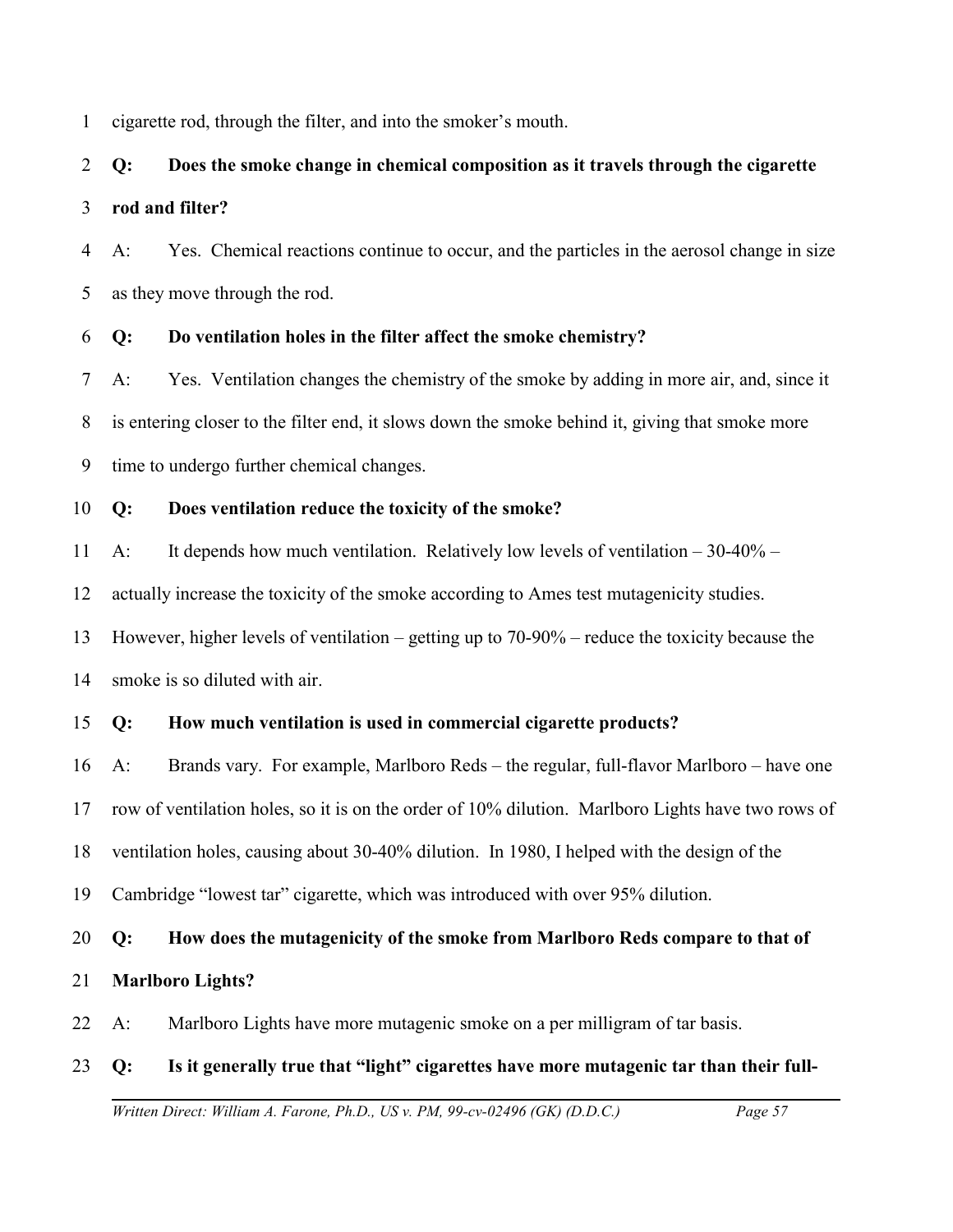cigarette rod, through the filter, and into the smoker's mouth.

**Q: Does the smoke change in chemical composition as it travels through the cigarette rod and filter?**

A: Yes. Chemical reactions continue to occur, and the particles in the aerosol change in size as they move through the rod.

**Q: Do ventilation holes in the filter affect the smoke chemistry?**

A: Yes. Ventilation changes the chemistry of the smoke by adding in more air, and, since it is entering closer to the filter end, it slows down the smoke behind it, giving that smoke more time to undergo further chemical changes.

**Q: Does ventilation reduce the toxicity of the smoke?**

A: It depends how much ventilation. Relatively low levels of ventilation – 30-40% – actually increase the toxicity of the smoke according to Ames test mutagenicity studies. However, higher levels of ventilation – getting up to 70-90% – reduce the toxicity because the smoke is so diluted with air.

**Q: How much ventilation is used in commercial cigarette products?**

A: Brands vary. For example, Marlboro Reds – the regular, full-flavor Marlboro – have one row of ventilation holes, so it is on the order of 10% dilution. Marlboro Lights have two rows of ventilation holes, causing about 30-40% dilution. In 1980, I helped with the design of the Cambridge "lowest tar" cigarette, which was introduced with over 95% dilution.

**Q: How does the mutagenicity of the smoke from Marlboro Reds compare to that of Marlboro Lights?**

A: Marlboro Lights have more mutagenic smoke on a per milligram of tar basis.

**Q: Is it generally true that "light" cigarettes have more mutagenic tar than their full-**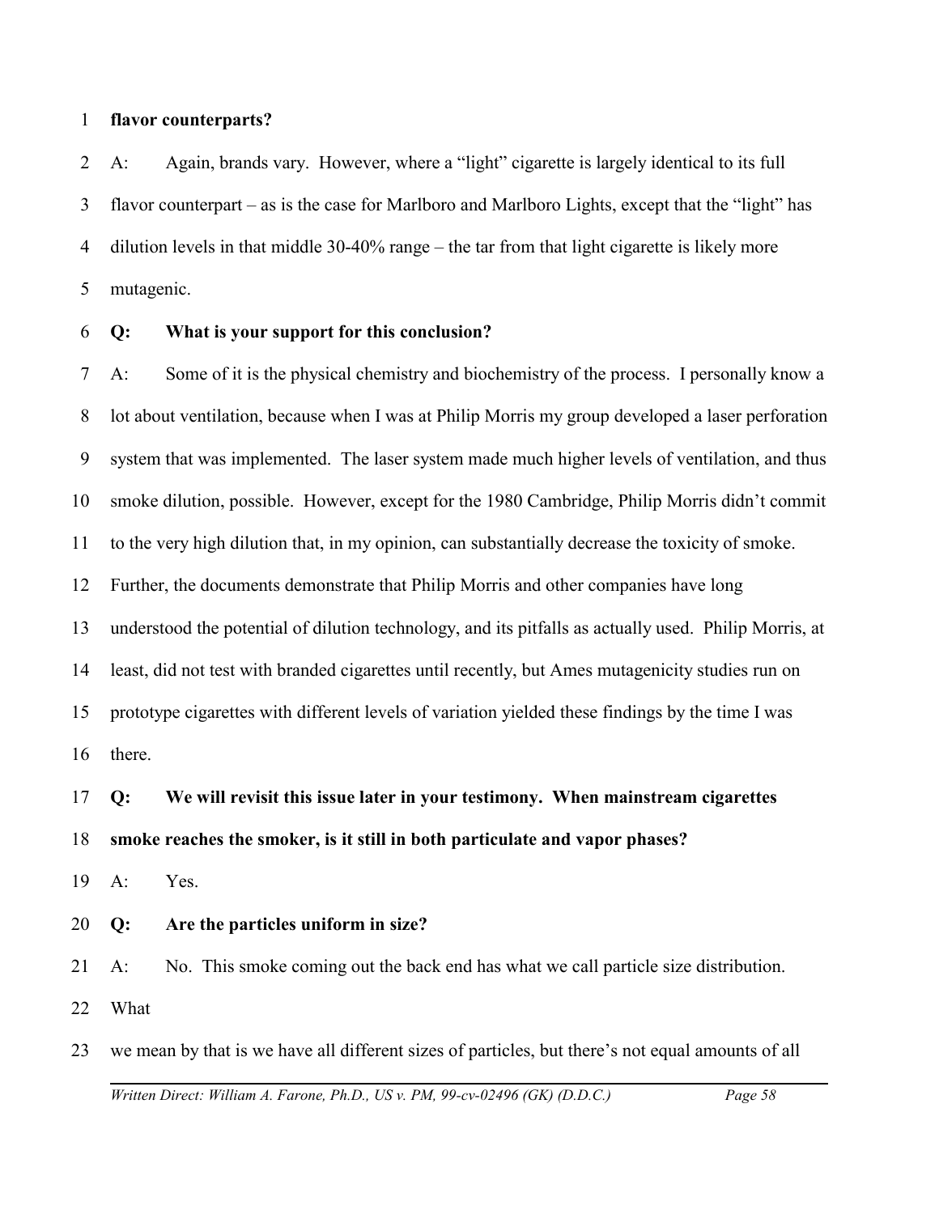**flavor counterparts?**

A: Again, brands vary. However, where a "light" cigarette is largely identical to its full flavor counterpart – as is the case for Marlboro and Marlboro Lights, except that the "light" has dilution levels in that middle 30-40% range – the tar from that light cigarette is likely more mutagenic.

**Q: What is your support for this conclusion?**

A: Some of it is the physical chemistry and biochemistry of the process. I personally know a lot about ventilation, because when I was at Philip Morris my group developed a laser perforation system that was implemented. The laser system made much higher levels of ventilation, and thus smoke dilution, possible. However, except for the 1980 Cambridge, Philip Morris didn't commit to the very high dilution that, in my opinion, can substantially decrease the toxicity of smoke. Further, the documents demonstrate that Philip Morris and other companies have long understood the potential of dilution technology, and its pitfalls as actually used. Philip Morris, at least, did not test with branded cigarettes until recently, but Ames mutagenicity studies run on prototype cigarettes with different levels of variation yielded these findings by the time I was there.

**Q: We will revisit this issue later in your testimony. When mainstream cigarettes smoke reaches the smoker, is it still in both particulate and vapor phases?**

A: Yes.

**Q: Are the particles uniform in size?**

A: No. This smoke coming out the back end has what we call particle size distribution. What

we mean by that is we have all different sizes of particles, but there's not equal amounts of all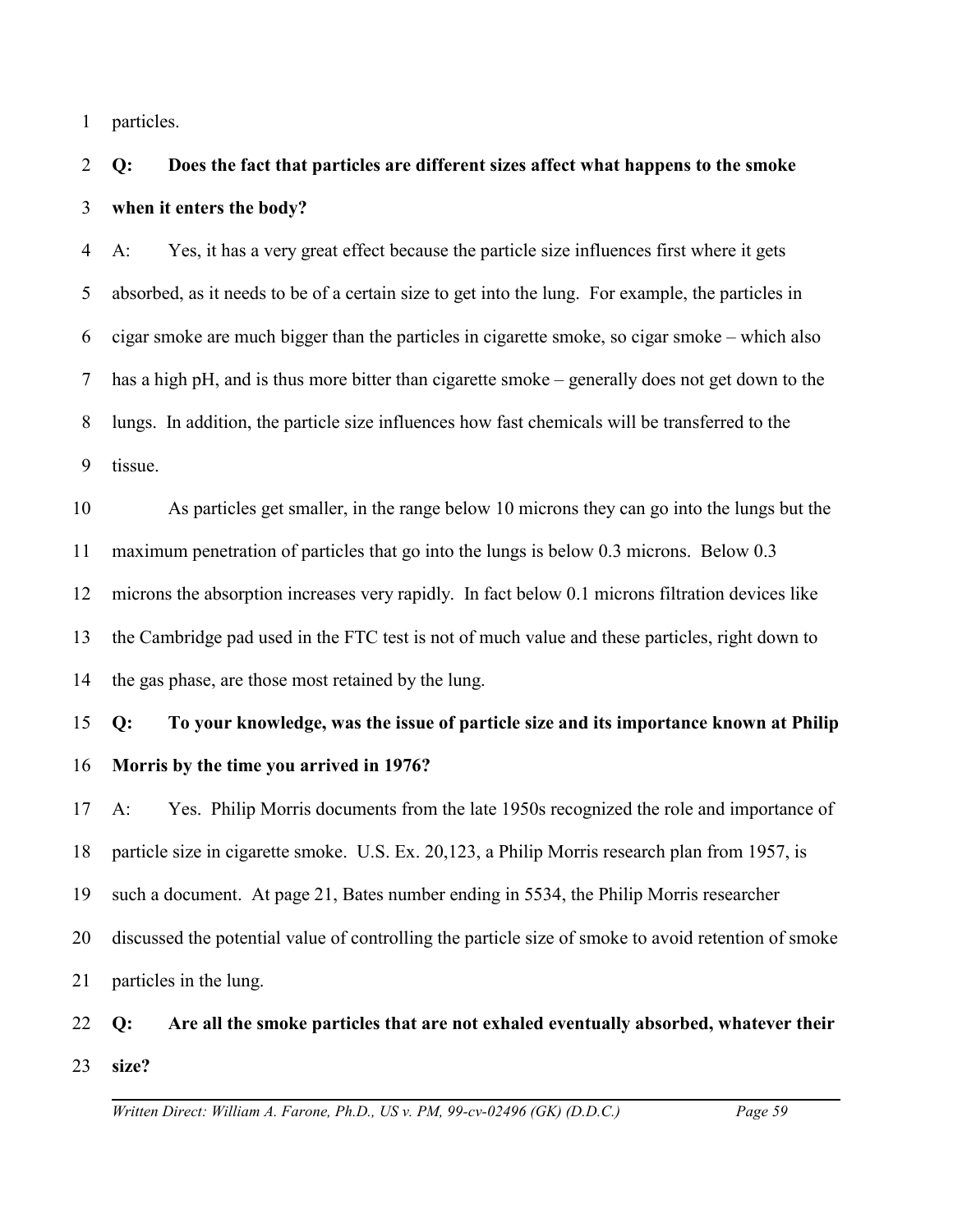particles.

**Q: Does the fact that particles are different sizes affect what happens to the smoke when it enters the body?**

A: Yes, it has a very great effect because the particle size influences first where it gets absorbed, as it needs to be of a certain size to get into the lung. For example, the particles in cigar smoke are much bigger than the particles in cigarette smoke, so cigar smoke – which also has a high pH, and is thus more bitter than cigarette smoke – generally does not get down to the lungs. In addition, the particle size influences how fast chemicals will be transferred to the tissue.

As particles get smaller, in the range below 10 microns they can go into the lungs but the maximum penetration of particles that go into the lungs is below 0.3 microns. Below 0.3 microns the absorption increases very rapidly. In fact below 0.1 microns filtration devices like the Cambridge pad used in the FTC test is not of much value and these particles, right down to the gas phase, are those most retained by the lung.

**Q: To your knowledge, was the issue of particle size and its importance known at Philip Morris by the time you arrived in 1976?**

A: Yes. Philip Morris documents from the late 1950s recognized the role and importance of particle size in cigarette smoke. U.S. Ex. 20,123, a Philip Morris research plan from 1957, is such a document. At page 21, Bates number ending in 5534, the Philip Morris researcher discussed the potential value of controlling the particle size of smoke to avoid retention of smoke particles in the lung.

**Q: Are all the smoke particles that are not exhaled eventually absorbed, whatever their size?**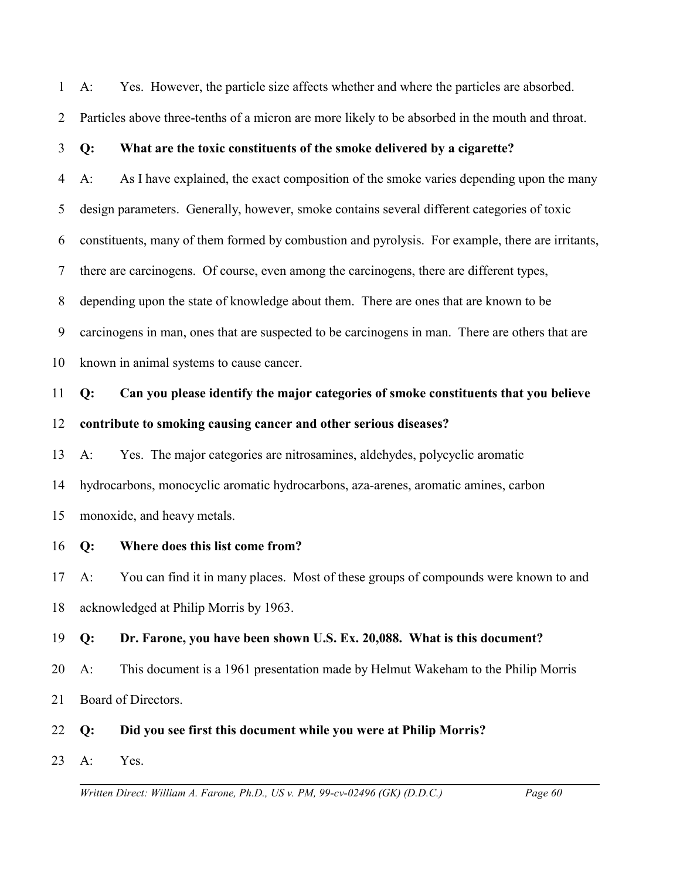A: Yes. However, the particle size affects whether and where the particles are absorbed. Particles above three-tenths of a micron are more likely to be absorbed in the mouth and throat.

**Q: What are the toxic constituents of the smoke delivered by a cigarette?**

A: As I have explained, the exact composition of the smoke varies depending upon the many design parameters. Generally, however, smoke contains several different categories of toxic constituents, many of them formed by combustion and pyrolysis. For example, there are irritants, there are carcinogens. Of course, even among the carcinogens, there are different types, depending upon the state of knowledge about them. There are ones that are known to be carcinogens in man, ones that are suspected to be carcinogens in man. There are others that are known in animal systems to cause cancer.

**Q: Can you please identify the major categories of smoke constituents that you believe contribute to smoking causing cancer and other serious diseases?**

A: Yes. The major categories are nitrosamines, aldehydes, polycyclic aromatic hydrocarbons, monocyclic aromatic hydrocarbons, aza-arenes, aromatic amines, carbon monoxide, and heavy metals.

**Q: Where does this list come from?**

A: You can find it in many places. Most of these groups of compounds were known to and acknowledged at Philip Morris by 1963.

**Q: Dr. Farone, you have been shown U.S. Ex. 20,088. What is this document?**

A: This document is a 1961 presentation made by Helmut Wakeham to the Philip Morris Board of Directors.

**Q: Did you see first this document while you were at Philip Morris?**

A: Yes.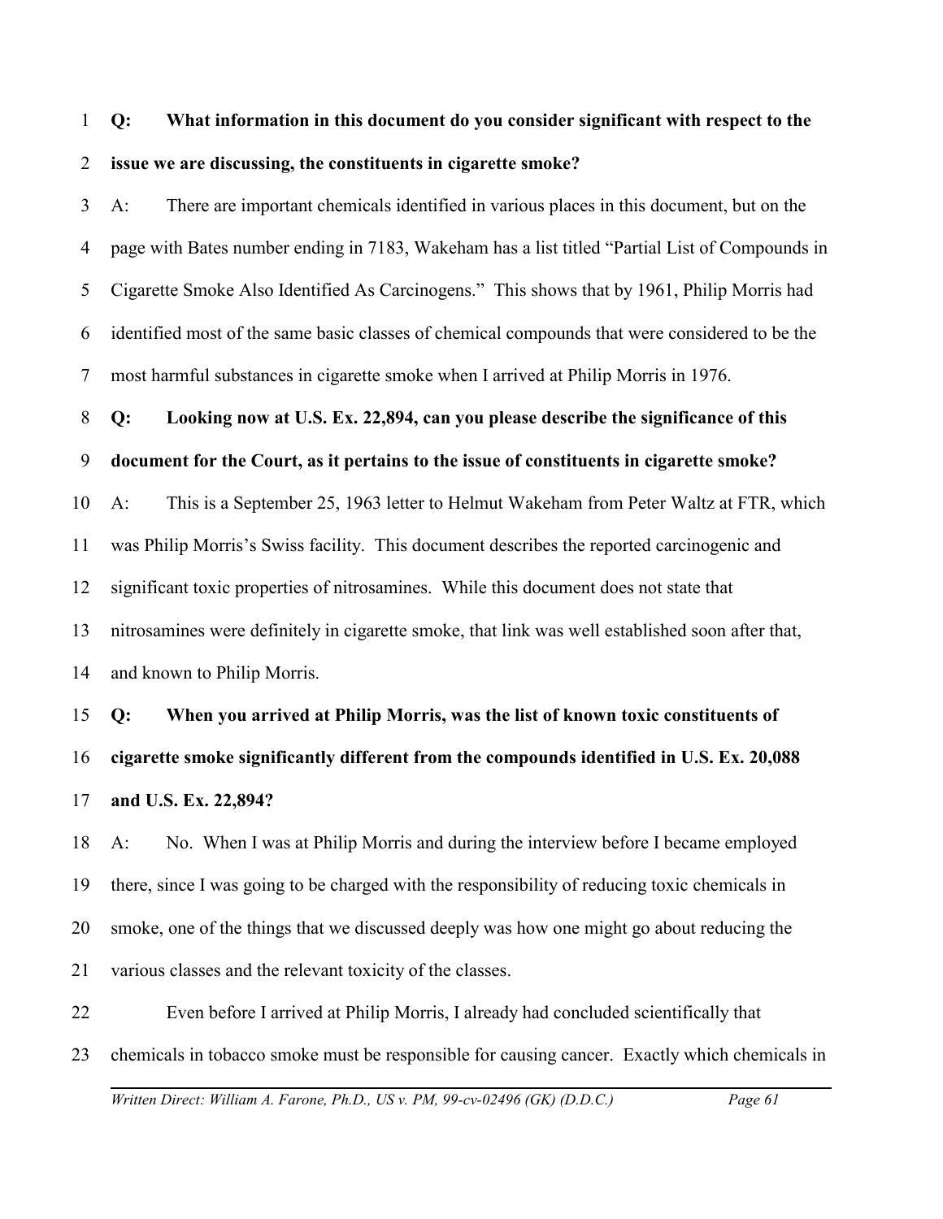**Q: What information in this document do you consider significant with respect to the issue we are discussing, the constituents in cigarette smoke?**

A: There are important chemicals identified in various places in this document, but on the page with Bates number ending in 7183, Wakeham has a list titled "Partial List of Compounds in Cigarette Smoke Also Identified As Carcinogens." This shows that by 1961, Philip Morris had identified most of the same basic classes of chemical compounds that were considered to be the most harmful substances in cigarette smoke when I arrived at Philip Morris in 1976.

**Q: Looking now at U.S. Ex. 22,894, can you please describe the significance of this document for the Court, as it pertains to the issue of constituents in cigarette smoke?**

A: This is a September 25, 1963 letter to Helmut Wakeham from Peter Waltz at FTR, which was Philip Morris's Swiss facility. This document describes the reported carcinogenic and significant toxic properties of nitrosamines. While this document does not state that nitrosamines were definitely in cigarette smoke, that link was well established soon after that, and known to Philip Morris.

**Q: When you arrived at Philip Morris, was the list of known toxic constituents of cigarette smoke significantly different from the compounds identified in U.S. Ex. 20,088 and U.S. Ex. 22,894?**

A: No. When I was at Philip Morris and during the interview before I became employed there, since I was going to be charged with the responsibility of reducing toxic chemicals in smoke, one of the things that we discussed deeply was how one might go about reducing the various classes and the relevant toxicity of the classes.

Even before I arrived at Philip Morris, I already had concluded scientifically that chemicals in tobacco smoke must be responsible for causing cancer. Exactly which chemicals in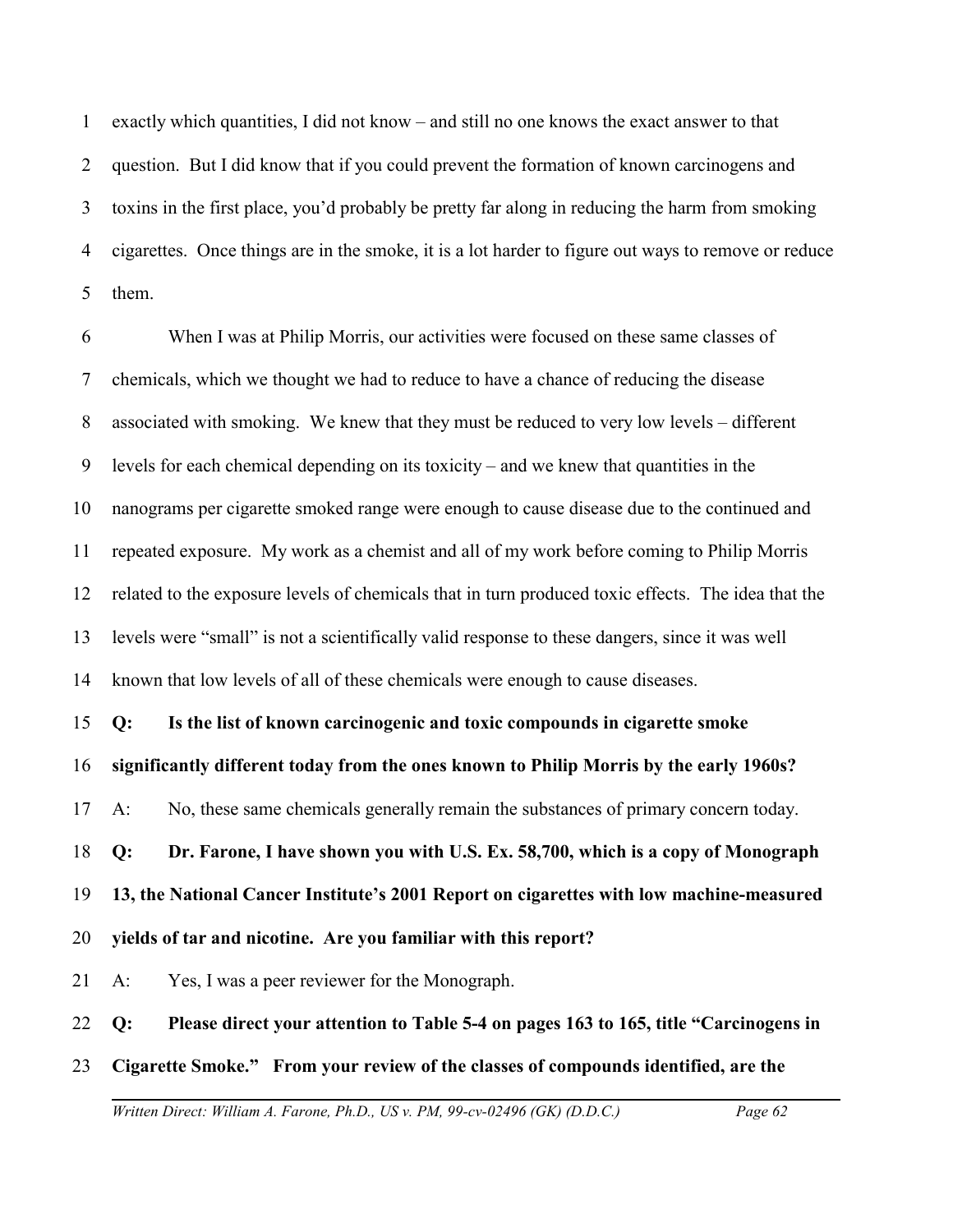exactly which quantities, I did not know – and still no one knows the exact answer to that question. But I did know that if you could prevent the formation of known carcinogens and toxins in the first place, you'd probably be pretty far along in reducing the harm from smoking cigarettes. Once things are in the smoke, it is a lot harder to figure out ways to remove or reduce them.

When I was at Philip Morris, our activities were focused on these same classes of chemicals, which we thought we had to reduce to have a chance of reducing the disease associated with smoking. We knew that they must be reduced to very low levels – different levels for each chemical depending on its toxicity – and we knew that quantities in the nanograms per cigarette smoked range were enough to cause disease due to the continued and repeated exposure. My work as a chemist and all of my work before coming to Philip Morris related to the exposure levels of chemicals that in turn produced toxic effects. The idea that the levels were "small" is not a scientifically valid response to these dangers, since it was well known that low levels of all of these chemicals were enough to cause diseases.

**Q: Is the list of known carcinogenic and toxic compounds in cigarette smoke significantly different today from the ones known to Philip Morris by the early 1960s?**

A: No, these same chemicals generally remain the substances of primary concern today.

**Q: Dr. Farone, I have shown you with U.S. Ex. 58,700, which is a copy of Monograph 13, the National Cancer Institute's 2001 Report on cigarettes with low machine-measured yields of tar and nicotine. Are you familiar with this report?**

A: Yes, I was a peer reviewer for the Monograph.

**Q: Please direct your attention to Table 5-4 on pages 163 to 165, title "Carcinogens in Cigarette Smoke." From your review of the classes of compounds identified, are the**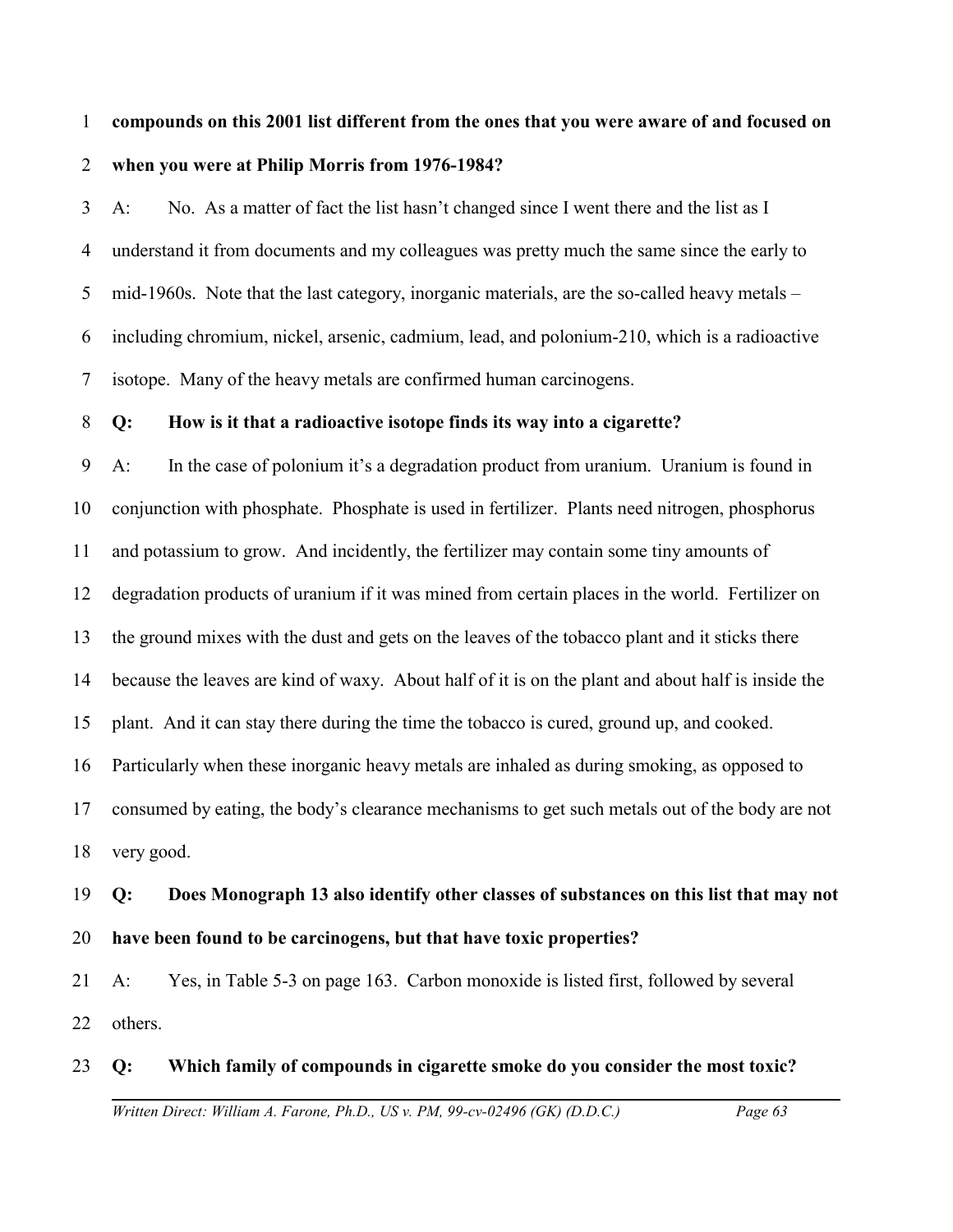**compounds on this 2001 list different from the ones that you were aware of and focused on when you were at Philip Morris from 1976-1984?**

A: No. As a matter of fact the list hasn't changed since I went there and the list as I understand it from documents and my colleagues was pretty much the same since the early to mid-1960s. Note that the last category, inorganic materials, are the so-called heavy metals – including chromium, nickel, arsenic, cadmium, lead, and polonium-210, which is a radioactive isotope. Many of the heavy metals are confirmed human carcinogens.

**Q: How is it that a radioactive isotope finds its way into a cigarette?**

A: In the case of polonium it's a degradation product from uranium. Uranium is found in conjunction with phosphate. Phosphate is used in fertilizer. Plants need nitrogen, phosphorus and potassium to grow. And incidently, the fertilizer may contain some tiny amounts of degradation products of uranium if it was mined from certain places in the world. Fertilizer on the ground mixes with the dust and gets on the leaves of the tobacco plant and it sticks there because the leaves are kind of waxy. About half of it is on the plant and about half is inside the plant. And it can stay there during the time the tobacco is cured, ground up, and cooked. Particularly when these inorganic heavy metals are inhaled as during smoking, as opposed to consumed by eating, the body's clearance mechanisms to get such metals out of the body are not very good.

**Q: Does Monograph 13 also identify other classes of substances on this list that may not have been found to be carcinogens, but that have toxic properties?**

A: Yes, in Table 5-3 on page 163. Carbon monoxide is listed first, followed by several others.

**Q: Which family of compounds in cigarette smoke do you consider the most toxic?**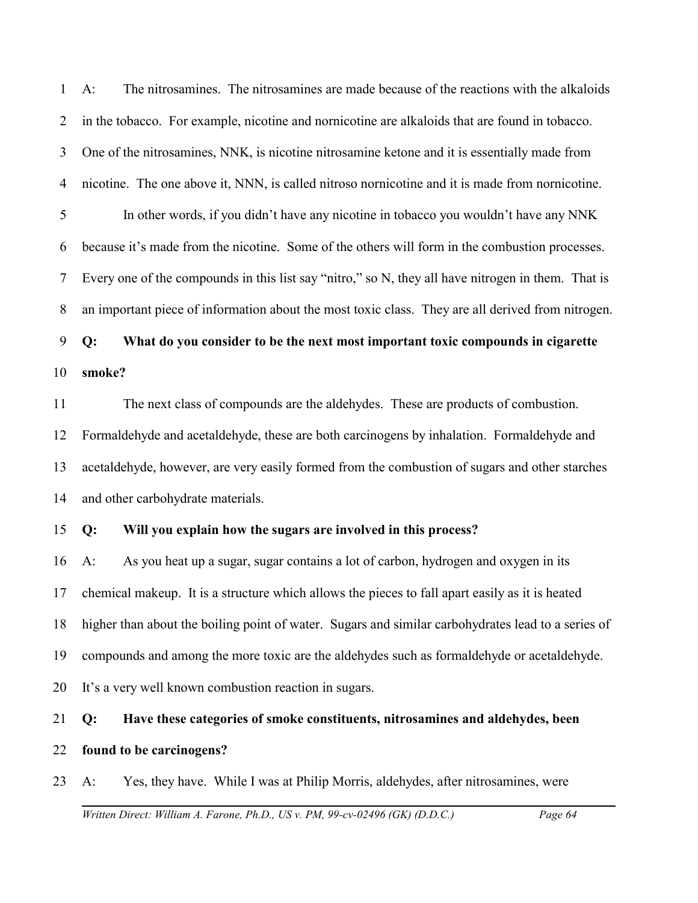A: The nitrosamines. The nitrosamines are made because of the reactions with the alkaloids in the tobacco. For example, nicotine and nornicotine are alkaloids that are found in tobacco. One of the nitrosamines, NNK, is nicotine nitrosamine ketone and it is essentially made from nicotine. The one above it, NNN, is called nitroso nornicotine and it is made from nornicotine.

In other words, if you didn't have any nicotine in tobacco you wouldn't have any NNK because it's made from the nicotine. Some of the others will form in the combustion processes. Every one of the compounds in this list say "nitro," so N, they all have nitrogen in them. That is an important piece of information about the most toxic class. They are all derived from nitrogen.

**Q: What do you consider to be the next most important toxic compounds in cigarette smoke?**

The next class of compounds are the aldehydes. These are products of combustion. Formaldehyde and acetaldehyde, these are both carcinogens by inhalation. Formaldehyde and acetaldehyde, however, are very easily formed from the combustion of sugars and other starches and other carbohydrate materials.

**Q: Will you explain how the sugars are involved in this process?**

A: As you heat up a sugar, sugar contains a lot of carbon, hydrogen and oxygen in its chemical makeup. It is a structure which allows the pieces to fall apart easily as it is heated higher than about the boiling point of water. Sugars and similar carbohydrates lead to a series of compounds and among the more toxic are the aldehydes such as formaldehyde or acetaldehyde. It's a very well known combustion reaction in sugars.

**Q: Have these categories of smoke constituents, nitrosamines and aldehydes, been found to be carcinogens?**

A: Yes, they have. While I was at Philip Morris, aldehydes, after nitrosamines, were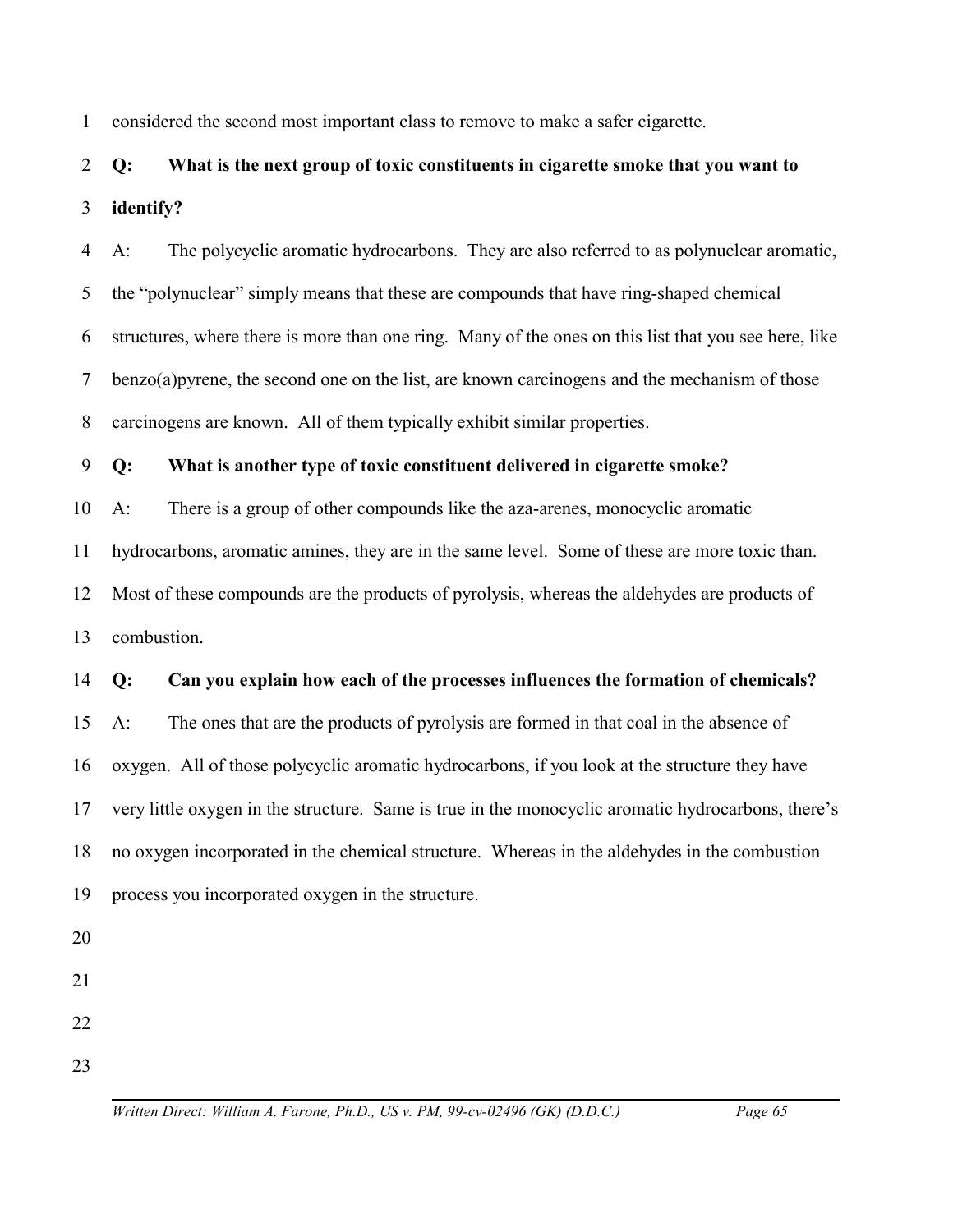considered the second most important class to remove to make a safer cigarette.

**Q: What is the next group of toxic constituents in cigarette smoke that you want to identify?**

A: The polycyclic aromatic hydrocarbons. They are also referred to as polynuclear aromatic, the "polynuclear" simply means that these are compounds that have ring-shaped chemical structures, where there is more than one ring. Many of the ones on this list that you see here, like benzo(a)pyrene, the second one on the list, are known carcinogens and the mechanism of those carcinogens are known. All of them typically exhibit similar properties.

**Q: What is another type of toxic constituent delivered in cigarette smoke?**

A: There is a group of other compounds like the aza-arenes, monocyclic aromatic hydrocarbons, aromatic amines, they are in the same level. Some of these are more toxic than. Most of these compounds are the products of pyrolysis, whereas the aldehydes are products of combustion.

**Q: Can you explain how each of the processes influences the formation of chemicals?**

A: The ones that are the products of pyrolysis are formed in that coal in the absence of oxygen. All of those polycyclic aromatic hydrocarbons, if you look at the structure they have very little oxygen in the structure. Same is true in the monocyclic aromatic hydrocarbons, there's no oxygen incorporated in the chemical structure. Whereas in the aldehydes in the combustion process you incorporated oxygen in the structure.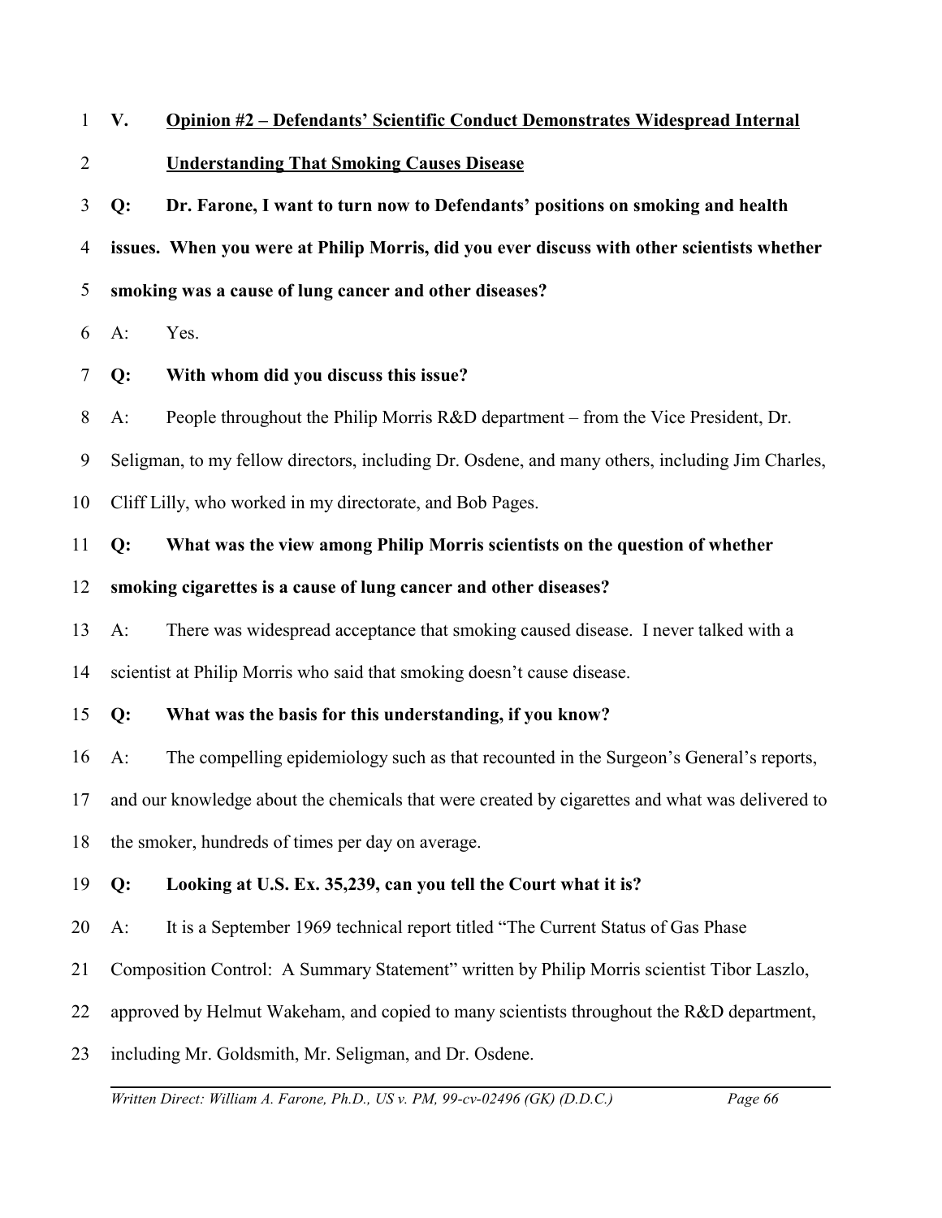## V. Opinion #2 – Defendants' Scientific Conduct Demonstrates Widespread Internal Understanding That Smoking Causes Disease

**Q: Dr. Farone, I want to turn now to Defendants' positions on smoking and health issues. When you were at Philip Morris, did you ever discuss with other scientists whether smoking was a cause of lung cancer and other diseases?**

A: Yes.

**Q: With whom did you discuss this issue?**

A: People throughout the Philip Morris R&D department – from the Vice President, Dr. Seligman, to my fellow directors, including Dr. Osdene, and many others, including Jim Charles, Cliff Lilly, who worked in my directorate, and Bob Pages.

**Q: What was the view among Philip Morris scientists on the question of whether smoking cigarettes is a cause of lung cancer and other diseases?**

A: There was widespread acceptance that smoking caused disease. I never talked with a scientist at Philip Morris who said that smoking doesn't cause disease.

**Q: What was the basis for this understanding, if you know?**

A: The compelling epidemiology such as that recounted in the Surgeon's General's reports, and our knowledge about the chemicals that were created by cigarettes and what was delivered to the smoker, hundreds of times per day on average.

**Q: Looking at U.S. Ex. 35,239, can you tell the Court what it is?**

A: It is a September 1969 technical report titled "The Current Status of Gas Phase Composition Control: A Summary Statement" written by Philip Morris scientist Tibor Laszlo, approved by Helmut Wakeham, and copied to many scientists throughout the R&D department, including Mr. Goldsmith, Mr. Seligman, and Dr. Osdene.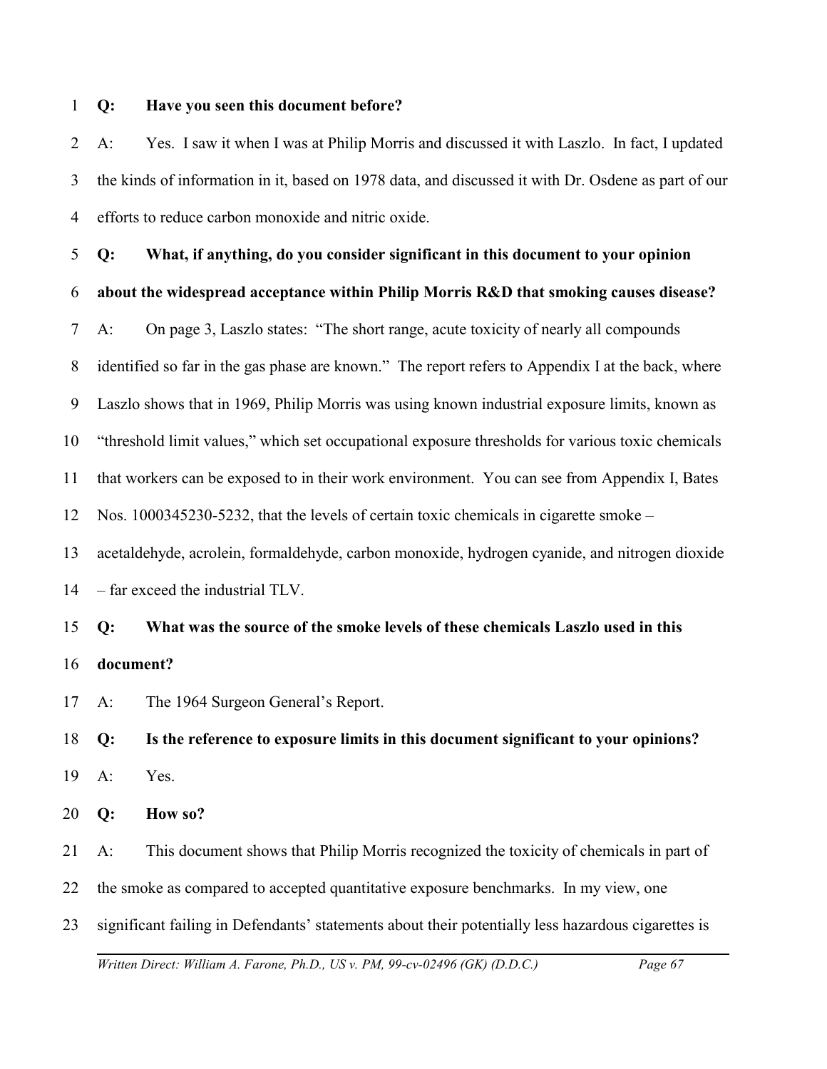**Q: Have you seen this document before?**

A: Yes. I saw it when I was at Philip Morris and discussed it with Laszlo. In fact, I updated the kinds of information in it, based on 1978 data, and discussed it with Dr. Osdene as part of our efforts to reduce carbon monoxide and nitric oxide.

**Q: What, if anything, do you consider significant in this document to your opinion about the widespread acceptance within Philip Morris R&D that smoking causes disease?**

A: On page 3, Laszlo states: "The short range, acute toxicity of nearly all compounds identified so far in the gas phase are known." The report refers to Appendix I at the back, where Laszlo shows that in 1969, Philip Morris was using known industrial exposure limits, known as "threshold limit values," which set occupational exposure thresholds for various toxic chemicals that workers can be exposed to in their work environment. You can see from Appendix I, Bates Nos. 1000345230-5232, that the levels of certain toxic chemicals in cigarette smoke – acetaldehyde, acrolein, formaldehyde, carbon monoxide, hydrogen cyanide, and nitrogen dioxide – far exceed the industrial TLV.

**Q: What was the source of the smoke levels of these chemicals Laszlo used in this document?**

A: The 1964 Surgeon General's Report.

**Q: Is the reference to exposure limits in this document significant to your opinions?**

A: Yes.

**Q: How so?**

A: This document shows that Philip Morris recognized the toxicity of chemicals in part of the smoke as compared to accepted quantitative exposure benchmarks. In my view, one significant failing in Defendants' statements about their potentially less hazardous cigarettes is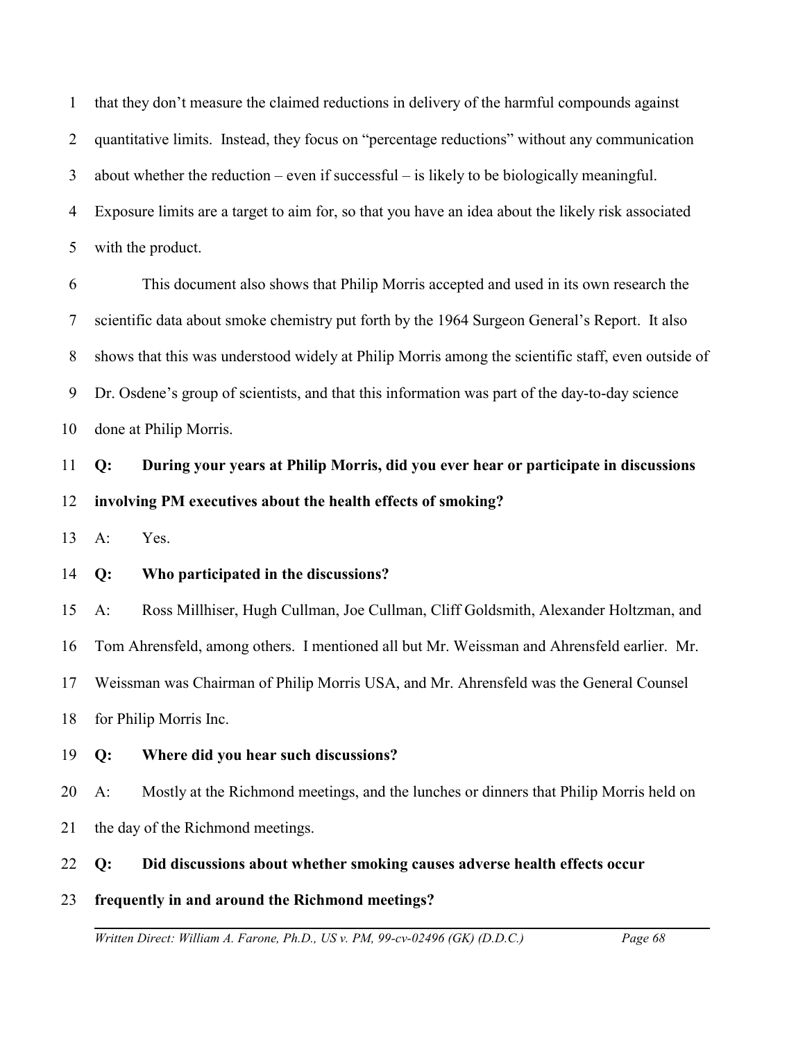that they don't measure the claimed reductions in delivery of the harmful compounds against quantitative limits. Instead, they focus on "percentage reductions" without any communication about whether the reduction – even if successful – is likely to be biologically meaningful. Exposure limits are a target to aim for, so that you have an idea about the likely risk associated with the product.

This document also shows that Philip Morris accepted and used in its own research the scientific data about smoke chemistry put forth by the 1964 Surgeon General's Report. It also shows that this was understood widely at Philip Morris among the scientific staff, even outside of Dr. Osdene's group of scientists, and that this information was part of the day-to-day science done at Philip Morris.

**Q: During your years at Philip Morris, did you ever hear or participate in discussions involving PM executives about the health effects of smoking?**

A: Yes.

**Q: Who participated in the discussions?**

A: Ross Millhiser, Hugh Cullman, Joe Cullman, Cliff Goldsmith, Alexander Holtzman, and Tom Ahrensfeld, among others. I mentioned all but Mr. Weissman and Ahrensfeld earlier. Mr. Weissman was Chairman of Philip Morris USA, and Mr. Ahrensfeld was the General Counsel for Philip Morris Inc.

**Q: Where did you hear such discussions?**

A: Mostly at the Richmond meetings, and the lunches or dinners that Philip Morris held on the day of the Richmond meetings.

**Q: Did discussions about whether smoking causes adverse health effects occur frequently in and around the Richmond meetings?**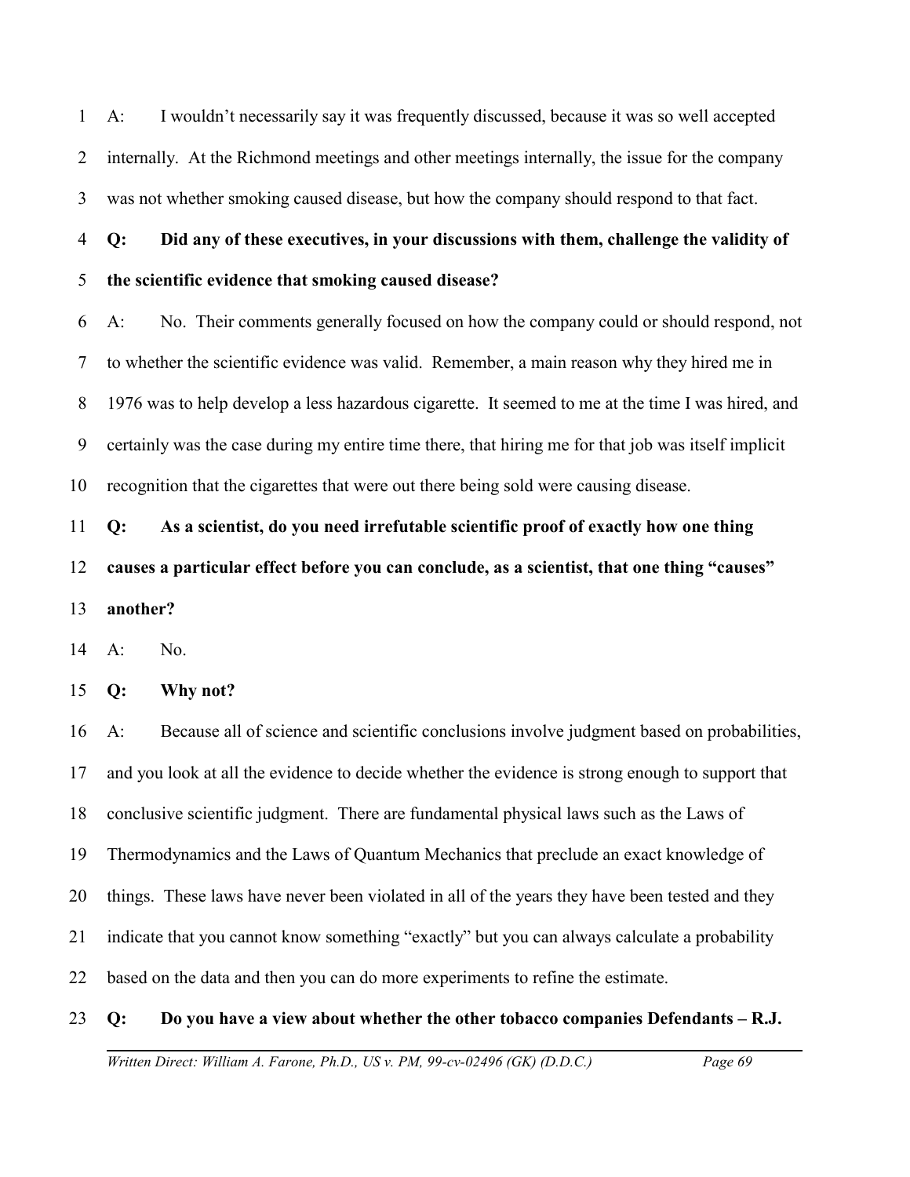A: I wouldn't necessarily say it was frequently discussed, because it was so well accepted internally. At the Richmond meetings and other meetings internally, the issue for the company was not whether smoking caused disease, but how the company should respond to that fact.

**Q: Did any of these executives, in your discussions with them, challenge the validity of the scientific evidence that smoking caused disease?**

A: No. Their comments generally focused on how the company could or should respond, not to whether the scientific evidence was valid. Remember, a main reason why they hired me in 1976 was to help develop a less hazardous cigarette. It seemed to me at the time I was hired, and certainly was the case during my entire time there, that hiring me for that job was itself implicit recognition that the cigarettes that were out there being sold were causing disease.

**Q: As a scientist, do you need irrefutable scientific proof of exactly how one thing causes a particular effect before you can conclude, as a scientist, that one thing "causes" another?**

A: No.

**Q: Why not?**

A: Because all of science and scientific conclusions involve judgment based on probabilities, and you look at all the evidence to decide whether the evidence is strong enough to support that conclusive scientific judgment. There are fundamental physical laws such as the Laws of Thermodynamics and the Laws of Quantum Mechanics that preclude an exact knowledge of things. These laws have never been violated in all of the years they have been tested and they indicate that you cannot know something "exactly" but you can always calculate a probability based on the data and then you can do more experiments to refine the estimate.

**Q: Do you have a view about whether the other tobacco companies Defendants – R.J.**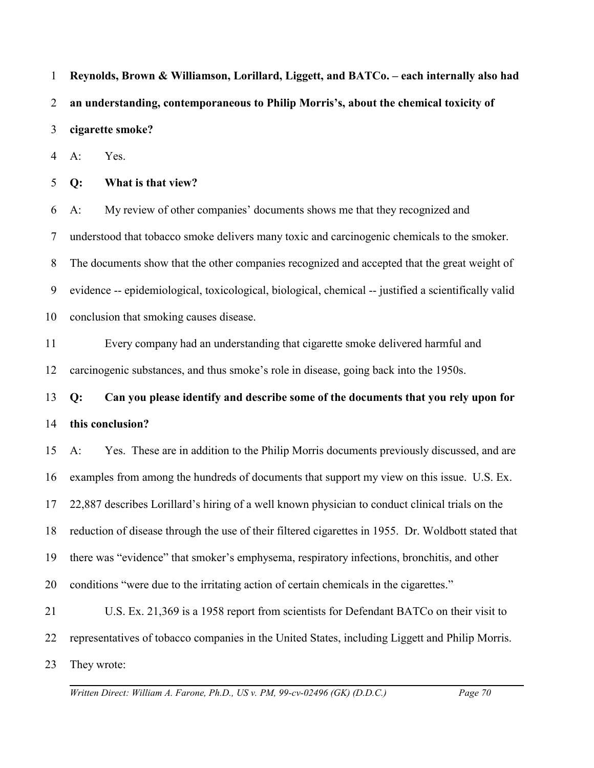**Reynolds, Brown & Williamson, Lorillard, Liggett, and BATCo. – each internally also had an understanding, contemporaneous to Philip Morris's, about the chemical toxicity of cigarette smoke?**

A: Yes.

**Q: What is that view?**

A: My review of other companies' documents shows me that they recognized and understood that tobacco smoke delivers many toxic and carcinogenic chemicals to the smoker. The documents show that the other companies recognized and accepted that the great weight of evidence -- epidemiological, toxicological, biological, chemical -- justified a scientifically valid conclusion that smoking causes disease.

Every company had an understanding that cigarette smoke delivered harmful and carcinogenic substances, and thus smoke's role in disease, going back into the 1950s.

**Q: Can you please identify and describe some of the documents that you rely upon for this conclusion?**

A: Yes. These are in addition to the Philip Morris documents previously discussed, and are examples from among the hundreds of documents that support my view on this issue. U.S. Ex. 22,887 describes Lorillard's hiring of a well known physician to conduct clinical trials on the reduction of disease through the use of their filtered cigarettes in 1955. Dr. Woldbott stated that there was "evidence" that smoker's emphysema, respiratory infections, bronchitis, and other conditions "were due to the irritating action of certain chemicals in the cigarettes."

U.S. Ex. 21,369 is a 1958 report from scientists for Defendant BATCo on their visit to representatives of tobacco companies in the United States, including Liggett and Philip Morris. They wrote: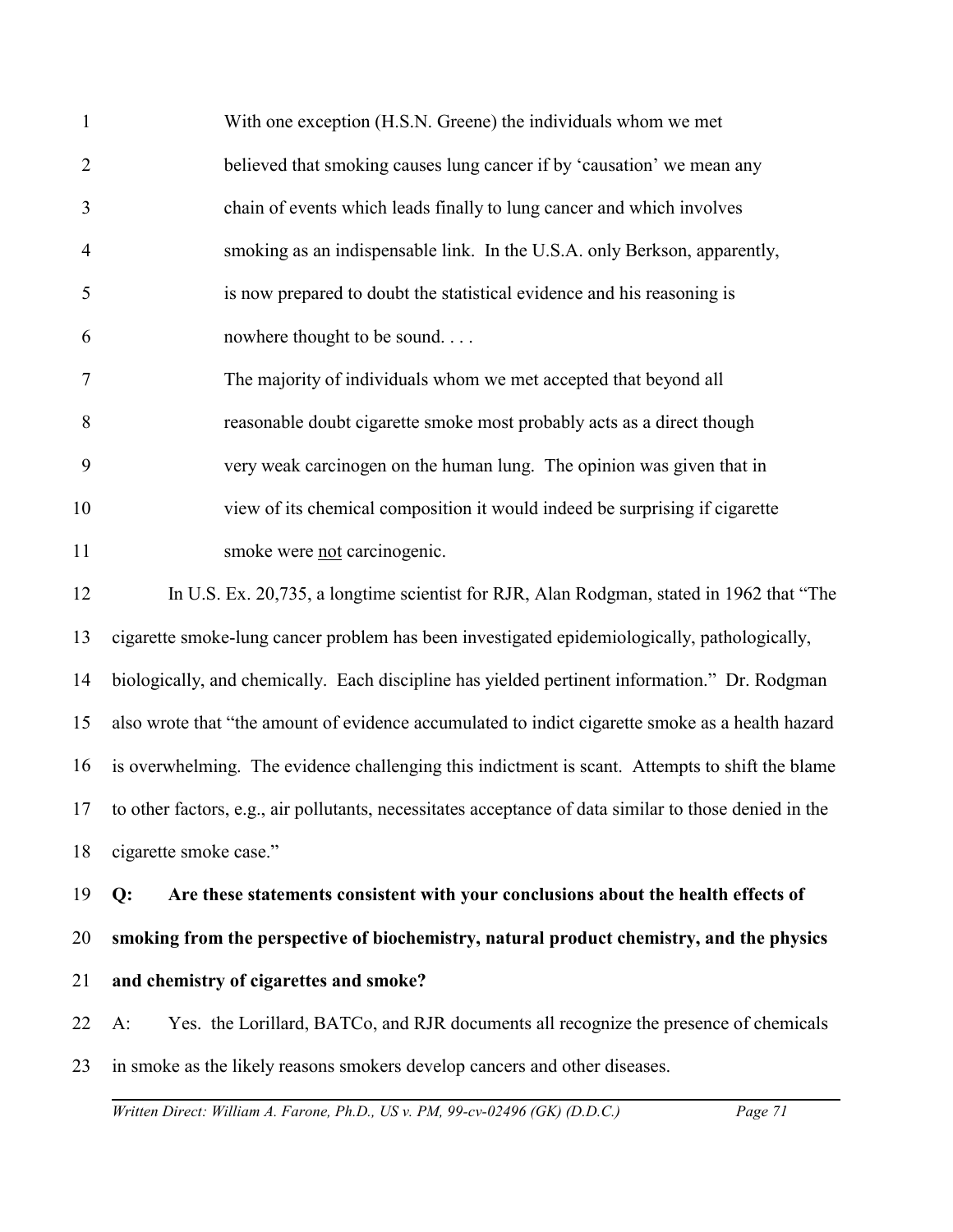> With one exception (H.S.N. Greene) the individuals whom we met believed that smoking causes lung cancer if by 'causation' we mean any chain of events which leads finally to lung cancer and which involves smoking as an indispensable link. In the U.S.A. only Berkson, apparently, is now prepared to doubt the statistical evidence and his reasoning is nowhere thought to be sound. . . .
>
> The majority of individuals whom we met accepted that beyond all reasonable doubt cigarette smoke most probably acts as a direct though very weak carcinogen on the human lung. The opinion was given that in view of its chemical composition it would indeed be surprising if cigarette smoke were not carcinogenic.

In U.S. Ex. 20,735, a longtime scientist for RJR, Alan Rodgman, stated in 1962 that "The cigarette smoke-lung cancer problem has been investigated epidemiologically, pathologically, biologically, and chemically. Each discipline has yielded pertinent information." Dr. Rodgman also wrote that "the amount of evidence accumulated to indict cigarette smoke as a health hazard is overwhelming. The evidence challenging this indictment is scant. Attempts to shift the blame to other factors, e.g., air pollutants, necessitates acceptance of data similar to those denied in the cigarette smoke case."

**Q: Are these statements consistent with your conclusions about the health effects of smoking from the perspective of biochemistry, natural product chemistry, and the physics and chemistry of cigarettes and smoke?**

A: Yes. the Lorillard, BATCo, and RJR documents all recognize the presence of chemicals in smoke as the likely reasons smokers develop cancers and other diseases.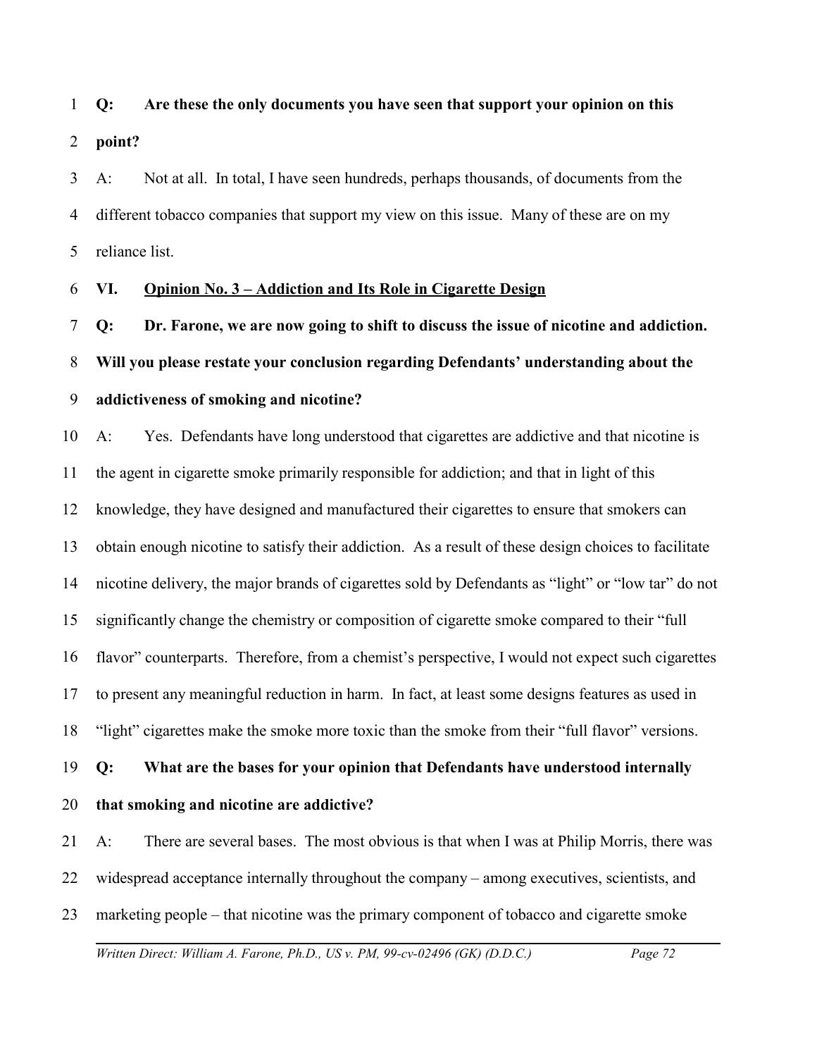**Q: Are these the only documents you have seen that support your opinion on this point?**

A: Not at all. In total, I have seen hundreds, perhaps thousands, of documents from the different tobacco companies that support my view on this issue. Many of these are on my reliance list.

## VI. <u>Opinion No. 3 – Addiction and Its Role in Cigarette Design</u>

**Q: Dr. Farone, we are now going to shift to discuss the issue of nicotine and addiction. Will you please restate your conclusion regarding Defendants' understanding about the addictiveness of smoking and nicotine?**

A: Yes. Defendants have long understood that cigarettes are addictive and that nicotine is the agent in cigarette smoke primarily responsible for addiction; and that in light of this knowledge, they have designed and manufactured their cigarettes to ensure that smokers can obtain enough nicotine to satisfy their addiction. As a result of these design choices to facilitate nicotine delivery, the major brands of cigarettes sold by Defendants as "light" or "low tar" do not significantly change the chemistry or composition of cigarette smoke compared to their "full flavor" counterparts. Therefore, from a chemist's perspective, I would not expect such cigarettes to present any meaningful reduction in harm. In fact, at least some designs features as used in "light" cigarettes make the smoke more toxic than the smoke from their "full flavor" versions.

**Q: What are the bases for your opinion that Defendants have understood internally that smoking and nicotine are addictive?**

A: There are several bases. The most obvious is that when I was at Philip Morris, there was widespread acceptance internally throughout the company – among executives, scientists, and marketing people – that nicotine was the primary component of tobacco and cigarette smoke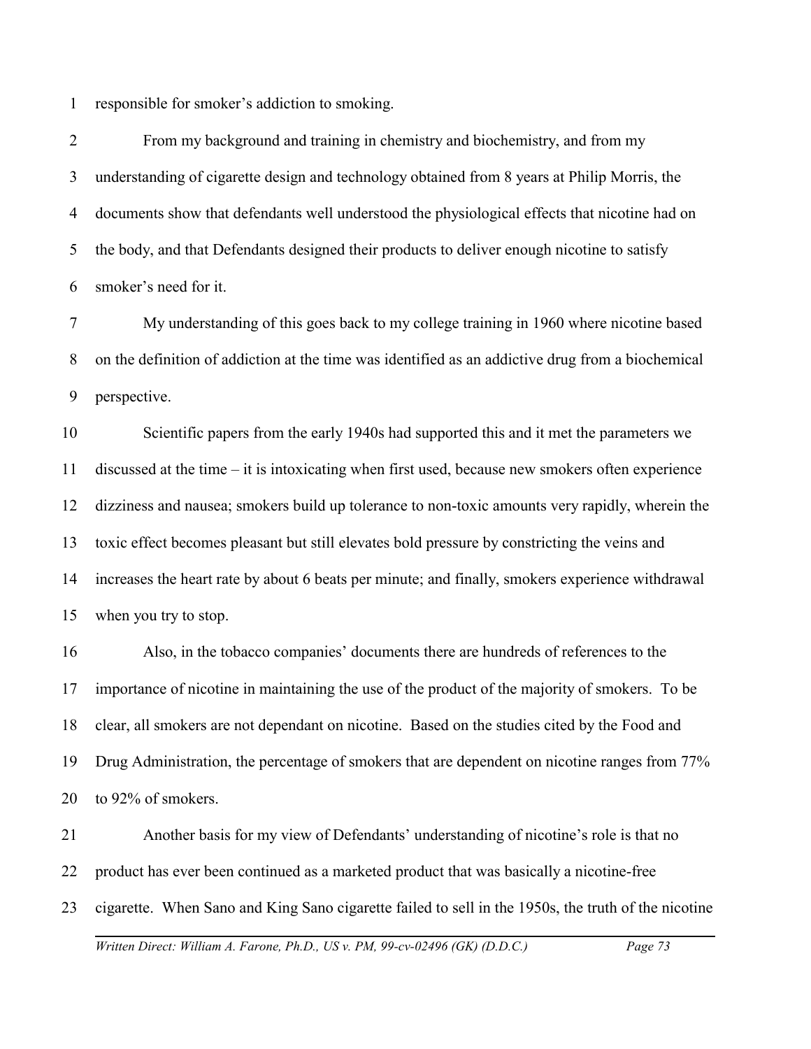responsible for smoker's addiction to smoking.

From my background and training in chemistry and biochemistry, and from my understanding of cigarette design and technology obtained from 8 years at Philip Morris, the documents show that defendants well understood the physiological effects that nicotine had on the body, and that Defendants designed their products to deliver enough nicotine to satisfy smoker's need for it.

My understanding of this goes back to my college training in 1960 where nicotine based on the definition of addiction at the time was identified as an addictive drug from a biochemical perspective.

Scientific papers from the early 1940s had supported this and it met the parameters we discussed at the time – it is intoxicating when first used, because new smokers often experience dizziness and nausea; smokers build up tolerance to non-toxic amounts very rapidly, wherein the toxic effect becomes pleasant but still elevates bold pressure by constricting the veins and increases the heart rate by about 6 beats per minute; and finally, smokers experience withdrawal when you try to stop.

Also, in the tobacco companies' documents there are hundreds of references to the importance of nicotine in maintaining the use of the product of the majority of smokers. To be clear, all smokers are not dependant on nicotine. Based on the studies cited by the Food and Drug Administration, the percentage of smokers that are dependent on nicotine ranges from 77% to 92% of smokers.

Another basis for my view of Defendants' understanding of nicotine's role is that no product has ever been continued as a marketed product that was basically a nicotine-free cigarette. When Sano and King Sano cigarette failed to sell in the 1950s, the truth of the nicotine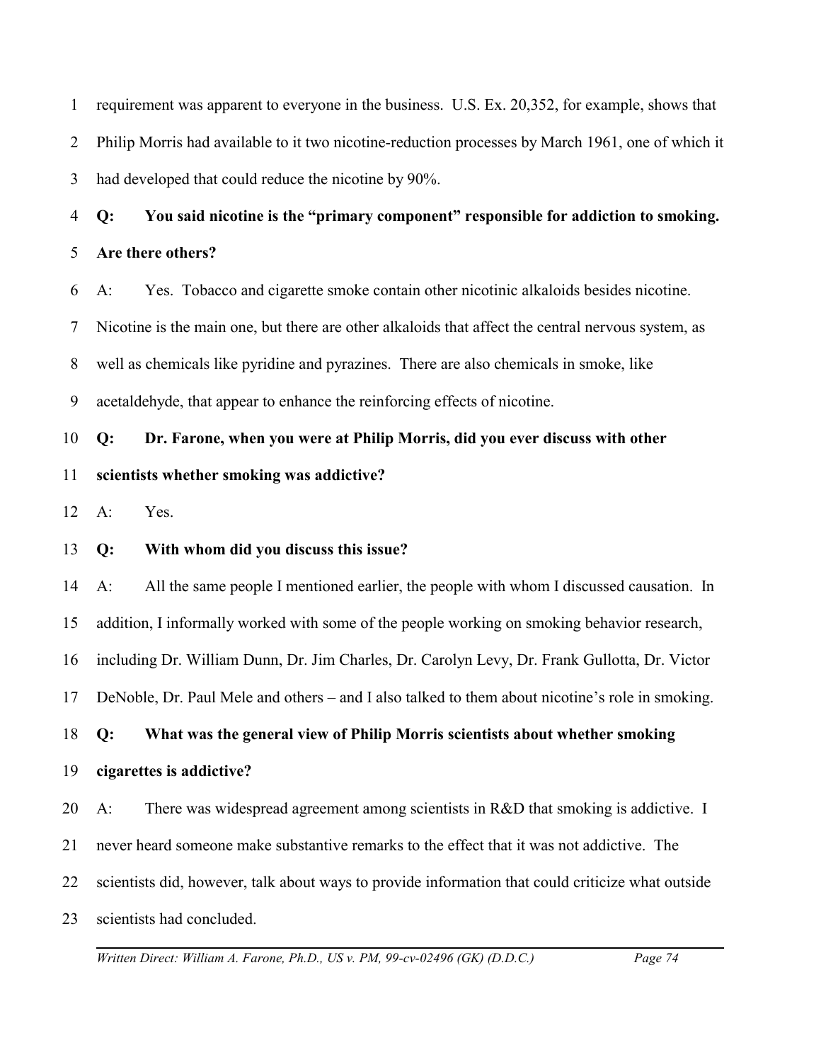requirement was apparent to everyone in the business. U.S. Ex. 20,352, for example, shows that Philip Morris had available to it two nicotine-reduction processes by March 1961, one of which it had developed that could reduce the nicotine by 90%.

**Q: You said nicotine is the "primary component" responsible for addiction to smoking. Are there others?**

A: Yes. Tobacco and cigarette smoke contain other nicotinic alkaloids besides nicotine. Nicotine is the main one, but there are other alkaloids that affect the central nervous system, as well as chemicals like pyridine and pyrazines. There are also chemicals in smoke, like acetaldehyde, that appear to enhance the reinforcing effects of nicotine.

**Q: Dr. Farone, when you were at Philip Morris, did you ever discuss with other scientists whether smoking was addictive?**

A: Yes.

**Q: With whom did you discuss this issue?**

A: All the same people I mentioned earlier, the people with whom I discussed causation. In addition, I informally worked with some of the people working on smoking behavior research, including Dr. William Dunn, Dr. Jim Charles, Dr. Carolyn Levy, Dr. Frank Gullotta, Dr. Victor DeNoble, Dr. Paul Mele and others – and I also talked to them about nicotine's role in smoking.

**Q: What was the general view of Philip Morris scientists about whether smoking cigarettes is addictive?**

A: There was widespread agreement among scientists in R&D that smoking is addictive. I never heard someone make substantive remarks to the effect that it was not addictive. The scientists did, however, talk about ways to provide information that could criticize what outside scientists had concluded.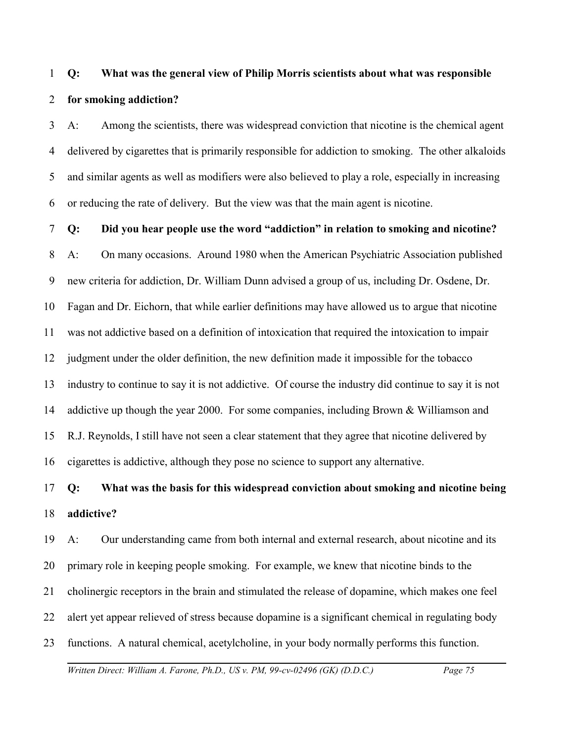**Q: What was the general view of Philip Morris scientists about what was responsible for smoking addiction?**

A: Among the scientists, there was widespread conviction that nicotine is the chemical agent delivered by cigarettes that is primarily responsible for addiction to smoking. The other alkaloids and similar agents as well as modifiers were also believed to play a role, especially in increasing or reducing the rate of delivery. But the view was that the main agent is nicotine.

**Q: Did you hear people use the word "addiction" in relation to smoking and nicotine?**

A: On many occasions. Around 1980 when the American Psychiatric Association published new criteria for addiction, Dr. William Dunn advised a group of us, including Dr. Osdene, Dr. Fagan and Dr. Eichorn, that while earlier definitions may have allowed us to argue that nicotine was not addictive based on a definition of intoxication that required the intoxication to impair judgment under the older definition, the new definition made it impossible for the tobacco industry to continue to say it is not addictive. Of course the industry did continue to say it is not addictive up though the year 2000. For some companies, including Brown & Williamson and R.J. Reynolds, I still have not seen a clear statement that they agree that nicotine delivered by cigarettes is addictive, although they pose no science to support any alternative.

**Q: What was the basis for this widespread conviction about smoking and nicotine being addictive?**

A: Our understanding came from both internal and external research, about nicotine and its primary role in keeping people smoking. For example, we knew that nicotine binds to the cholinergic receptors in the brain and stimulated the release of dopamine, which makes one feel alert yet appear relieved of stress because dopamine is a significant chemical in regulating body functions. A natural chemical, acetylcholine, in your body normally performs this function.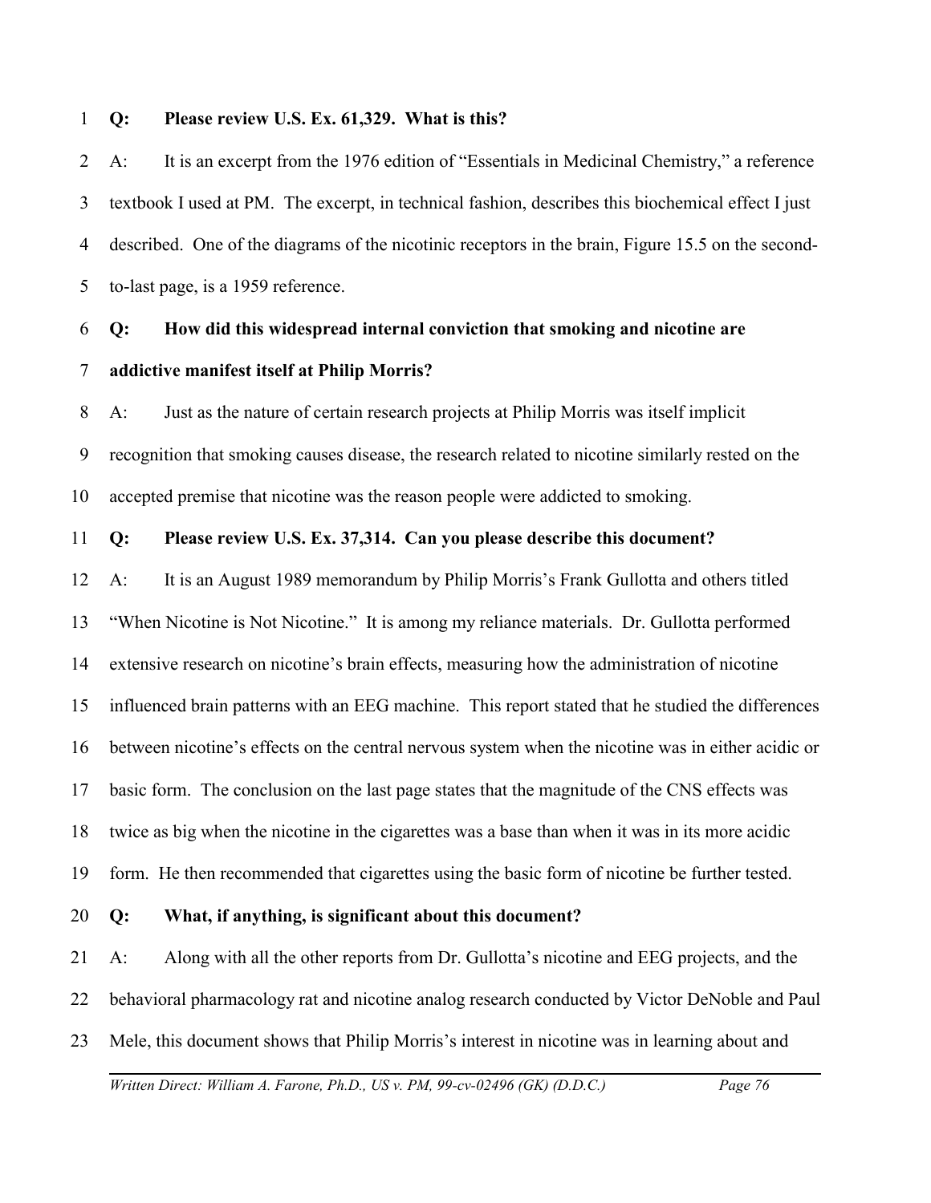**Q: Please review U.S. Ex. 61,329. What is this?**

A: It is an excerpt from the 1976 edition of "Essentials in Medicinal Chemistry," a reference textbook I used at PM. The excerpt, in technical fashion, describes this biochemical effect I just described. One of the diagrams of the nicotinic receptors in the brain, Figure 15.5 on the second-to-last page, is a 1959 reference.

**Q: How did this widespread internal conviction that smoking and nicotine are addictive manifest itself at Philip Morris?**

A: Just as the nature of certain research projects at Philip Morris was itself implicit recognition that smoking causes disease, the research related to nicotine similarly rested on the accepted premise that nicotine was the reason people were addicted to smoking.

**Q: Please review U.S. Ex. 37,314. Can you please describe this document?**

A: It is an August 1989 memorandum by Philip Morris's Frank Gullotta and others titled "When Nicotine is Not Nicotine." It is among my reliance materials. Dr. Gullotta performed extensive research on nicotine's brain effects, measuring how the administration of nicotine influenced brain patterns with an EEG machine. This report stated that he studied the differences between nicotine's effects on the central nervous system when the nicotine was in either acidic or basic form. The conclusion on the last page states that the magnitude of the CNS effects was twice as big when the nicotine in the cigarettes was a base than when it was in its more acidic form. He then recommended that cigarettes using the basic form of nicotine be further tested.

**Q: What, if anything, is significant about this document?**

A: Along with all the other reports from Dr. Gullotta's nicotine and EEG projects, and the behavioral pharmacology rat and nicotine analog research conducted by Victor DeNoble and Paul Mele, this document shows that Philip Morris's interest in nicotine was in learning about and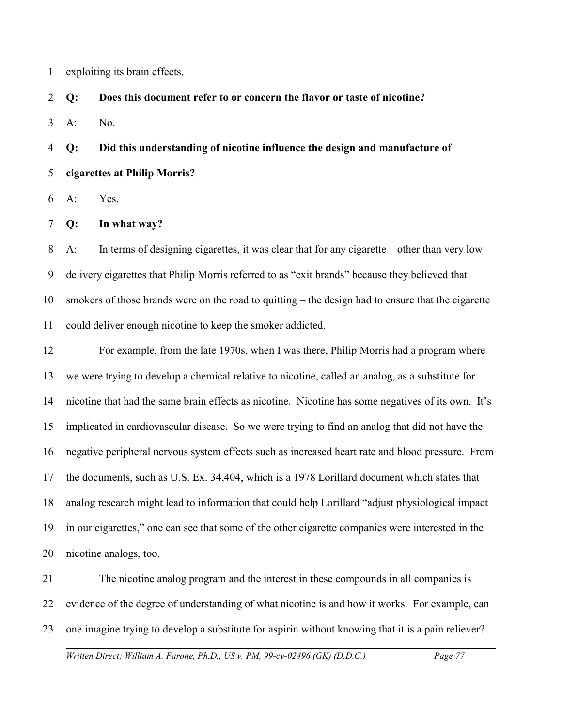exploiting its brain effects.

**Q: Does this document refer to or concern the flavor or taste of nicotine?**

A: No.

**Q: Did this understanding of nicotine influence the design and manufacture of cigarettes at Philip Morris?**

A: Yes.

**Q: In what way?**

A: In terms of designing cigarettes, it was clear that for any cigarette – other than very low delivery cigarettes that Philip Morris referred to as "exit brands" because they believed that smokers of those brands were on the road to quitting – the design had to ensure that the cigarette could deliver enough nicotine to keep the smoker addicted.

For example, from the late 1970s, when I was there, Philip Morris had a program where we were trying to develop a chemical relative to nicotine, called an analog, as a substitute for nicotine that had the same brain effects as nicotine. Nicotine has some negatives of its own. It's implicated in cardiovascular disease. So we were trying to find an analog that did not have the negative peripheral nervous system effects such as increased heart rate and blood pressure. From the documents, such as U.S. Ex. 34,404, which is a 1978 Lorillard document which states that analog research might lead to information that could help Lorillard "adjust physiological impact in our cigarettes," one can see that some of the other cigarette companies were interested in the nicotine analogs, too.

The nicotine analog program and the interest in these compounds in all companies is evidence of the degree of understanding of what nicotine is and how it works. For example, can one imagine trying to develop a substitute for aspirin without knowing that it is a pain reliever?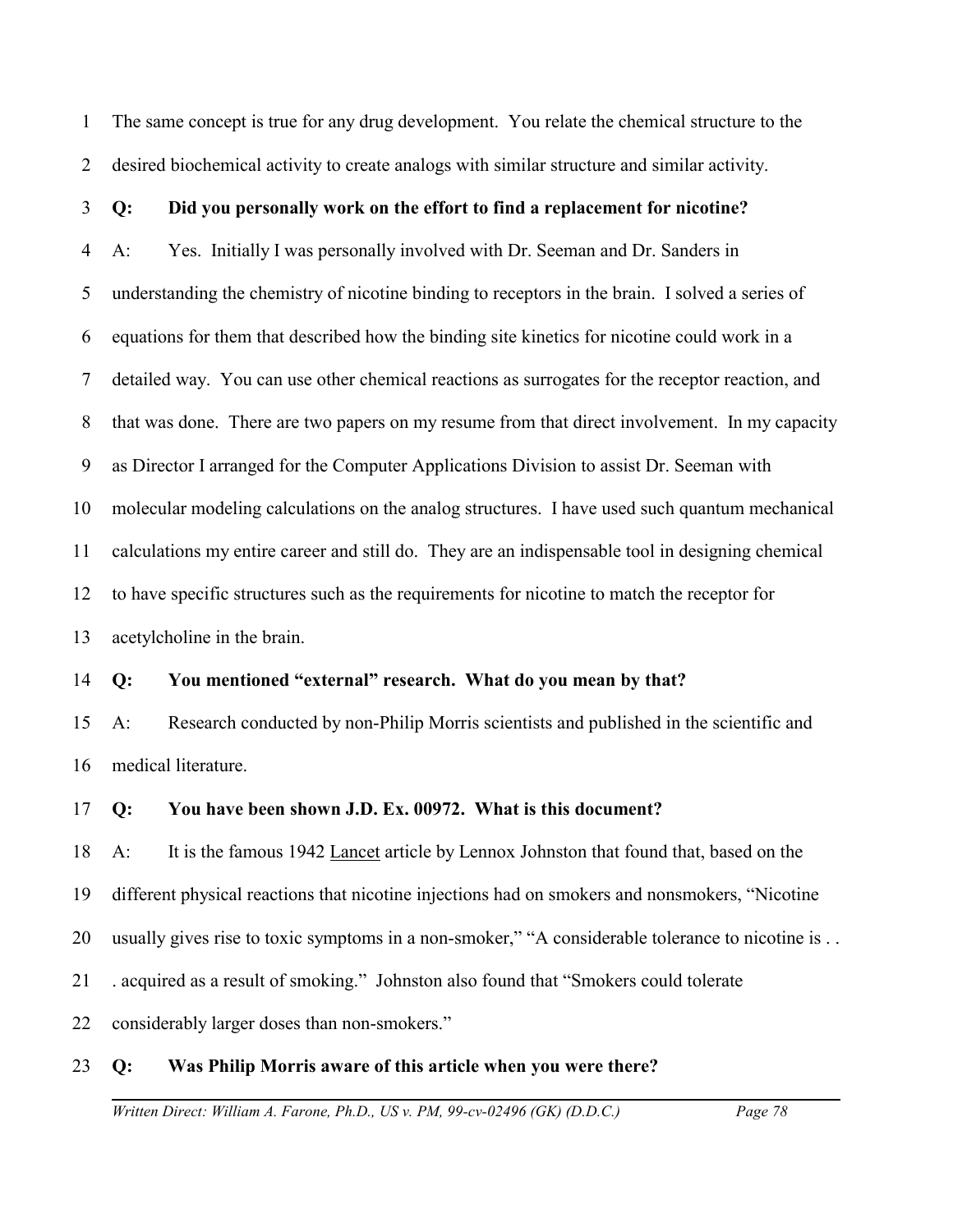The same concept is true for any drug development. You relate the chemical structure to the desired biochemical activity to create analogs with similar structure and similar activity.

**Q: Did you personally work on the effort to find a replacement for nicotine?**

A: Yes. Initially I was personally involved with Dr. Seeman and Dr. Sanders in understanding the chemistry of nicotine binding to receptors in the brain. I solved a series of equations for them that described how the binding site kinetics for nicotine could work in a detailed way. You can use other chemical reactions as surrogates for the receptor reaction, and that was done. There are two papers on my resume from that direct involvement. In my capacity as Director I arranged for the Computer Applications Division to assist Dr. Seeman with molecular modeling calculations on the analog structures. I have used such quantum mechanical calculations my entire career and still do. They are an indispensable tool in designing chemical to have specific structures such as the requirements for nicotine to match the receptor for acetylcholine in the brain.

**Q: You mentioned "external" research. What do you mean by that?**

A: Research conducted by non-Philip Morris scientists and published in the scientific and medical literature.

**Q: You have been shown J.D. Ex. 00972. What is this document?**

A: It is the famous 1942 Lancet article by Lennox Johnston that found that, based on the different physical reactions that nicotine injections had on smokers and nonsmokers, "Nicotine usually gives rise to toxic symptoms in a non-smoker," "A considerable tolerance to nicotine is . . . acquired as a result of smoking." Johnston also found that "Smokers could tolerate considerably larger doses than non-smokers."

**Q: Was Philip Morris aware of this article when you were there?**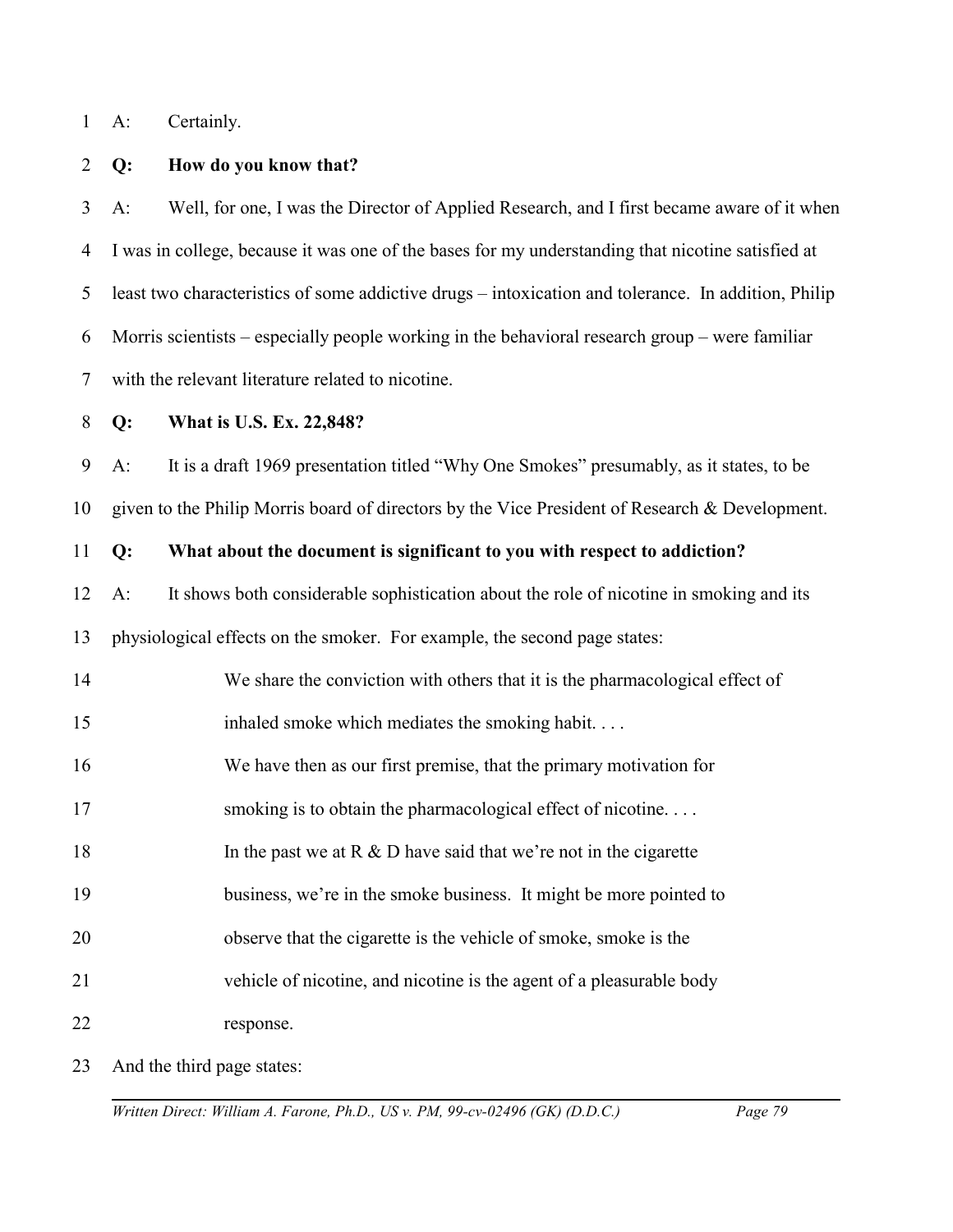A: Certainly.

**Q: How do you know that?**

A: Well, for one, I was the Director of Applied Research, and I first became aware of it when I was in college, because it was one of the bases for my understanding that nicotine satisfied at least two characteristics of some addictive drugs – intoxication and tolerance. In addition, Philip Morris scientists – especially people working in the behavioral research group – were familiar with the relevant literature related to nicotine.

**Q: What is U.S. Ex. 22,848?**

A: It is a draft 1969 presentation titled "Why One Smokes" presumably, as it states, to be given to the Philip Morris board of directors by the Vice President of Research & Development.

**Q: What about the document is significant to you with respect to addiction?**

A: It shows both considerable sophistication about the role of nicotine in smoking and its physiological effects on the smoker. For example, the second page states:

> We share the conviction with others that it is the pharmacological effect of inhaled smoke which mediates the smoking habit. . . .
>
> We have then as our first premise, that the primary motivation for smoking is to obtain the pharmacological effect of nicotine. . . .
>
> In the past we at R & D have said that we're not in the cigarette business, we're in the smoke business. It might be more pointed to observe that the cigarette is the vehicle of smoke, smoke is the vehicle of nicotine, and nicotine is the agent of a pleasurable body response.

And the third page states: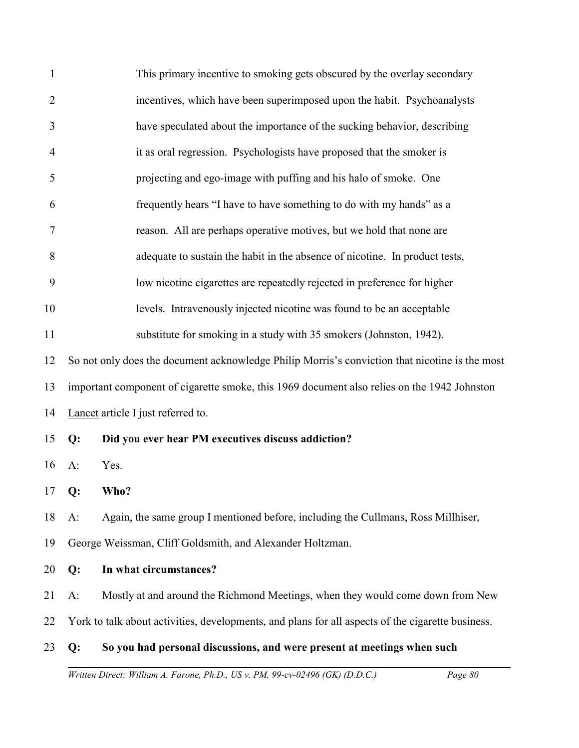> This primary incentive to smoking gets obscured by the overlay secondary incentives, which have been superimposed upon the habit. Psychoanalysts have speculated about the importance of the sucking behavior, describing it as oral regression. Psychologists have proposed that the smoker is projecting and ego-image with puffing and his halo of smoke. One frequently hears "I have to have something to do with my hands" as a reason. All are perhaps operative motives, but we hold that none are adequate to sustain the habit in the absence of nicotine. In product tests, low nicotine cigarettes are repeatedly rejected in preference for higher levels. Intravenously injected nicotine was found to be an acceptable substitute for smoking in a study with 35 smokers (Johnston, 1942).

So not only does the document acknowledge Philip Morris's conviction that nicotine is the most important component of cigarette smoke, this 1969 document also relies on the 1942 Johnston Lancet article I just referred to.

**Q: Did you ever hear PM executives discuss addiction?**

A: Yes.

**Q: Who?**

A: Again, the same group I mentioned before, including the Cullmans, Ross Millhiser, George Weissman, Cliff Goldsmith, and Alexander Holtzman.

**Q: In what circumstances?**

A: Mostly at and around the Richmond Meetings, when they would come down from New York to talk about activities, developments, and plans for all aspects of the cigarette business.

**Q: So you had personal discussions, and were present at meetings when such**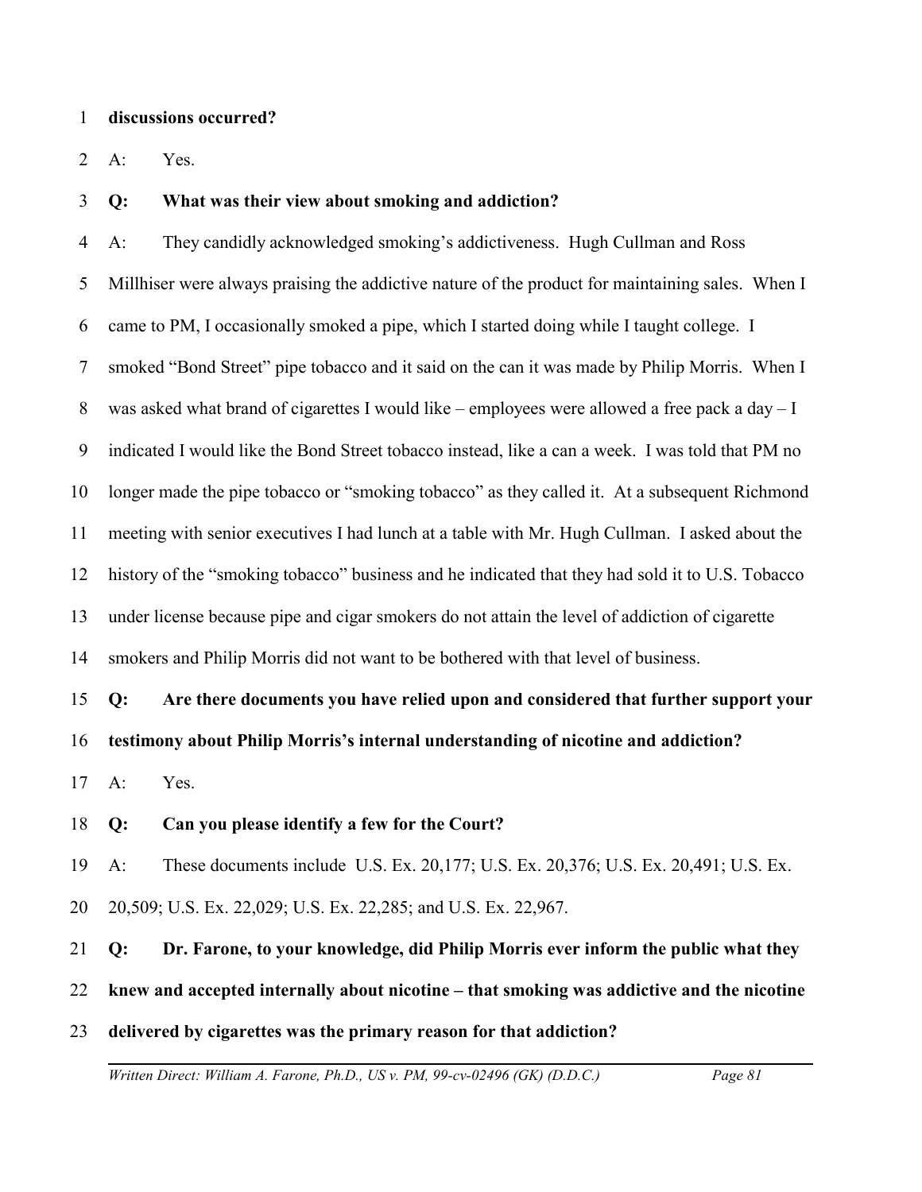**discussions occurred?**

A: Yes.

**Q: What was their view about smoking and addiction?**

A: They candidly acknowledged smoking's addictiveness. Hugh Cullman and Ross Millhiser were always praising the addictive nature of the product for maintaining sales. When I came to PM, I occasionally smoked a pipe, which I started doing while I taught college. I smoked "Bond Street" pipe tobacco and it said on the can it was made by Philip Morris. When I was asked what brand of cigarettes I would like – employees were allowed a free pack a day – I indicated I would like the Bond Street tobacco instead, like a can a week. I was told that PM no longer made the pipe tobacco or "smoking tobacco" as they called it. At a subsequent Richmond meeting with senior executives I had lunch at a table with Mr. Hugh Cullman. I asked about the history of the "smoking tobacco" business and he indicated that they had sold it to U.S. Tobacco under license because pipe and cigar smokers do not attain the level of addiction of cigarette smokers and Philip Morris did not want to be bothered with that level of business.

**Q: Are there documents you have relied upon and considered that further support your testimony about Philip Morris's internal understanding of nicotine and addiction?**

A: Yes.

**Q: Can you please identify a few for the Court?**

A: These documents include U.S. Ex. 20,177; U.S. Ex. 20,376; U.S. Ex. 20,491; U.S. Ex. 20,509; U.S. Ex. 22,029; U.S. Ex. 22,285; and U.S. Ex. 22,967.

**Q: Dr. Farone, to your knowledge, did Philip Morris ever inform the public what they knew and accepted internally about nicotine – that smoking was addictive and the nicotine delivered by cigarettes was the primary reason for that addiction?**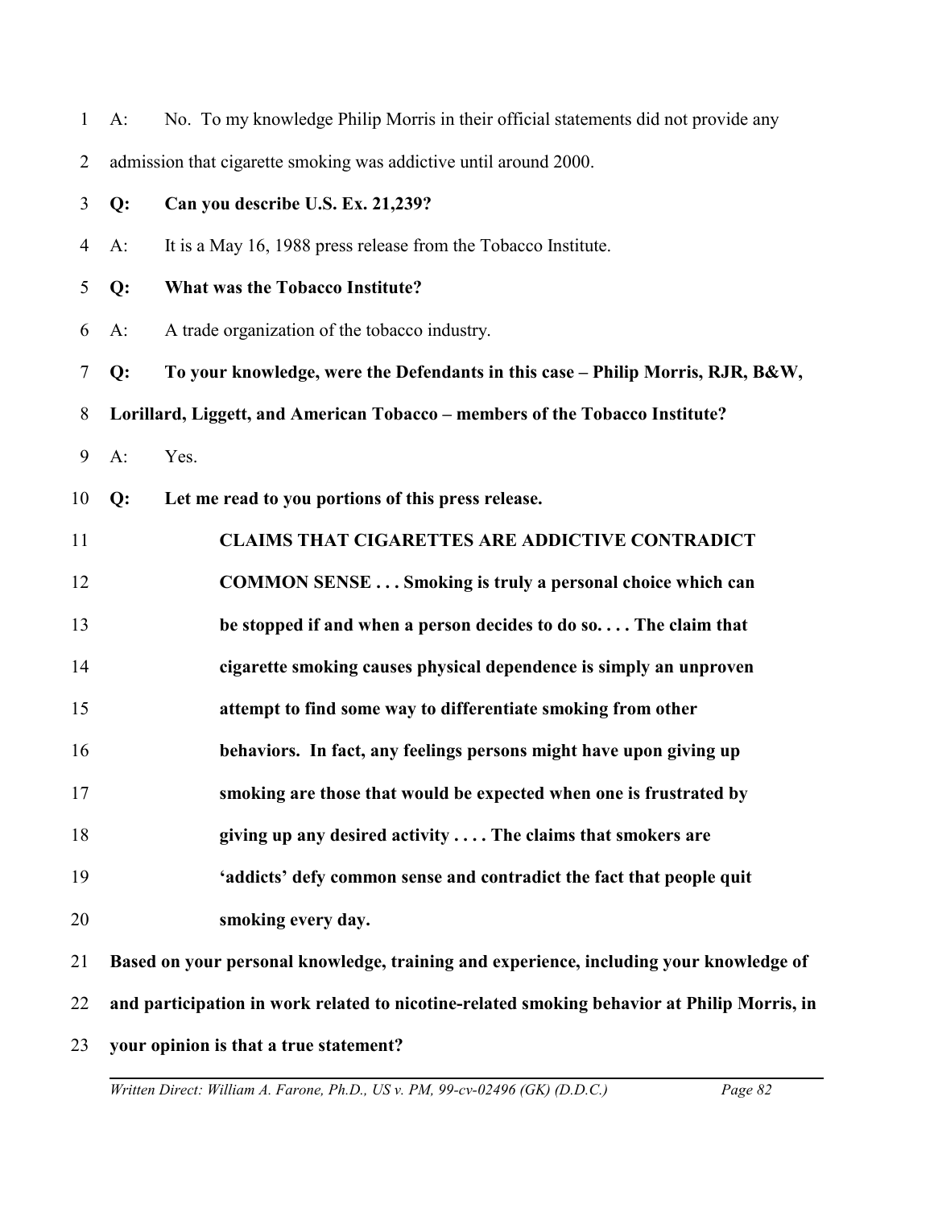A: No. To my knowledge Philip Morris in their official statements did not provide any admission that cigarette smoking was addictive until around 2000.

**Q: Can you describe U.S. Ex. 21,239?**

A: It is a May 16, 1988 press release from the Tobacco Institute.

**Q: What was the Tobacco Institute?**

A: A trade organization of the tobacco industry.

**Q: To your knowledge, were the Defendants in this case – Philip Morris, RJR, B&W, Lorillard, Liggett, and American Tobacco – members of the Tobacco Institute?**

A: Yes.

**Q: Let me read to you portions of this press release.**

> **CLAIMS THAT CIGARETTES ARE ADDICTIVE CONTRADICT COMMON SENSE . . . Smoking is truly a personal choice which can be stopped if and when a person decides to do so. . . . The claim that cigarette smoking causes physical dependence is simply an unproven attempt to find some way to differentiate smoking from other behaviors. In fact, any feelings persons might have upon giving up smoking are those that would be expected when one is frustrated by giving up any desired activity . . . . The claims that smokers are 'addicts' defy common sense and contradict the fact that people quit smoking every day.**

**Based on your personal knowledge, training and experience, including your knowledge of and participation in work related to nicotine-related smoking behavior at Philip Morris, in your opinion is that a true statement?**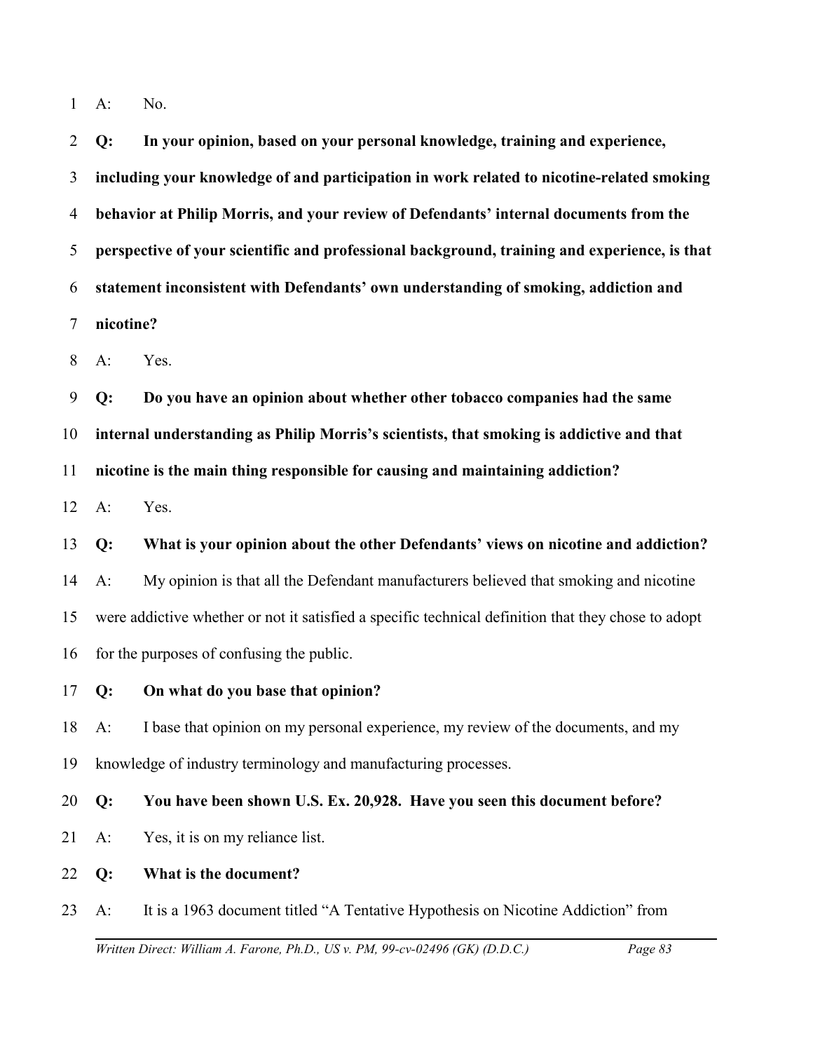A: No.

**Q: In your opinion, based on your personal knowledge, training and experience, including your knowledge of and participation in work related to nicotine-related smoking behavior at Philip Morris, and your review of Defendants' internal documents from the perspective of your scientific and professional background, training and experience, is that statement inconsistent with Defendants' own understanding of smoking, addiction and nicotine?**

A: Yes.

**Q: Do you have an opinion about whether other tobacco companies had the same internal understanding as Philip Morris's scientists, that smoking is addictive and that nicotine is the main thing responsible for causing and maintaining addiction?**

A: Yes.

**Q: What is your opinion about the other Defendants' views on nicotine and addiction?**

A: My opinion is that all the Defendant manufacturers believed that smoking and nicotine were addictive whether or not it satisfied a specific technical definition that they chose to adopt for the purposes of confusing the public.

**Q: On what do you base that opinion?**

A: I base that opinion on my personal experience, my review of the documents, and my knowledge of industry terminology and manufacturing processes.

**Q: You have been shown U.S. Ex. 20,928. Have you seen this document before?**

A: Yes, it is on my reliance list.

**Q: What is the document?**

A: It is a 1963 document titled "A Tentative Hypothesis on Nicotine Addiction" from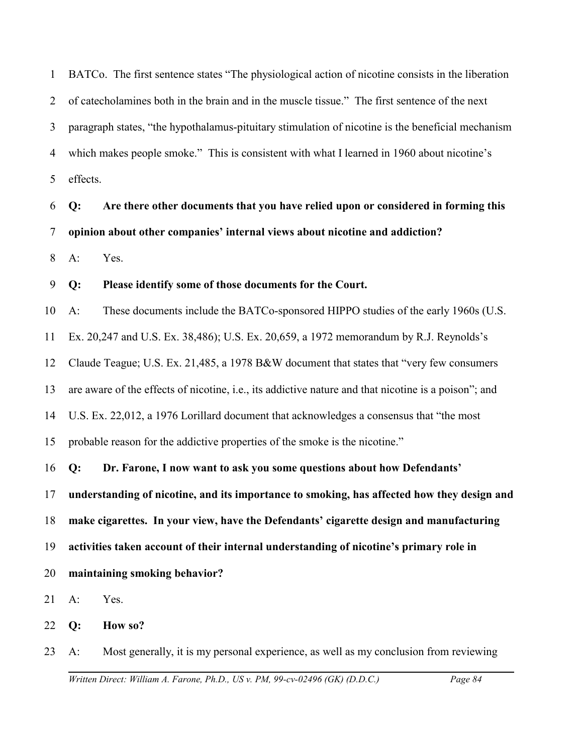BATCo. The first sentence states "The physiological action of nicotine consists in the liberation of catecholamines both in the brain and in the muscle tissue." The first sentence of the next paragraph states, "the hypothalamus-pituitary stimulation of nicotine is the beneficial mechanism which makes people smoke." This is consistent with what I learned in 1960 about nicotine's effects.

**Q: Are there other documents that you have relied upon or considered in forming this opinion about other companies' internal views about nicotine and addiction?**

A: Yes.

**Q: Please identify some of those documents for the Court.**

A: These documents include the BATCo-sponsored HIPPO studies of the early 1960s (U.S. Ex. 20,247 and U.S. Ex. 38,486); U.S. Ex. 20,659, a 1972 memorandum by R.J. Reynolds's Claude Teague; U.S. Ex. 21,485, a 1978 B&W document that states that "very few consumers are aware of the effects of nicotine, i.e., its addictive nature and that nicotine is a poison"; and U.S. Ex. 22,012, a 1976 Lorillard document that acknowledges a consensus that "the most probable reason for the addictive properties of the smoke is the nicotine."

**Q: Dr. Farone, I now want to ask you some questions about how Defendants' understanding of nicotine, and its importance to smoking, has affected how they design and make cigarettes. In your view, have the Defendants' cigarette design and manufacturing activities taken account of their internal understanding of nicotine's primary role in maintaining smoking behavior?**

A: Yes.

**Q: How so?**

A: Most generally, it is my personal experience, as well as my conclusion from reviewing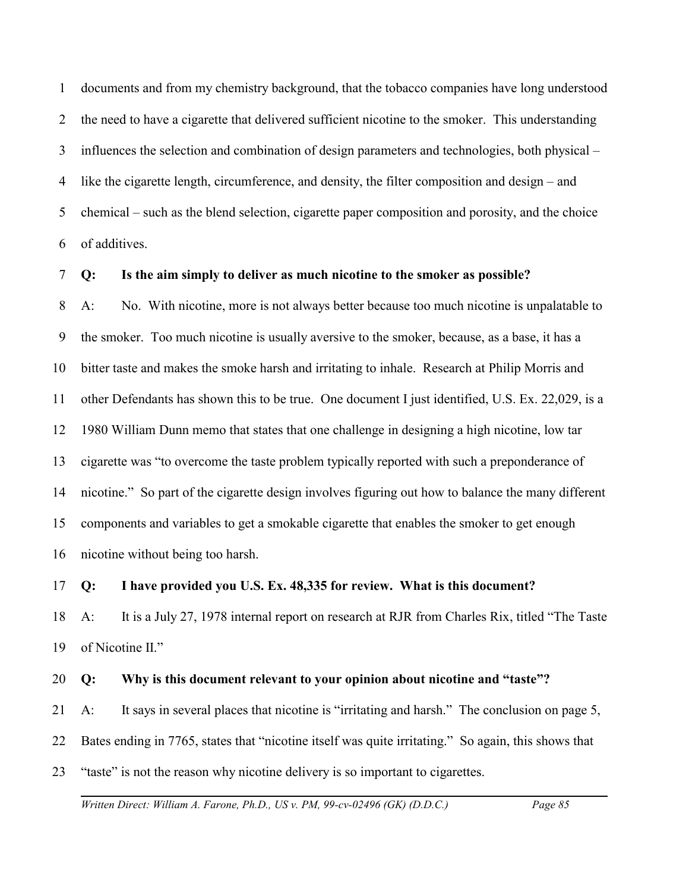documents and from my chemistry background, that the tobacco companies have long understood the need to have a cigarette that delivered sufficient nicotine to the smoker. This understanding influences the selection and combination of design parameters and technologies, both physical – like the cigarette length, circumference, and density, the filter composition and design – and chemical – such as the blend selection, cigarette paper composition and porosity, and the choice of additives.

**Q: Is the aim simply to deliver as much nicotine to the smoker as possible?**

A: No. With nicotine, more is not always better because too much nicotine is unpalatable to the smoker. Too much nicotine is usually aversive to the smoker, because, as a base, it has a bitter taste and makes the smoke harsh and irritating to inhale. Research at Philip Morris and other Defendants has shown this to be true. One document I just identified, U.S. Ex. 22,029, is a 1980 William Dunn memo that states that one challenge in designing a high nicotine, low tar cigarette was "to overcome the taste problem typically reported with such a preponderance of nicotine." So part of the cigarette design involves figuring out how to balance the many different components and variables to get a smokable cigarette that enables the smoker to get enough nicotine without being too harsh.

**Q: I have provided you U.S. Ex. 48,335 for review. What is this document?**

A: It is a July 27, 1978 internal report on research at RJR from Charles Rix, titled "The Taste of Nicotine II."

**Q: Why is this document relevant to your opinion about nicotine and "taste"?**

A: It says in several places that nicotine is "irritating and harsh." The conclusion on page 5, Bates ending in 7765, states that "nicotine itself was quite irritating." So again, this shows that "taste" is not the reason why nicotine delivery is so important to cigarettes.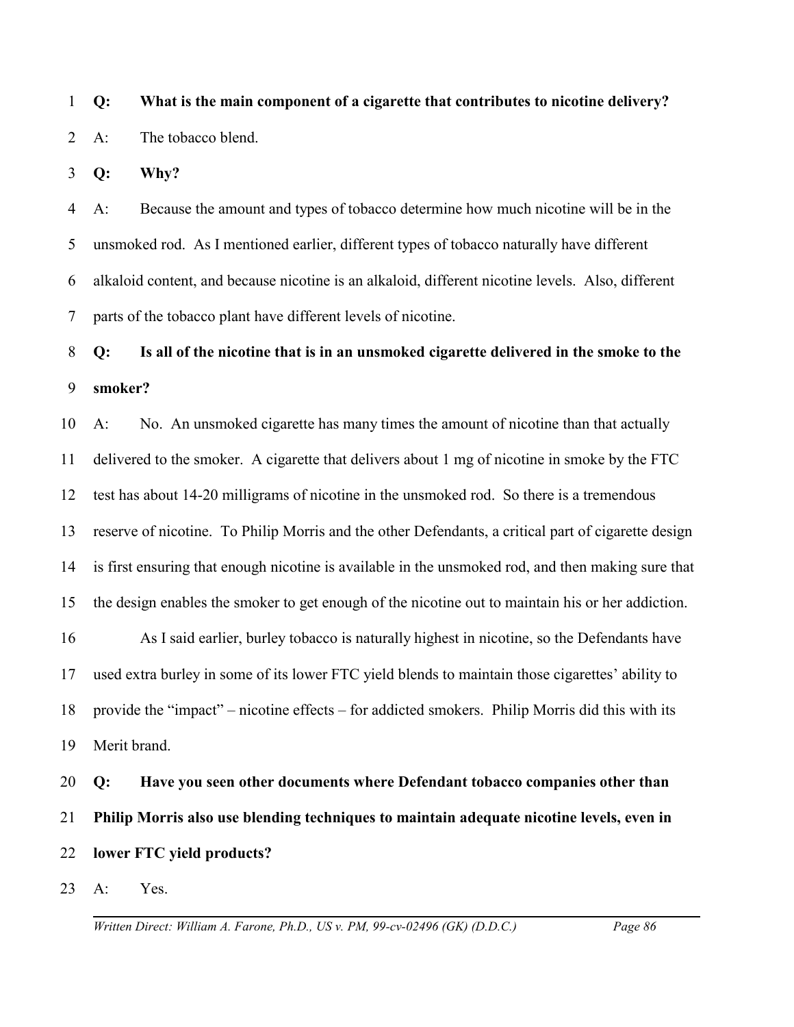**Q: What is the main component of a cigarette that contributes to nicotine delivery?**

A: The tobacco blend.

**Q: Why?**

A: Because the amount and types of tobacco determine how much nicotine will be in the unsmoked rod. As I mentioned earlier, different types of tobacco naturally have different alkaloid content, and because nicotine is an alkaloid, different nicotine levels. Also, different parts of the tobacco plant have different levels of nicotine.

**Q: Is all of the nicotine that is in an unsmoked cigarette delivered in the smoke to the smoker?**

A: No. An unsmoked cigarette has many times the amount of nicotine than that actually delivered to the smoker. A cigarette that delivers about 1 mg of nicotine in smoke by the FTC test has about 14-20 milligrams of nicotine in the unsmoked rod. So there is a tremendous reserve of nicotine. To Philip Morris and the other Defendants, a critical part of cigarette design is first ensuring that enough nicotine is available in the unsmoked rod, and then making sure that the design enables the smoker to get enough of the nicotine out to maintain his or her addiction.

As I said earlier, burley tobacco is naturally highest in nicotine, so the Defendants have used extra burley in some of its lower FTC yield blends to maintain those cigarettes' ability to provide the "impact" – nicotine effects – for addicted smokers. Philip Morris did this with its Merit brand.

**Q: Have you seen other documents where Defendant tobacco companies other than Philip Morris also use blending techniques to maintain adequate nicotine levels, even in lower FTC yield products?**

A: Yes.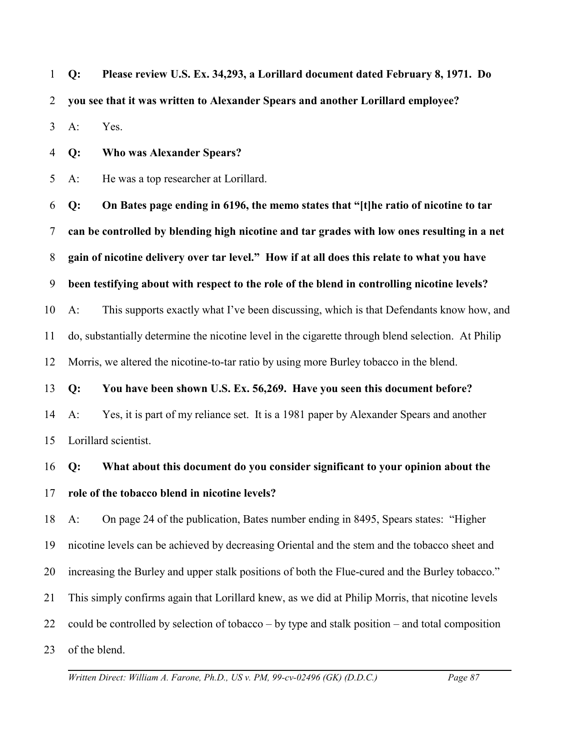**Q: Please review U.S. Ex. 34,293, a Lorillard document dated February 8, 1971. Do you see that it was written to Alexander Spears and another Lorillard employee?**

A: Yes.

**Q: Who was Alexander Spears?**

A: He was a top researcher at Lorillard.

**Q: On Bates page ending in 6196, the memo states that "[t]he ratio of nicotine to tar can be controlled by blending high nicotine and tar grades with low ones resulting in a net gain of nicotine delivery over tar level." How if at all does this relate to what you have been testifying about with respect to the role of the blend in controlling nicotine levels?**

A: This supports exactly what I've been discussing, which is that Defendants know how, and do, substantially determine the nicotine level in the cigarette through blend selection. At Philip Morris, we altered the nicotine-to-tar ratio by using more Burley tobacco in the blend.

**Q: You have been shown U.S. Ex. 56,269. Have you seen this document before?**

A: Yes, it is part of my reliance set. It is a 1981 paper by Alexander Spears and another Lorillard scientist.

**Q: What about this document do you consider significant to your opinion about the role of the tobacco blend in nicotine levels?**

A: On page 24 of the publication, Bates number ending in 8495, Spears states: "Higher nicotine levels can be achieved by decreasing Oriental and the stem and the tobacco sheet and increasing the Burley and upper stalk positions of both the Flue-cured and the Burley tobacco." This simply confirms again that Lorillard knew, as we did at Philip Morris, that nicotine levels could be controlled by selection of tobacco – by type and stalk position – and total composition of the blend.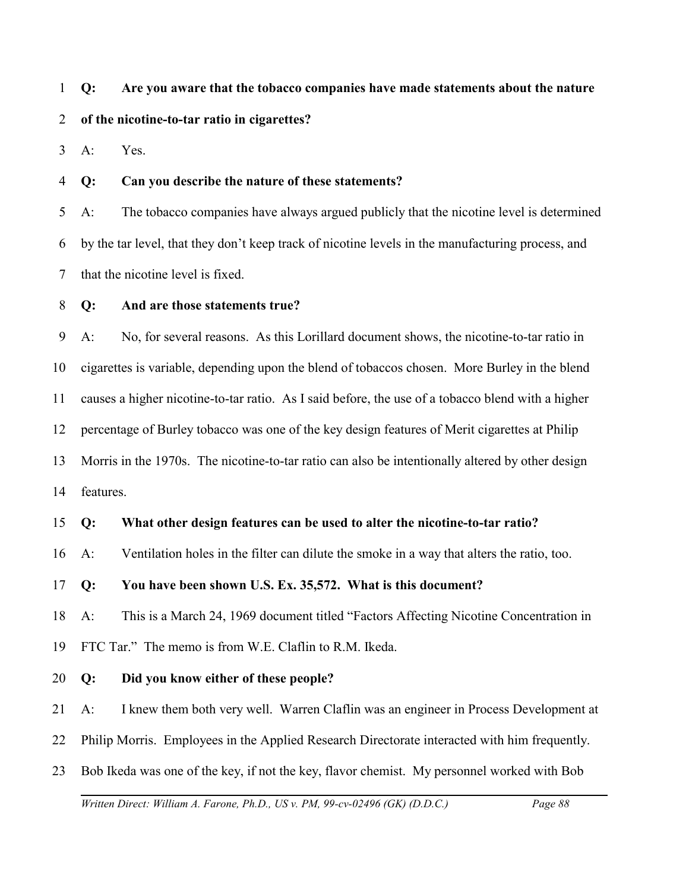**Q: Are you aware that the tobacco companies have made statements about the nature of the nicotine-to-tar ratio in cigarettes?**

A: Yes.

**Q: Can you describe the nature of these statements?**

A: The tobacco companies have always argued publicly that the nicotine level is determined by the tar level, that they don't keep track of nicotine levels in the manufacturing process, and that the nicotine level is fixed.

**Q: And are those statements true?**

A: No, for several reasons. As this Lorillard document shows, the nicotine-to-tar ratio in cigarettes is variable, depending upon the blend of tobaccos chosen. More Burley in the blend causes a higher nicotine-to-tar ratio. As I said before, the use of a tobacco blend with a higher percentage of Burley tobacco was one of the key design features of Merit cigarettes at Philip Morris in the 1970s. The nicotine-to-tar ratio can also be intentionally altered by other design features.

**Q: What other design features can be used to alter the nicotine-to-tar ratio?**

A: Ventilation holes in the filter can dilute the smoke in a way that alters the ratio, too.

**Q: You have been shown U.S. Ex. 35,572. What is this document?**

A: This is a March 24, 1969 document titled "Factors Affecting Nicotine Concentration in FTC Tar." The memo is from W.E. Claflin to R.M. Ikeda.

**Q: Did you know either of these people?**

A: I knew them both very well. Warren Claflin was an engineer in Process Development at Philip Morris. Employees in the Applied Research Directorate interacted with him frequently. Bob Ikeda was one of the key, if not the key, flavor chemist. My personnel worked with Bob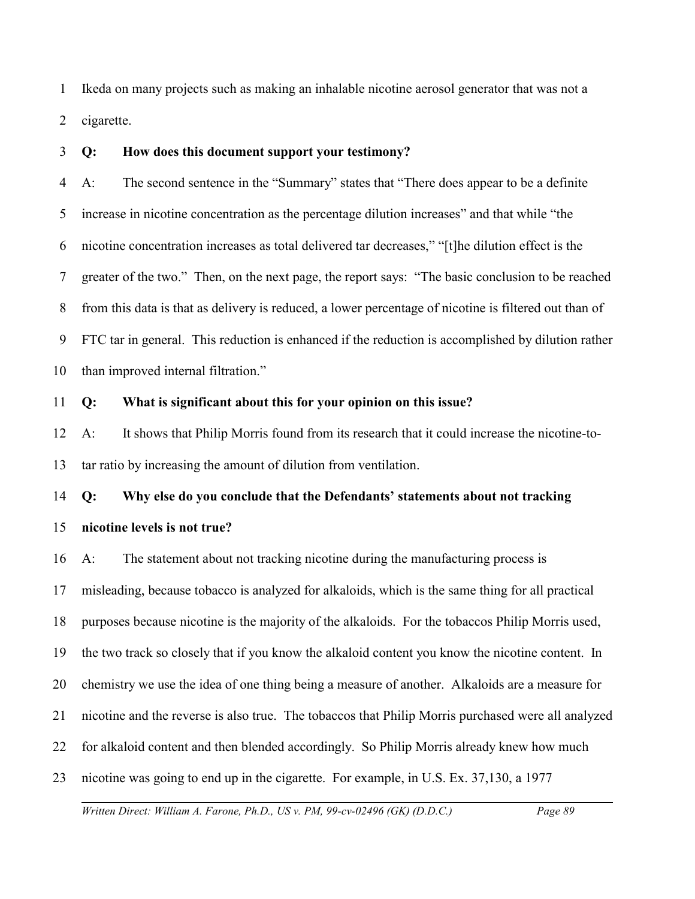Ikeda on many projects such as making an inhalable nicotine aerosol generator that was not a cigarette.

**Q: How does this document support your testimony?**

A: The second sentence in the "Summary" states that "There does appear to be a definite increase in nicotine concentration as the percentage dilution increases" and that while "the nicotine concentration increases as total delivered tar decreases," "[t]he dilution effect is the greater of the two." Then, on the next page, the report says: "The basic conclusion to be reached from this data is that as delivery is reduced, a lower percentage of nicotine is filtered out than of FTC tar in general. This reduction is enhanced if the reduction is accomplished by dilution rather than improved internal filtration."

**Q: What is significant about this for your opinion on this issue?**

A: It shows that Philip Morris found from its research that it could increase the nicotine-to-tar ratio by increasing the amount of dilution from ventilation.

**Q: Why else do you conclude that the Defendants' statements about not tracking nicotine levels is not true?**

A: The statement about not tracking nicotine during the manufacturing process is misleading, because tobacco is analyzed for alkaloids, which is the same thing for all practical purposes because nicotine is the majority of the alkaloids. For the tobaccos Philip Morris used, the two track so closely that if you know the alkaloid content you know the nicotine content. In chemistry we use the idea of one thing being a measure of another. Alkaloids are a measure for nicotine and the reverse is also true. The tobaccos that Philip Morris purchased were all analyzed for alkaloid content and then blended accordingly. So Philip Morris already knew how much nicotine was going to end up in the cigarette. For example, in U.S. Ex. 37,130, a 1977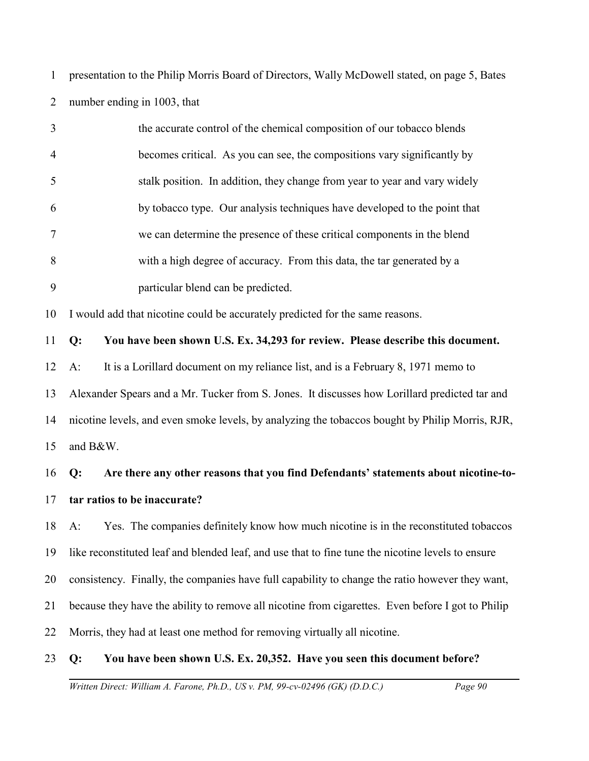presentation to the Philip Morris Board of Directors, Wally McDowell stated, on page 5, Bates number ending in 1003, that

> the accurate control of the chemical composition of our tobacco blends becomes critical. As you can see, the compositions vary significantly by stalk position. In addition, they change from year to year and vary widely by tobacco type. Our analysis techniques have developed to the point that we can determine the presence of these critical components in the blend with a high degree of accuracy. From this data, the tar generated by a particular blend can be predicted.

I would add that nicotine could be accurately predicted for the same reasons.

**Q: You have been shown U.S. Ex. 34,293 for review. Please describe this document.**

A: It is a Lorillard document on my reliance list, and is a February 8, 1971 memo to Alexander Spears and a Mr. Tucker from S. Jones. It discusses how Lorillard predicted tar and nicotine levels, and even smoke levels, by analyzing the tobaccos bought by Philip Morris, RJR, and B&W.

**Q: Are there any other reasons that you find Defendants' statements about nicotine-to-tar ratios to be inaccurate?**

A: Yes. The companies definitely know how much nicotine is in the reconstituted tobaccos like reconstituted leaf and blended leaf, and use that to fine tune the nicotine levels to ensure consistency. Finally, the companies have full capability to change the ratio however they want, because they have the ability to remove all nicotine from cigarettes. Even before I got to Philip Morris, they had at least one method for removing virtually all nicotine.

**Q: You have been shown U.S. Ex. 20,352. Have you seen this document before?**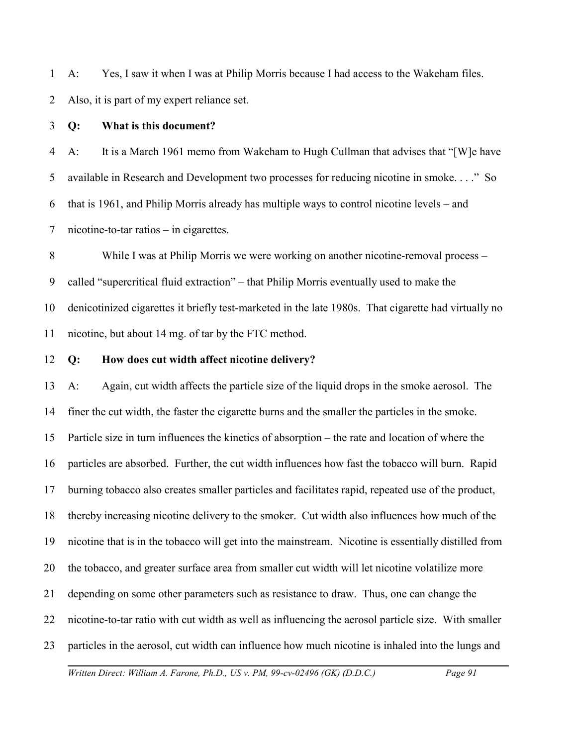A: Yes, I saw it when I was at Philip Morris because I had access to the Wakeham files. Also, it is part of my expert reliance set.

**Q: What is this document?**

A: It is a March 1961 memo from Wakeham to Hugh Cullman that advises that "[W]e have available in Research and Development two processes for reducing nicotine in smoke. . . ." So that is 1961, and Philip Morris already has multiple ways to control nicotine levels – and nicotine-to-tar ratios – in cigarettes.

While I was at Philip Morris we were working on another nicotine-removal process – called "supercritical fluid extraction" – that Philip Morris eventually used to make the denicotinized cigarettes it briefly test-marketed in the late 1980s. That cigarette had virtually no nicotine, but about 14 mg. of tar by the FTC method.

**Q: How does cut width affect nicotine delivery?**

A: Again, cut width affects the particle size of the liquid drops in the smoke aerosol. The finer the cut width, the faster the cigarette burns and the smaller the particles in the smoke. Particle size in turn influences the kinetics of absorption – the rate and location of where the particles are absorbed. Further, the cut width influences how fast the tobacco will burn. Rapid burning tobacco also creates smaller particles and facilitates rapid, repeated use of the product, thereby increasing nicotine delivery to the smoker. Cut width also influences how much of the nicotine that is in the tobacco will get into the mainstream. Nicotine is essentially distilled from the tobacco, and greater surface area from smaller cut width will let nicotine volatilize more depending on some other parameters such as resistance to draw. Thus, one can change the nicotine-to-tar ratio with cut width as well as influencing the aerosol particle size. With smaller particles in the aerosol, cut width can influence how much nicotine is inhaled into the lungs and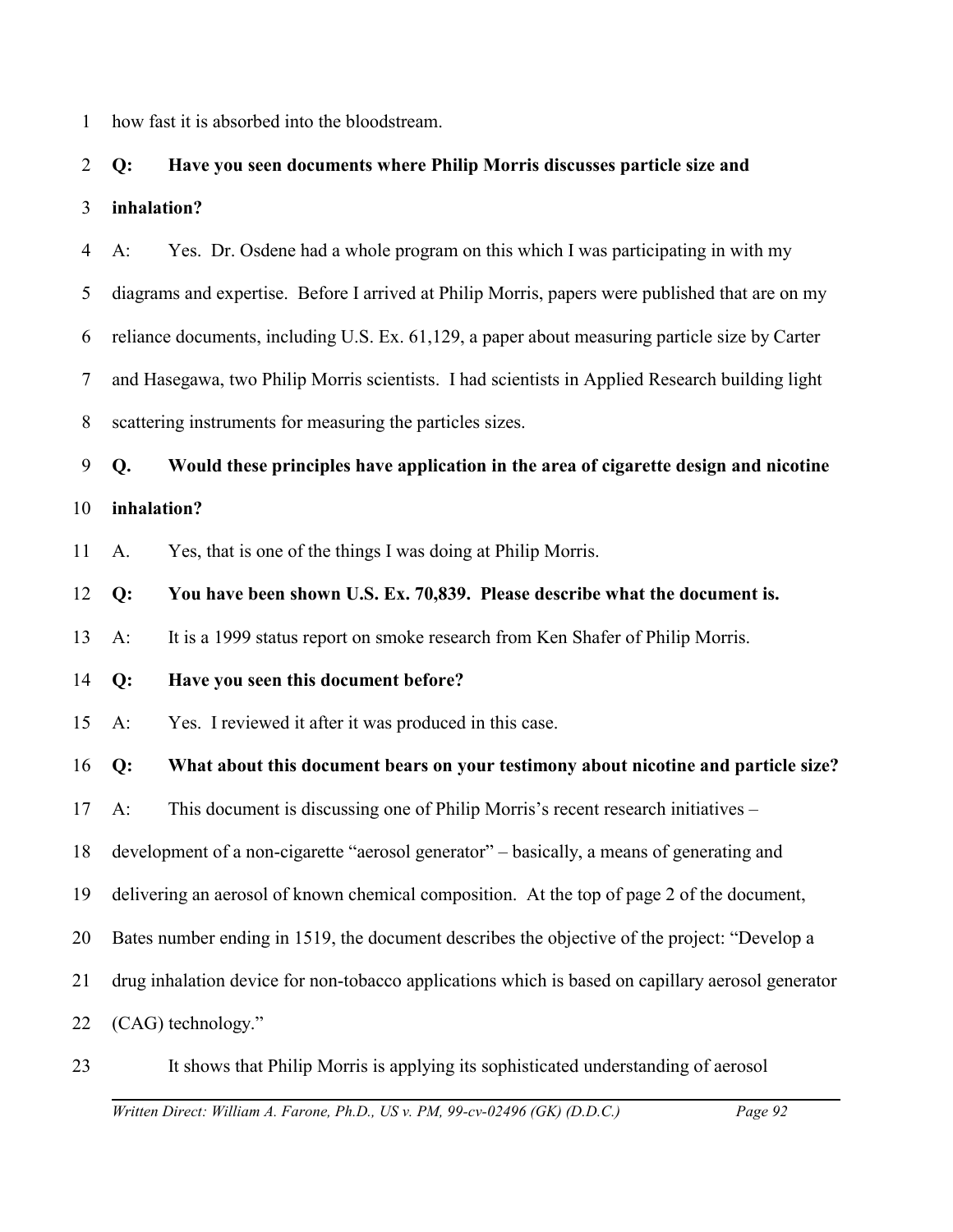how fast it is absorbed into the bloodstream.

**Q: Have you seen documents where Philip Morris discusses particle size and inhalation?**

A: Yes. Dr. Osdene had a whole program on this which I was participating in with my diagrams and expertise. Before I arrived at Philip Morris, papers were published that are on my reliance documents, including U.S. Ex. 61,129, a paper about measuring particle size by Carter and Hasegawa, two Philip Morris scientists. I had scientists in Applied Research building light scattering instruments for measuring the particles sizes.

**Q. Would these principles have application in the area of cigarette design and nicotine inhalation?**

A. Yes, that is one of the things I was doing at Philip Morris.

**Q: You have been shown U.S. Ex. 70,839. Please describe what the document is.**

A: It is a 1999 status report on smoke research from Ken Shafer of Philip Morris.

**Q: Have you seen this document before?**

A: Yes. I reviewed it after it was produced in this case.

**Q: What about this document bears on your testimony about nicotine and particle size?**

A: This document is discussing one of Philip Morris's recent research initiatives – development of a non-cigarette "aerosol generator" – basically, a means of generating and delivering an aerosol of known chemical composition. At the top of page 2 of the document, Bates number ending in 1519, the document describes the objective of the project: "Develop a drug inhalation device for non-tobacco applications which is based on capillary aerosol generator (CAG) technology."

It shows that Philip Morris is applying its sophisticated understanding of aerosol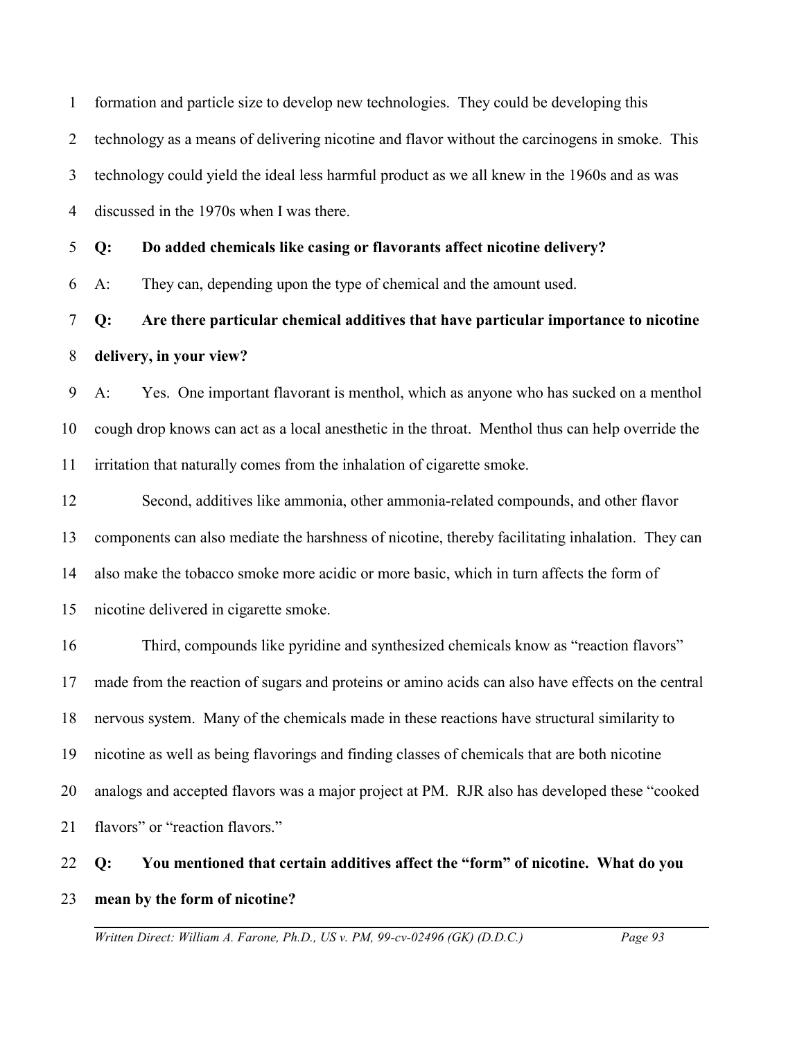formation and particle size to develop new technologies. They could be developing this technology as a means of delivering nicotine and flavor without the carcinogens in smoke. This technology could yield the ideal less harmful product as we all knew in the 1960s and as was discussed in the 1970s when I was there.

**Q: Do added chemicals like casing or flavorants affect nicotine delivery?**

A: They can, depending upon the type of chemical and the amount used.

**Q: Are there particular chemical additives that have particular importance to nicotine delivery, in your view?**

A: Yes. One important flavorant is menthol, which as anyone who has sucked on a menthol cough drop knows can act as a local anesthetic in the throat. Menthol thus can help override the irritation that naturally comes from the inhalation of cigarette smoke.

Second, additives like ammonia, other ammonia-related compounds, and other flavor components can also mediate the harshness of nicotine, thereby facilitating inhalation. They can also make the tobacco smoke more acidic or more basic, which in turn affects the form of nicotine delivered in cigarette smoke.

Third, compounds like pyridine and synthesized chemicals know as "reaction flavors" made from the reaction of sugars and proteins or amino acids can also have effects on the central nervous system. Many of the chemicals made in these reactions have structural similarity to nicotine as well as being flavorings and finding classes of chemicals that are both nicotine analogs and accepted flavors was a major project at PM. RJR also has developed these "cooked flavors" or "reaction flavors."

**Q: You mentioned that certain additives affect the "form" of nicotine. What do you mean by the form of nicotine?**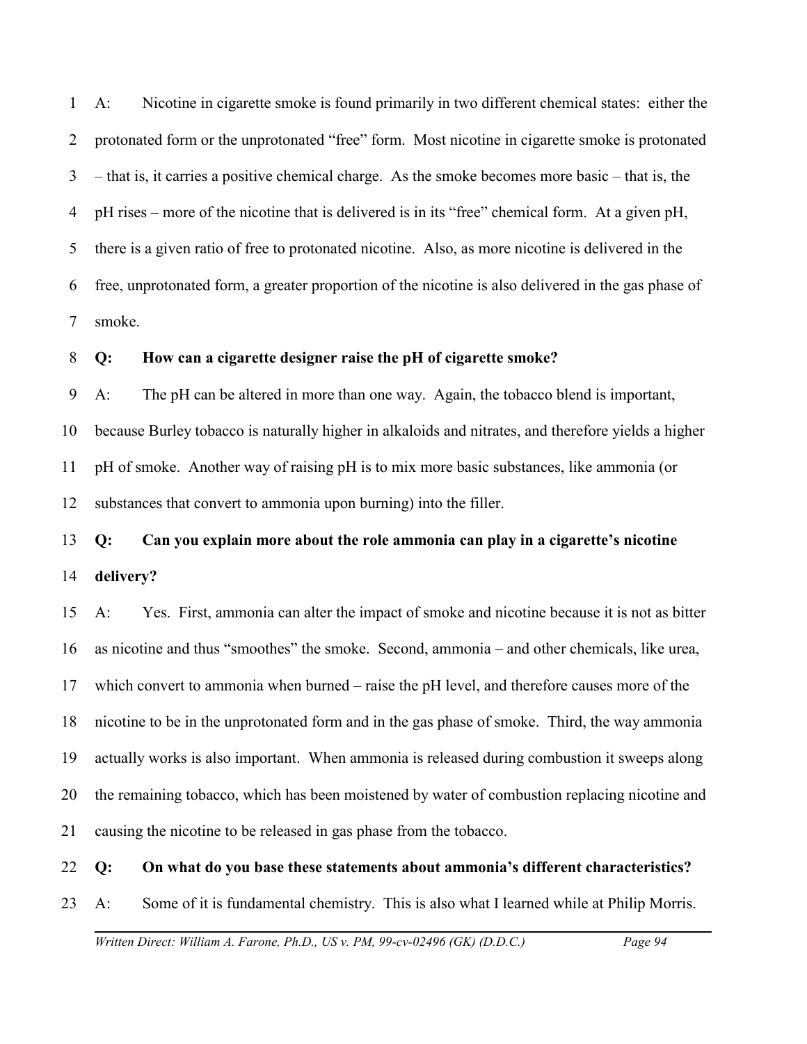A: Nicotine in cigarette smoke is found primarily in two different chemical states: either the protonated form or the unprotonated "free" form. Most nicotine in cigarette smoke is protonated – that is, it carries a positive chemical charge. As the smoke becomes more basic – that is, the pH rises – more of the nicotine that is delivered is in its "free" chemical form. At a given pH, there is a given ratio of free to protonated nicotine. Also, as more nicotine is delivered in the free, unprotonated form, a greater proportion of the nicotine is also delivered in the gas phase of smoke.

**Q: How can a cigarette designer raise the pH of cigarette smoke?**

A: The pH can be altered in more than one way. Again, the tobacco blend is important, because Burley tobacco is naturally higher in alkaloids and nitrates, and therefore yields a higher pH of smoke. Another way of raising pH is to mix more basic substances, like ammonia (or substances that convert to ammonia upon burning) into the filler.

**Q: Can you explain more about the role ammonia can play in a cigarette's nicotine delivery?**

A: Yes. First, ammonia can alter the impact of smoke and nicotine because it is not as bitter as nicotine and thus "smoothes" the smoke. Second, ammonia – and other chemicals, like urea, which convert to ammonia when burned – raise the pH level, and therefore causes more of the nicotine to be in the unprotonated form and in the gas phase of smoke. Third, the way ammonia actually works is also important. When ammonia is released during combustion it sweeps along the remaining tobacco, which has been moistened by water of combustion replacing nicotine and causing the nicotine to be released in gas phase from the tobacco.

**Q: On what do you base these statements about ammonia's different characteristics?**

A: Some of it is fundamental chemistry. This is also what I learned while at Philip Morris.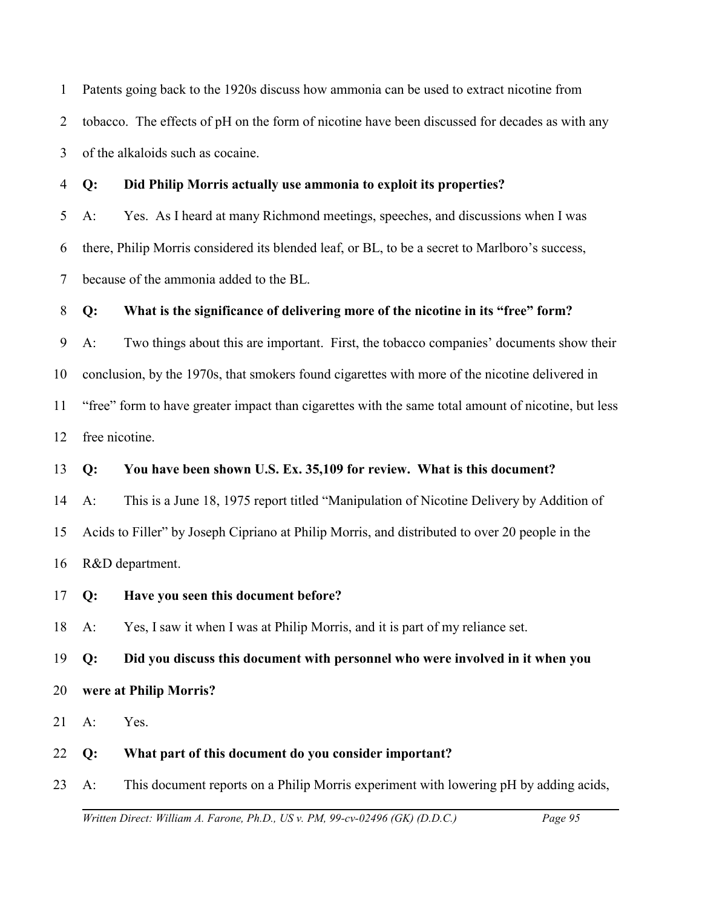Patents going back to the 1920s discuss how ammonia can be used to extract nicotine from tobacco. The effects of pH on the form of nicotine have been discussed for decades as with any of the alkaloids such as cocaine.

**Q: Did Philip Morris actually use ammonia to exploit its properties?**

A: Yes. As I heard at many Richmond meetings, speeches, and discussions when I was there, Philip Morris considered its blended leaf, or BL, to be a secret to Marlboro's success, because of the ammonia added to the BL.

**Q: What is the significance of delivering more of the nicotine in its "free" form?**

A: Two things about this are important. First, the tobacco companies' documents show their conclusion, by the 1970s, that smokers found cigarettes with more of the nicotine delivered in "free" form to have greater impact than cigarettes with the same total amount of nicotine, but less free nicotine.

**Q: You have been shown U.S. Ex. 35,109 for review. What is this document?**

A: This is a June 18, 1975 report titled "Manipulation of Nicotine Delivery by Addition of Acids to Filler" by Joseph Cipriano at Philip Morris, and distributed to over 20 people in the R&D department.

**Q: Have you seen this document before?**

A: Yes, I saw it when I was at Philip Morris, and it is part of my reliance set.

**Q: Did you discuss this document with personnel who were involved in it when you were at Philip Morris?**

A: Yes.

**Q: What part of this document do you consider important?**

A: This document reports on a Philip Morris experiment with lowering pH by adding acids,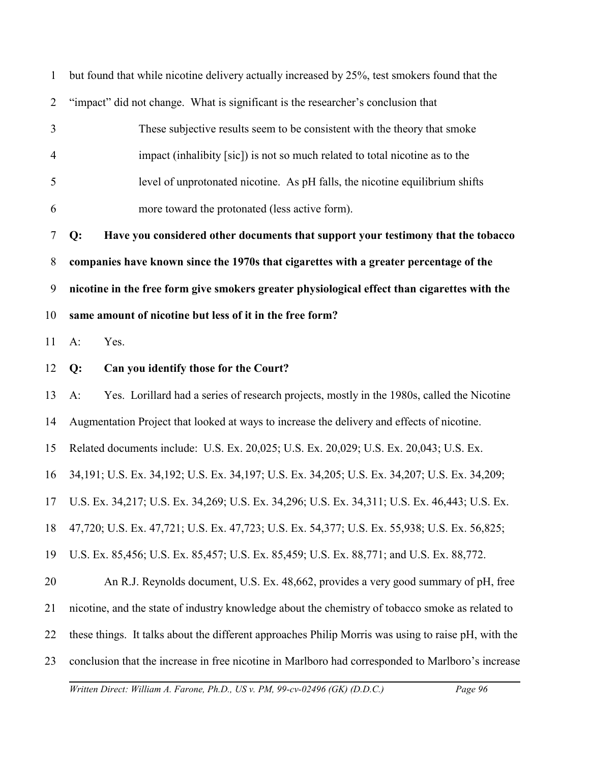but found that while nicotine delivery actually increased by 25%, test smokers found that the "impact" did not change. What is significant is the researcher's conclusion that

> These subjective results seem to be consistent with the theory that smoke impact (inhalibity [sic]) is not so much related to total nicotine as to the level of unprotonated nicotine. As pH falls, the nicotine equilibrium shifts more toward the protonated (less active form).

**Q: Have you considered other documents that support your testimony that the tobacco companies have known since the 1970s that cigarettes with a greater percentage of the nicotine in the free form give smokers greater physiological effect than cigarettes with the same amount of nicotine but less of it in the free form?**

A: Yes.

**Q: Can you identify those for the Court?**

A: Yes. Lorillard had a series of research projects, mostly in the 1980s, called the Nicotine Augmentation Project that looked at ways to increase the delivery and effects of nicotine. Related documents include: U.S. Ex. 20,025; U.S. Ex. 20,029; U.S. Ex. 20,043; U.S. Ex. 34,191; U.S. Ex. 34,192; U.S. Ex. 34,197; U.S. Ex. 34,205; U.S. Ex. 34,207; U.S. Ex. 34,209; U.S. Ex. 34,217; U.S. Ex. 34,269; U.S. Ex. 34,296; U.S. Ex. 34,311; U.S. Ex. 46,443; U.S. Ex. 47,720; U.S. Ex. 47,721; U.S. Ex. 47,723; U.S. Ex. 54,377; U.S. Ex. 55,938; U.S. Ex. 56,825; U.S. Ex. 85,456; U.S. Ex. 85,457; U.S. Ex. 85,459; U.S. Ex. 88,771; and U.S. Ex. 88,772.

An R.J. Reynolds document, U.S. Ex. 48,662, provides a very good summary of pH, free nicotine, and the state of industry knowledge about the chemistry of tobacco smoke as related to these things. It talks about the different approaches Philip Morris was using to raise pH, with the conclusion that the increase in free nicotine in Marlboro had corresponded to Marlboro's increase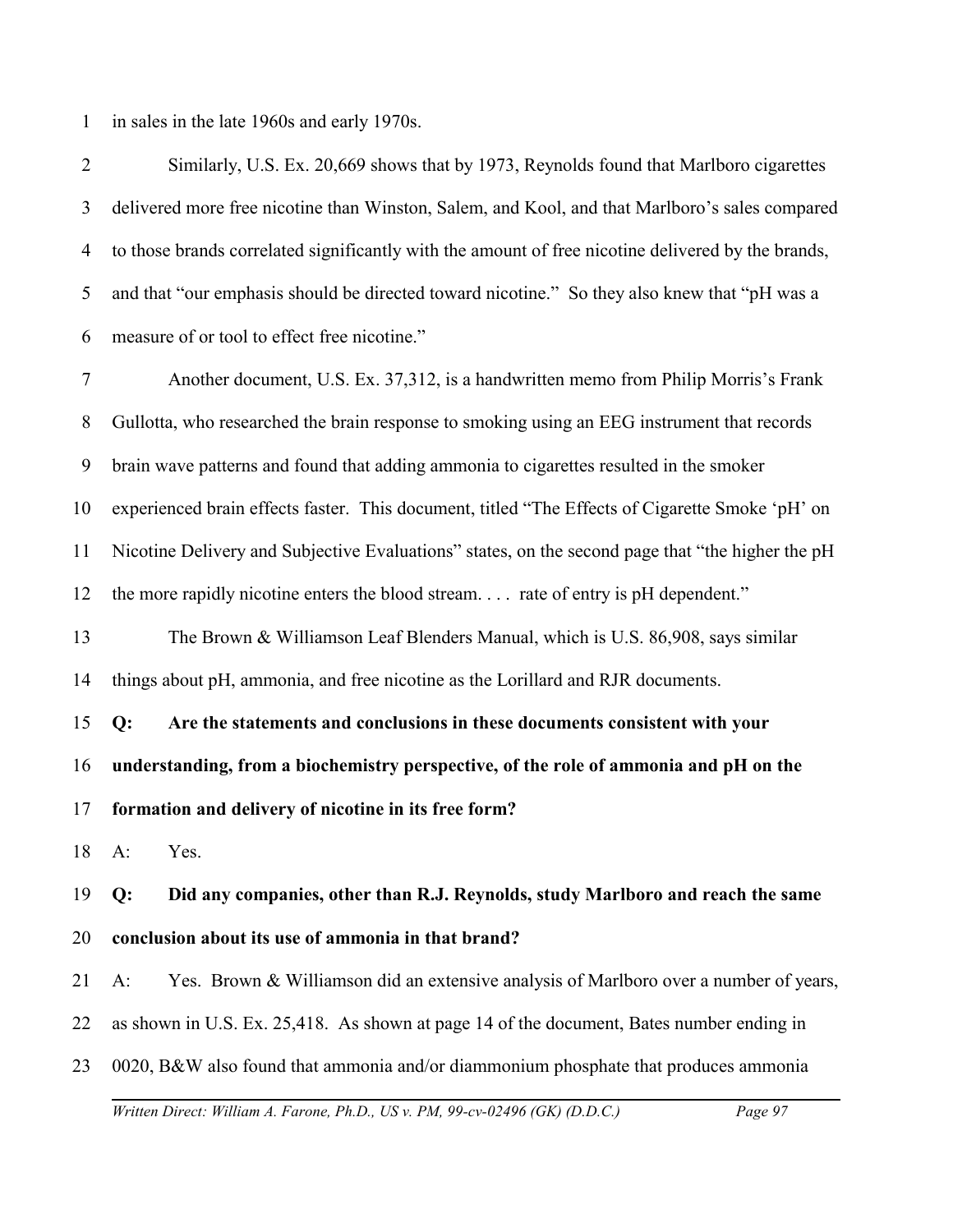in sales in the late 1960s and early 1970s.

Similarly, U.S. Ex. 20,669 shows that by 1973, Reynolds found that Marlboro cigarettes delivered more free nicotine than Winston, Salem, and Kool, and that Marlboro's sales compared to those brands correlated significantly with the amount of free nicotine delivered by the brands, and that "our emphasis should be directed toward nicotine." So they also knew that "pH was a measure of or tool to effect free nicotine."

Another document, U.S. Ex. 37,312, is a handwritten memo from Philip Morris's Frank Gullotta, who researched the brain response to smoking using an EEG instrument that records brain wave patterns and found that adding ammonia to cigarettes resulted in the smoker experienced brain effects faster. This document, titled "The Effects of Cigarette Smoke 'pH' on Nicotine Delivery and Subjective Evaluations" states, on the second page that "the higher the pH the more rapidly nicotine enters the blood stream. . . . rate of entry is pH dependent."

The Brown & Williamson Leaf Blenders Manual, which is U.S. 86,908, says similar things about pH, ammonia, and free nicotine as the Lorillard and RJR documents.

**Q: Are the statements and conclusions in these documents consistent with your understanding, from a biochemistry perspective, of the role of ammonia and pH on the formation and delivery of nicotine in its free form?**

A: Yes.

**Q: Did any companies, other than R.J. Reynolds, study Marlboro and reach the same conclusion about its use of ammonia in that brand?**

A: Yes. Brown & Williamson did an extensive analysis of Marlboro over a number of years, as shown in U.S. Ex. 25,418. As shown at page 14 of the document, Bates number ending in 0020, B&W also found that ammonia and/or diammonium phosphate that produces ammonia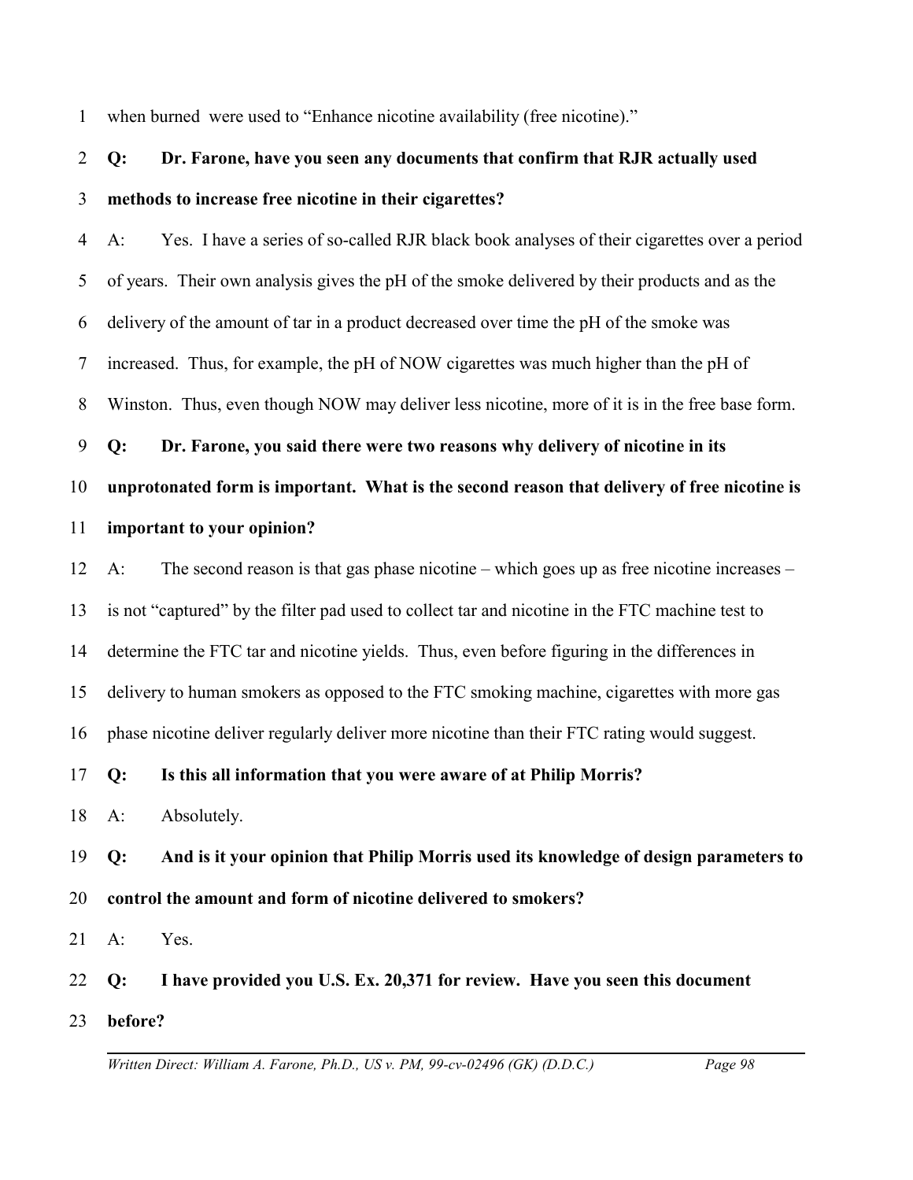when burned were used to "Enhance nicotine availability (free nicotine)."

**Q: Dr. Farone, have you seen any documents that confirm that RJR actually used methods to increase free nicotine in their cigarettes?**

A: Yes. I have a series of so-called RJR black book analyses of their cigarettes over a period of years. Their own analysis gives the pH of the smoke delivered by their products and as the delivery of the amount of tar in a product decreased over time the pH of the smoke was increased. Thus, for example, the pH of NOW cigarettes was much higher than the pH of Winston. Thus, even though NOW may deliver less nicotine, more of it is in the free base form.

**Q: Dr. Farone, you said there were two reasons why delivery of nicotine in its unprotonated form is important. What is the second reason that delivery of free nicotine is important to your opinion?**

A: The second reason is that gas phase nicotine – which goes up as free nicotine increases – is not "captured" by the filter pad used to collect tar and nicotine in the FTC machine test to determine the FTC tar and nicotine yields. Thus, even before figuring in the differences in delivery to human smokers as opposed to the FTC smoking machine, cigarettes with more gas phase nicotine deliver regularly deliver more nicotine than their FTC rating would suggest.

**Q: Is this all information that you were aware of at Philip Morris?**

A: Absolutely.

**Q: And is it your opinion that Philip Morris used its knowledge of design parameters to control the amount and form of nicotine delivered to smokers?**

A: Yes.

**Q: I have provided you U.S. Ex. 20,371 for review. Have you seen this document before?**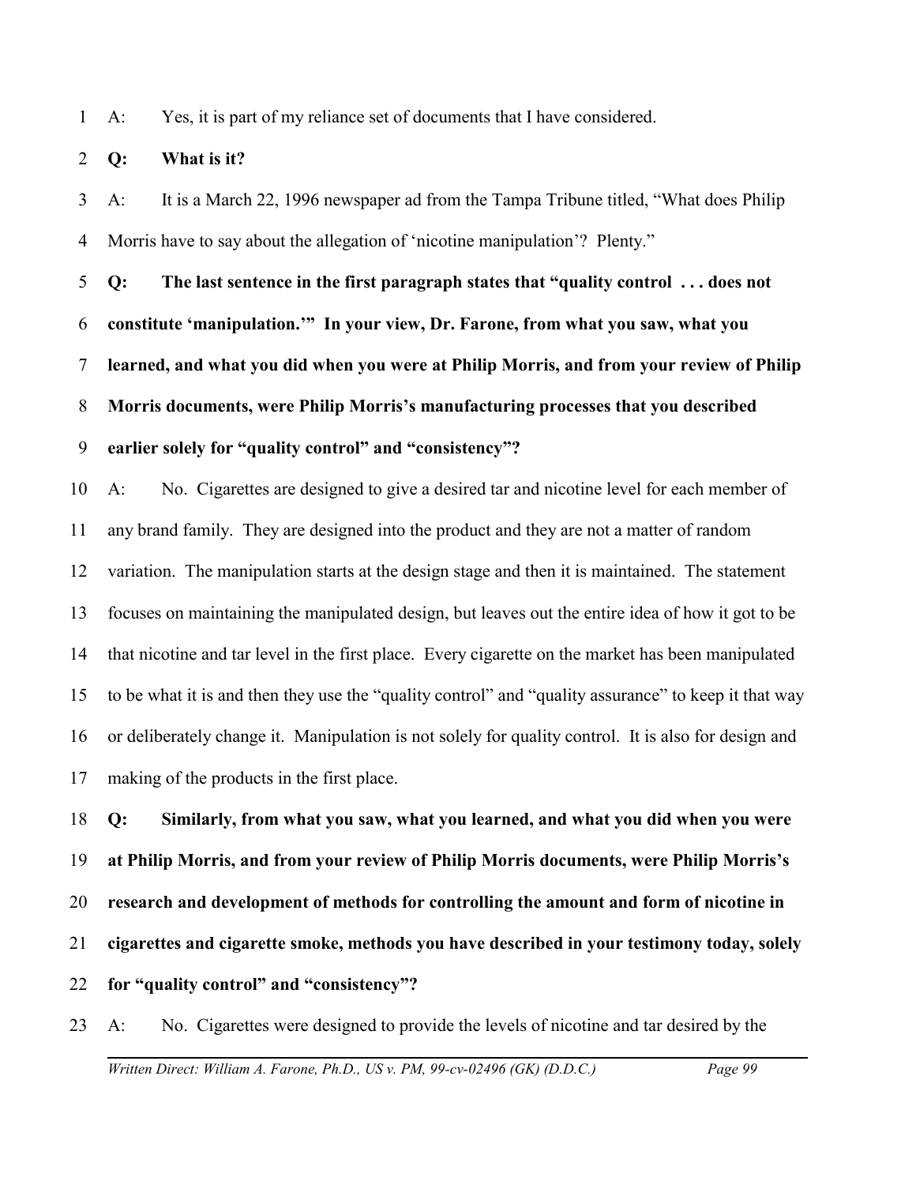A: Yes, it is part of my reliance set of documents that I have considered.

**Q: What is it?**

A: It is a March 22, 1996 newspaper ad from the Tampa Tribune titled, "What does Philip Morris have to say about the allegation of 'nicotine manipulation'? Plenty."

**Q: The last sentence in the first paragraph states that "quality control . . . does not constitute 'manipulation.'" In your view, Dr. Farone, from what you saw, what you learned, and what you did when you were at Philip Morris, and from your review of Philip Morris documents, were Philip Morris's manufacturing processes that you described earlier solely for "quality control" and "consistency"?**

A: No. Cigarettes are designed to give a desired tar and nicotine level for each member of any brand family. They are designed into the product and they are not a matter of random variation. The manipulation starts at the design stage and then it is maintained. The statement focuses on maintaining the manipulated design, but leaves out the entire idea of how it got to be that nicotine and tar level in the first place. Every cigarette on the market has been manipulated to be what it is and then they use the "quality control" and "quality assurance" to keep it that way or deliberately change it. Manipulation is not solely for quality control. It is also for design and making of the products in the first place.

**Q: Similarly, from what you saw, what you learned, and what you did when you were at Philip Morris, and from your review of Philip Morris documents, were Philip Morris's research and development of methods for controlling the amount and form of nicotine in cigarettes and cigarette smoke, methods you have described in your testimony today, solely for "quality control" and "consistency"?**

A: No. Cigarettes were designed to provide the levels of nicotine and tar desired by the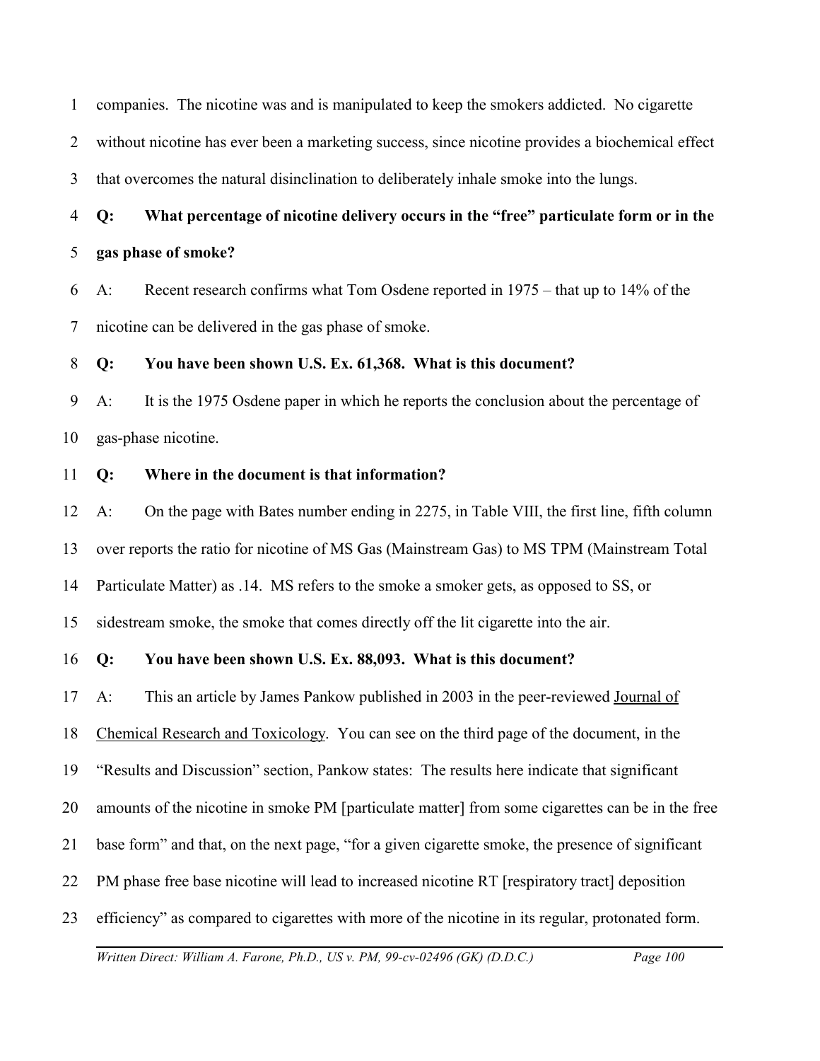companies. The nicotine was and is manipulated to keep the smokers addicted. No cigarette without nicotine has ever been a marketing success, since nicotine provides a biochemical effect that overcomes the natural disinclination to deliberately inhale smoke into the lungs.

**Q: What percentage of nicotine delivery occurs in the "free" particulate form or in the gas phase of smoke?**

A: Recent research confirms what Tom Osdene reported in 1975 – that up to 14% of the nicotine can be delivered in the gas phase of smoke.

**Q: You have been shown U.S. Ex. 61,368. What is this document?**

A: It is the 1975 Osdene paper in which he reports the conclusion about the percentage of gas-phase nicotine.

**Q: Where in the document is that information?**

A: On the page with Bates number ending in 2275, in Table VIII, the first line, fifth column over reports the ratio for nicotine of MS Gas (Mainstream Gas) to MS TPM (Mainstream Total Particulate Matter) as .14. MS refers to the smoke a smoker gets, as opposed to SS, or sidestream smoke, the smoke that comes directly off the lit cigarette into the air.

**Q: You have been shown U.S. Ex. 88,093. What is this document?**

A: This an article by James Pankow published in 2003 in the peer-reviewed Journal of Chemical Research and Toxicology. You can see on the third page of the document, in the "Results and Discussion" section, Pankow states: The results here indicate that significant amounts of the nicotine in smoke PM [particulate matter] from some cigarettes can be in the free base form" and that, on the next page, "for a given cigarette smoke, the presence of significant PM phase free base nicotine will lead to increased nicotine RT [respiratory tract] deposition efficiency" as compared to cigarettes with more of the nicotine in its regular, protonated form.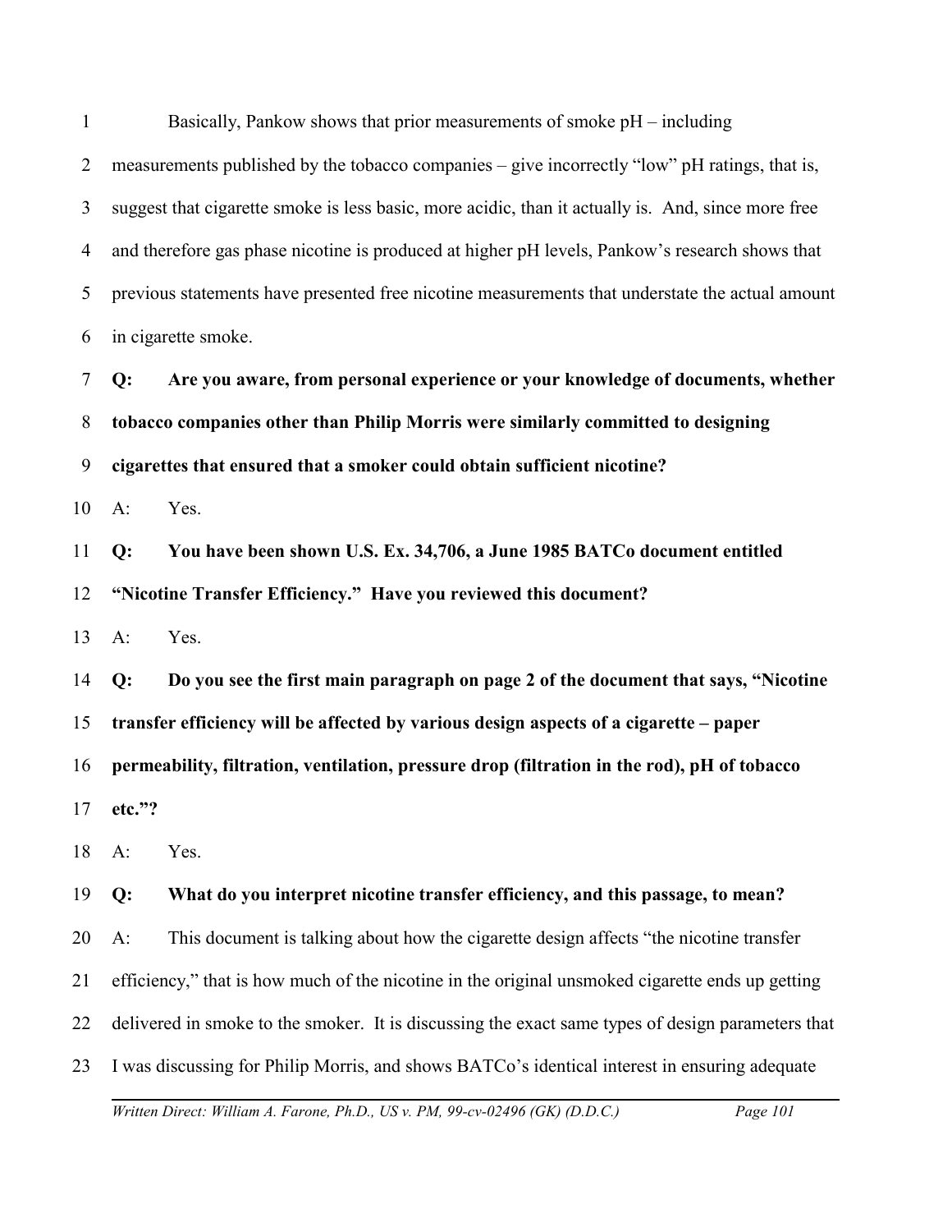Basically, Pankow shows that prior measurements of smoke pH – including measurements published by the tobacco companies – give incorrectly "low" pH ratings, that is, suggest that cigarette smoke is less basic, more acidic, than it actually is. And, since more free and therefore gas phase nicotine is produced at higher pH levels, Pankow's research shows that previous statements have presented free nicotine measurements that understate the actual amount in cigarette smoke.

**Q: Are you aware, from personal experience or your knowledge of documents, whether tobacco companies other than Philip Morris were similarly committed to designing cigarettes that ensured that a smoker could obtain sufficient nicotine?**

A: Yes.

**Q: You have been shown U.S. Ex. 34,706, a June 1985 BATCo document entitled "Nicotine Transfer Efficiency." Have you reviewed this document?**

A: Yes.

**Q: Do you see the first main paragraph on page 2 of the document that says, "Nicotine transfer efficiency will be affected by various design aspects of a cigarette – paper permeability, filtration, ventilation, pressure drop (filtration in the rod), pH of tobacco etc."?**

A: Yes.

**Q: What do you interpret nicotine transfer efficiency, and this passage, to mean?**

A: This document is talking about how the cigarette design affects "the nicotine transfer efficiency," that is how much of the nicotine in the original unsmoked cigarette ends up getting delivered in smoke to the smoker. It is discussing the exact same types of design parameters that I was discussing for Philip Morris, and shows BATCo's identical interest in ensuring adequate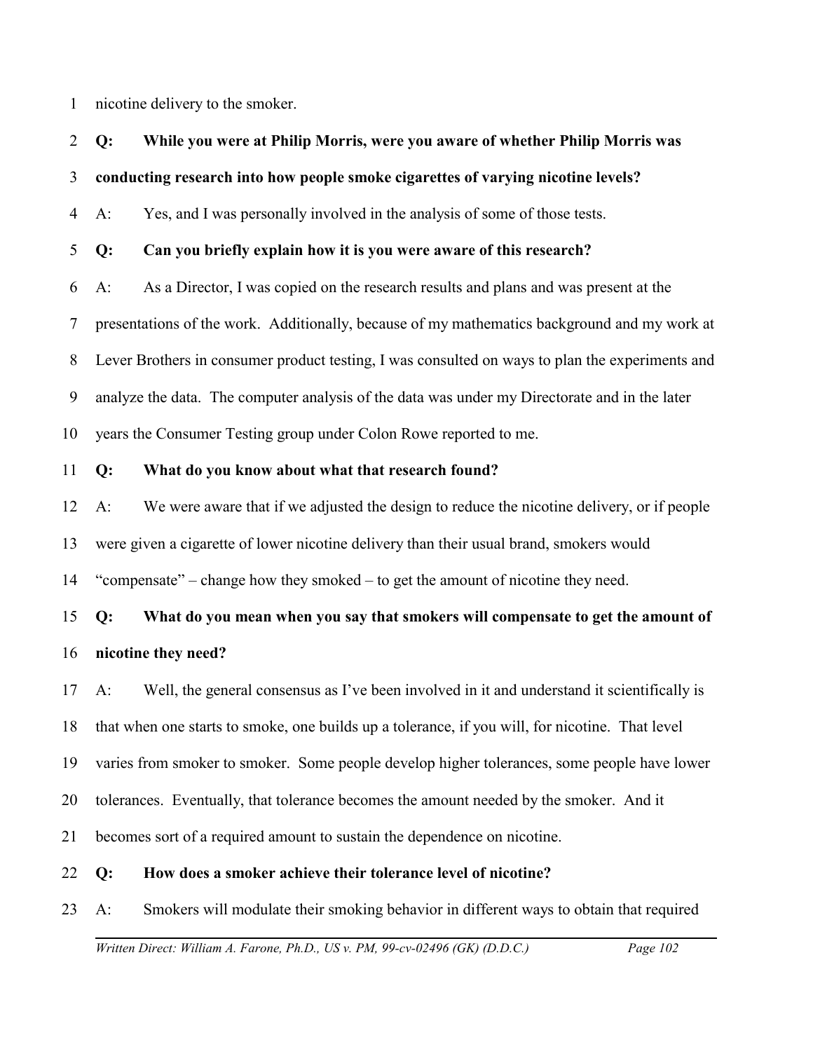nicotine delivery to the smoker.

**Q: While you were at Philip Morris, were you aware of whether Philip Morris was conducting research into how people smoke cigarettes of varying nicotine levels?**

A: Yes, and I was personally involved in the analysis of some of those tests.

**Q: Can you briefly explain how it is you were aware of this research?**

A: As a Director, I was copied on the research results and plans and was present at the presentations of the work. Additionally, because of my mathematics background and my work at Lever Brothers in consumer product testing, I was consulted on ways to plan the experiments and analyze the data. The computer analysis of the data was under my Directorate and in the later years the Consumer Testing group under Colon Rowe reported to me.

**Q: What do you know about what that research found?**

A: We were aware that if we adjusted the design to reduce the nicotine delivery, or if people were given a cigarette of lower nicotine delivery than their usual brand, smokers would "compensate" – change how they smoked – to get the amount of nicotine they need.

**Q: What do you mean when you say that smokers will compensate to get the amount of nicotine they need?**

A: Well, the general consensus as I've been involved in it and understand it scientifically is that when one starts to smoke, one builds up a tolerance, if you will, for nicotine. That level varies from smoker to smoker. Some people develop higher tolerances, some people have lower tolerances. Eventually, that tolerance becomes the amount needed by the smoker. And it becomes sort of a required amount to sustain the dependence on nicotine.

**Q: How does a smoker achieve their tolerance level of nicotine?**

A: Smokers will modulate their smoking behavior in different ways to obtain that required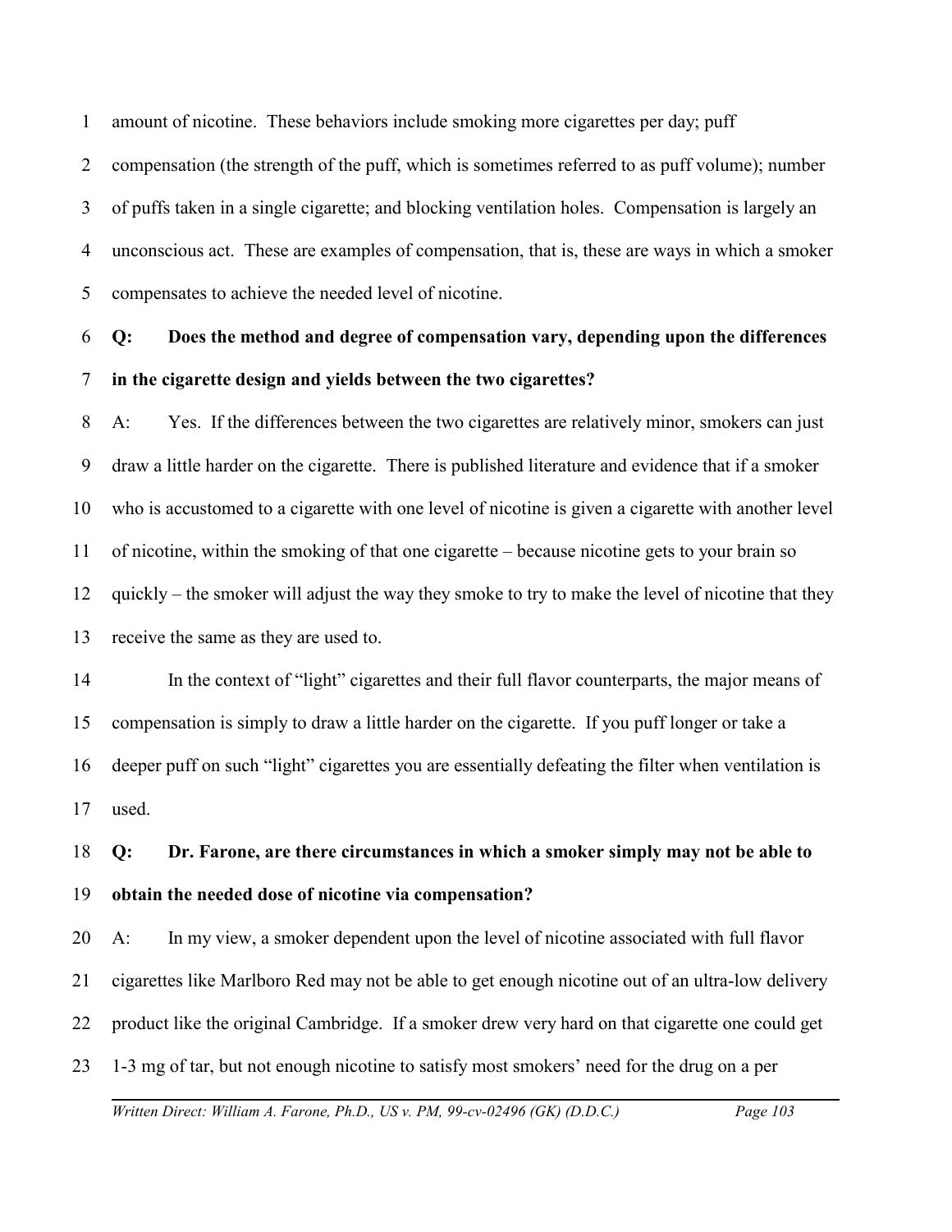amount of nicotine. These behaviors include smoking more cigarettes per day; puff compensation (the strength of the puff, which is sometimes referred to as puff volume); number of puffs taken in a single cigarette; and blocking ventilation holes. Compensation is largely an unconscious act. These are examples of compensation, that is, these are ways in which a smoker compensates to achieve the needed level of nicotine.

**Q: Does the method and degree of compensation vary, depending upon the differences in the cigarette design and yields between the two cigarettes?**

A: Yes. If the differences between the two cigarettes are relatively minor, smokers can just draw a little harder on the cigarette. There is published literature and evidence that if a smoker who is accustomed to a cigarette with one level of nicotine is given a cigarette with another level of nicotine, within the smoking of that one cigarette – because nicotine gets to your brain so quickly – the smoker will adjust the way they smoke to try to make the level of nicotine that they receive the same as they are used to.

In the context of "light" cigarettes and their full flavor counterparts, the major means of compensation is simply to draw a little harder on the cigarette. If you puff longer or take a deeper puff on such "light" cigarettes you are essentially defeating the filter when ventilation is used.

**Q: Dr. Farone, are there circumstances in which a smoker simply may not be able to obtain the needed dose of nicotine via compensation?**

A: In my view, a smoker dependent upon the level of nicotine associated with full flavor cigarettes like Marlboro Red may not be able to get enough nicotine out of an ultra-low delivery product like the original Cambridge. If a smoker drew very hard on that cigarette one could get 1-3 mg of tar, but not enough nicotine to satisfy most smokers' need for the drug on a per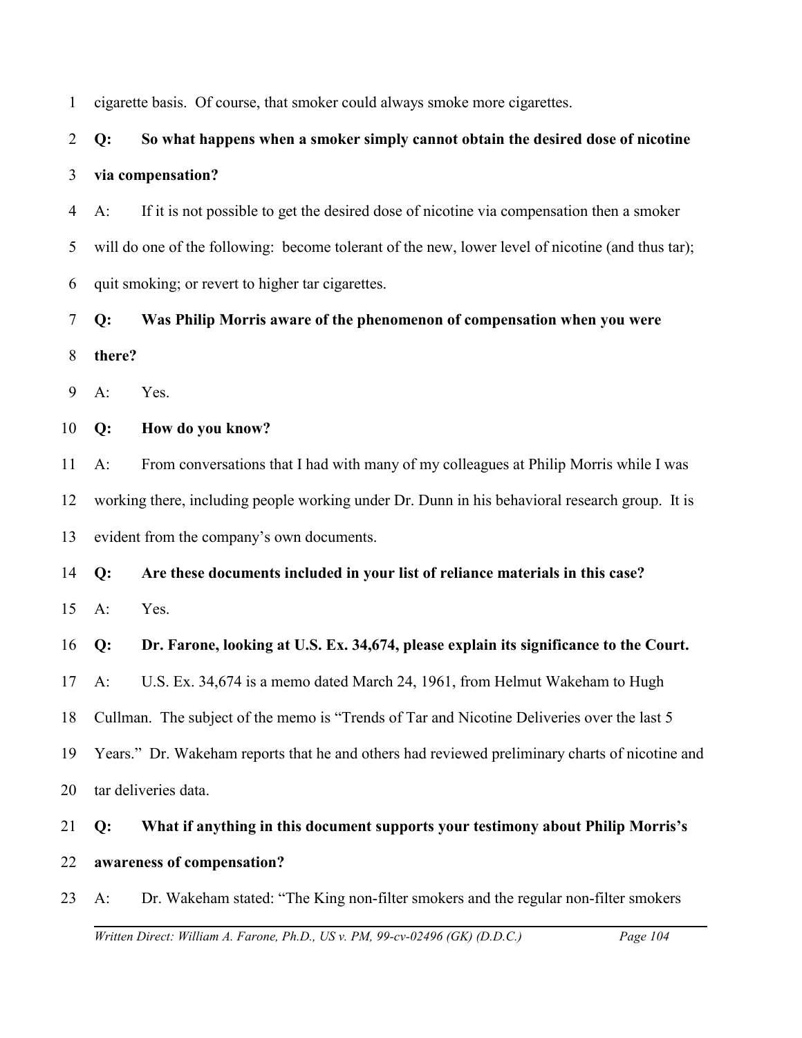cigarette basis. Of course, that smoker could always smoke more cigarettes.

**Q: So what happens when a smoker simply cannot obtain the desired dose of nicotine via compensation?**

A: If it is not possible to get the desired dose of nicotine via compensation then a smoker will do one of the following: become tolerant of the new, lower level of nicotine (and thus tar); quit smoking; or revert to higher tar cigarettes.

**Q: Was Philip Morris aware of the phenomenon of compensation when you were there?**

A: Yes.

**Q: How do you know?**

A: From conversations that I had with many of my colleagues at Philip Morris while I was working there, including people working under Dr. Dunn in his behavioral research group. It is evident from the company's own documents.

**Q: Are these documents included in your list of reliance materials in this case?**

A: Yes.

**Q: Dr. Farone, looking at U.S. Ex. 34,674, please explain its significance to the Court.**

A: U.S. Ex. 34,674 is a memo dated March 24, 1961, from Helmut Wakeham to Hugh Cullman. The subject of the memo is "Trends of Tar and Nicotine Deliveries over the last 5 Years." Dr. Wakeham reports that he and others had reviewed preliminary charts of nicotine and tar deliveries data.

**Q: What if anything in this document supports your testimony about Philip Morris's awareness of compensation?**

A: Dr. Wakeham stated: "The King non-filter smokers and the regular non-filter smokers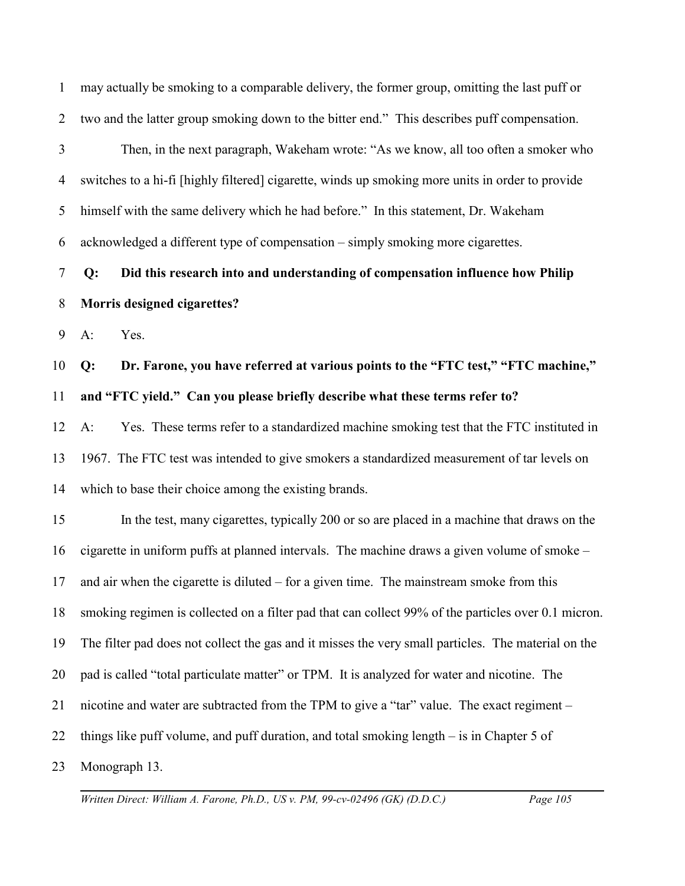may actually be smoking to a comparable delivery, the former group, omitting the last puff or two and the latter group smoking down to the bitter end." This describes puff compensation.

Then, in the next paragraph, Wakeham wrote: "As we know, all too often a smoker who switches to a hi-fi [highly filtered] cigarette, winds up smoking more units in order to provide himself with the same delivery which he had before." In this statement, Dr. Wakeham acknowledged a different type of compensation – simply smoking more cigarettes.

**Q: Did this research into and understanding of compensation influence how Philip Morris designed cigarettes?**

A: Yes.

**Q: Dr. Farone, you have referred at various points to the "FTC test," "FTC machine," and "FTC yield." Can you please briefly describe what these terms refer to?**

A: Yes. These terms refer to a standardized machine smoking test that the FTC instituted in 1967. The FTC test was intended to give smokers a standardized measurement of tar levels on which to base their choice among the existing brands.

In the test, many cigarettes, typically 200 or so are placed in a machine that draws on the cigarette in uniform puffs at planned intervals. The machine draws a given volume of smoke – and air when the cigarette is diluted – for a given time. The mainstream smoke from this smoking regimen is collected on a filter pad that can collect 99% of the particles over 0.1 micron. The filter pad does not collect the gas and it misses the very small particles. The material on the pad is called "total particulate matter" or TPM. It is analyzed for water and nicotine. The nicotine and water are subtracted from the TPM to give a "tar" value. The exact regiment – things like puff volume, and puff duration, and total smoking length – is in Chapter 5 of Monograph 13.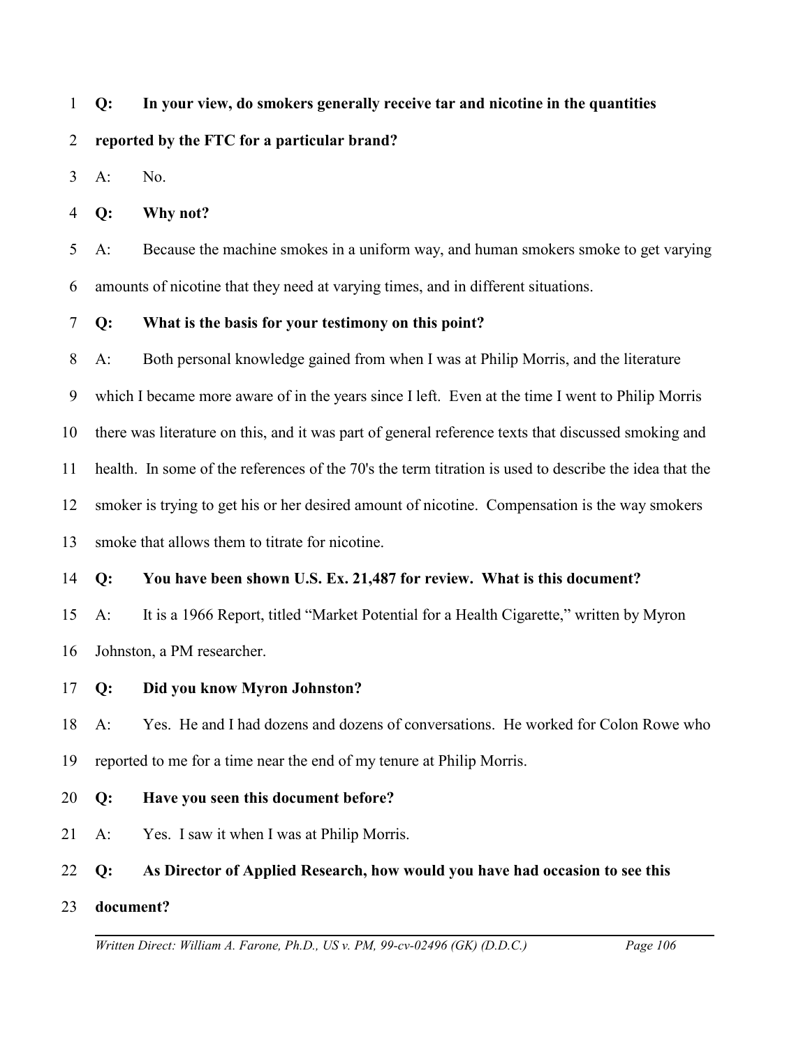**Q: In your view, do smokers generally receive tar and nicotine in the quantities reported by the FTC for a particular brand?**

A: No.

**Q: Why not?**

A: Because the machine smokes in a uniform way, and human smokers smoke to get varying amounts of nicotine that they need at varying times, and in different situations.

**Q: What is the basis for your testimony on this point?**

A: Both personal knowledge gained from when I was at Philip Morris, and the literature which I became more aware of in the years since I left. Even at the time I went to Philip Morris there was literature on this, and it was part of general reference texts that discussed smoking and health. In some of the references of the 70's the term titration is used to describe the idea that the smoker is trying to get his or her desired amount of nicotine. Compensation is the way smokers smoke that allows them to titrate for nicotine.

**Q: You have been shown U.S. Ex. 21,487 for review. What is this document?**

A: It is a 1966 Report, titled "Market Potential for a Health Cigarette," written by Myron Johnston, a PM researcher.

**Q: Did you know Myron Johnston?**

A: Yes. He and I had dozens and dozens of conversations. He worked for Colon Rowe who reported to me for a time near the end of my tenure at Philip Morris.

**Q: Have you seen this document before?**

A: Yes. I saw it when I was at Philip Morris.

**Q: As Director of Applied Research, how would you have had occasion to see this document?**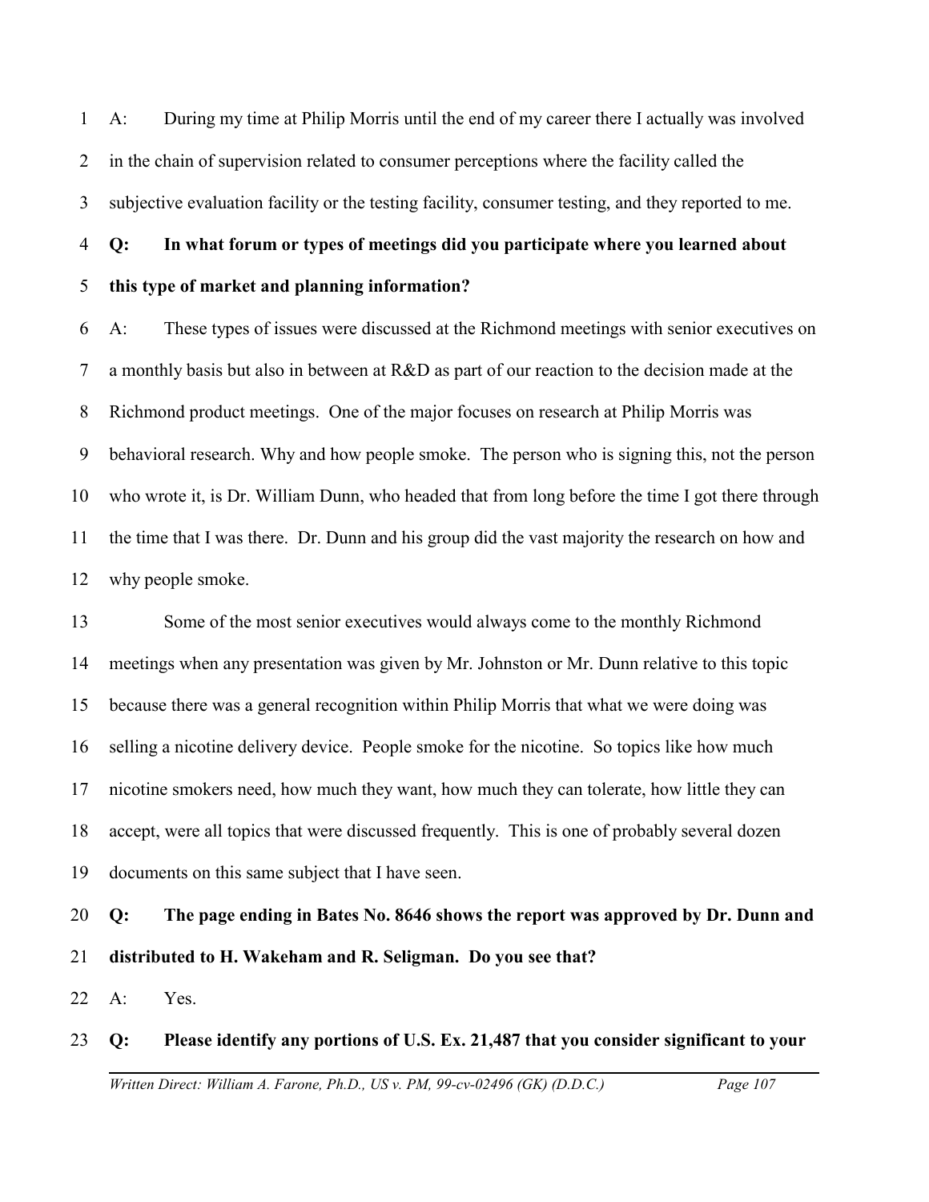A: During my time at Philip Morris until the end of my career there I actually was involved in the chain of supervision related to consumer perceptions where the facility called the subjective evaluation facility or the testing facility, consumer testing, and they reported to me.

**Q: In what forum or types of meetings did you participate where you learned about this type of market and planning information?**

A: These types of issues were discussed at the Richmond meetings with senior executives on a monthly basis but also in between at R&D as part of our reaction to the decision made at the Richmond product meetings. One of the major focuses on research at Philip Morris was behavioral research. Why and how people smoke. The person who is signing this, not the person who wrote it, is Dr. William Dunn, who headed that from long before the time I got there through the time that I was there. Dr. Dunn and his group did the vast majority the research on how and why people smoke.

Some of the most senior executives would always come to the monthly Richmond meetings when any presentation was given by Mr. Johnston or Mr. Dunn relative to this topic because there was a general recognition within Philip Morris that what we were doing was selling a nicotine delivery device. People smoke for the nicotine. So topics like how much nicotine smokers need, how much they want, how much they can tolerate, how little they can accept, were all topics that were discussed frequently. This is one of probably several dozen documents on this same subject that I have seen.

**Q: The page ending in Bates No. 8646 shows the report was approved by Dr. Dunn and distributed to H. Wakeham and R. Seligman. Do you see that?**

A: Yes.

**Q: Please identify any portions of U.S. Ex. 21,487 that you consider significant to your**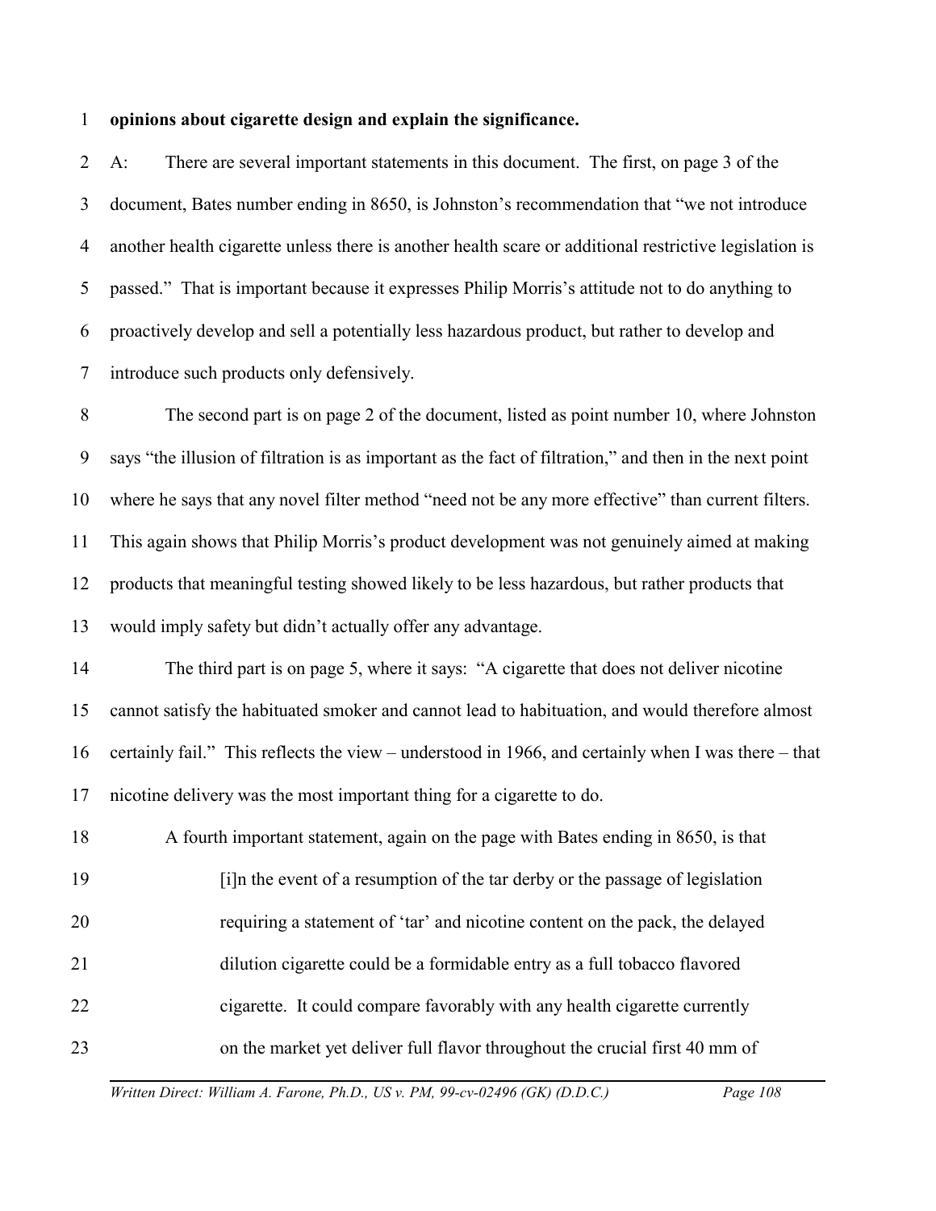**opinions about cigarette design and explain the significance.**

A: There are several important statements in this document. The first, on page 3 of the document, Bates number ending in 8650, is Johnston's recommendation that "we not introduce another health cigarette unless there is another health scare or additional restrictive legislation is passed." That is important because it expresses Philip Morris's attitude not to do anything to proactively develop and sell a potentially less hazardous product, but rather to develop and introduce such products only defensively.

The second part is on page 2 of the document, listed as point number 10, where Johnston says "the illusion of filtration is as important as the fact of filtration," and then in the next point where he says that any novel filter method "need not be any more effective" than current filters. This again shows that Philip Morris's product development was not genuinely aimed at making products that meaningful testing showed likely to be less hazardous, but rather products that would imply safety but didn't actually offer any advantage.

The third part is on page 5, where it says: "A cigarette that does not deliver nicotine cannot satisfy the habituated smoker and cannot lead to habituation, and would therefore almost certainly fail." This reflects the view – understood in 1966, and certainly when I was there – that nicotine delivery was the most important thing for a cigarette to do.

A fourth important statement, again on the page with Bates ending in 8650, is that

> [i]n the event of a resumption of the tar derby or the passage of legislation requiring a statement of 'tar' and nicotine content on the pack, the delayed dilution cigarette could be a formidable entry as a full tobacco flavored cigarette. It could compare favorably with any health cigarette currently on the market yet deliver full flavor throughout the crucial first 40 mm of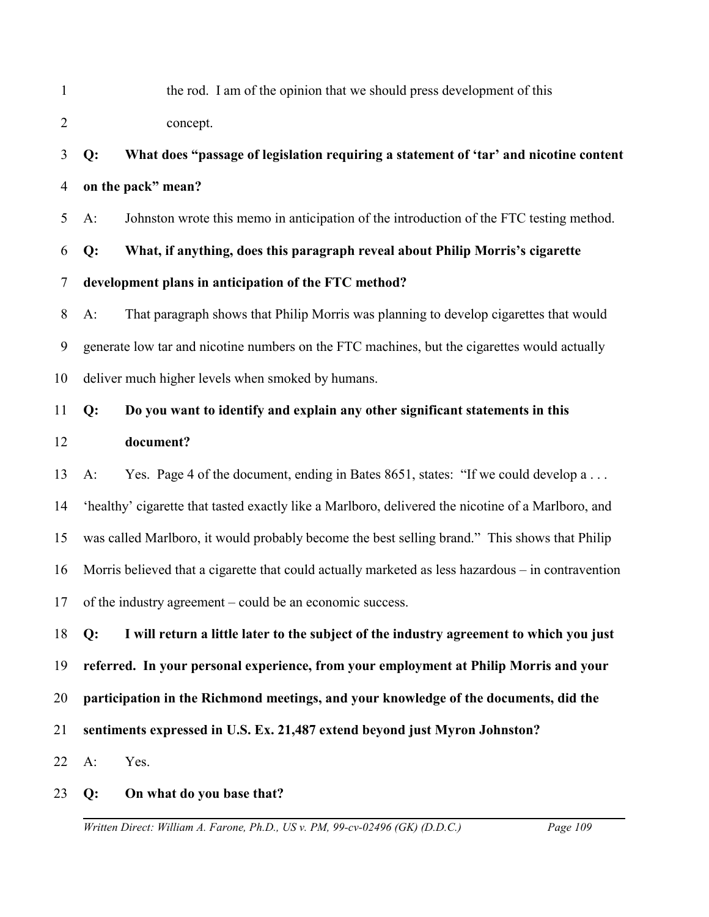the rod. I am of the opinion that we should press development of this concept.

**Q: What does "passage of legislation requiring a statement of 'tar' and nicotine content on the pack" mean?**

A: Johnston wrote this memo in anticipation of the introduction of the FTC testing method.

**Q: What, if anything, does this paragraph reveal about Philip Morris's cigarette development plans in anticipation of the FTC method?**

A: That paragraph shows that Philip Morris was planning to develop cigarettes that would generate low tar and nicotine numbers on the FTC machines, but the cigarettes would actually deliver much higher levels when smoked by humans.

**Q: Do you want to identify and explain any other significant statements in this document?**

A: Yes. Page 4 of the document, ending in Bates 8651, states: "If we could develop a . . . 'healthy' cigarette that tasted exactly like a Marlboro, delivered the nicotine of a Marlboro, and was called Marlboro, it would probably become the best selling brand." This shows that Philip Morris believed that a cigarette that could actually marketed as less hazardous – in contravention of the industry agreement – could be an economic success.

**Q: I will return a little later to the subject of the industry agreement to which you just referred. In your personal experience, from your employment at Philip Morris and your participation in the Richmond meetings, and your knowledge of the documents, did the sentiments expressed in U.S. Ex. 21,487 extend beyond just Myron Johnston?**

A: Yes.

**Q: On what do you base that?**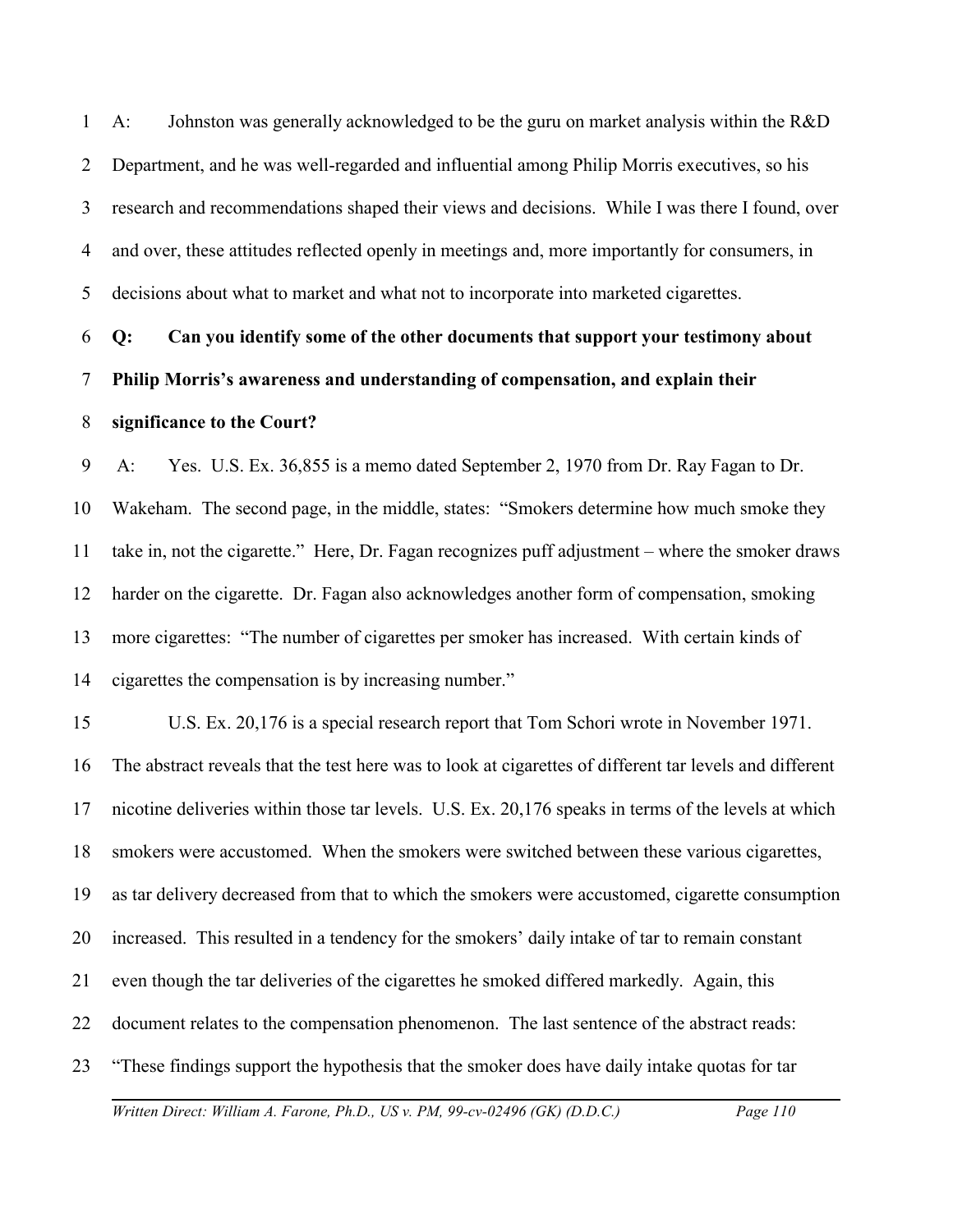A: Johnston was generally acknowledged to be the guru on market analysis within the R&D Department, and he was well-regarded and influential among Philip Morris executives, so his research and recommendations shaped their views and decisions. While I was there I found, over and over, these attitudes reflected openly in meetings and, more importantly for consumers, in decisions about what to market and what not to incorporate into marketed cigarettes.

**Q: Can you identify some of the other documents that support your testimony about Philip Morris's awareness and understanding of compensation, and explain their significance to the Court?**

A: Yes. U.S. Ex. 36,855 is a memo dated September 2, 1970 from Dr. Ray Fagan to Dr. Wakeham. The second page, in the middle, states: "Smokers determine how much smoke they take in, not the cigarette." Here, Dr. Fagan recognizes puff adjustment – where the smoker draws harder on the cigarette. Dr. Fagan also acknowledges another form of compensation, smoking more cigarettes: "The number of cigarettes per smoker has increased. With certain kinds of cigarettes the compensation is by increasing number."

U.S. Ex. 20,176 is a special research report that Tom Schori wrote in November 1971. The abstract reveals that the test here was to look at cigarettes of different tar levels and different nicotine deliveries within those tar levels. U.S. Ex. 20,176 speaks in terms of the levels at which smokers were accustomed. When the smokers were switched between these various cigarettes, as tar delivery decreased from that to which the smokers were accustomed, cigarette consumption increased. This resulted in a tendency for the smokers' daily intake of tar to remain constant even though the tar deliveries of the cigarettes he smoked differed markedly. Again, this document relates to the compensation phenomenon. The last sentence of the abstract reads: "These findings support the hypothesis that the smoker does have daily intake quotas for tar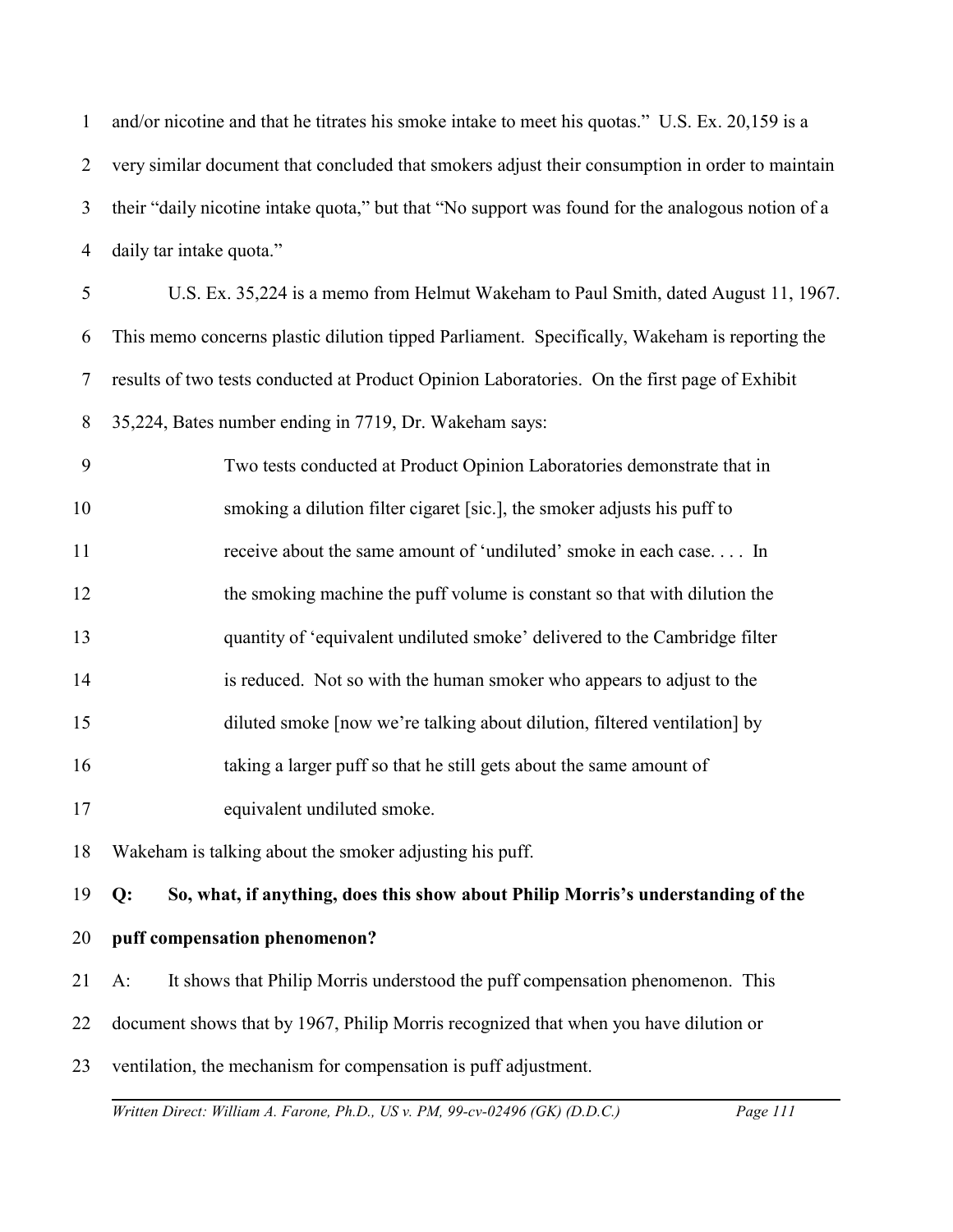and/or nicotine and that he titrates his smoke intake to meet his quotas." U.S. Ex. 20,159 is a very similar document that concluded that smokers adjust their consumption in order to maintain their "daily nicotine intake quota," but that "No support was found for the analogous notion of a daily tar intake quota."

U.S. Ex. 35,224 is a memo from Helmut Wakeham to Paul Smith, dated August 11, 1967. This memo concerns plastic dilution tipped Parliament. Specifically, Wakeham is reporting the results of two tests conducted at Product Opinion Laboratories. On the first page of Exhibit 35,224, Bates number ending in 7719, Dr. Wakeham says:

> Two tests conducted at Product Opinion Laboratories demonstrate that in smoking a dilution filter cigaret [sic.], the smoker adjusts his puff to receive about the same amount of 'undiluted' smoke in each case. . . . In the smoking machine the puff volume is constant so that with dilution the quantity of 'equivalent undiluted smoke' delivered to the Cambridge filter is reduced. Not so with the human smoker who appears to adjust to the diluted smoke [now we're talking about dilution, filtered ventilation] by taking a larger puff so that he still gets about the same amount of equivalent undiluted smoke.

Wakeham is talking about the smoker adjusting his puff.

**Q: So, what, if anything, does this show about Philip Morris's understanding of the puff compensation phenomenon?**

A: It shows that Philip Morris understood the puff compensation phenomenon. This document shows that by 1967, Philip Morris recognized that when you have dilution or ventilation, the mechanism for compensation is puff adjustment.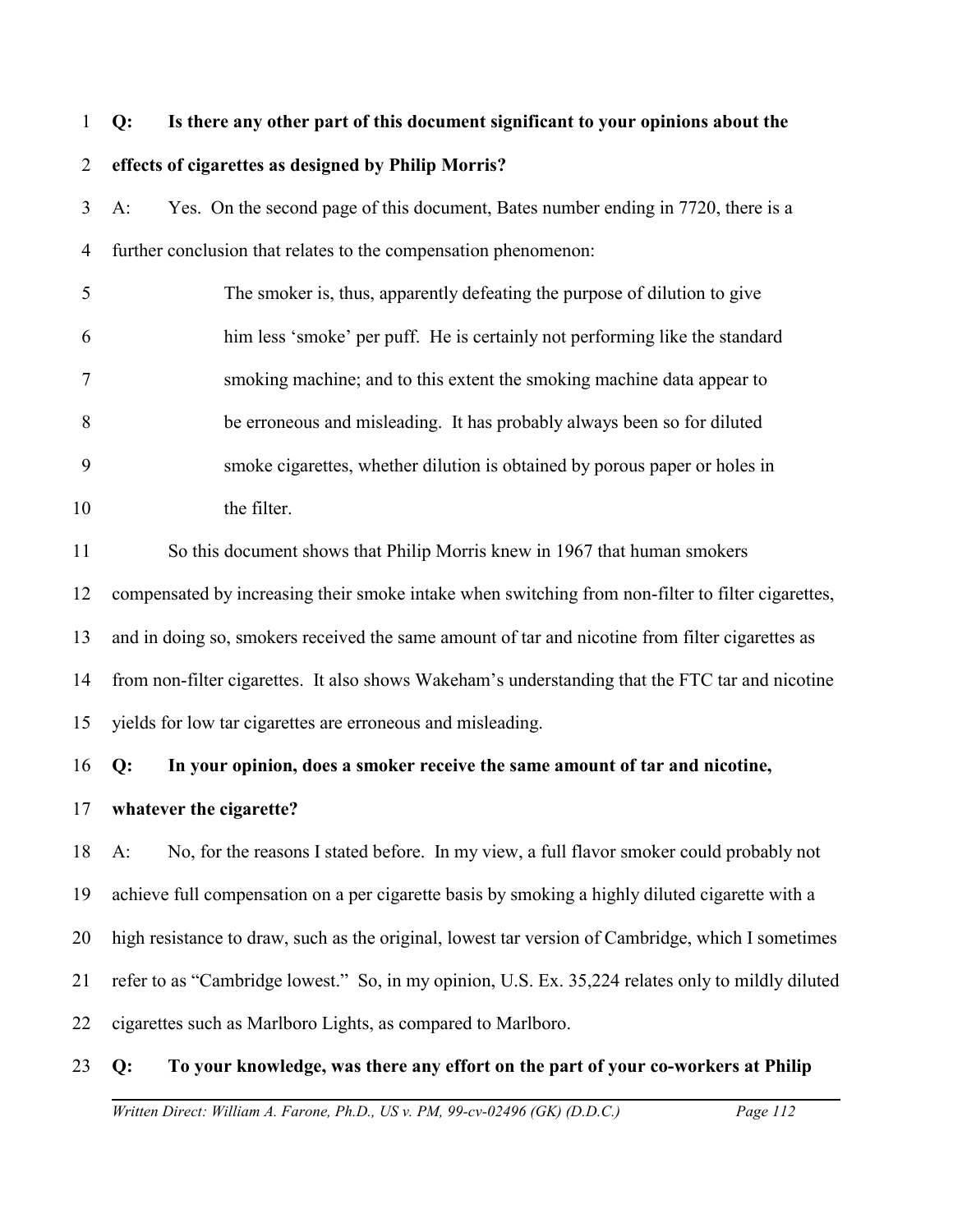**Q: Is there any other part of this document significant to your opinions about the effects of cigarettes as designed by Philip Morris?**

A: Yes. On the second page of this document, Bates number ending in 7720, there is a further conclusion that relates to the compensation phenomenon:

> The smoker is, thus, apparently defeating the purpose of dilution to give him less 'smoke' per puff. He is certainly not performing like the standard smoking machine; and to this extent the smoking machine data appear to be erroneous and misleading. It has probably always been so for diluted smoke cigarettes, whether dilution is obtained by porous paper or holes in the filter.

So this document shows that Philip Morris knew in 1967 that human smokers compensated by increasing their smoke intake when switching from non-filter to filter cigarettes, and in doing so, smokers received the same amount of tar and nicotine from filter cigarettes as from non-filter cigarettes. It also shows Wakeham's understanding that the FTC tar and nicotine yields for low tar cigarettes are erroneous and misleading.

**Q: In your opinion, does a smoker receive the same amount of tar and nicotine, whatever the cigarette?**

A: No, for the reasons I stated before. In my view, a full flavor smoker could probably not achieve full compensation on a per cigarette basis by smoking a highly diluted cigarette with a high resistance to draw, such as the original, lowest tar version of Cambridge, which I sometimes refer to as "Cambridge lowest." So, in my opinion, U.S. Ex. 35,224 relates only to mildly diluted cigarettes such as Marlboro Lights, as compared to Marlboro.

**Q: To your knowledge, was there any effort on the part of your co-workers at Philip**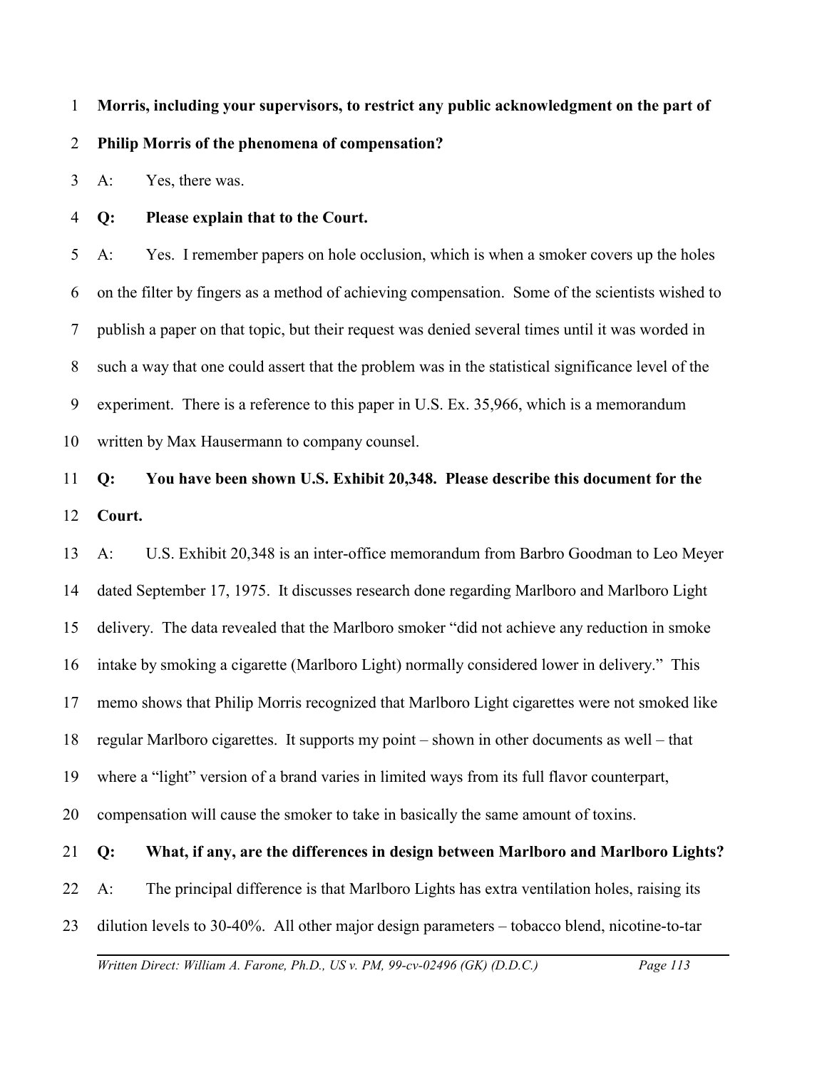**Morris, including your supervisors, to restrict any public acknowledgment on the part of Philip Morris of the phenomena of compensation?**

A: Yes, there was.

**Q: Please explain that to the Court.**

A: Yes. I remember papers on hole occlusion, which is when a smoker covers up the holes on the filter by fingers as a method of achieving compensation. Some of the scientists wished to publish a paper on that topic, but their request was denied several times until it was worded in such a way that one could assert that the problem was in the statistical significance level of the experiment. There is a reference to this paper in U.S. Ex. 35,966, which is a memorandum written by Max Hausermann to company counsel.

**Q: You have been shown U.S. Exhibit 20,348. Please describe this document for the Court.**

A: U.S. Exhibit 20,348 is an inter-office memorandum from Barbro Goodman to Leo Meyer dated September 17, 1975. It discusses research done regarding Marlboro and Marlboro Light delivery. The data revealed that the Marlboro smoker "did not achieve any reduction in smoke intake by smoking a cigarette (Marlboro Light) normally considered lower in delivery." This memo shows that Philip Morris recognized that Marlboro Light cigarettes were not smoked like regular Marlboro cigarettes. It supports my point – shown in other documents as well – that where a "light" version of a brand varies in limited ways from its full flavor counterpart, compensation will cause the smoker to take in basically the same amount of toxins.

**Q: What, if any, are the differences in design between Marlboro and Marlboro Lights?**

A: The principal difference is that Marlboro Lights has extra ventilation holes, raising its dilution levels to 30-40%. All other major design parameters – tobacco blend, nicotine-to-tar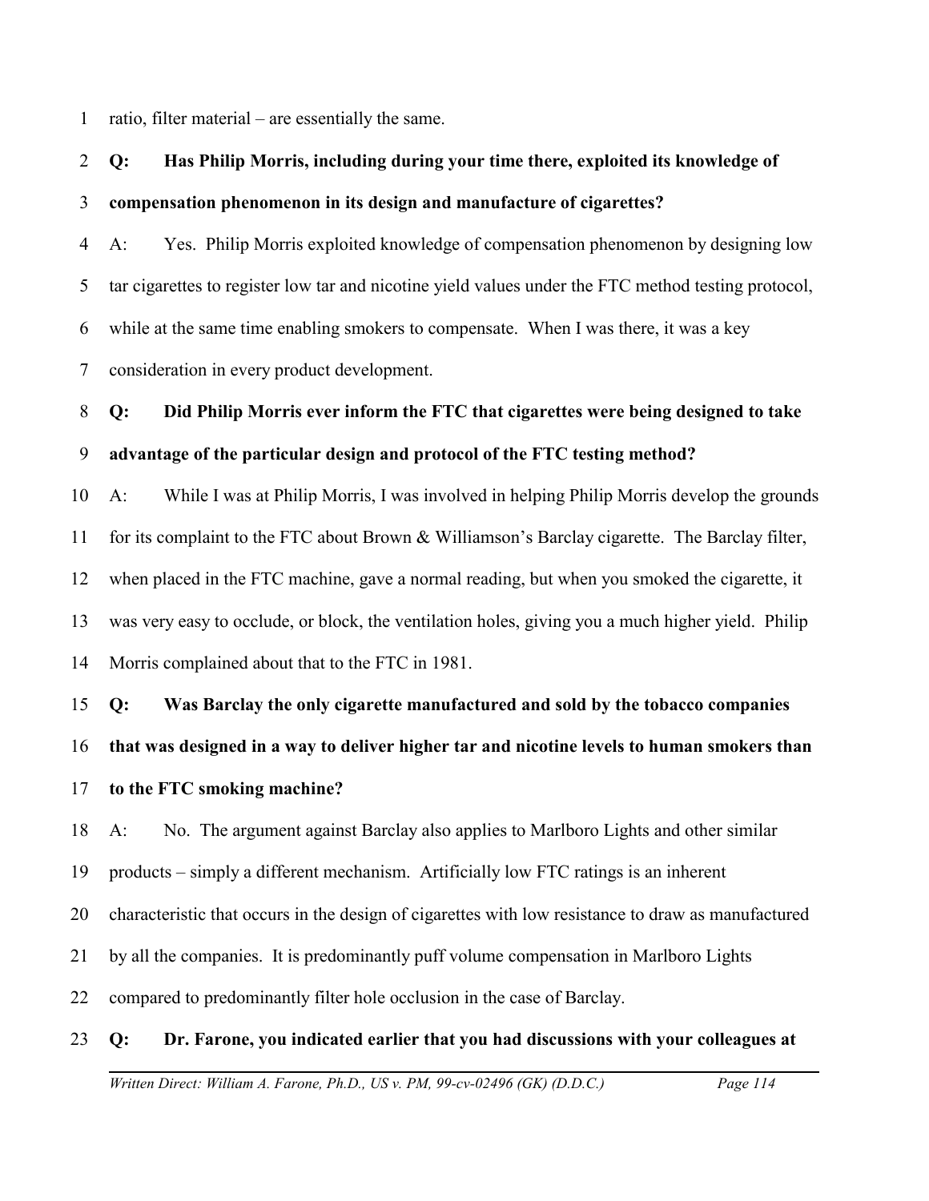ratio, filter material – are essentially the same.

**Q: Has Philip Morris, including during your time there, exploited its knowledge of compensation phenomenon in its design and manufacture of cigarettes?**

A: Yes. Philip Morris exploited knowledge of compensation phenomenon by designing low tar cigarettes to register low tar and nicotine yield values under the FTC method testing protocol, while at the same time enabling smokers to compensate. When I was there, it was a key consideration in every product development.

**Q: Did Philip Morris ever inform the FTC that cigarettes were being designed to take advantage of the particular design and protocol of the FTC testing method?**

A: While I was at Philip Morris, I was involved in helping Philip Morris develop the grounds for its complaint to the FTC about Brown & Williamson's Barclay cigarette. The Barclay filter, when placed in the FTC machine, gave a normal reading, but when you smoked the cigarette, it was very easy to occlude, or block, the ventilation holes, giving you a much higher yield. Philip Morris complained about that to the FTC in 1981.

**Q: Was Barclay the only cigarette manufactured and sold by the tobacco companies that was designed in a way to deliver higher tar and nicotine levels to human smokers than to the FTC smoking machine?**

A: No. The argument against Barclay also applies to Marlboro Lights and other similar products – simply a different mechanism. Artificially low FTC ratings is an inherent characteristic that occurs in the design of cigarettes with low resistance to draw as manufactured by all the companies. It is predominantly puff volume compensation in Marlboro Lights compared to predominantly filter hole occlusion in the case of Barclay.

**Q: Dr. Farone, you indicated earlier that you had discussions with your colleagues at**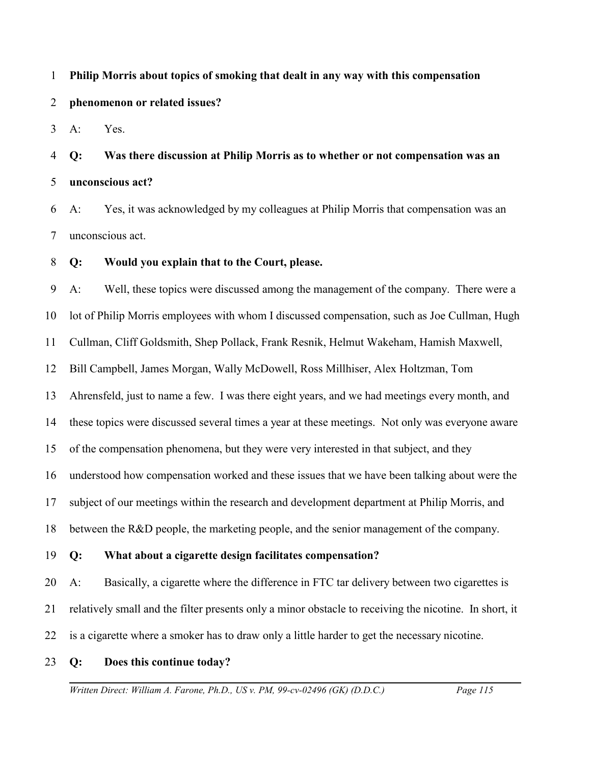**Philip Morris about topics of smoking that dealt in any way with this compensation phenomenon or related issues?**

A: Yes.

**Q: Was there discussion at Philip Morris as to whether or not compensation was an unconscious act?**

A: Yes, it was acknowledged by my colleagues at Philip Morris that compensation was an unconscious act.

**Q: Would you explain that to the Court, please.**

A: Well, these topics were discussed among the management of the company. There were a lot of Philip Morris employees with whom I discussed compensation, such as Joe Cullman, Hugh Cullman, Cliff Goldsmith, Shep Pollack, Frank Resnik, Helmut Wakeham, Hamish Maxwell, Bill Campbell, James Morgan, Wally McDowell, Ross Millhiser, Alex Holtzman, Tom Ahrensfeld, just to name a few. I was there eight years, and we had meetings every month, and these topics were discussed several times a year at these meetings. Not only was everyone aware of the compensation phenomena, but they were very interested in that subject, and they understood how compensation worked and these issues that we have been talking about were the subject of our meetings within the research and development department at Philip Morris, and between the R&D people, the marketing people, and the senior management of the company.

**Q: What about a cigarette design facilitates compensation?**

A: Basically, a cigarette where the difference in FTC tar delivery between two cigarettes is relatively small and the filter presents only a minor obstacle to receiving the nicotine. In short, it is a cigarette where a smoker has to draw only a little harder to get the necessary nicotine.

**Q: Does this continue today?**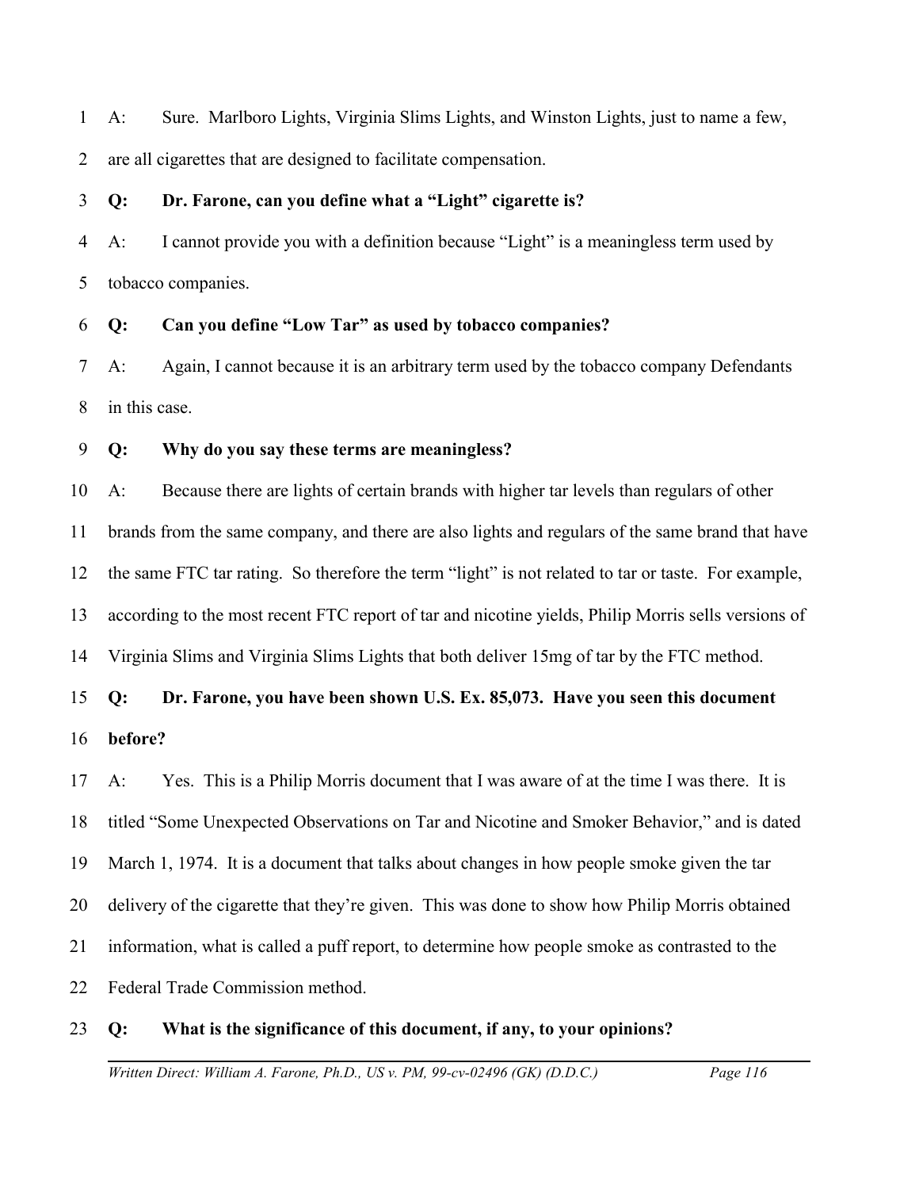A: Sure. Marlboro Lights, Virginia Slims Lights, and Winston Lights, just to name a few, are all cigarettes that are designed to facilitate compensation.

**Q: Dr. Farone, can you define what a "Light" cigarette is?**

A: I cannot provide you with a definition because "Light" is a meaningless term used by tobacco companies.

**Q: Can you define "Low Tar" as used by tobacco companies?**

A: Again, I cannot because it is an arbitrary term used by the tobacco company Defendants in this case.

**Q: Why do you say these terms are meaningless?**

A: Because there are lights of certain brands with higher tar levels than regulars of other brands from the same company, and there are also lights and regulars of the same brand that have the same FTC tar rating. So therefore the term "light" is not related to tar or taste. For example, according to the most recent FTC report of tar and nicotine yields, Philip Morris sells versions of Virginia Slims and Virginia Slims Lights that both deliver 15mg of tar by the FTC method.

**Q: Dr. Farone, you have been shown U.S. Ex. 85,073. Have you seen this document before?**

A: Yes. This is a Philip Morris document that I was aware of at the time I was there. It is titled "Some Unexpected Observations on Tar and Nicotine and Smoker Behavior," and is dated March 1, 1974. It is a document that talks about changes in how people smoke given the tar delivery of the cigarette that they're given. This was done to show how Philip Morris obtained information, what is called a puff report, to determine how people smoke as contrasted to the Federal Trade Commission method.

**Q: What is the significance of this document, if any, to your opinions?**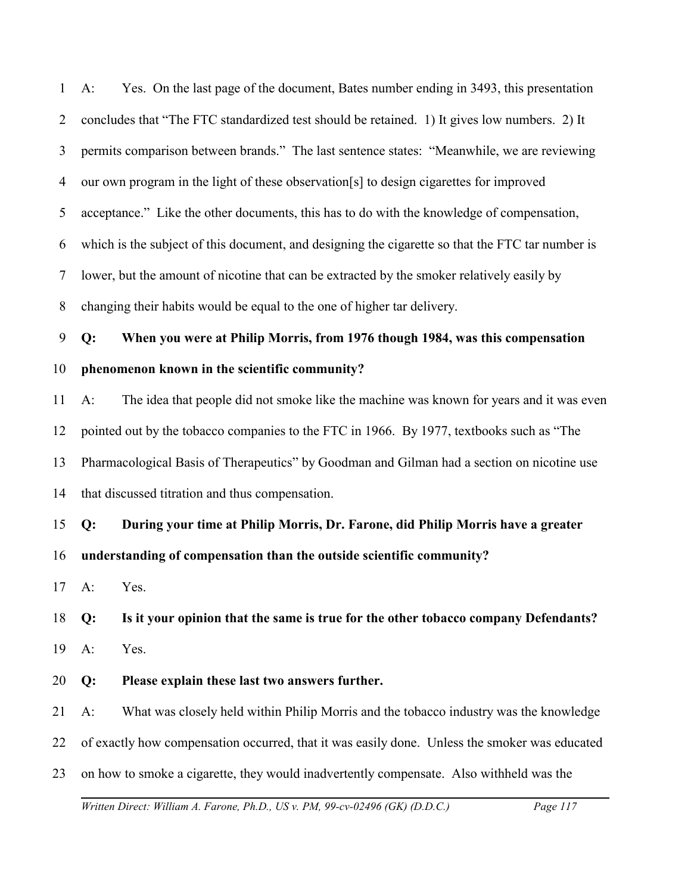A: Yes. On the last page of the document, Bates number ending in 3493, this presentation concludes that "The FTC standardized test should be retained. 1) It gives low numbers. 2) It permits comparison between brands." The last sentence states: "Meanwhile, we are reviewing our own program in the light of these observation[s] to design cigarettes for improved acceptance." Like the other documents, this has to do with the knowledge of compensation, which is the subject of this document, and designing the cigarette so that the FTC tar number is lower, but the amount of nicotine that can be extracted by the smoker relatively easily by changing their habits would be equal to the one of higher tar delivery.

**Q: When you were at Philip Morris, from 1976 though 1984, was this compensation phenomenon known in the scientific community?**

A: The idea that people did not smoke like the machine was known for years and it was even pointed out by the tobacco companies to the FTC in 1966. By 1977, textbooks such as "The Pharmacological Basis of Therapeutics" by Goodman and Gilman had a section on nicotine use that discussed titration and thus compensation.

**Q: During your time at Philip Morris, Dr. Farone, did Philip Morris have a greater understanding of compensation than the outside scientific community?**

A: Yes.

**Q: Is it your opinion that the same is true for the other tobacco company Defendants?**

A: Yes.

**Q: Please explain these last two answers further.**

A: What was closely held within Philip Morris and the tobacco industry was the knowledge of exactly how compensation occurred, that it was easily done. Unless the smoker was educated on how to smoke a cigarette, they would inadvertently compensate. Also withheld was the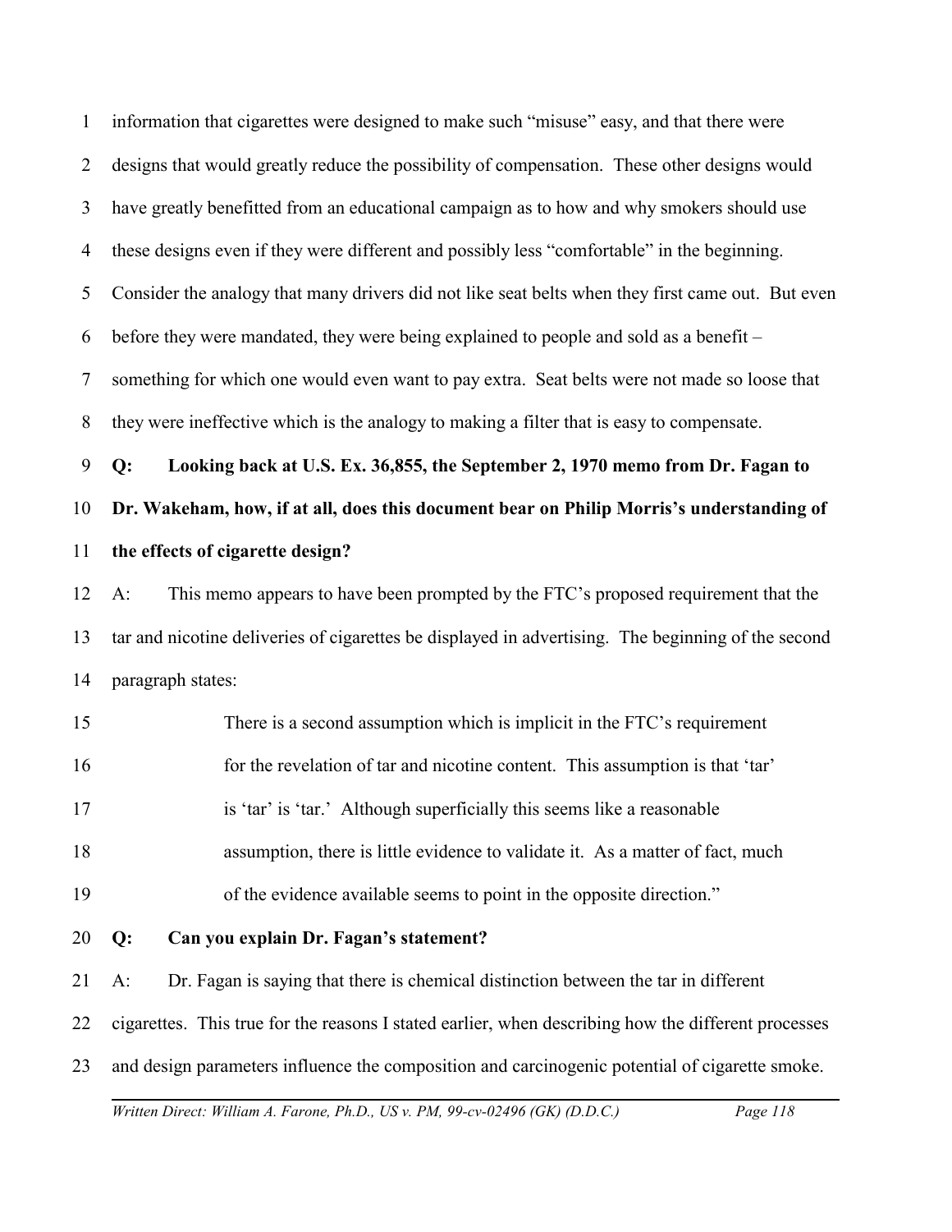information that cigarettes were designed to make such "misuse" easy, and that there were designs that would greatly reduce the possibility of compensation. These other designs would have greatly benefitted from an educational campaign as to how and why smokers should use these designs even if they were different and possibly less "comfortable" in the beginning. Consider the analogy that many drivers did not like seat belts when they first came out. But even before they were mandated, they were being explained to people and sold as a benefit – something for which one would even want to pay extra. Seat belts were not made so loose that they were ineffective which is the analogy to making a filter that is easy to compensate.

**Q: Looking back at U.S. Ex. 36,855, the September 2, 1970 memo from Dr. Fagan to Dr. Wakeham, how, if at all, does this document bear on Philip Morris's understanding of the effects of cigarette design?**

A: This memo appears to have been prompted by the FTC's proposed requirement that the tar and nicotine deliveries of cigarettes be displayed in advertising. The beginning of the second paragraph states:

> There is a second assumption which is implicit in the FTC's requirement for the revelation of tar and nicotine content. This assumption is that 'tar' is 'tar' is 'tar.' Although superficially this seems like a reasonable assumption, there is little evidence to validate it. As a matter of fact, much of the evidence available seems to point in the opposite direction."

**Q: Can you explain Dr. Fagan's statement?**

A: Dr. Fagan is saying that there is chemical distinction between the tar in different cigarettes. This true for the reasons I stated earlier, when describing how the different processes and design parameters influence the composition and carcinogenic potential of cigarette smoke.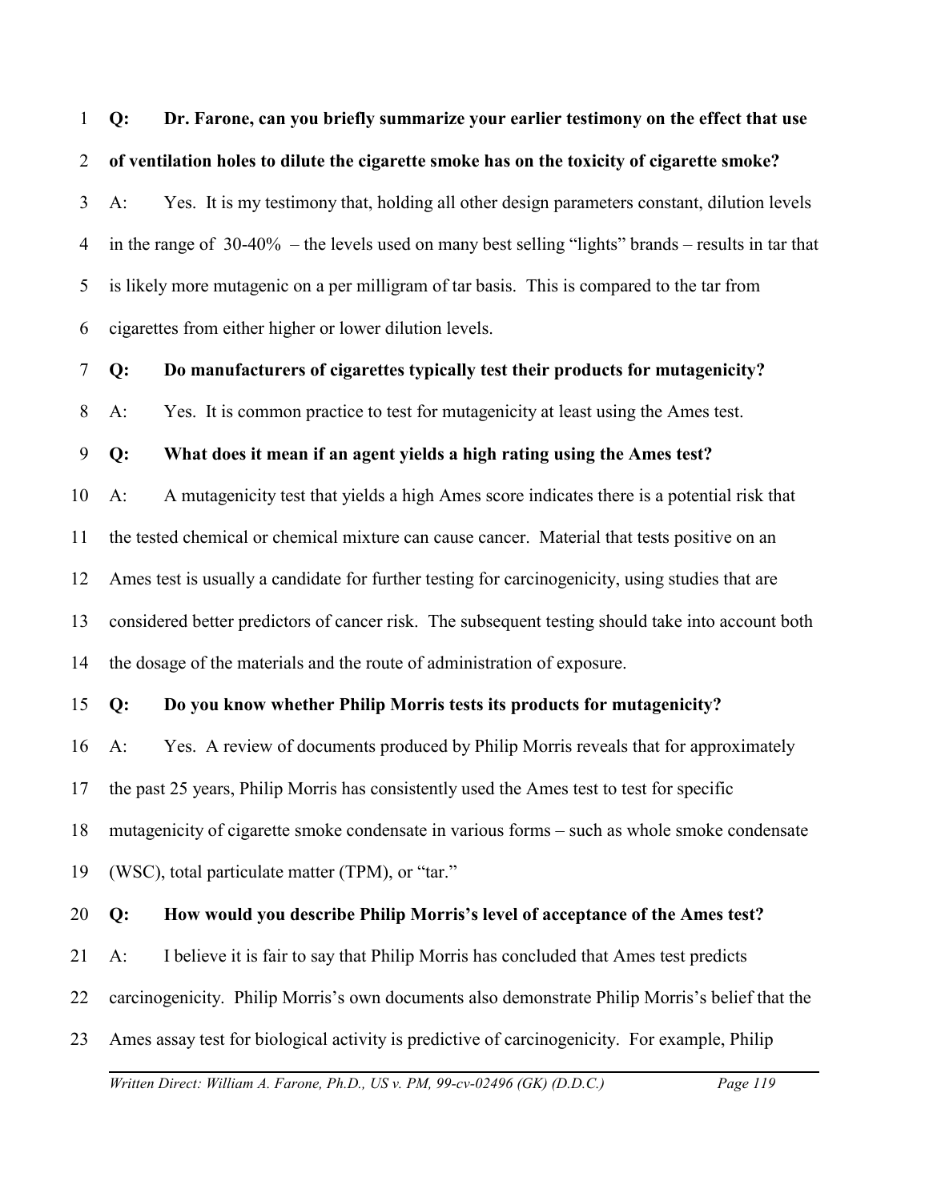**Q: Dr. Farone, can you briefly summarize your earlier testimony on the effect that use of ventilation holes to dilute the cigarette smoke has on the toxicity of cigarette smoke?**

A: Yes. It is my testimony that, holding all other design parameters constant, dilution levels in the range of 30-40% – the levels used on many best selling "lights" brands – results in tar that is likely more mutagenic on a per milligram of tar basis. This is compared to the tar from cigarettes from either higher or lower dilution levels.

**Q: Do manufacturers of cigarettes typically test their products for mutagenicity?**

A: Yes. It is common practice to test for mutagenicity at least using the Ames test.

**Q: What does it mean if an agent yields a high rating using the Ames test?**

A: A mutagenicity test that yields a high Ames score indicates there is a potential risk that the tested chemical or chemical mixture can cause cancer. Material that tests positive on an Ames test is usually a candidate for further testing for carcinogenicity, using studies that are considered better predictors of cancer risk. The subsequent testing should take into account both the dosage of the materials and the route of administration of exposure.

**Q: Do you know whether Philip Morris tests its products for mutagenicity?**

A: Yes. A review of documents produced by Philip Morris reveals that for approximately the past 25 years, Philip Morris has consistently used the Ames test to test for specific mutagenicity of cigarette smoke condensate in various forms – such as whole smoke condensate (WSC), total particulate matter (TPM), or "tar."

**Q: How would you describe Philip Morris's level of acceptance of the Ames test?**

A: I believe it is fair to say that Philip Morris has concluded that Ames test predicts carcinogenicity. Philip Morris's own documents also demonstrate Philip Morris's belief that the Ames assay test for biological activity is predictive of carcinogenicity. For example, Philip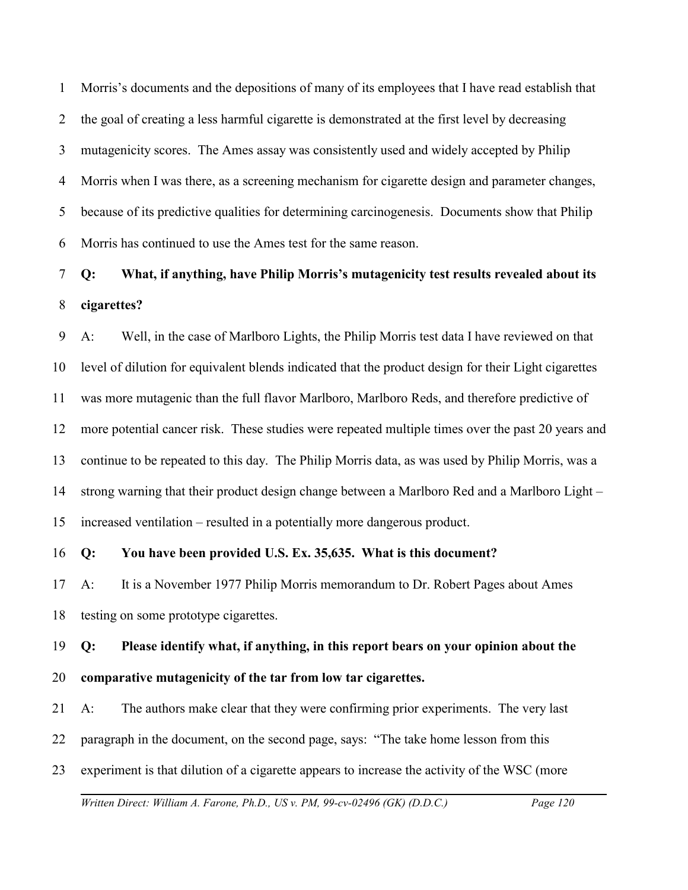Morris's documents and the depositions of many of its employees that I have read establish that the goal of creating a less harmful cigarette is demonstrated at the first level by decreasing mutagenicity scores. The Ames assay was consistently used and widely accepted by Philip Morris when I was there, as a screening mechanism for cigarette design and parameter changes, because of its predictive qualities for determining carcinogenesis. Documents show that Philip Morris has continued to use the Ames test for the same reason.

**Q: What, if anything, have Philip Morris's mutagenicity test results revealed about its cigarettes?**

A: Well, in the case of Marlboro Lights, the Philip Morris test data I have reviewed on that level of dilution for equivalent blends indicated that the product design for their Light cigarettes was more mutagenic than the full flavor Marlboro, Marlboro Reds, and therefore predictive of more potential cancer risk. These studies were repeated multiple times over the past 20 years and continue to be repeated to this day. The Philip Morris data, as was used by Philip Morris, was a strong warning that their product design change between a Marlboro Red and a Marlboro Light – increased ventilation – resulted in a potentially more dangerous product.

**Q: You have been provided U.S. Ex. 35,635. What is this document?**

A: It is a November 1977 Philip Morris memorandum to Dr. Robert Pages about Ames testing on some prototype cigarettes.

**Q: Please identify what, if anything, in this report bears on your opinion about the comparative mutagenicity of the tar from low tar cigarettes.**

A: The authors make clear that they were confirming prior experiments. The very last paragraph in the document, on the second page, says: "The take home lesson from this experiment is that dilution of a cigarette appears to increase the activity of the WSC (more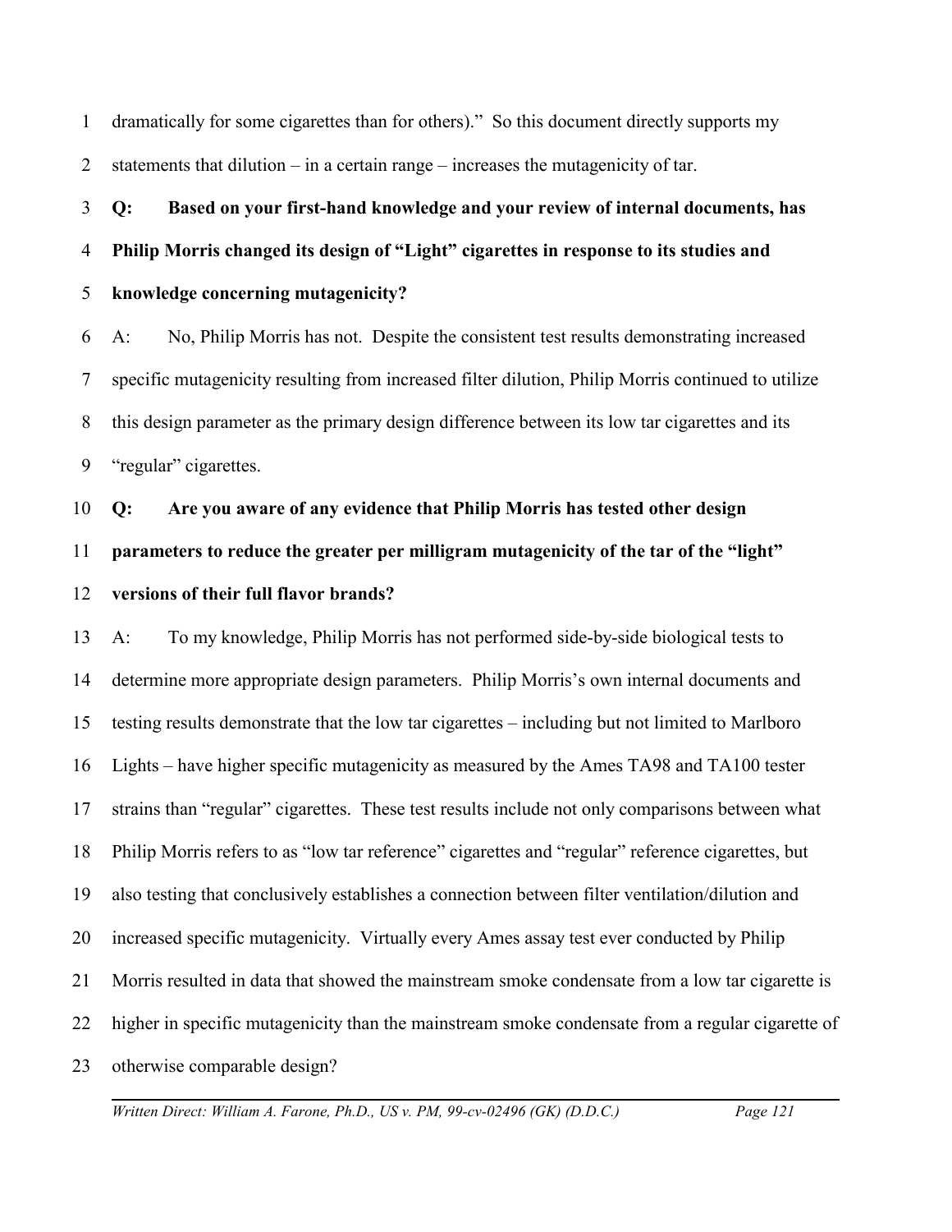dramatically for some cigarettes than for others)." So this document directly supports my statements that dilution – in a certain range – increases the mutagenicity of tar.

**Q: Based on your first-hand knowledge and your review of internal documents, has Philip Morris changed its design of "Light" cigarettes in response to its studies and knowledge concerning mutagenicity?**

A: No, Philip Morris has not. Despite the consistent test results demonstrating increased specific mutagenicity resulting from increased filter dilution, Philip Morris continued to utilize this design parameter as the primary design difference between its low tar cigarettes and its "regular" cigarettes.

**Q: Are you aware of any evidence that Philip Morris has tested other design parameters to reduce the greater per milligram mutagenicity of the tar of the "light" versions of their full flavor brands?**

A: To my knowledge, Philip Morris has not performed side-by-side biological tests to determine more appropriate design parameters. Philip Morris's own internal documents and testing results demonstrate that the low tar cigarettes – including but not limited to Marlboro Lights – have higher specific mutagenicity as measured by the Ames TA98 and TA100 tester strains than "regular" cigarettes. These test results include not only comparisons between what Philip Morris refers to as "low tar reference" cigarettes and "regular" reference cigarettes, but also testing that conclusively establishes a connection between filter ventilation/dilution and increased specific mutagenicity. Virtually every Ames assay test ever conducted by Philip Morris resulted in data that showed the mainstream smoke condensate from a low tar cigarette is higher in specific mutagenicity than the mainstream smoke condensate from a regular cigarette of otherwise comparable design?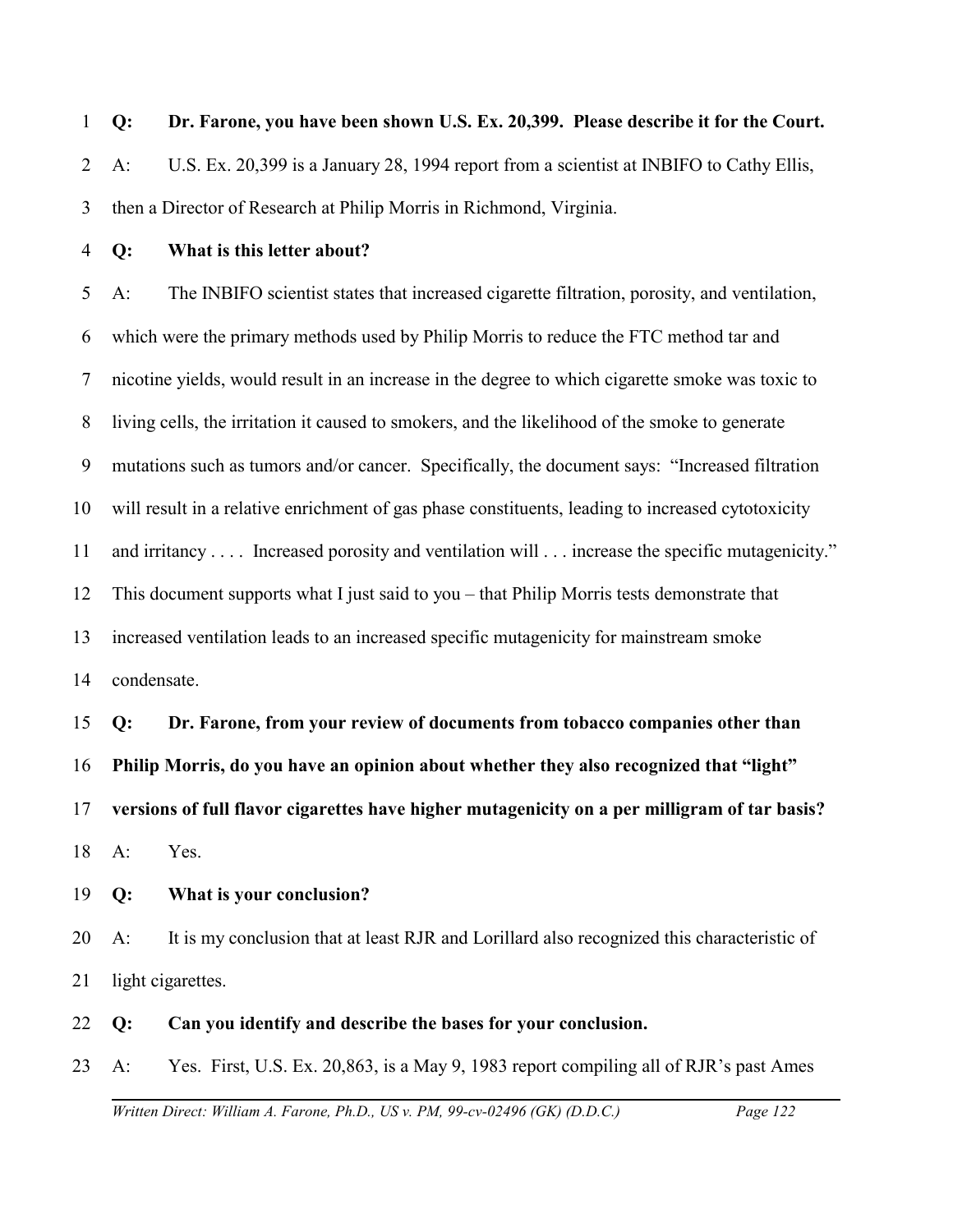**Q: Dr. Farone, you have been shown U.S. Ex. 20,399. Please describe it for the Court.**

A: U.S. Ex. 20,399 is a January 28, 1994 report from a scientist at INBIFO to Cathy Ellis, then a Director of Research at Philip Morris in Richmond, Virginia.

**Q: What is this letter about?**

A: The INBIFO scientist states that increased cigarette filtration, porosity, and ventilation, which were the primary methods used by Philip Morris to reduce the FTC method tar and nicotine yields, would result in an increase in the degree to which cigarette smoke was toxic to living cells, the irritation it caused to smokers, and the likelihood of the smoke to generate mutations such as tumors and/or cancer. Specifically, the document says: "Increased filtration will result in a relative enrichment of gas phase constituents, leading to increased cytotoxicity and irritancy . . . . Increased porosity and ventilation will . . . increase the specific mutagenicity." This document supports what I just said to you – that Philip Morris tests demonstrate that increased ventilation leads to an increased specific mutagenicity for mainstream smoke condensate.

**Q: Dr. Farone, from your review of documents from tobacco companies other than Philip Morris, do you have an opinion about whether they also recognized that "light" versions of full flavor cigarettes have higher mutagenicity on a per milligram of tar basis?**

A: Yes.

**Q: What is your conclusion?**

A: It is my conclusion that at least RJR and Lorillard also recognized this characteristic of light cigarettes.

**Q: Can you identify and describe the bases for your conclusion.**

A: Yes. First, U.S. Ex. 20,863, is a May 9, 1983 report compiling all of RJR's past Ames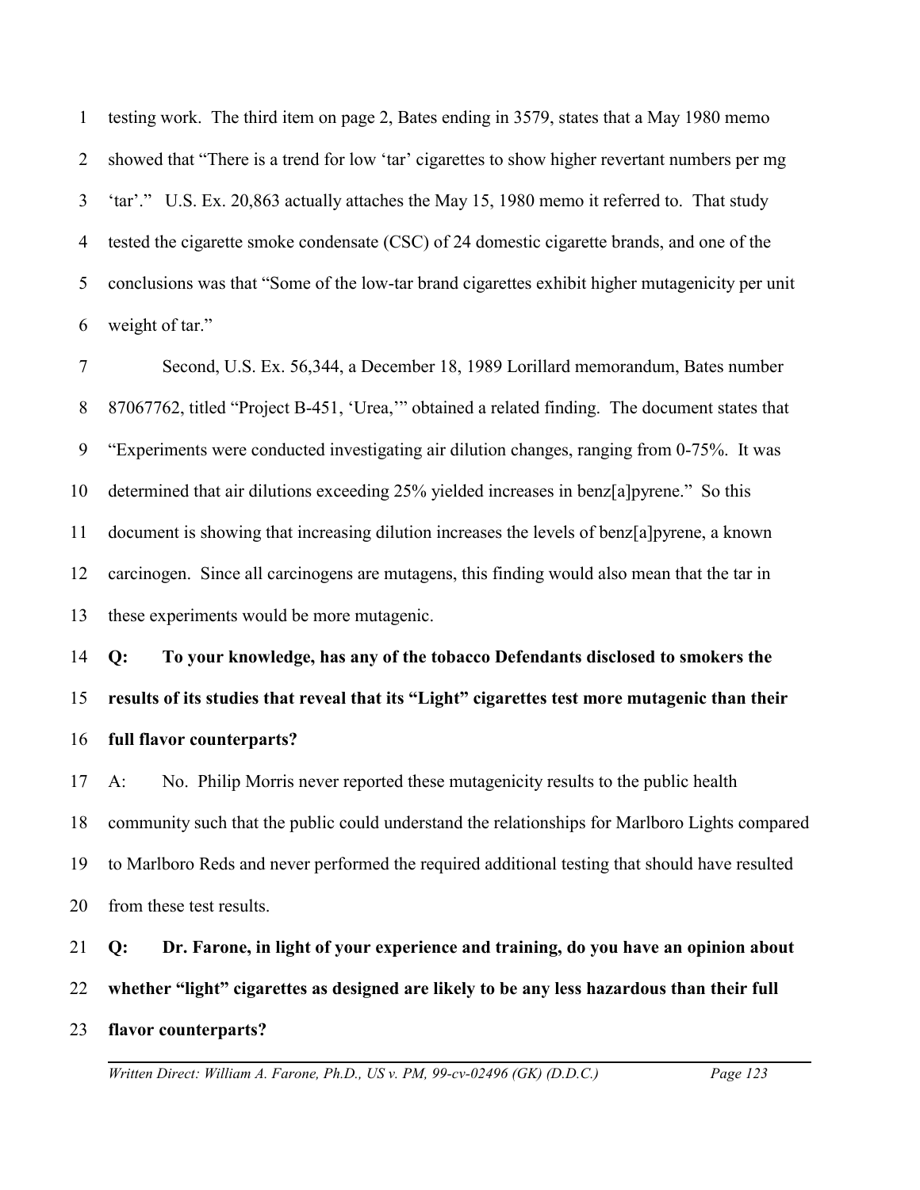testing work. The third item on page 2, Bates ending in 3579, states that a May 1980 memo showed that "There is a trend for low 'tar' cigarettes to show higher revertant numbers per mg 'tar'." U.S. Ex. 20,863 actually attaches the May 15, 1980 memo it referred to. That study tested the cigarette smoke condensate (CSC) of 24 domestic cigarette brands, and one of the conclusions was that "Some of the low-tar brand cigarettes exhibit higher mutagenicity per unit weight of tar."

Second, U.S. Ex. 56,344, a December 18, 1989 Lorillard memorandum, Bates number 87067762, titled "Project B-451, 'Urea,'" obtained a related finding. The document states that "Experiments were conducted investigating air dilution changes, ranging from 0-75%. It was determined that air dilutions exceeding 25% yielded increases in benz[a]pyrene." So this document is showing that increasing dilution increases the levels of benz[a]pyrene, a known carcinogen. Since all carcinogens are mutagens, this finding would also mean that the tar in these experiments would be more mutagenic.

**Q: To your knowledge, has any of the tobacco Defendants disclosed to smokers the results of its studies that reveal that its "Light" cigarettes test more mutagenic than their full flavor counterparts?**

A: No. Philip Morris never reported these mutagenicity results to the public health community such that the public could understand the relationships for Marlboro Lights compared to Marlboro Reds and never performed the required additional testing that should have resulted from these test results.

**Q: Dr. Farone, in light of your experience and training, do you have an opinion about whether "light" cigarettes as designed are likely to be any less hazardous than their full flavor counterparts?**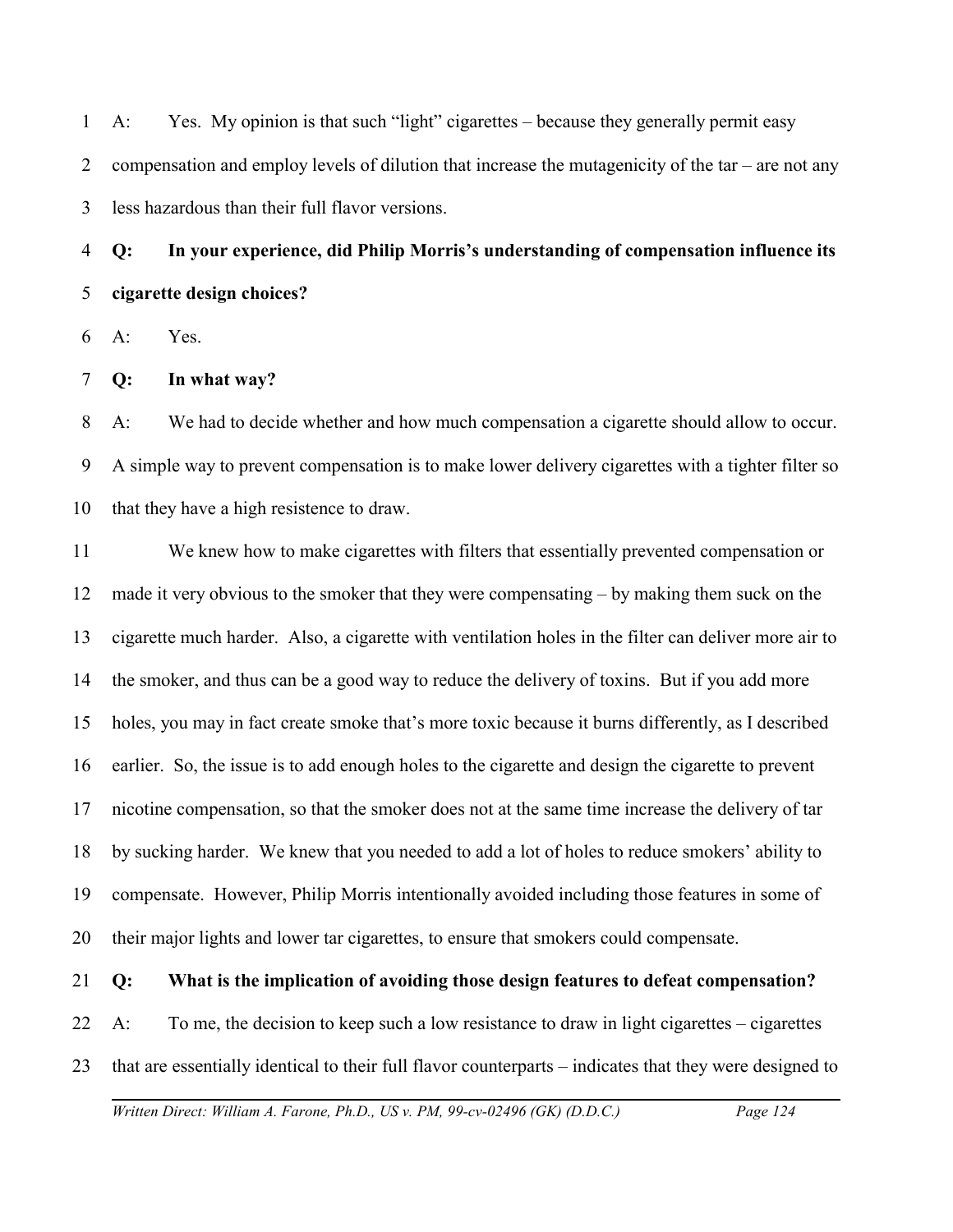A: Yes. My opinion is that such "light" cigarettes – because they generally permit easy compensation and employ levels of dilution that increase the mutagenicity of the tar – are not any less hazardous than their full flavor versions.

**Q: In your experience, did Philip Morris's understanding of compensation influence its cigarette design choices?**

A: Yes.

**Q: In what way?**

A: We had to decide whether and how much compensation a cigarette should allow to occur. A simple way to prevent compensation is to make lower delivery cigarettes with a tighter filter so that they have a high resistence to draw.

We knew how to make cigarettes with filters that essentially prevented compensation or made it very obvious to the smoker that they were compensating – by making them suck on the cigarette much harder. Also, a cigarette with ventilation holes in the filter can deliver more air to the smoker, and thus can be a good way to reduce the delivery of toxins. But if you add more holes, you may in fact create smoke that's more toxic because it burns differently, as I described earlier. So, the issue is to add enough holes to the cigarette and design the cigarette to prevent nicotine compensation, so that the smoker does not at the same time increase the delivery of tar by sucking harder. We knew that you needed to add a lot of holes to reduce smokers' ability to compensate. However, Philip Morris intentionally avoided including those features in some of their major lights and lower tar cigarettes, to ensure that smokers could compensate.

**Q: What is the implication of avoiding those design features to defeat compensation?**

A: To me, the decision to keep such a low resistance to draw in light cigarettes – cigarettes that are essentially identical to their full flavor counterparts – indicates that they were designed to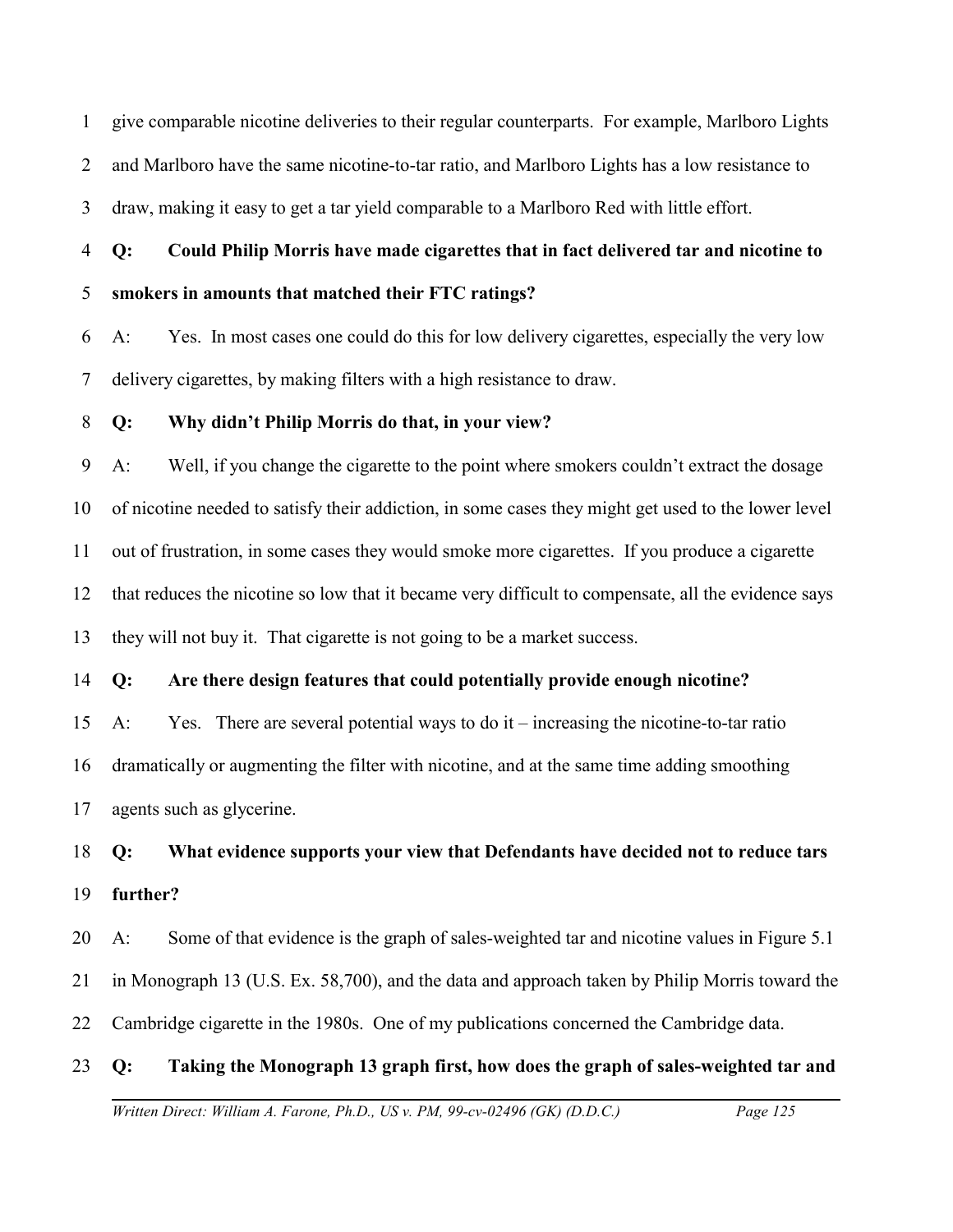give comparable nicotine deliveries to their regular counterparts. For example, Marlboro Lights and Marlboro have the same nicotine-to-tar ratio, and Marlboro Lights has a low resistance to draw, making it easy to get a tar yield comparable to a Marlboro Red with little effort.

**Q: Could Philip Morris have made cigarettes that in fact delivered tar and nicotine to smokers in amounts that matched their FTC ratings?**

A: Yes. In most cases one could do this for low delivery cigarettes, especially the very low delivery cigarettes, by making filters with a high resistance to draw.

**Q: Why didn't Philip Morris do that, in your view?**

A: Well, if you change the cigarette to the point where smokers couldn't extract the dosage of nicotine needed to satisfy their addiction, in some cases they might get used to the lower level out of frustration, in some cases they would smoke more cigarettes. If you produce a cigarette that reduces the nicotine so low that it became very difficult to compensate, all the evidence says they will not buy it. That cigarette is not going to be a market success.

**Q: Are there design features that could potentially provide enough nicotine?**

A: Yes. There are several potential ways to do it – increasing the nicotine-to-tar ratio dramatically or augmenting the filter with nicotine, and at the same time adding smoothing agents such as glycerine.

**Q: What evidence supports your view that Defendants have decided not to reduce tars further?**

A: Some of that evidence is the graph of sales-weighted tar and nicotine values in Figure 5.1 in Monograph 13 (U.S. Ex. 58,700), and the data and approach taken by Philip Morris toward the Cambridge cigarette in the 1980s. One of my publications concerned the Cambridge data.

**Q: Taking the Monograph 13 graph first, how does the graph of sales-weighted tar and**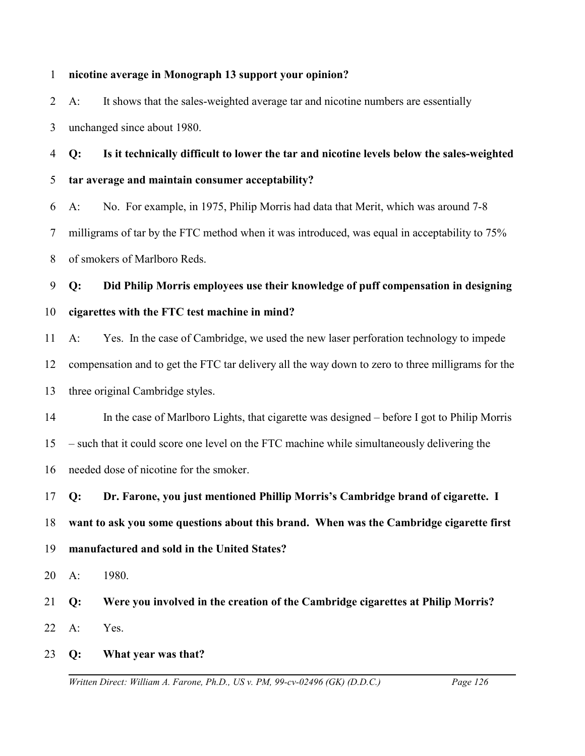**nicotine average in Monograph 13 support your opinion?**

A: It shows that the sales-weighted average tar and nicotine numbers are essentially unchanged since about 1980.

**Q: Is it technically difficult to lower the tar and nicotine levels below the sales-weighted tar average and maintain consumer acceptability?**

A: No. For example, in 1975, Philip Morris had data that Merit, which was around 7-8 milligrams of tar by the FTC method when it was introduced, was equal in acceptability to 75% of smokers of Marlboro Reds.

**Q: Did Philip Morris employees use their knowledge of puff compensation in designing cigarettes with the FTC test machine in mind?**

A: Yes. In the case of Cambridge, we used the new laser perforation technology to impede compensation and to get the FTC tar delivery all the way down to zero to three milligrams for the three original Cambridge styles.

In the case of Marlboro Lights, that cigarette was designed – before I got to Philip Morris – such that it could score one level on the FTC machine while simultaneously delivering the needed dose of nicotine for the smoker.

**Q: Dr. Farone, you just mentioned Phillip Morris's Cambridge brand of cigarette. I want to ask you some questions about this brand. When was the Cambridge cigarette first manufactured and sold in the United States?**

A: 1980.

**Q: Were you involved in the creation of the Cambridge cigarettes at Philip Morris?**

A: Yes.

**Q: What year was that?**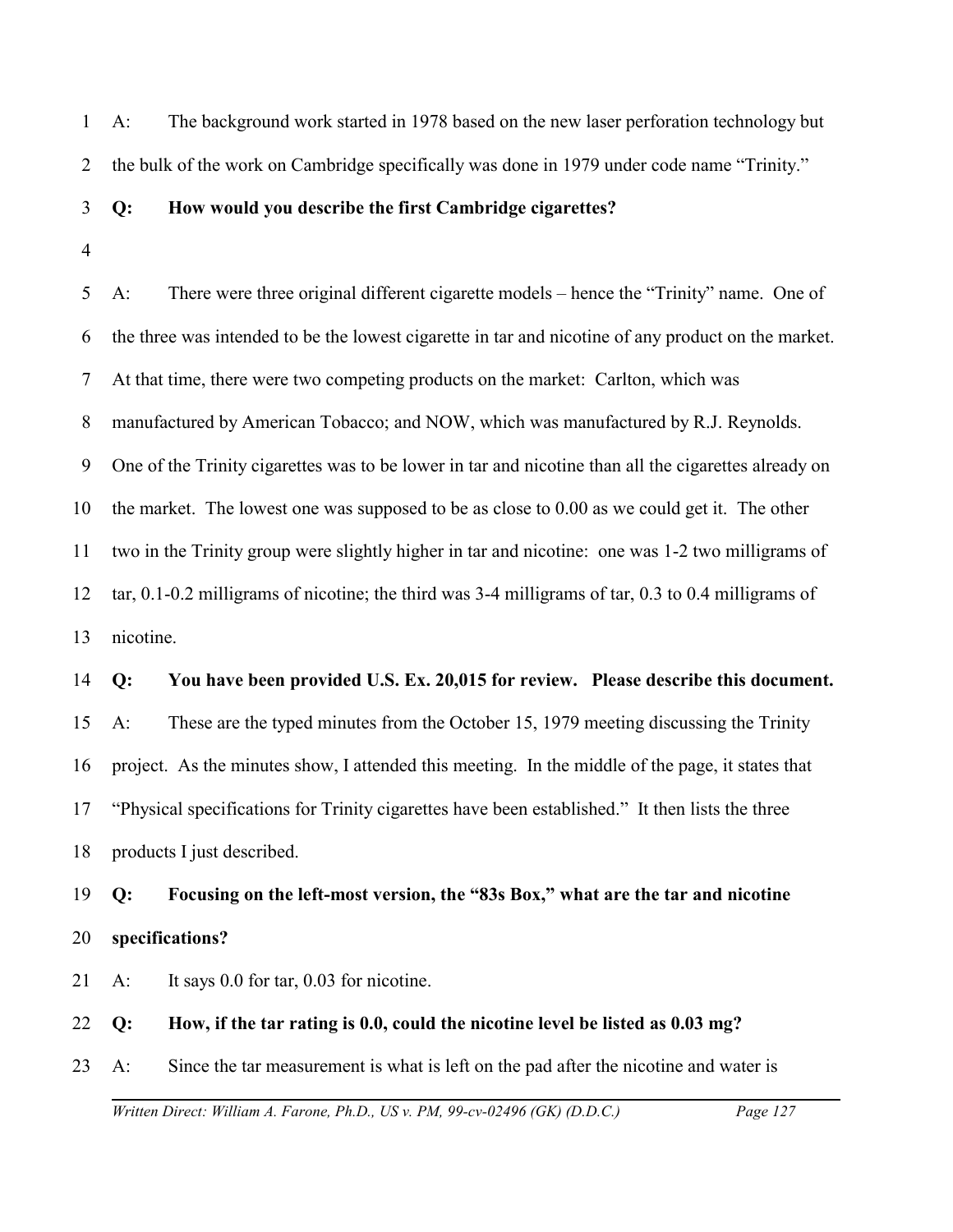A: The background work started in 1978 based on the new laser perforation technology but the bulk of the work on Cambridge specifically was done in 1979 under code name "Trinity."

**Q: How would you describe the first Cambridge cigarettes?**

A: There were three original different cigarette models – hence the "Trinity" name. One of the three was intended to be the lowest cigarette in tar and nicotine of any product on the market. At that time, there were two competing products on the market: Carlton, which was manufactured by American Tobacco; and NOW, which was manufactured by R.J. Reynolds. One of the Trinity cigarettes was to be lower in tar and nicotine than all the cigarettes already on the market. The lowest one was supposed to be as close to 0.00 as we could get it. The other two in the Trinity group were slightly higher in tar and nicotine: one was 1-2 two milligrams of tar, 0.1-0.2 milligrams of nicotine; the third was 3-4 milligrams of tar, 0.3 to 0.4 milligrams of nicotine.

**Q: You have been provided U.S. Ex. 20,015 for review. Please describe this document.**

A: These are the typed minutes from the October 15, 1979 meeting discussing the Trinity project. As the minutes show, I attended this meeting. In the middle of the page, it states that "Physical specifications for Trinity cigarettes have been established." It then lists the three products I just described.

**Q: Focusing on the left-most version, the "83s Box," what are the tar and nicotine specifications?**

A: It says 0.0 for tar, 0.03 for nicotine.

**Q: How, if the tar rating is 0.0, could the nicotine level be listed as 0.03 mg?**

A: Since the tar measurement is what is left on the pad after the nicotine and water is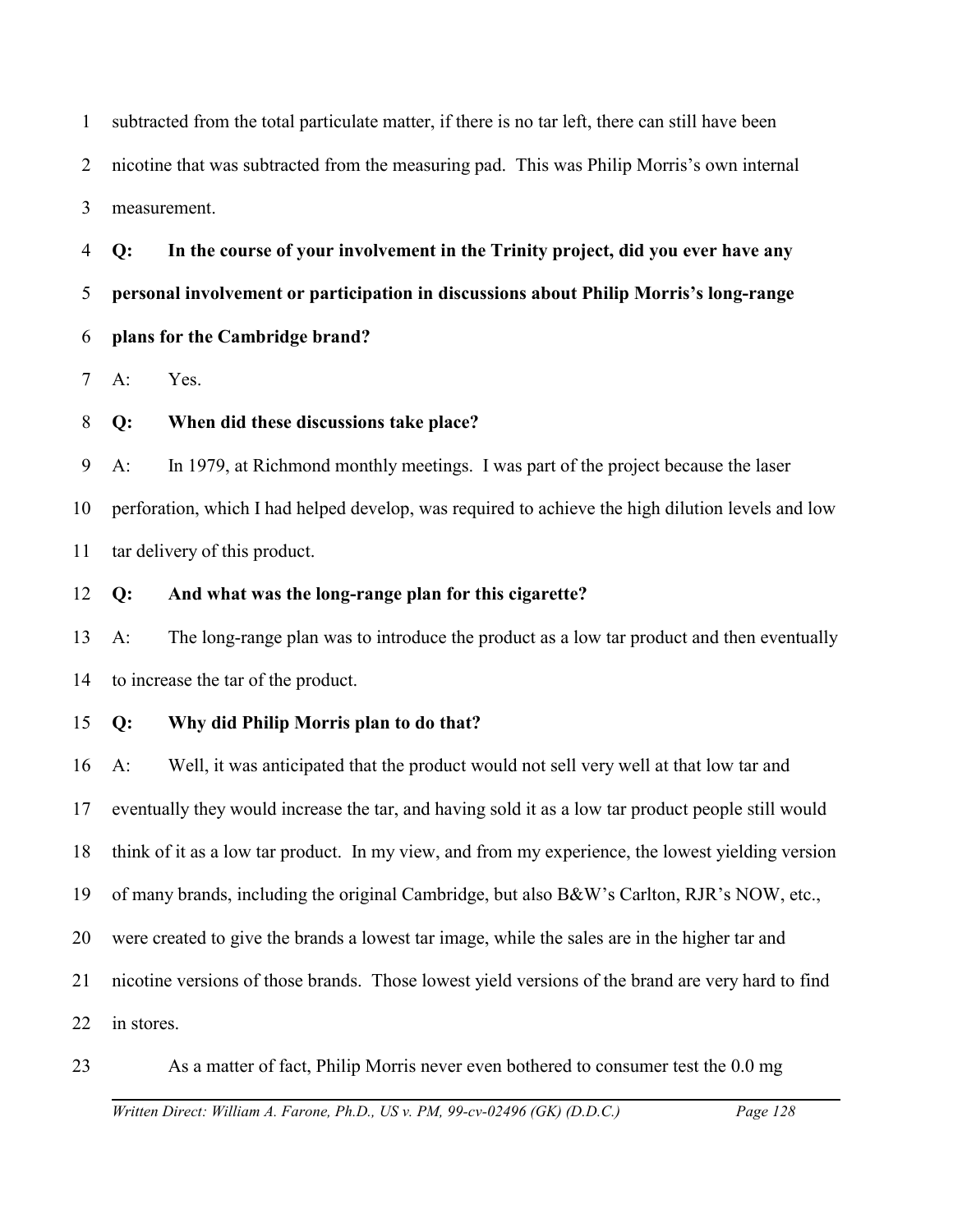subtracted from the total particulate matter, if there is no tar left, there can still have been nicotine that was subtracted from the measuring pad. This was Philip Morris's own internal measurement.

**Q: In the course of your involvement in the Trinity project, did you ever have any personal involvement or participation in discussions about Philip Morris's long-range plans for the Cambridge brand?**

A: Yes.

**Q: When did these discussions take place?**

A: In 1979, at Richmond monthly meetings. I was part of the project because the laser perforation, which I had helped develop, was required to achieve the high dilution levels and low tar delivery of this product.

**Q: And what was the long-range plan for this cigarette?**

A: The long-range plan was to introduce the product as a low tar product and then eventually to increase the tar of the product.

**Q: Why did Philip Morris plan to do that?**

A: Well, it was anticipated that the product would not sell very well at that low tar and eventually they would increase the tar, and having sold it as a low tar product people still would think of it as a low tar product. In my view, and from my experience, the lowest yielding version of many brands, including the original Cambridge, but also B&W's Carlton, RJR's NOW, etc., were created to give the brands a lowest tar image, while the sales are in the higher tar and nicotine versions of those brands. Those lowest yield versions of the brand are very hard to find in stores.

As a matter of fact, Philip Morris never even bothered to consumer test the 0.0 mg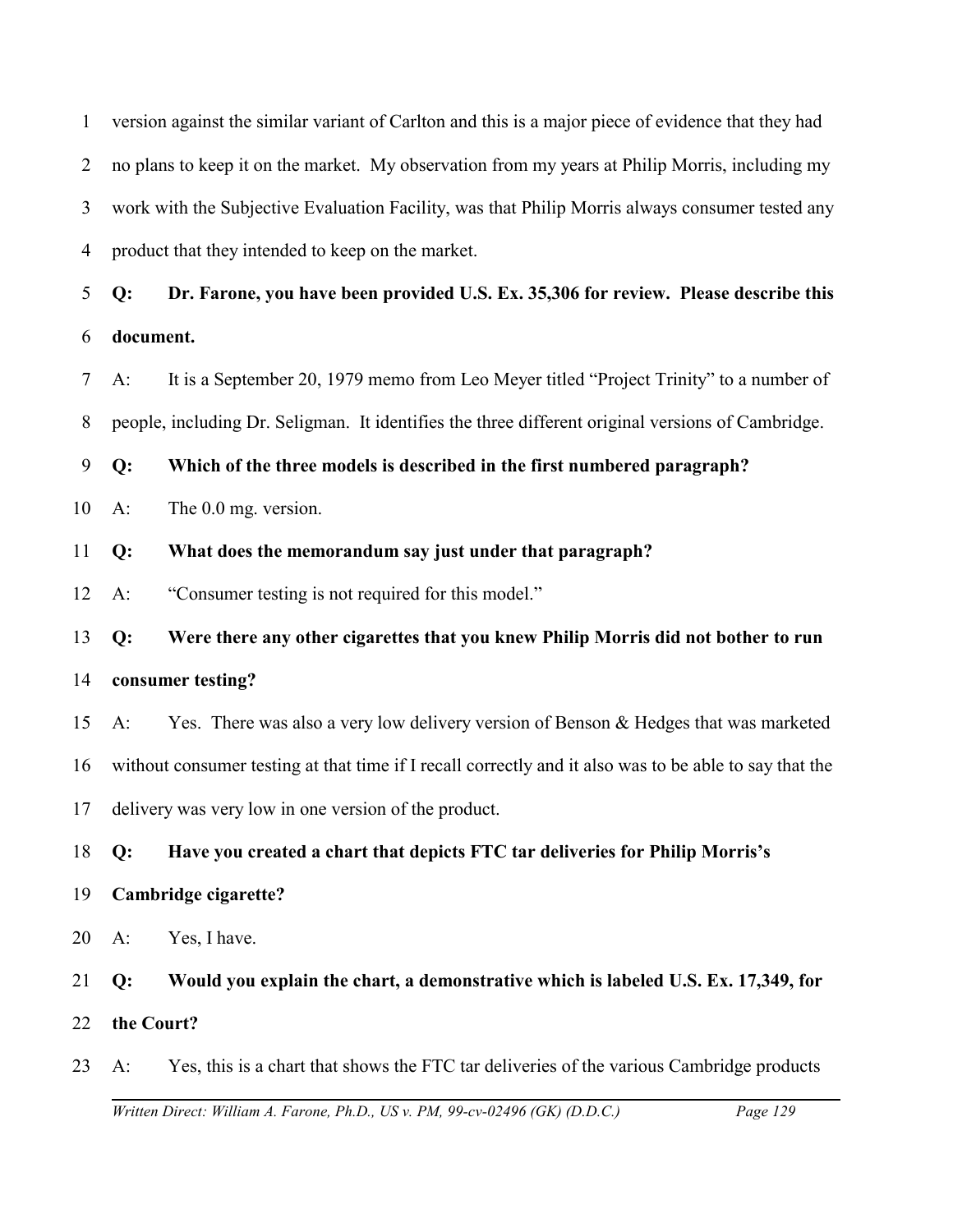version against the similar variant of Carlton and this is a major piece of evidence that they had no plans to keep it on the market. My observation from my years at Philip Morris, including my work with the Subjective Evaluation Facility, was that Philip Morris always consumer tested any product that they intended to keep on the market.

**Q: Dr. Farone, you have been provided U.S. Ex. 35,306 for review. Please describe this document.**

A: It is a September 20, 1979 memo from Leo Meyer titled "Project Trinity" to a number of people, including Dr. Seligman. It identifies the three different original versions of Cambridge.

**Q: Which of the three models is described in the first numbered paragraph?**

A: The 0.0 mg. version.

**Q: What does the memorandum say just under that paragraph?**

A: "Consumer testing is not required for this model."

**Q: Were there any other cigarettes that you knew Philip Morris did not bother to run consumer testing?**

A: Yes. There was also a very low delivery version of Benson & Hedges that was marketed without consumer testing at that time if I recall correctly and it also was to be able to say that the delivery was very low in one version of the product.

**Q: Have you created a chart that depicts FTC tar deliveries for Philip Morris's Cambridge cigarette?**

A: Yes, I have.

**Q: Would you explain the chart, a demonstrative which is labeled U.S. Ex. 17,349, for the Court?**

A: Yes, this is a chart that shows the FTC tar deliveries of the various Cambridge products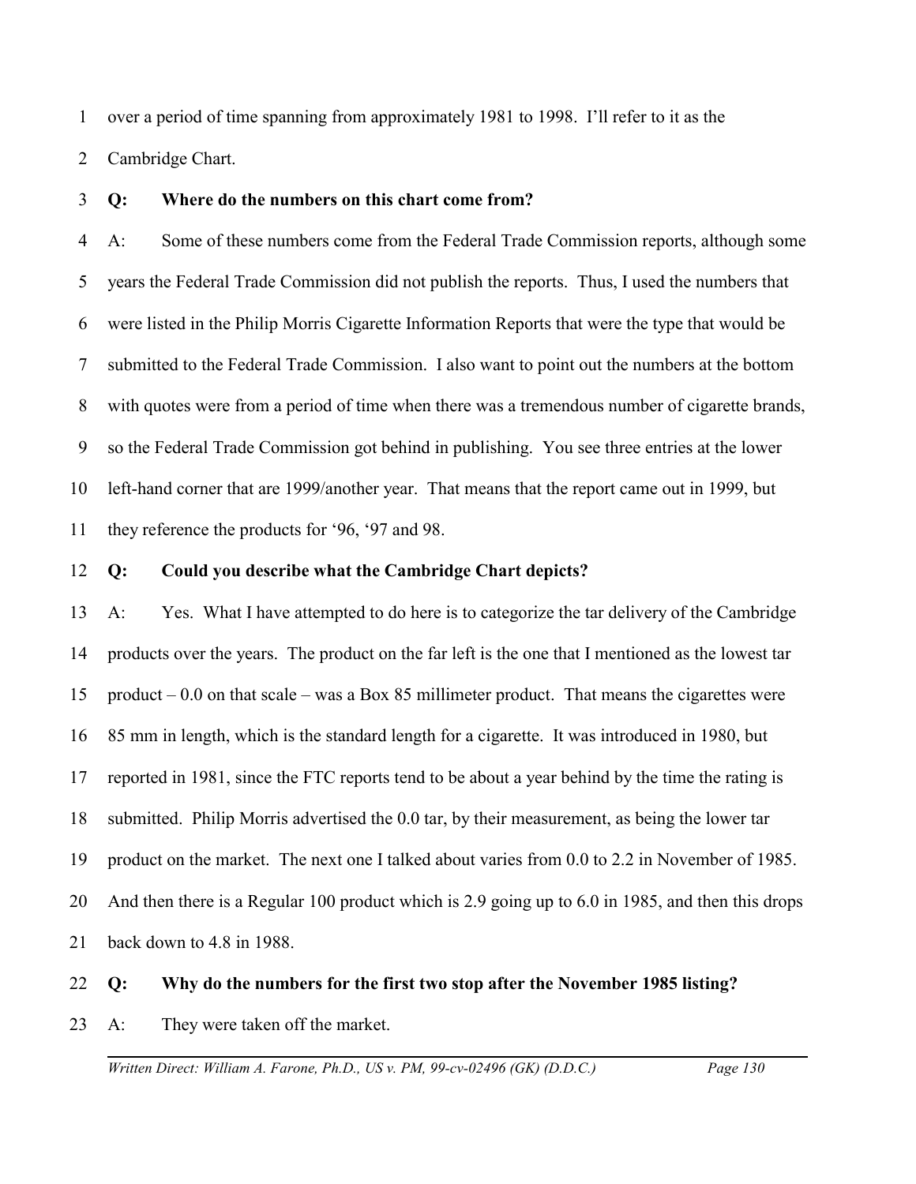over a period of time spanning from approximately 1981 to 1998. I'll refer to it as the Cambridge Chart.

**Q: Where do the numbers on this chart come from?**

A: Some of these numbers come from the Federal Trade Commission reports, although some years the Federal Trade Commission did not publish the reports. Thus, I used the numbers that were listed in the Philip Morris Cigarette Information Reports that were the type that would be submitted to the Federal Trade Commission. I also want to point out the numbers at the bottom with quotes were from a period of time when there was a tremendous number of cigarette brands, so the Federal Trade Commission got behind in publishing. You see three entries at the lower left-hand corner that are 1999/another year. That means that the report came out in 1999, but they reference the products for '96, '97 and 98.

**Q: Could you describe what the Cambridge Chart depicts?**

A: Yes. What I have attempted to do here is to categorize the tar delivery of the Cambridge products over the years. The product on the far left is the one that I mentioned as the lowest tar product – 0.0 on that scale – was a Box 85 millimeter product. That means the cigarettes were 85 mm in length, which is the standard length for a cigarette. It was introduced in 1980, but reported in 1981, since the FTC reports tend to be about a year behind by the time the rating is submitted. Philip Morris advertised the 0.0 tar, by their measurement, as being the lower tar product on the market. The next one I talked about varies from 0.0 to 2.2 in November of 1985. And then there is a Regular 100 product which is 2.9 going up to 6.0 in 1985, and then this drops back down to 4.8 in 1988.

**Q: Why do the numbers for the first two stop after the November 1985 listing?**

A: They were taken off the market.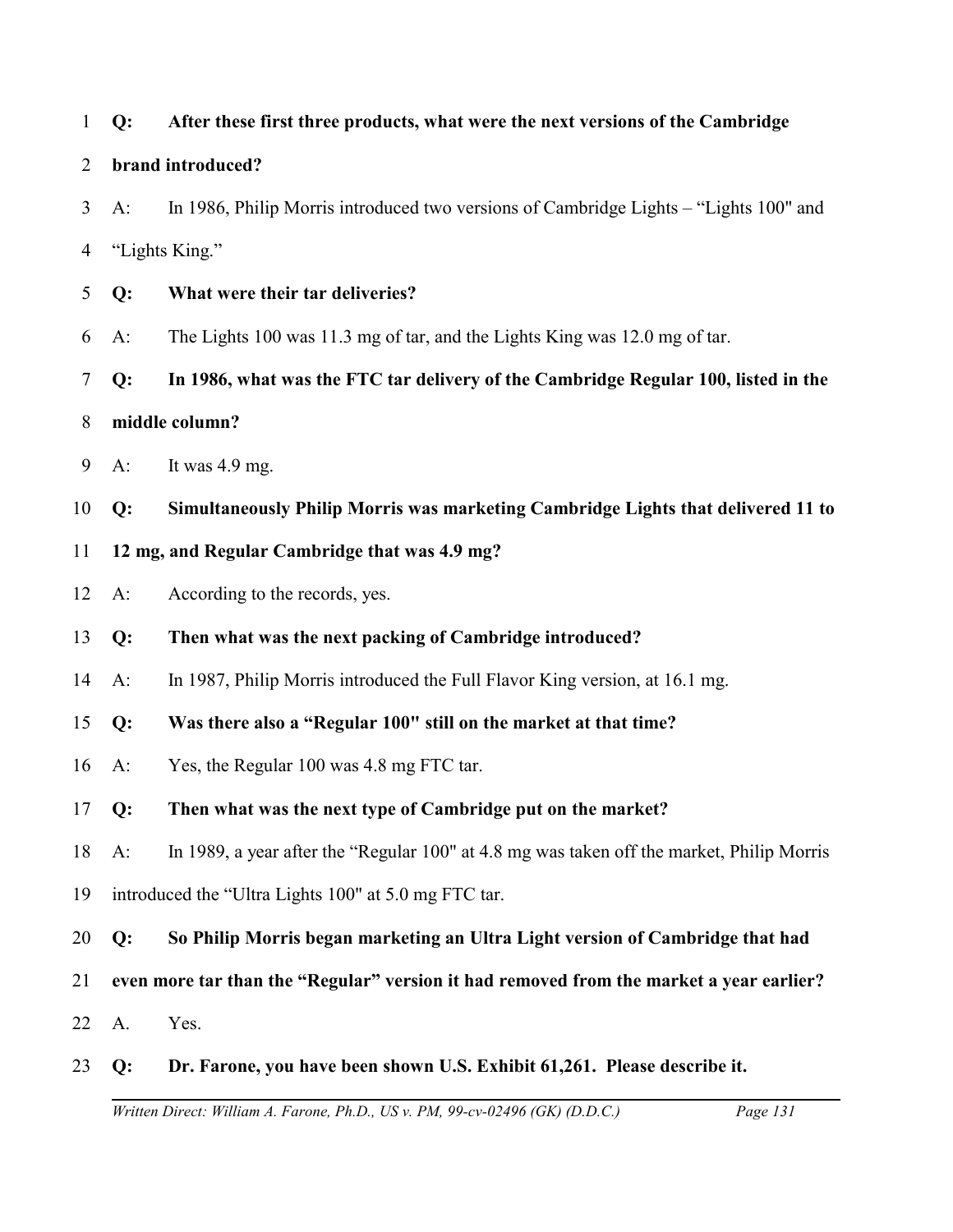**Q: After these first three products, what were the next versions of the Cambridge brand introduced?**

A: In 1986, Philip Morris introduced two versions of Cambridge Lights – "Lights 100" and "Lights King."

**Q: What were their tar deliveries?**

A: The Lights 100 was 11.3 mg of tar, and the Lights King was 12.0 mg of tar.

**Q: In 1986, what was the FTC tar delivery of the Cambridge Regular 100, listed in the middle column?**

A: It was 4.9 mg.

**Q: Simultaneously Philip Morris was marketing Cambridge Lights that delivered 11 to 12 mg, and Regular Cambridge that was 4.9 mg?**

A: According to the records, yes.

**Q: Then what was the next packing of Cambridge introduced?**

A: In 1987, Philip Morris introduced the Full Flavor King version, at 16.1 mg.

**Q: Was there also a "Regular 100" still on the market at that time?**

A: Yes, the Regular 100 was 4.8 mg FTC tar.

**Q: Then what was the next type of Cambridge put on the market?**

A: In 1989, a year after the "Regular 100" at 4.8 mg was taken off the market, Philip Morris introduced the "Ultra Lights 100" at 5.0 mg FTC tar.

**Q: So Philip Morris began marketing an Ultra Light version of Cambridge that had even more tar than the "Regular" version it had removed from the market a year earlier?**

A. Yes.

**Q: Dr. Farone, you have been shown U.S. Exhibit 61,261. Please describe it.**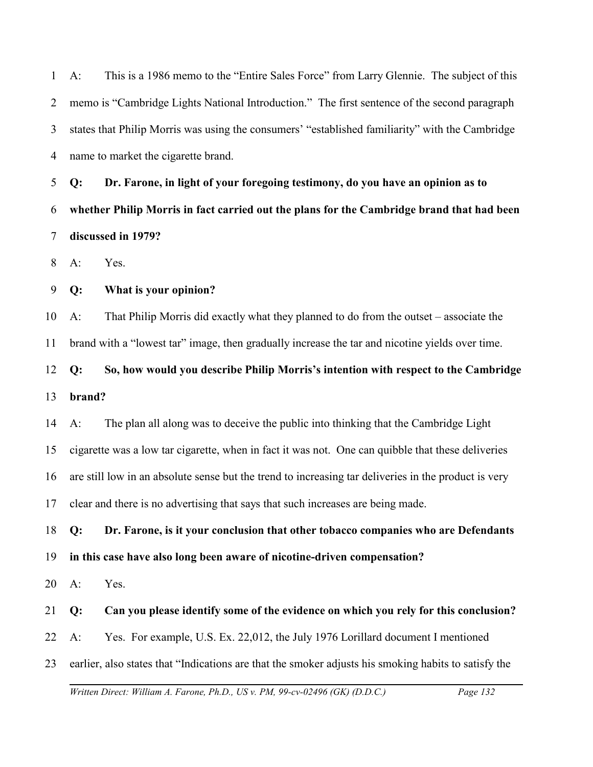A: This is a 1986 memo to the "Entire Sales Force" from Larry Glennie. The subject of this memo is "Cambridge Lights National Introduction." The first sentence of the second paragraph states that Philip Morris was using the consumers' "established familiarity" with the Cambridge name to market the cigarette brand.

**Q: Dr. Farone, in light of your foregoing testimony, do you have an opinion as to whether Philip Morris in fact carried out the plans for the Cambridge brand that had been discussed in 1979?**

A: Yes.

**Q: What is your opinion?**

A: That Philip Morris did exactly what they planned to do from the outset – associate the brand with a "lowest tar" image, then gradually increase the tar and nicotine yields over time.

**Q: So, how would you describe Philip Morris's intention with respect to the Cambridge brand?**

A: The plan all along was to deceive the public into thinking that the Cambridge Light cigarette was a low tar cigarette, when in fact it was not. One can quibble that these deliveries are still low in an absolute sense but the trend to increasing tar deliveries in the product is very clear and there is no advertising that says that such increases are being made.

**Q: Dr. Farone, is it your conclusion that other tobacco companies who are Defendants in this case have also long been aware of nicotine-driven compensation?**

A: Yes.

**Q: Can you please identify some of the evidence on which you rely for this conclusion?**

A: Yes. For example, U.S. Ex. 22,012, the July 1976 Lorillard document I mentioned earlier, also states that "Indications are that the smoker adjusts his smoking habits to satisfy the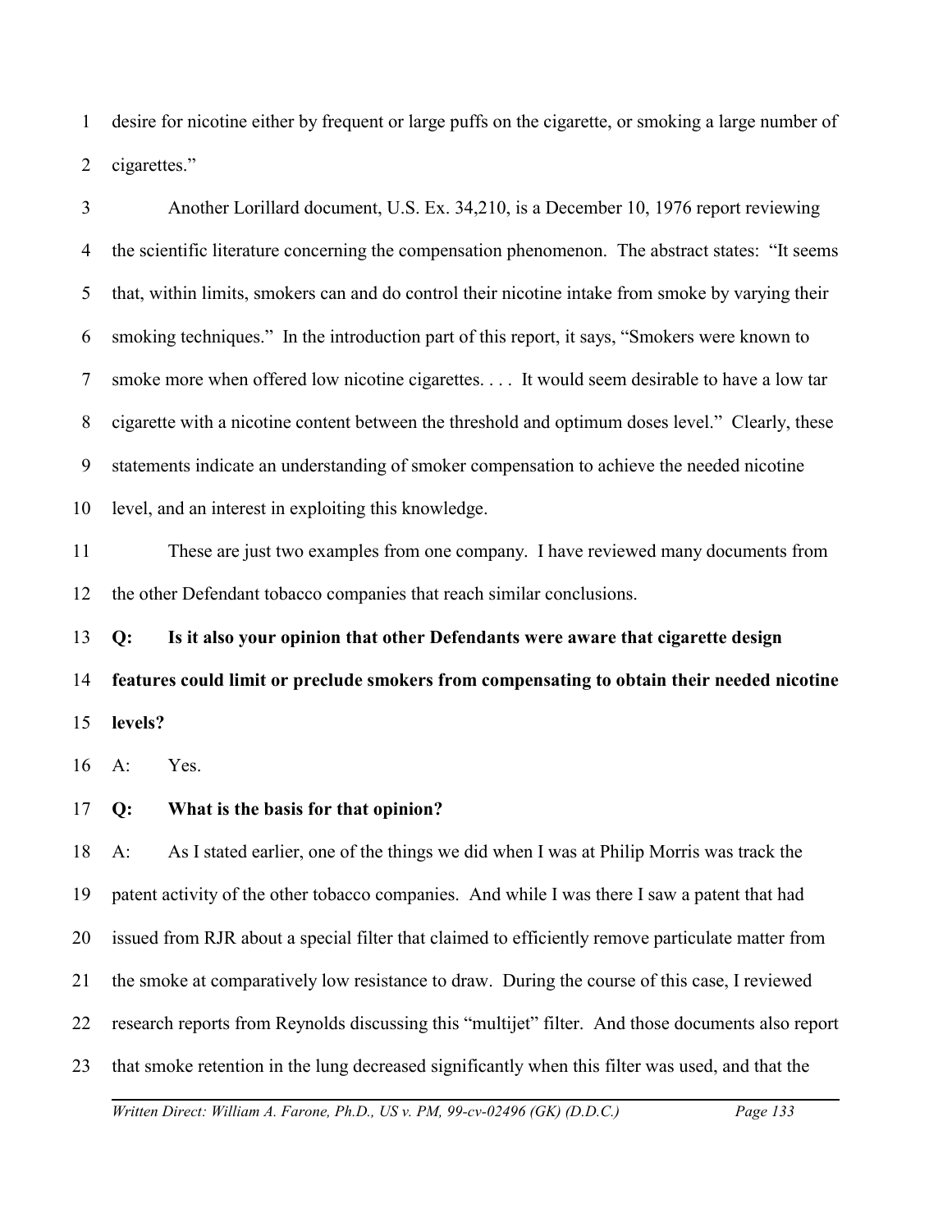desire for nicotine either by frequent or large puffs on the cigarette, or smoking a large number of cigarettes."

Another Lorillard document, U.S. Ex. 34,210, is a December 10, 1976 report reviewing the scientific literature concerning the compensation phenomenon. The abstract states: "It seems that, within limits, smokers can and do control their nicotine intake from smoke by varying their smoking techniques." In the introduction part of this report, it says, "Smokers were known to smoke more when offered low nicotine cigarettes. . . . It would seem desirable to have a low tar cigarette with a nicotine content between the threshold and optimum doses level." Clearly, these statements indicate an understanding of smoker compensation to achieve the needed nicotine level, and an interest in exploiting this knowledge.

These are just two examples from one company. I have reviewed many documents from the other Defendant tobacco companies that reach similar conclusions.

**Q: Is it also your opinion that other Defendants were aware that cigarette design features could limit or preclude smokers from compensating to obtain their needed nicotine levels?**

A: Yes.

**Q: What is the basis for that opinion?**

A: As I stated earlier, one of the things we did when I was at Philip Morris was track the patent activity of the other tobacco companies. And while I was there I saw a patent that had issued from RJR about a special filter that claimed to efficiently remove particulate matter from the smoke at comparatively low resistance to draw. During the course of this case, I reviewed research reports from Reynolds discussing this "multijet" filter. And those documents also report that smoke retention in the lung decreased significantly when this filter was used, and that the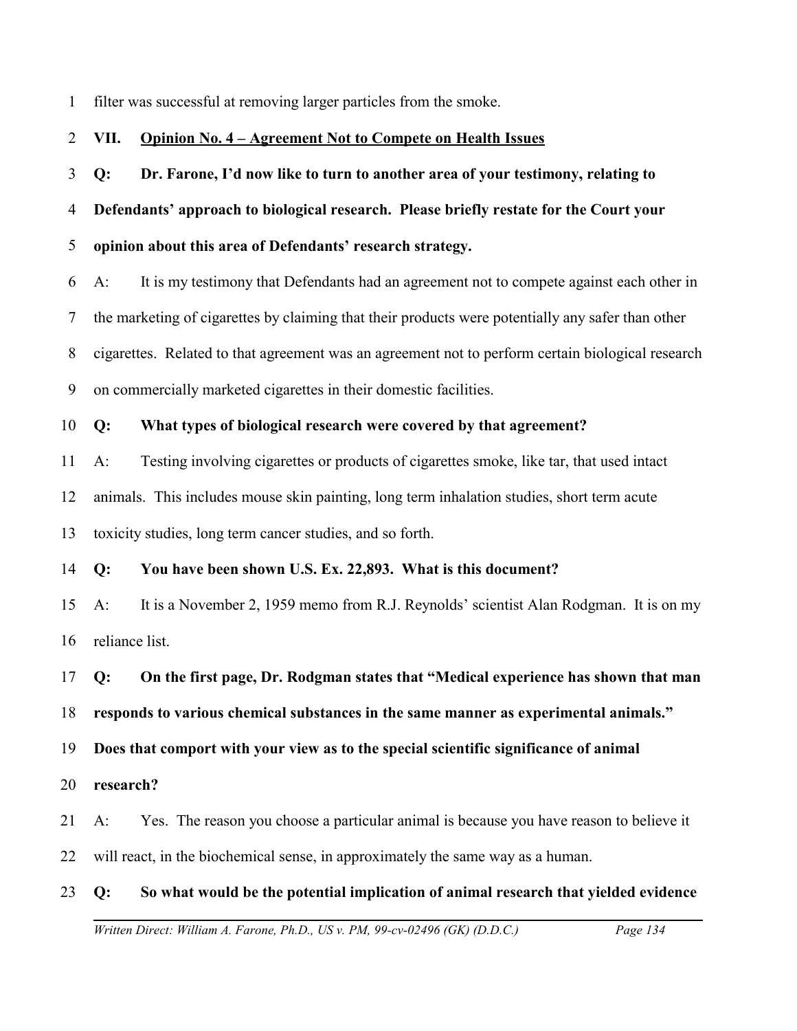filter was successful at removing larger particles from the smoke.

## VII. Opinion No. 4 – Agreement Not to Compete on Health Issues

**Q: Dr. Farone, I'd now like to turn to another area of your testimony, relating to Defendants' approach to biological research. Please briefly restate for the Court your opinion about this area of Defendants' research strategy.**

A: It is my testimony that Defendants had an agreement not to compete against each other in the marketing of cigarettes by claiming that their products were potentially any safer than other cigarettes. Related to that agreement was an agreement not to perform certain biological research on commercially marketed cigarettes in their domestic facilities.

**Q: What types of biological research were covered by that agreement?**

A: Testing involving cigarettes or products of cigarettes smoke, like tar, that used intact animals. This includes mouse skin painting, long term inhalation studies, short term acute toxicity studies, long term cancer studies, and so forth.

**Q: You have been shown U.S. Ex. 22,893. What is this document?**

A: It is a November 2, 1959 memo from R.J. Reynolds' scientist Alan Rodgman. It is on my reliance list.

**Q: On the first page, Dr. Rodgman states that "Medical experience has shown that man responds to various chemical substances in the same manner as experimental animals." Does that comport with your view as to the special scientific significance of animal research?**

A: Yes. The reason you choose a particular animal is because you have reason to believe it will react, in the biochemical sense, in approximately the same way as a human.

**Q: So what would be the potential implication of animal research that yielded evidence**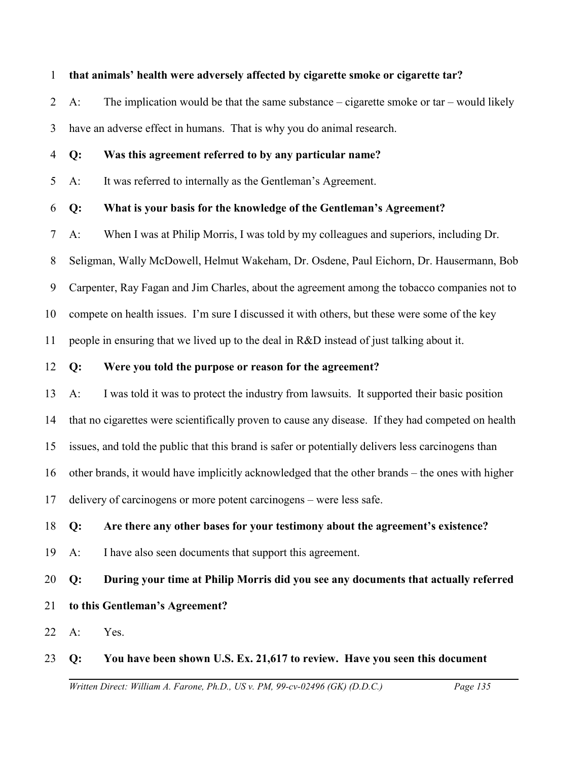**that animals' health were adversely affected by cigarette smoke or cigarette tar?**

A: The implication would be that the same substance – cigarette smoke or tar – would likely have an adverse effect in humans. That is why you do animal research.

**Q: Was this agreement referred to by any particular name?**

A: It was referred to internally as the Gentleman's Agreement.

**Q: What is your basis for the knowledge of the Gentleman's Agreement?**

A: When I was at Philip Morris, I was told by my colleagues and superiors, including Dr. Seligman, Wally McDowell, Helmut Wakeham, Dr. Osdene, Paul Eichorn, Dr. Hausermann, Bob Carpenter, Ray Fagan and Jim Charles, about the agreement among the tobacco companies not to compete on health issues. I'm sure I discussed it with others, but these were some of the key people in ensuring that we lived up to the deal in R&D instead of just talking about it.

**Q: Were you told the purpose or reason for the agreement?**

A: I was told it was to protect the industry from lawsuits. It supported their basic position that no cigarettes were scientifically proven to cause any disease. If they had competed on health issues, and told the public that this brand is safer or potentially delivers less carcinogens than other brands, it would have implicitly acknowledged that the other brands – the ones with higher delivery of carcinogens or more potent carcinogens – were less safe.

**Q: Are there any other bases for your testimony about the agreement's existence?**

A: I have also seen documents that support this agreement.

**Q: During your time at Philip Morris did you see any documents that actually referred to this Gentleman's Agreement?**

A: Yes.

**Q: You have been shown U.S. Ex. 21,617 to review. Have you seen this document**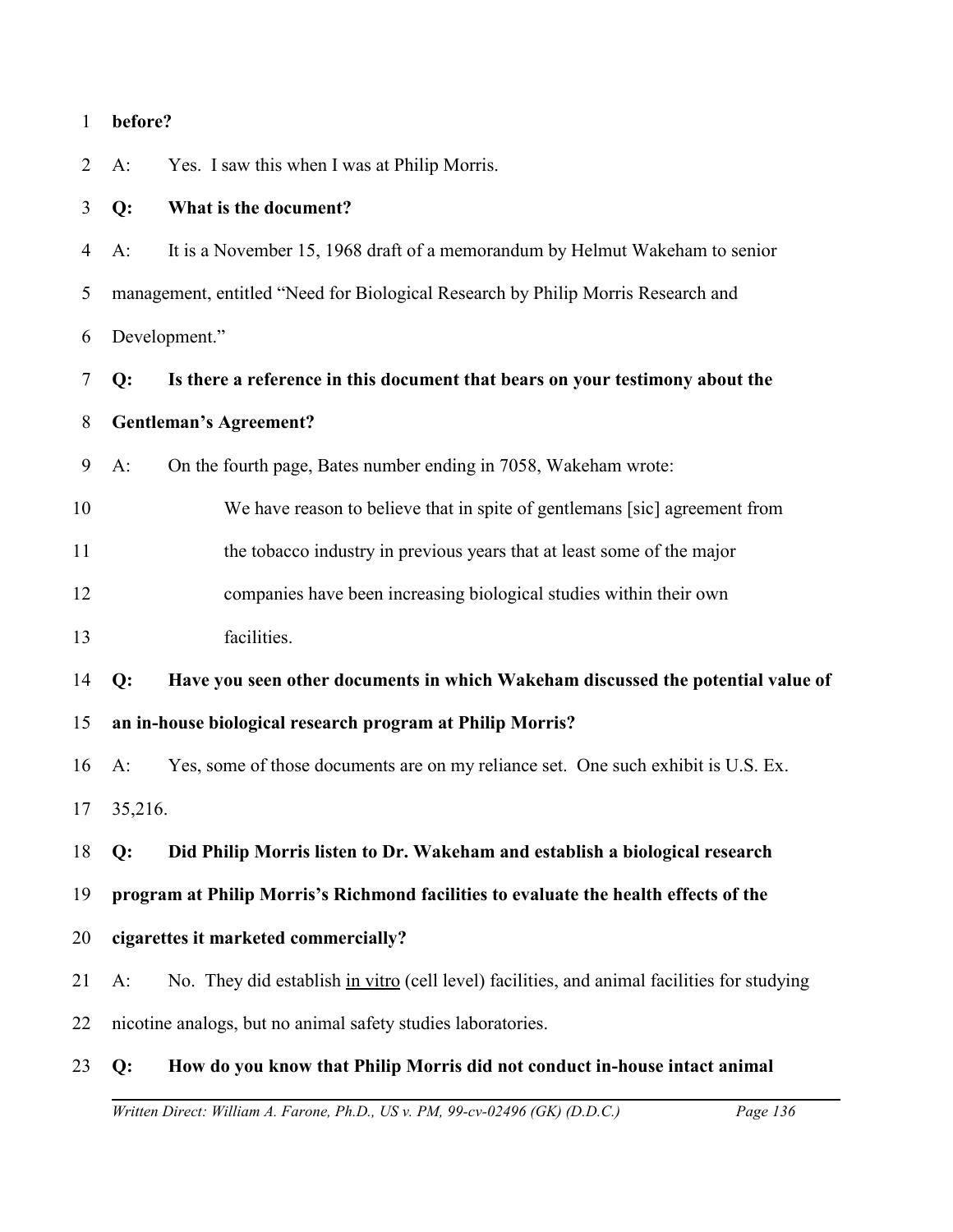**before?**

A: Yes. I saw this when I was at Philip Morris.

**Q: What is the document?**

A: It is a November 15, 1968 draft of a memorandum by Helmut Wakeham to senior management, entitled "Need for Biological Research by Philip Morris Research and Development."

**Q: Is there a reference in this document that bears on your testimony about the Gentleman's Agreement?**

A: On the fourth page, Bates number ending in 7058, Wakeham wrote:

> We have reason to believe that in spite of gentlemans [sic] agreement from the tobacco industry in previous years that at least some of the major companies have been increasing biological studies within their own facilities.

**Q: Have you seen other documents in which Wakeham discussed the potential value of an in-house biological research program at Philip Morris?**

A: Yes, some of those documents are on my reliance set. One such exhibit is U.S. Ex. 35,216.

**Q: Did Philip Morris listen to Dr. Wakeham and establish a biological research program at Philip Morris's Richmond facilities to evaluate the health effects of the cigarettes it marketed commercially?**

A: No. They did establish <u>in vitro</u> (cell level) facilities, and animal facilities for studying nicotine analogs, but no animal safety studies laboratories.

**Q: How do you know that Philip Morris did not conduct in-house intact animal**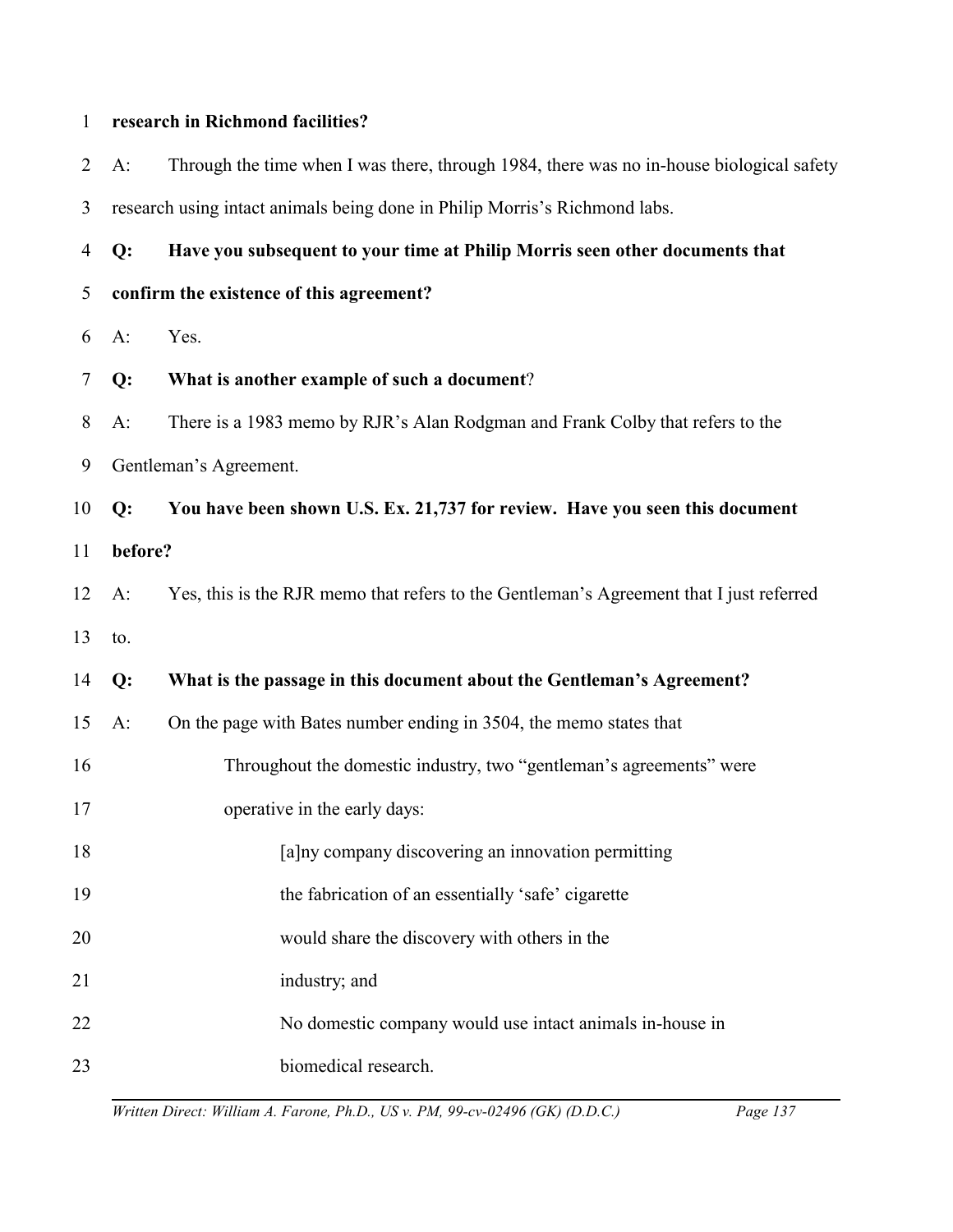**research in Richmond facilities?**

A: Through the time when I was there, through 1984, there was no in-house biological safety research using intact animals being done in Philip Morris's Richmond labs.

**Q: Have you subsequent to your time at Philip Morris seen other documents that confirm the existence of this agreement?**

A: Yes.

**Q: What is another example of such a document**?

A: There is a 1983 memo by RJR's Alan Rodgman and Frank Colby that refers to the Gentleman's Agreement.

**Q: You have been shown U.S. Ex. 21,737 for review. Have you seen this document before?**

A: Yes, this is the RJR memo that refers to the Gentleman's Agreement that I just referred to.

**Q: What is the passage in this document about the Gentleman's Agreement?**

A: On the page with Bates number ending in 3504, the memo states that

> Throughout the domestic industry, two "gentleman's agreements" were operative in the early days:
>
> > [a]ny company discovering an innovation permitting the fabrication of an essentially 'safe' cigarette would share the discovery with others in the industry; and
> >
> > No domestic company would use intact animals in-house in biomedical research.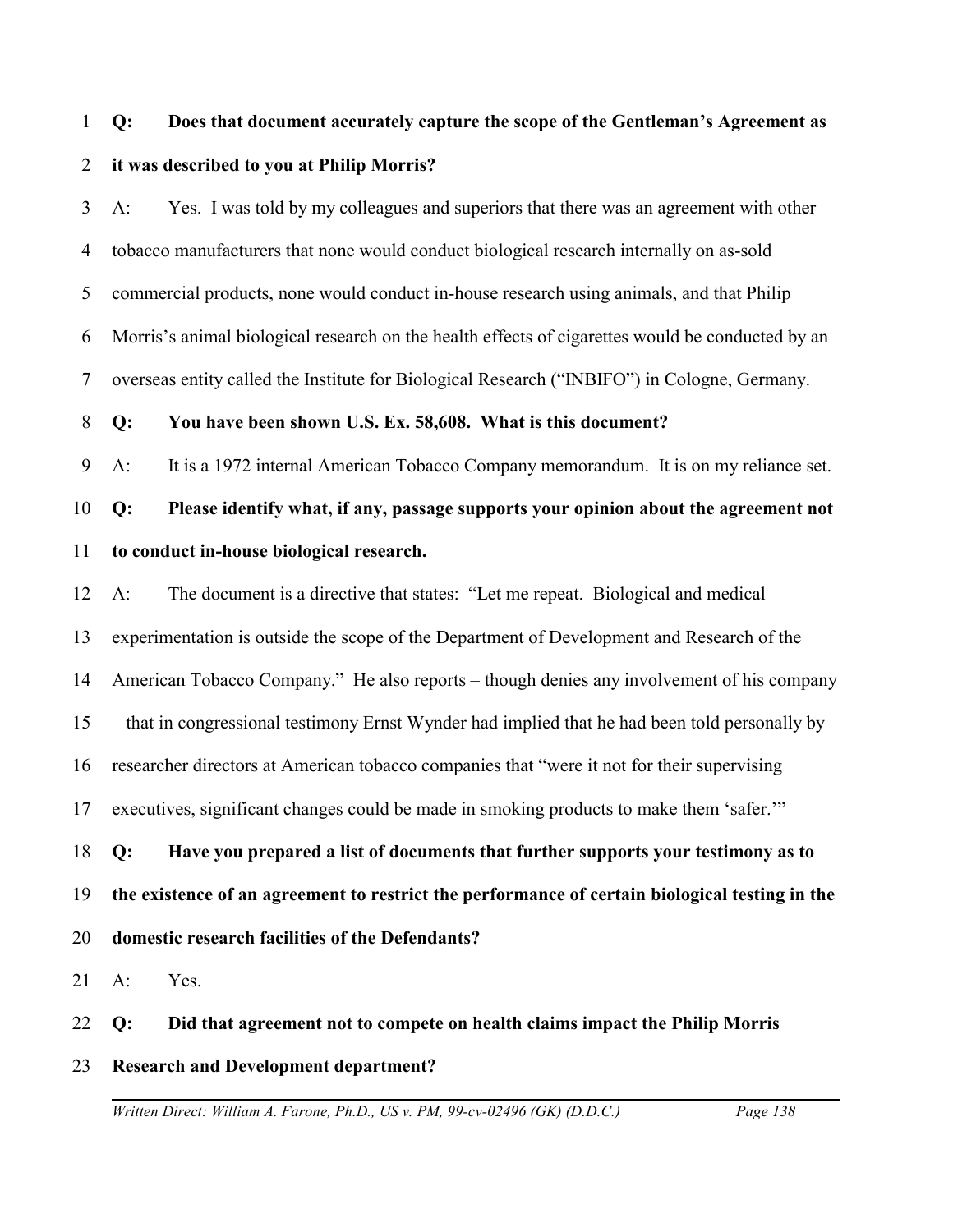**Q: Does that document accurately capture the scope of the Gentleman's Agreement as it was described to you at Philip Morris?**

A: Yes. I was told by my colleagues and superiors that there was an agreement with other tobacco manufacturers that none would conduct biological research internally on as-sold commercial products, none would conduct in-house research using animals, and that Philip Morris's animal biological research on the health effects of cigarettes would be conducted by an overseas entity called the Institute for Biological Research ("INBIFO") in Cologne, Germany.

**Q: You have been shown U.S. Ex. 58,608. What is this document?**

A: It is a 1972 internal American Tobacco Company memorandum. It is on my reliance set.

**Q: Please identify what, if any, passage supports your opinion about the agreement not to conduct in-house biological research.**

A: The document is a directive that states: "Let me repeat. Biological and medical experimentation is outside the scope of the Department of Development and Research of the American Tobacco Company." He also reports – though denies any involvement of his company – that in congressional testimony Ernst Wynder had implied that he had been told personally by researcher directors at American tobacco companies that "were it not for their supervising executives, significant changes could be made in smoking products to make them 'safer.'"

**Q: Have you prepared a list of documents that further supports your testimony as to the existence of an agreement to restrict the performance of certain biological testing in the domestic research facilities of the Defendants?**

A: Yes.

**Q: Did that agreement not to compete on health claims impact the Philip Morris Research and Development department?**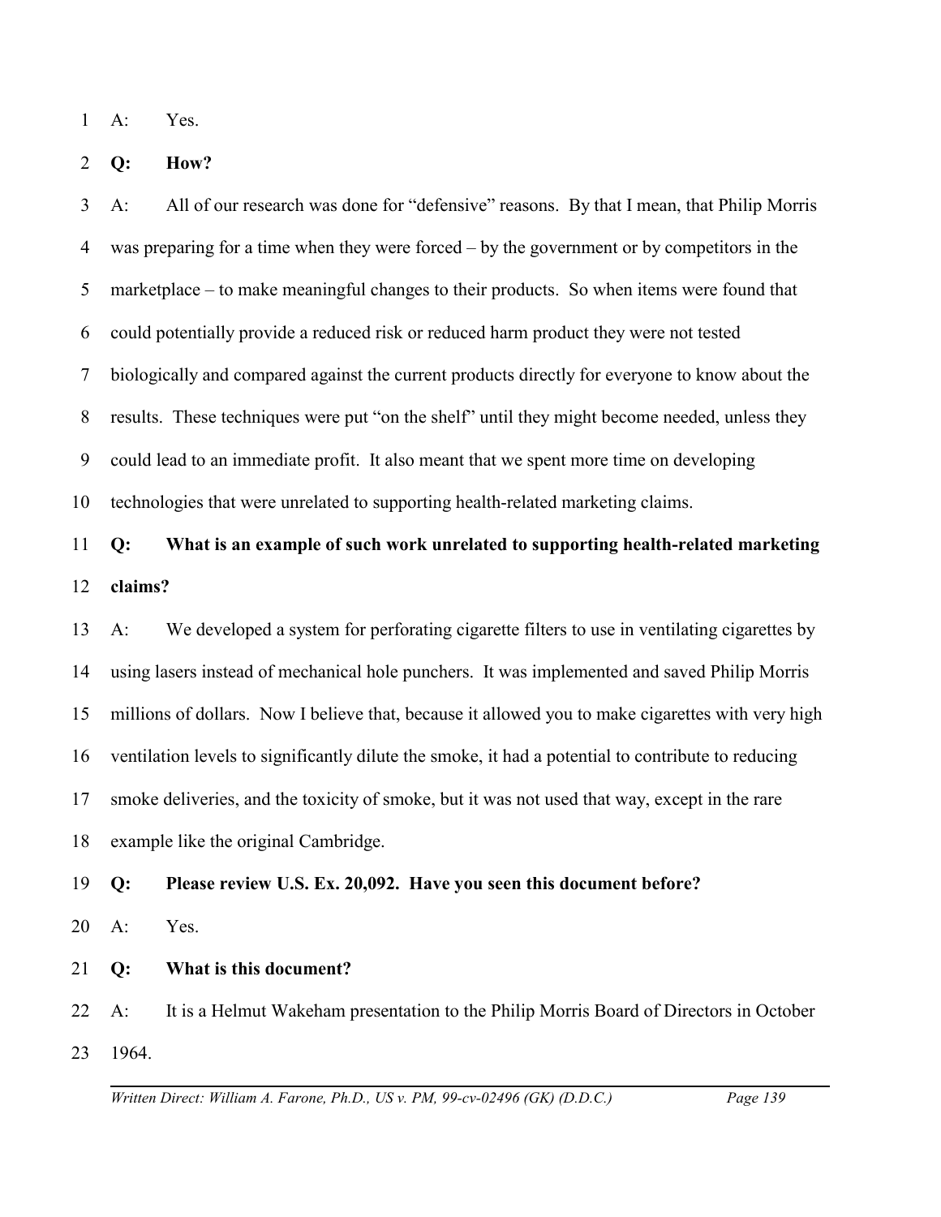A: Yes.

**Q: How?**

A: All of our research was done for "defensive" reasons. By that I mean, that Philip Morris was preparing for a time when they were forced – by the government or by competitors in the marketplace – to make meaningful changes to their products. So when items were found that could potentially provide a reduced risk or reduced harm product they were not tested biologically and compared against the current products directly for everyone to know about the results. These techniques were put "on the shelf" until they might become needed, unless they could lead to an immediate profit. It also meant that we spent more time on developing technologies that were unrelated to supporting health-related marketing claims.

**Q: What is an example of such work unrelated to supporting health-related marketing claims?**

A: We developed a system for perforating cigarette filters to use in ventilating cigarettes by using lasers instead of mechanical hole punchers. It was implemented and saved Philip Morris millions of dollars. Now I believe that, because it allowed you to make cigarettes with very high ventilation levels to significantly dilute the smoke, it had a potential to contribute to reducing smoke deliveries, and the toxicity of smoke, but it was not used that way, except in the rare example like the original Cambridge.

**Q: Please review U.S. Ex. 20,092. Have you seen this document before?**

A: Yes.

**Q: What is this document?**

A: It is a Helmut Wakeham presentation to the Philip Morris Board of Directors in October 1964.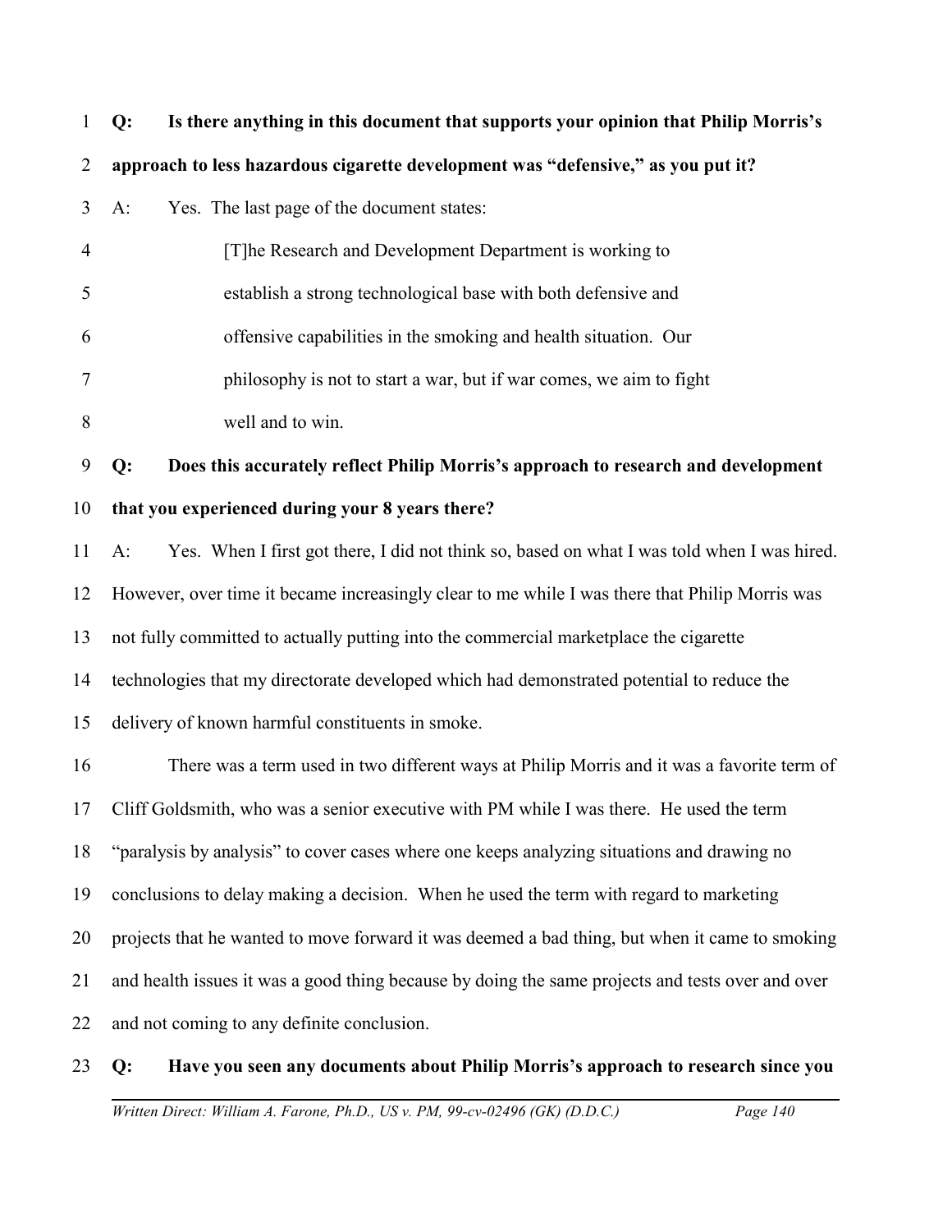**Q: Is there anything in this document that supports your opinion that Philip Morris's approach to less hazardous cigarette development was "defensive," as you put it?**

A: Yes. The last page of the document states:

> [T]he Research and Development Department is working to establish a strong technological base with both defensive and offensive capabilities in the smoking and health situation. Our philosophy is not to start a war, but if war comes, we aim to fight well and to win.

**Q: Does this accurately reflect Philip Morris's approach to research and development that you experienced during your 8 years there?**

A: Yes. When I first got there, I did not think so, based on what I was told when I was hired. However, over time it became increasingly clear to me while I was there that Philip Morris was not fully committed to actually putting into the commercial marketplace the cigarette technologies that my directorate developed which had demonstrated potential to reduce the delivery of known harmful constituents in smoke.

There was a term used in two different ways at Philip Morris and it was a favorite term of Cliff Goldsmith, who was a senior executive with PM while I was there. He used the term "paralysis by analysis" to cover cases where one keeps analyzing situations and drawing no conclusions to delay making a decision. When he used the term with regard to marketing projects that he wanted to move forward it was deemed a bad thing, but when it came to smoking and health issues it was a good thing because by doing the same projects and tests over and over and not coming to any definite conclusion.

**Q: Have you seen any documents about Philip Morris's approach to research since you**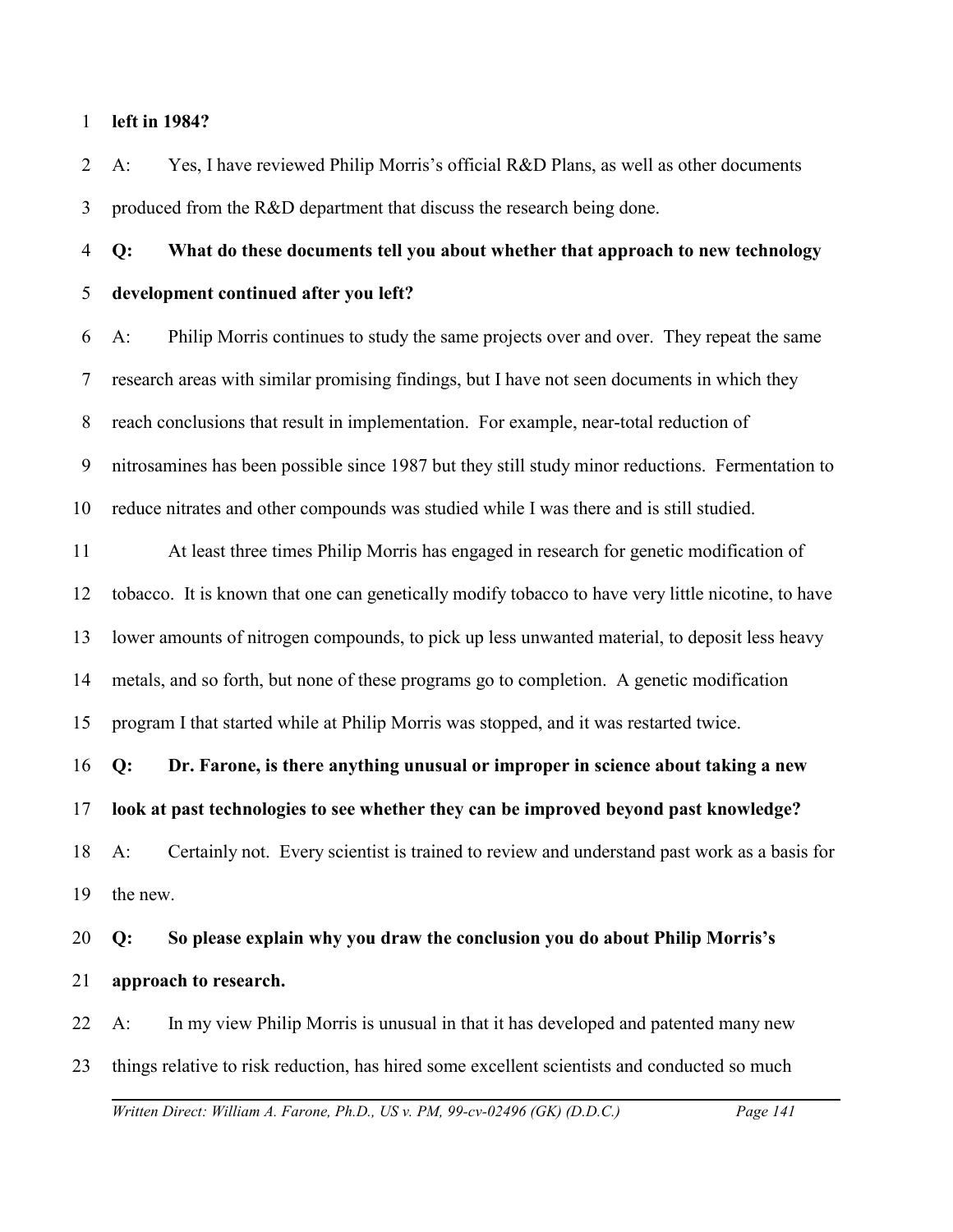**left in 1984?**

A: Yes, I have reviewed Philip Morris's official R&D Plans, as well as other documents produced from the R&D department that discuss the research being done.

**Q: What do these documents tell you about whether that approach to new technology development continued after you left?**

A: Philip Morris continues to study the same projects over and over. They repeat the same research areas with similar promising findings, but I have not seen documents in which they reach conclusions that result in implementation. For example, near-total reduction of nitrosamines has been possible since 1987 but they still study minor reductions. Fermentation to reduce nitrates and other compounds was studied while I was there and is still studied.

At least three times Philip Morris has engaged in research for genetic modification of tobacco. It is known that one can genetically modify tobacco to have very little nicotine, to have lower amounts of nitrogen compounds, to pick up less unwanted material, to deposit less heavy metals, and so forth, but none of these programs go to completion. A genetic modification program I that started while at Philip Morris was stopped, and it was restarted twice.

**Q: Dr. Farone, is there anything unusual or improper in science about taking a new look at past technologies to see whether they can be improved beyond past knowledge?**

A: Certainly not. Every scientist is trained to review and understand past work as a basis for the new.

**Q: So please explain why you draw the conclusion you do about Philip Morris's approach to research.**

A: In my view Philip Morris is unusual in that it has developed and patented many new things relative to risk reduction, has hired some excellent scientists and conducted so much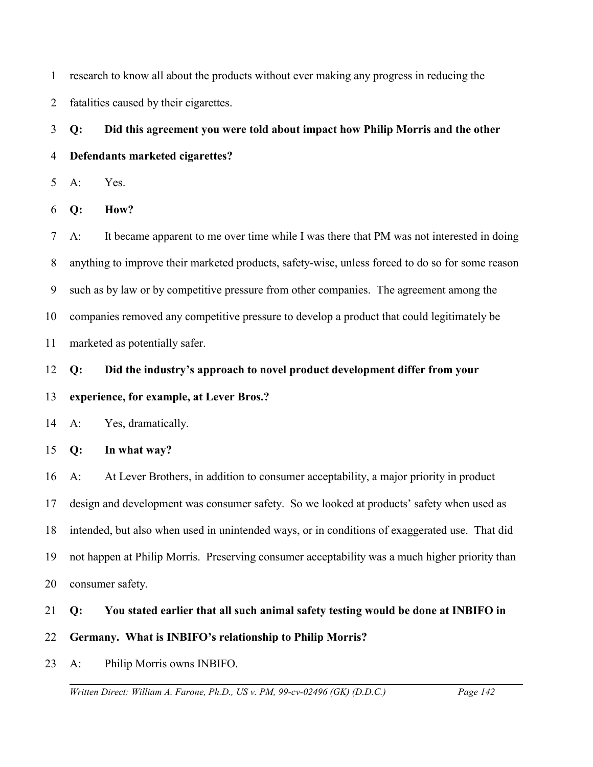research to know all about the products without ever making any progress in reducing the fatalities caused by their cigarettes.

**Q: Did this agreement you were told about impact how Philip Morris and the other Defendants marketed cigarettes?**

A: Yes.

**Q: How?**

A: It became apparent to me over time while I was there that PM was not interested in doing anything to improve their marketed products, safety-wise, unless forced to do so for some reason such as by law or by competitive pressure from other companies. The agreement among the companies removed any competitive pressure to develop a product that could legitimately be marketed as potentially safer.

**Q: Did the industry's approach to novel product development differ from your experience, for example, at Lever Bros.?**

A: Yes, dramatically.

**Q: In what way?**

A: At Lever Brothers, in addition to consumer acceptability, a major priority in product design and development was consumer safety. So we looked at products' safety when used as intended, but also when used in unintended ways, or in conditions of exaggerated use. That did not happen at Philip Morris. Preserving consumer acceptability was a much higher priority than consumer safety.

**Q: You stated earlier that all such animal safety testing would be done at INBIFO in Germany. What is INBIFO's relationship to Philip Morris?**

A: Philip Morris owns INBIFO.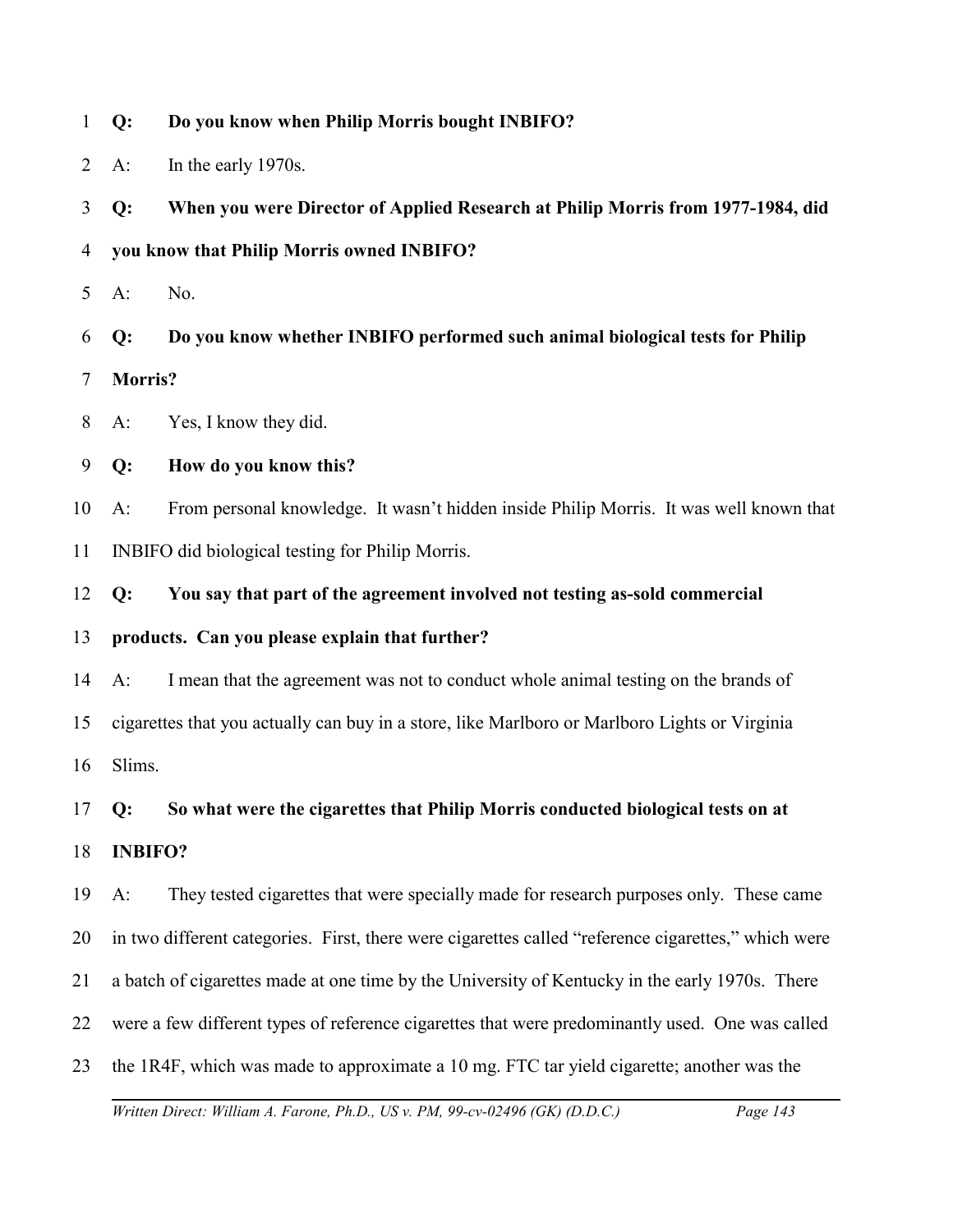**Q: Do you know when Philip Morris bought INBIFO?**

A: In the early 1970s.

**Q: When you were Director of Applied Research at Philip Morris from 1977-1984, did you know that Philip Morris owned INBIFO?**

A: No.

**Q: Do you know whether INBIFO performed such animal biological tests for Philip Morris?**

A: Yes, I know they did.

**Q: How do you know this?**

A: From personal knowledge. It wasn't hidden inside Philip Morris. It was well known that INBIFO did biological testing for Philip Morris.

**Q: You say that part of the agreement involved not testing as-sold commercial products. Can you please explain that further?**

A: I mean that the agreement was not to conduct whole animal testing on the brands of cigarettes that you actually can buy in a store, like Marlboro or Marlboro Lights or Virginia Slims.

**Q: So what were the cigarettes that Philip Morris conducted biological tests on at INBIFO?**

A: They tested cigarettes that were specially made for research purposes only. These came in two different categories. First, there were cigarettes called "reference cigarettes," which were a batch of cigarettes made at one time by the University of Kentucky in the early 1970s. There were a few different types of reference cigarettes that were predominantly used. One was called the 1R4F, which was made to approximate a 10 mg. FTC tar yield cigarette; another was the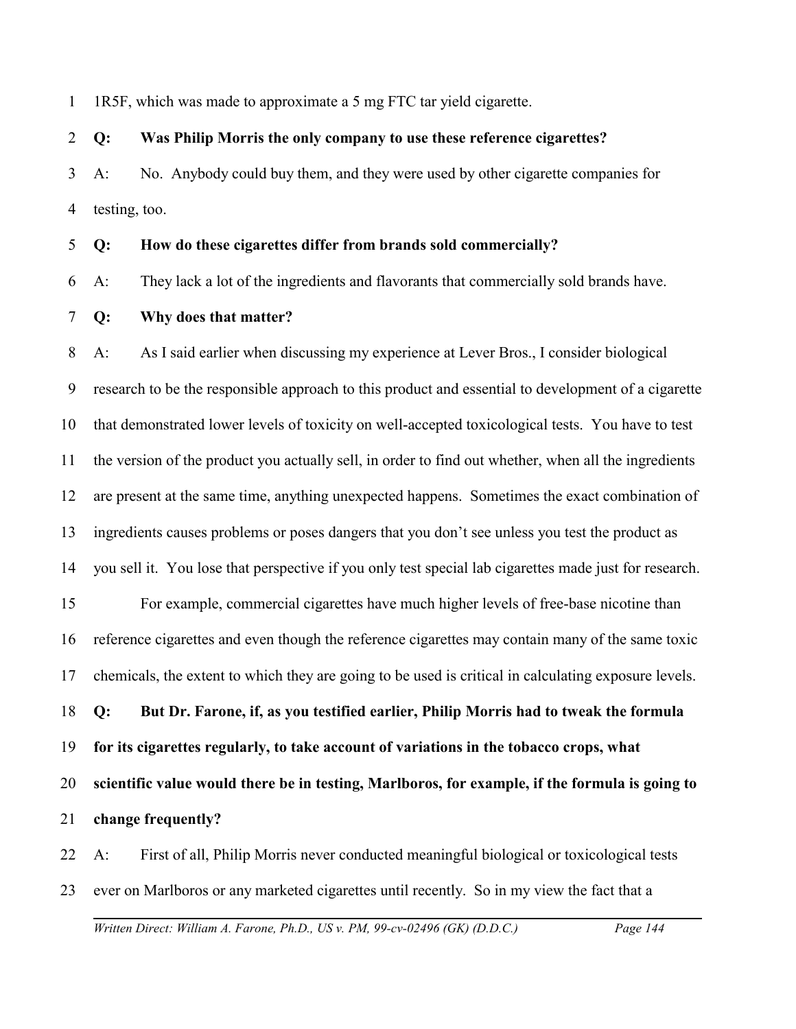1R5F, which was made to approximate a 5 mg FTC tar yield cigarette.

**Q: Was Philip Morris the only company to use these reference cigarettes?**

A: No. Anybody could buy them, and they were used by other cigarette companies for testing, too.

**Q: How do these cigarettes differ from brands sold commercially?**

A: They lack a lot of the ingredients and flavorants that commercially sold brands have.

**Q: Why does that matter?**

A: As I said earlier when discussing my experience at Lever Bros., I consider biological research to be the responsible approach to this product and essential to development of a cigarette that demonstrated lower levels of toxicity on well-accepted toxicological tests. You have to test the version of the product you actually sell, in order to find out whether, when all the ingredients are present at the same time, anything unexpected happens. Sometimes the exact combination of ingredients causes problems or poses dangers that you don't see unless you test the product as you sell it. You lose that perspective if you only test special lab cigarettes made just for research.

For example, commercial cigarettes have much higher levels of free-base nicotine than reference cigarettes and even though the reference cigarettes may contain many of the same toxic chemicals, the extent to which they are going to be used is critical in calculating exposure levels.

**Q: But Dr. Farone, if, as you testified earlier, Philip Morris had to tweak the formula for its cigarettes regularly, to take account of variations in the tobacco crops, what scientific value would there be in testing, Marlboros, for example, if the formula is going to change frequently?**

A: First of all, Philip Morris never conducted meaningful biological or toxicological tests ever on Marlboros or any marketed cigarettes until recently. So in my view the fact that a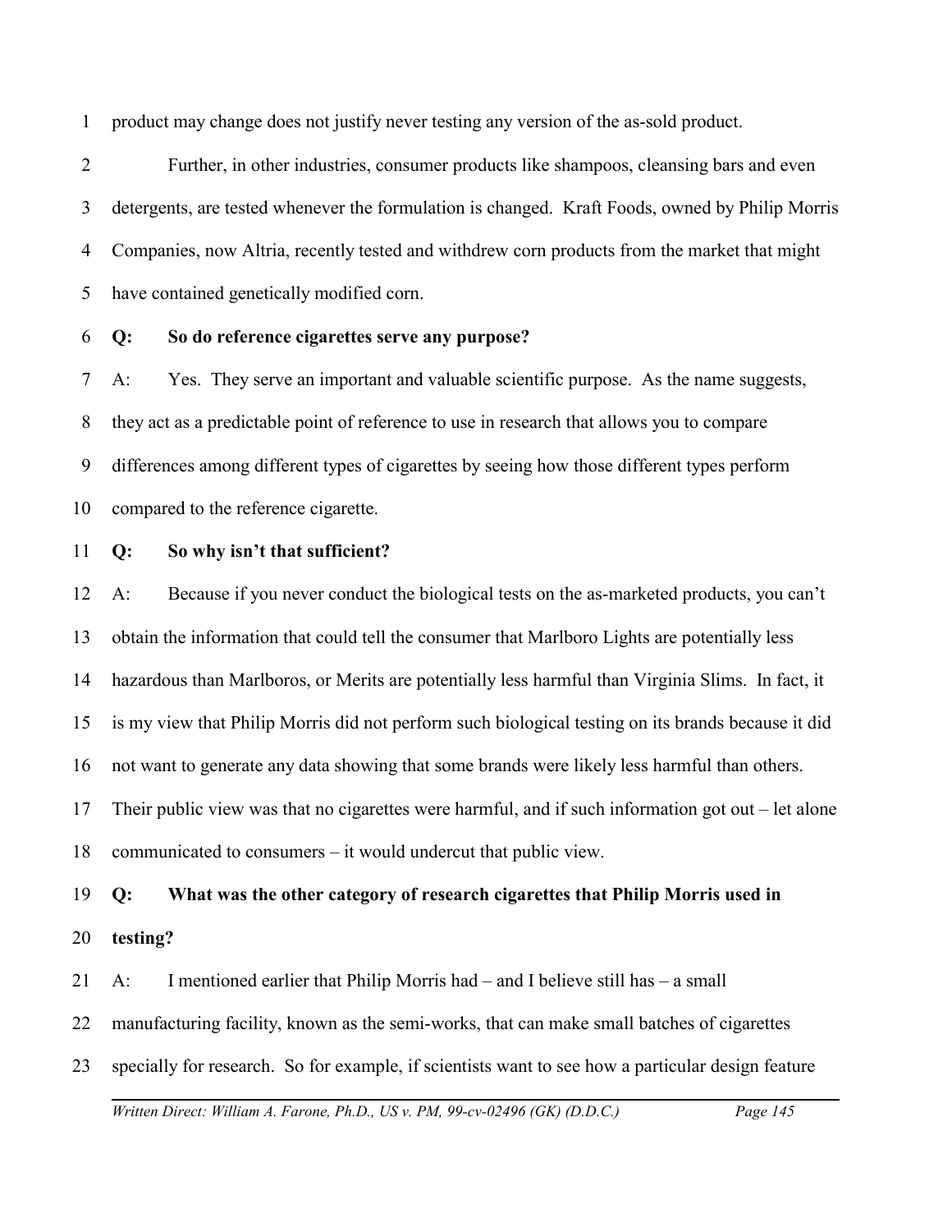product may change does not justify never testing any version of the as-sold product.

Further, in other industries, consumer products like shampoos, cleansing bars and even detergents, are tested whenever the formulation is changed. Kraft Foods, owned by Philip Morris Companies, now Altria, recently tested and withdrew corn products from the market that might have contained genetically modified corn.

**Q: So do reference cigarettes serve any purpose?**

A: Yes. They serve an important and valuable scientific purpose. As the name suggests, they act as a predictable point of reference to use in research that allows you to compare differences among different types of cigarettes by seeing how those different types perform compared to the reference cigarette.

**Q: So why isn't that sufficient?**

A: Because if you never conduct the biological tests on the as-marketed products, you can't obtain the information that could tell the consumer that Marlboro Lights are potentially less hazardous than Marlboros, or Merits are potentially less harmful than Virginia Slims. In fact, it is my view that Philip Morris did not perform such biological testing on its brands because it did not want to generate any data showing that some brands were likely less harmful than others. Their public view was that no cigarettes were harmful, and if such information got out – let alone communicated to consumers – it would undercut that public view.

**Q: What was the other category of research cigarettes that Philip Morris used in testing?**

A: I mentioned earlier that Philip Morris had – and I believe still has – a small manufacturing facility, known as the semi-works, that can make small batches of cigarettes specially for research. So for example, if scientists want to see how a particular design feature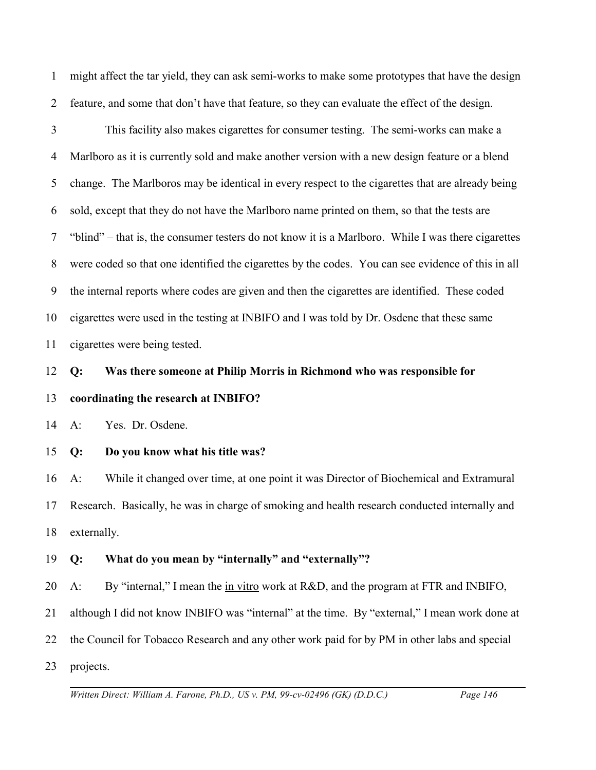might affect the tar yield, they can ask semi-works to make some prototypes that have the design feature, and some that don't have that feature, so they can evaluate the effect of the design.

This facility also makes cigarettes for consumer testing. The semi-works can make a Marlboro as it is currently sold and make another version with a new design feature or a blend change. The Marlboros may be identical in every respect to the cigarettes that are already being sold, except that they do not have the Marlboro name printed on them, so that the tests are "blind" – that is, the consumer testers do not know it is a Marlboro. While I was there cigarettes were coded so that one identified the cigarettes by the codes. You can see evidence of this in all the internal reports where codes are given and then the cigarettes are identified. These coded cigarettes were used in the testing at INBIFO and I was told by Dr. Osdene that these same cigarettes were being tested.

**Q: Was there someone at Philip Morris in Richmond who was responsible for coordinating the research at INBIFO?**

A: Yes. Dr. Osdene.

**Q: Do you know what his title was?**

A: While it changed over time, at one point it was Director of Biochemical and Extramural Research. Basically, he was in charge of smoking and health research conducted internally and externally.

**Q: What do you mean by "internally" and "externally"?**

A: By "internal," I mean the in vitro work at R&D, and the program at FTR and INBIFO, although I did not know INBIFO was "internal" at the time. By "external," I mean work done at the Council for Tobacco Research and any other work paid for by PM in other labs and special projects.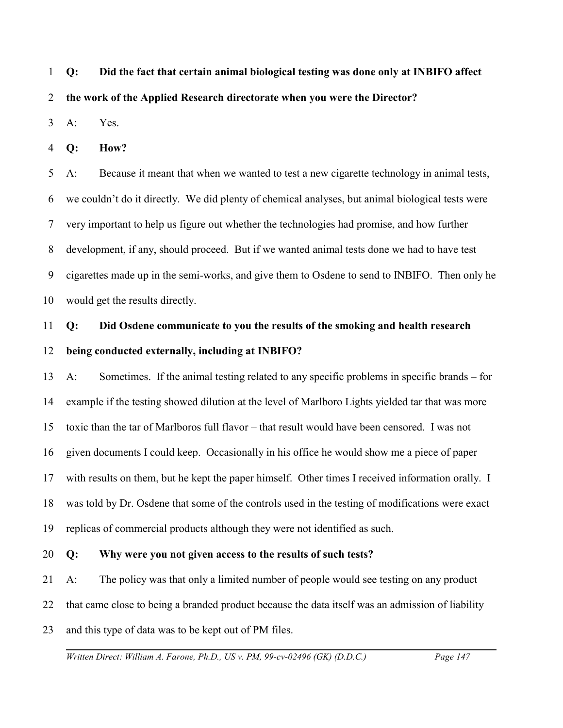**Q: Did the fact that certain animal biological testing was done only at INBIFO affect the work of the Applied Research directorate when you were the Director?**

A: Yes.

**Q: How?**

A: Because it meant that when we wanted to test a new cigarette technology in animal tests, we couldn't do it directly. We did plenty of chemical analyses, but animal biological tests were very important to help us figure out whether the technologies had promise, and how further development, if any, should proceed. But if we wanted animal tests done we had to have test cigarettes made up in the semi-works, and give them to Osdene to send to INBIFO. Then only he would get the results directly.

**Q: Did Osdene communicate to you the results of the smoking and health research being conducted externally, including at INBIFO?**

A: Sometimes. If the animal testing related to any specific problems in specific brands – for example if the testing showed dilution at the level of Marlboro Lights yielded tar that was more toxic than the tar of Marlboros full flavor – that result would have been censored. I was not given documents I could keep. Occasionally in his office he would show me a piece of paper with results on them, but he kept the paper himself. Other times I received information orally. I was told by Dr. Osdene that some of the controls used in the testing of modifications were exact replicas of commercial products although they were not identified as such.

**Q: Why were you not given access to the results of such tests?**

A: The policy was that only a limited number of people would see testing on any product that came close to being a branded product because the data itself was an admission of liability and this type of data was to be kept out of PM files.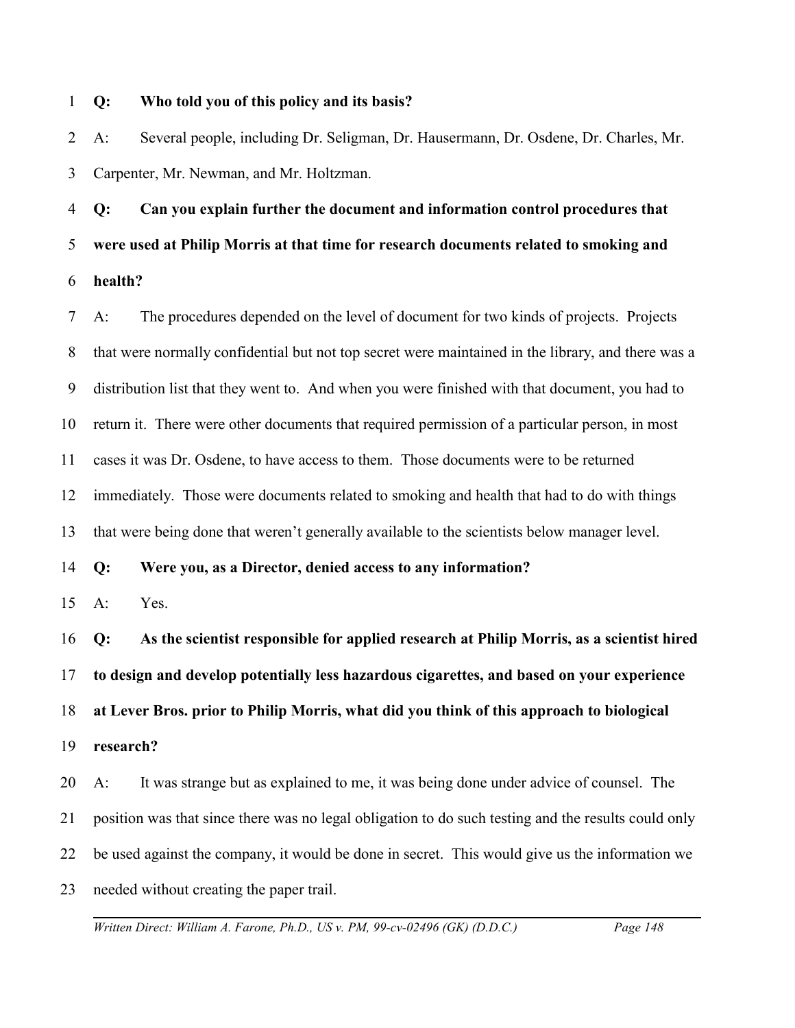**Q: Who told you of this policy and its basis?**

A: Several people, including Dr. Seligman, Dr. Hausermann, Dr. Osdene, Dr. Charles, Mr. Carpenter, Mr. Newman, and Mr. Holtzman.

**Q: Can you explain further the document and information control procedures that were used at Philip Morris at that time for research documents related to smoking and health?**

A: The procedures depended on the level of document for two kinds of projects. Projects that were normally confidential but not top secret were maintained in the library, and there was a distribution list that they went to. And when you were finished with that document, you had to return it. There were other documents that required permission of a particular person, in most cases it was Dr. Osdene, to have access to them. Those documents were to be returned immediately. Those were documents related to smoking and health that had to do with things that were being done that weren't generally available to the scientists below manager level.

**Q: Were you, as a Director, denied access to any information?**

A: Yes.

**Q: As the scientist responsible for applied research at Philip Morris, as a scientist hired to design and develop potentially less hazardous cigarettes, and based on your experience at Lever Bros. prior to Philip Morris, what did you think of this approach to biological research?**

A: It was strange but as explained to me, it was being done under advice of counsel. The position was that since there was no legal obligation to do such testing and the results could only be used against the company, it would be done in secret. This would give us the information we needed without creating the paper trail.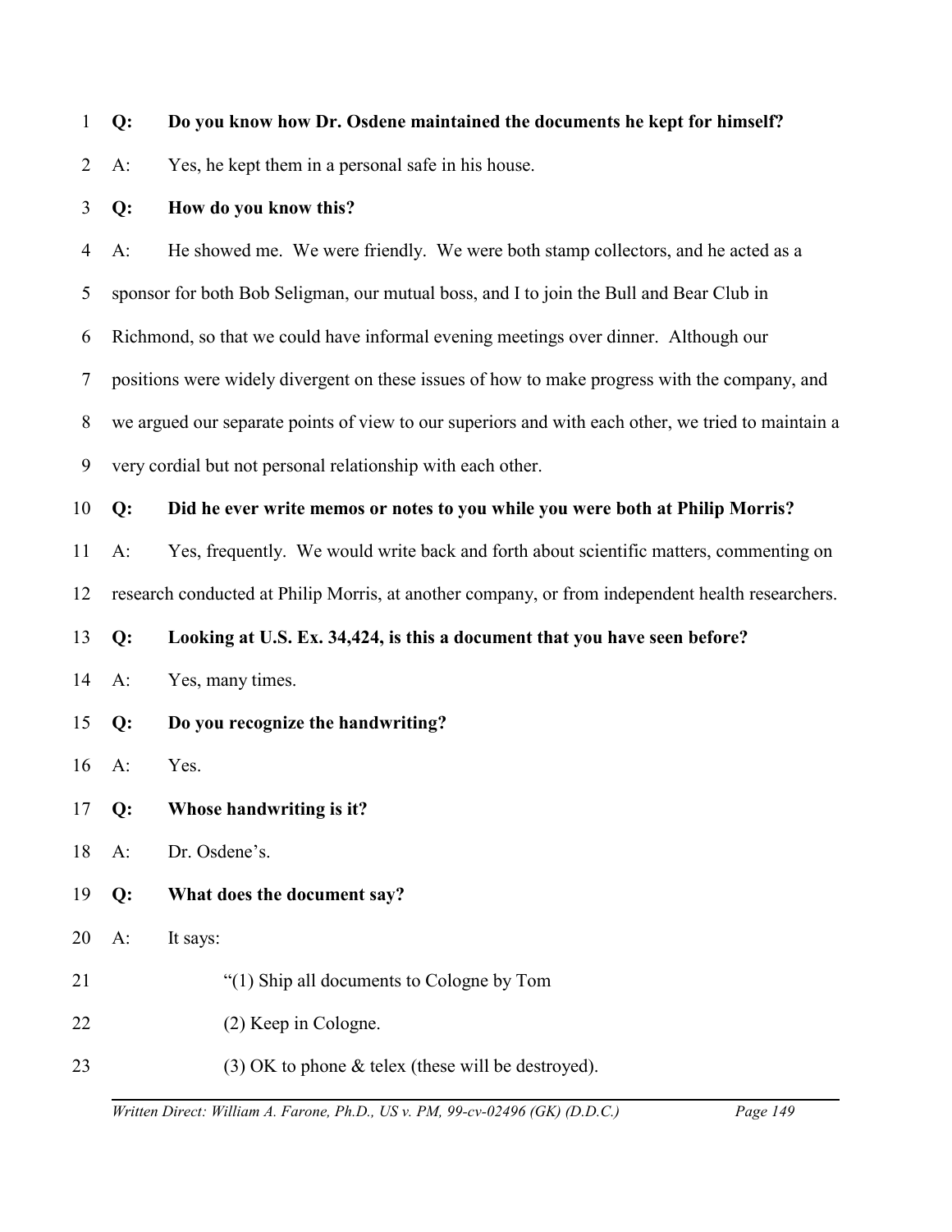**Q: Do you know how Dr. Osdene maintained the documents he kept for himself?**

A: Yes, he kept them in a personal safe in his house.

**Q: How do you know this?**

A: He showed me. We were friendly. We were both stamp collectors, and he acted as a sponsor for both Bob Seligman, our mutual boss, and I to join the Bull and Bear Club in Richmond, so that we could have informal evening meetings over dinner. Although our positions were widely divergent on these issues of how to make progress with the company, and we argued our separate points of view to our superiors and with each other, we tried to maintain a very cordial but not personal relationship with each other.

**Q: Did he ever write memos or notes to you while you were both at Philip Morris?**

A: Yes, frequently. We would write back and forth about scientific matters, commenting on research conducted at Philip Morris, at another company, or from independent health researchers.

**Q: Looking at U.S. Ex. 34,424, is this a document that you have seen before?**

A: Yes, many times.

**Q: Do you recognize the handwriting?**

A: Yes.

**Q: Whose handwriting is it?**

A: Dr. Osdene's.

**Q: What does the document say?**

A: It says:

> "(1) Ship all documents to Cologne by Tom
>
> (2) Keep in Cologne.
>
> (3) OK to phone & telex (these will be destroyed).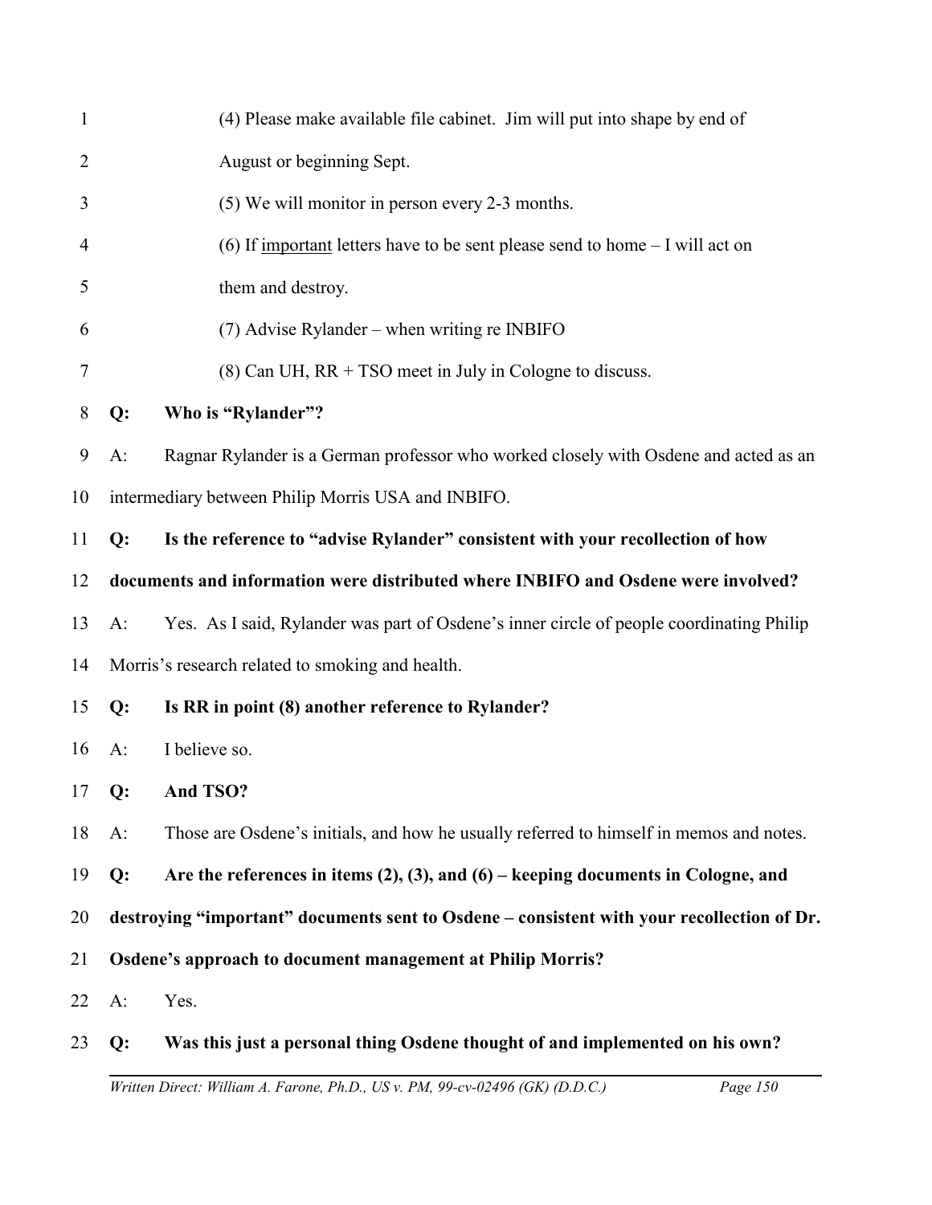(4) Please make available file cabinet. Jim will put into shape by end of August or beginning Sept.

(5) We will monitor in person every 2-3 months.

(6) If <u>important</u> letters have to be sent please send to home – I will act on them and destroy.

(7) Advise Rylander – when writing re INBIFO

(8) Can UH, RR + TSO meet in July in Cologne to discuss.

**Q: Who is "Rylander"?**

A: Ragnar Rylander is a German professor who worked closely with Osdene and acted as an intermediary between Philip Morris USA and INBIFO.

**Q: Is the reference to "advise Rylander" consistent with your recollection of how documents and information were distributed where INBIFO and Osdene were involved?**

A: Yes. As I said, Rylander was part of Osdene's inner circle of people coordinating Philip Morris's research related to smoking and health.

**Q: Is RR in point (8) another reference to Rylander?**

A: I believe so.

**Q: And TSO?**

A: Those are Osdene's initials, and how he usually referred to himself in memos and notes.

**Q: Are the references in items (2), (3), and (6) – keeping documents in Cologne, and destroying "important" documents sent to Osdene – consistent with your recollection of Dr. Osdene's approach to document management at Philip Morris?**

A: Yes.

**Q: Was this just a personal thing Osdene thought of and implemented on his own?**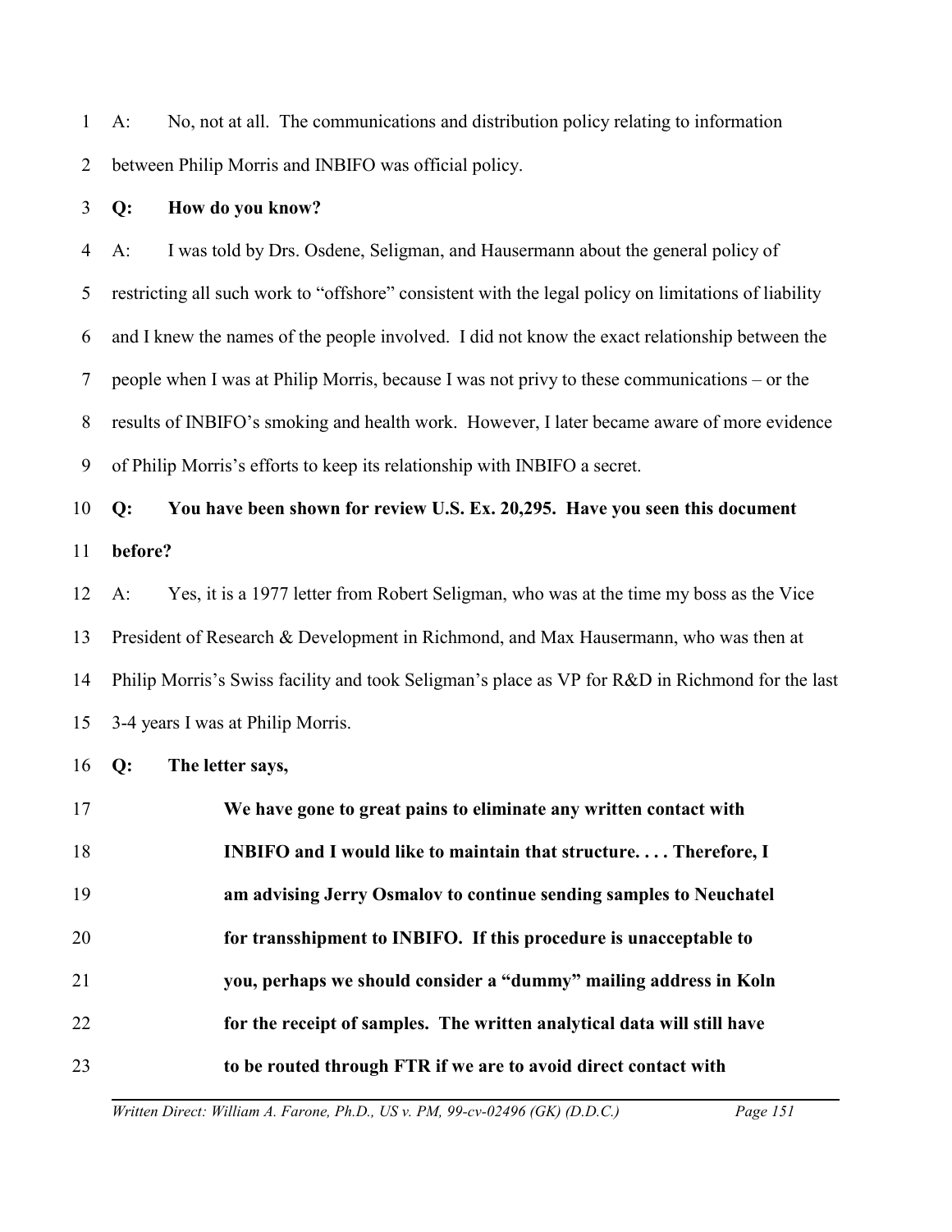A: No, not at all. The communications and distribution policy relating to information between Philip Morris and INBIFO was official policy.

**Q: How do you know?**

A: I was told by Drs. Osdene, Seligman, and Hausermann about the general policy of restricting all such work to "offshore" consistent with the legal policy on limitations of liability and I knew the names of the people involved. I did not know the exact relationship between the people when I was at Philip Morris, because I was not privy to these communications – or the results of INBIFO's smoking and health work. However, I later became aware of more evidence of Philip Morris's efforts to keep its relationship with INBIFO a secret.

**Q: You have been shown for review U.S. Ex. 20,295. Have you seen this document before?**

A: Yes, it is a 1977 letter from Robert Seligman, who was at the time my boss as the Vice President of Research & Development in Richmond, and Max Hausermann, who was then at Philip Morris's Swiss facility and took Seligman's place as VP for R&D in Richmond for the last 3-4 years I was at Philip Morris.

**Q: The letter says,**

> **We have gone to great pains to eliminate any written contact with INBIFO and I would like to maintain that structure. . . . Therefore, I am advising Jerry Osmalov to continue sending samples to Neuchatel for transshipment to INBIFO. If this procedure is unacceptable to you, perhaps we should consider a "dummy" mailing address in Koln for the receipt of samples. The written analytical data will still have to be routed through FTR if we are to avoid direct contact with**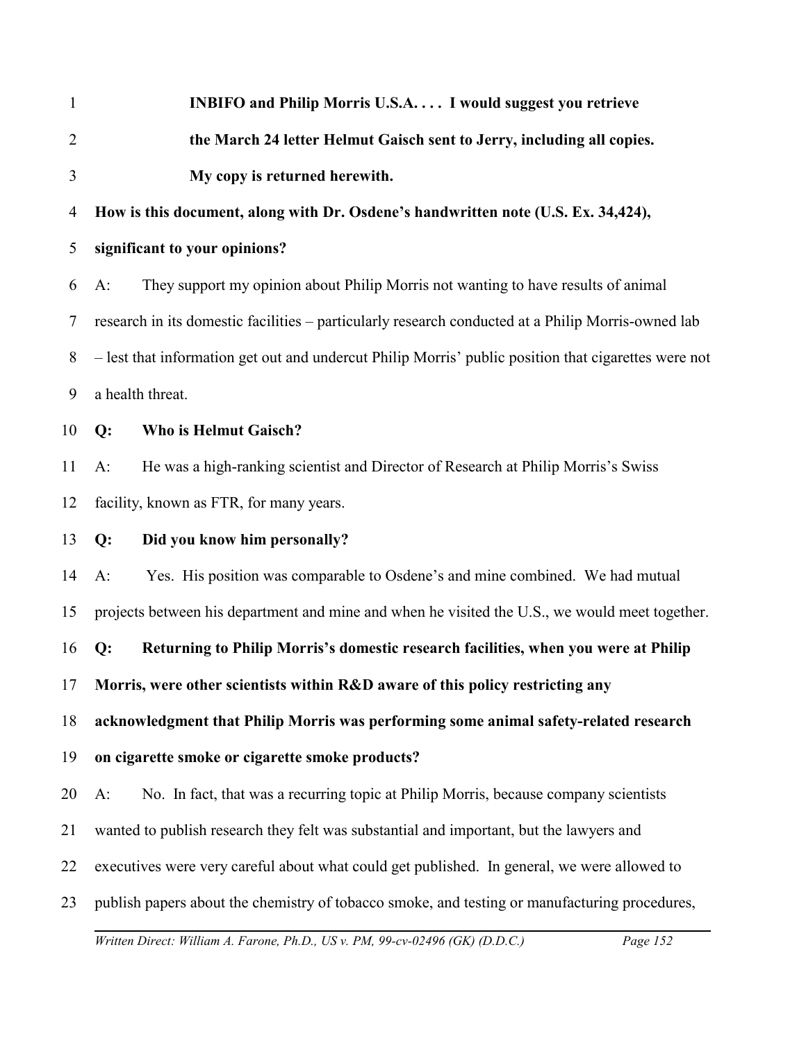**INBIFO and Philip Morris U.S.A. . . . I would suggest you retrieve the March 24 letter Helmut Gaisch sent to Jerry, including all copies. My copy is returned herewith.**

**How is this document, along with Dr. Osdene's handwritten note (U.S. Ex. 34,424), significant to your opinions?**

A: They support my opinion about Philip Morris not wanting to have results of animal research in its domestic facilities – particularly research conducted at a Philip Morris-owned lab – lest that information get out and undercut Philip Morris' public position that cigarettes were not a health threat.

**Q: Who is Helmut Gaisch?**

A: He was a high-ranking scientist and Director of Research at Philip Morris's Swiss facility, known as FTR, for many years.

**Q: Did you know him personally?**

A: Yes. His position was comparable to Osdene's and mine combined. We had mutual projects between his department and mine and when he visited the U.S., we would meet together.

**Q: Returning to Philip Morris's domestic research facilities, when you were at Philip Morris, were other scientists within R&D aware of this policy restricting any acknowledgment that Philip Morris was performing some animal safety-related research on cigarette smoke or cigarette smoke products?**

A: No. In fact, that was a recurring topic at Philip Morris, because company scientists wanted to publish research they felt was substantial and important, but the lawyers and executives were very careful about what could get published. In general, we were allowed to publish papers about the chemistry of tobacco smoke, and testing or manufacturing procedures,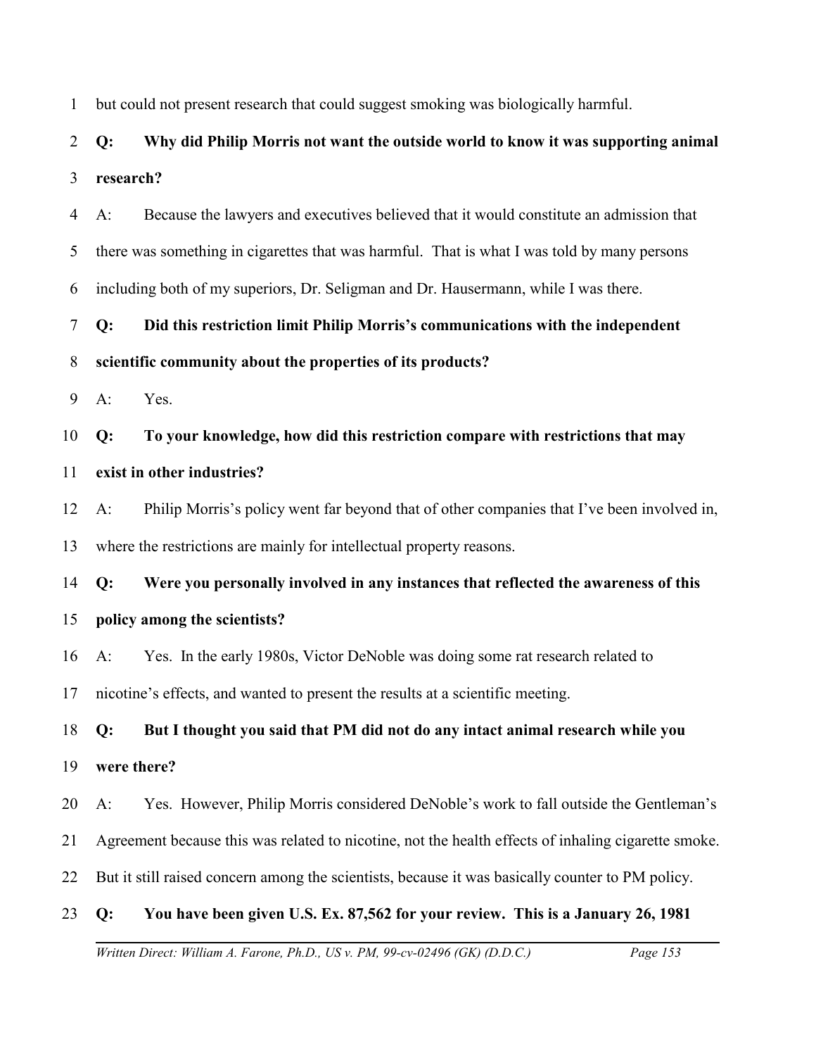but could not present research that could suggest smoking was biologically harmful.

**Q: Why did Philip Morris not want the outside world to know it was supporting animal research?**

A: Because the lawyers and executives believed that it would constitute an admission that there was something in cigarettes that was harmful. That is what I was told by many persons including both of my superiors, Dr. Seligman and Dr. Hausermann, while I was there.

**Q: Did this restriction limit Philip Morris's communications with the independent scientific community about the properties of its products?**

A: Yes.

**Q: To your knowledge, how did this restriction compare with restrictions that may exist in other industries?**

A: Philip Morris's policy went far beyond that of other companies that I've been involved in, where the restrictions are mainly for intellectual property reasons.

**Q: Were you personally involved in any instances that reflected the awareness of this policy among the scientists?**

A: Yes. In the early 1980s, Victor DeNoble was doing some rat research related to nicotine's effects, and wanted to present the results at a scientific meeting.

**Q: But I thought you said that PM did not do any intact animal research while you were there?**

A: Yes. However, Philip Morris considered DeNoble's work to fall outside the Gentleman's Agreement because this was related to nicotine, not the health effects of inhaling cigarette smoke. But it still raised concern among the scientists, because it was basically counter to PM policy.

**Q: You have been given U.S. Ex. 87,562 for your review. This is a January 26, 1981**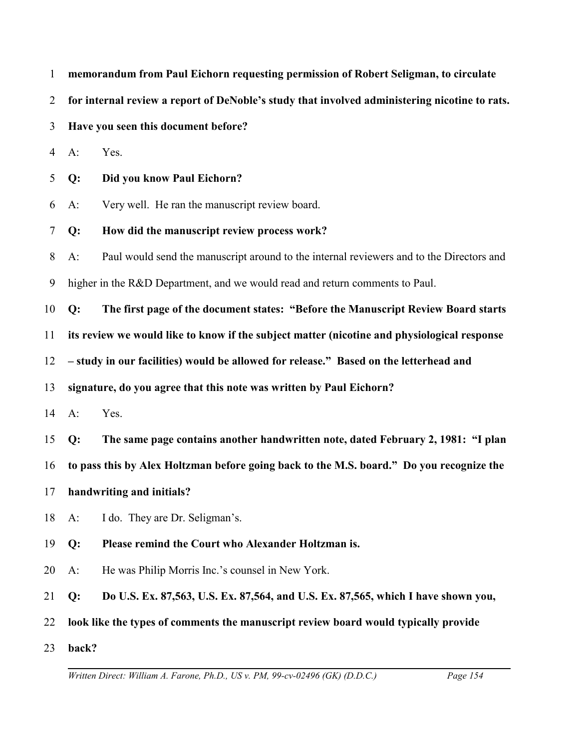**memorandum from Paul Eichorn requesting permission of Robert Seligman, to circulate for internal review a report of DeNoble's study that involved administering nicotine to rats. Have you seen this document before?**

A: Yes.

**Q: Did you know Paul Eichorn?**

A: Very well. He ran the manuscript review board.

**Q: How did the manuscript review process work?**

A: Paul would send the manuscript around to the internal reviewers and to the Directors and higher in the R&D Department, and we would read and return comments to Paul.

**Q: The first page of the document states: "Before the Manuscript Review Board starts its review we would like to know if the subject matter (nicotine and physiological response – study in our facilities) would be allowed for release." Based on the letterhead and signature, do you agree that this note was written by Paul Eichorn?**

A: Yes.

**Q: The same page contains another handwritten note, dated February 2, 1981: "I plan to pass this by Alex Holtzman before going back to the M.S. board." Do you recognize the handwriting and initials?**

A: I do. They are Dr. Seligman's.

**Q: Please remind the Court who Alexander Holtzman is.**

A: He was Philip Morris Inc.'s counsel in New York.

**Q: Do U.S. Ex. 87,563, U.S. Ex. 87,564, and U.S. Ex. 87,565, which I have shown you, look like the types of comments the manuscript review board would typically provide back?**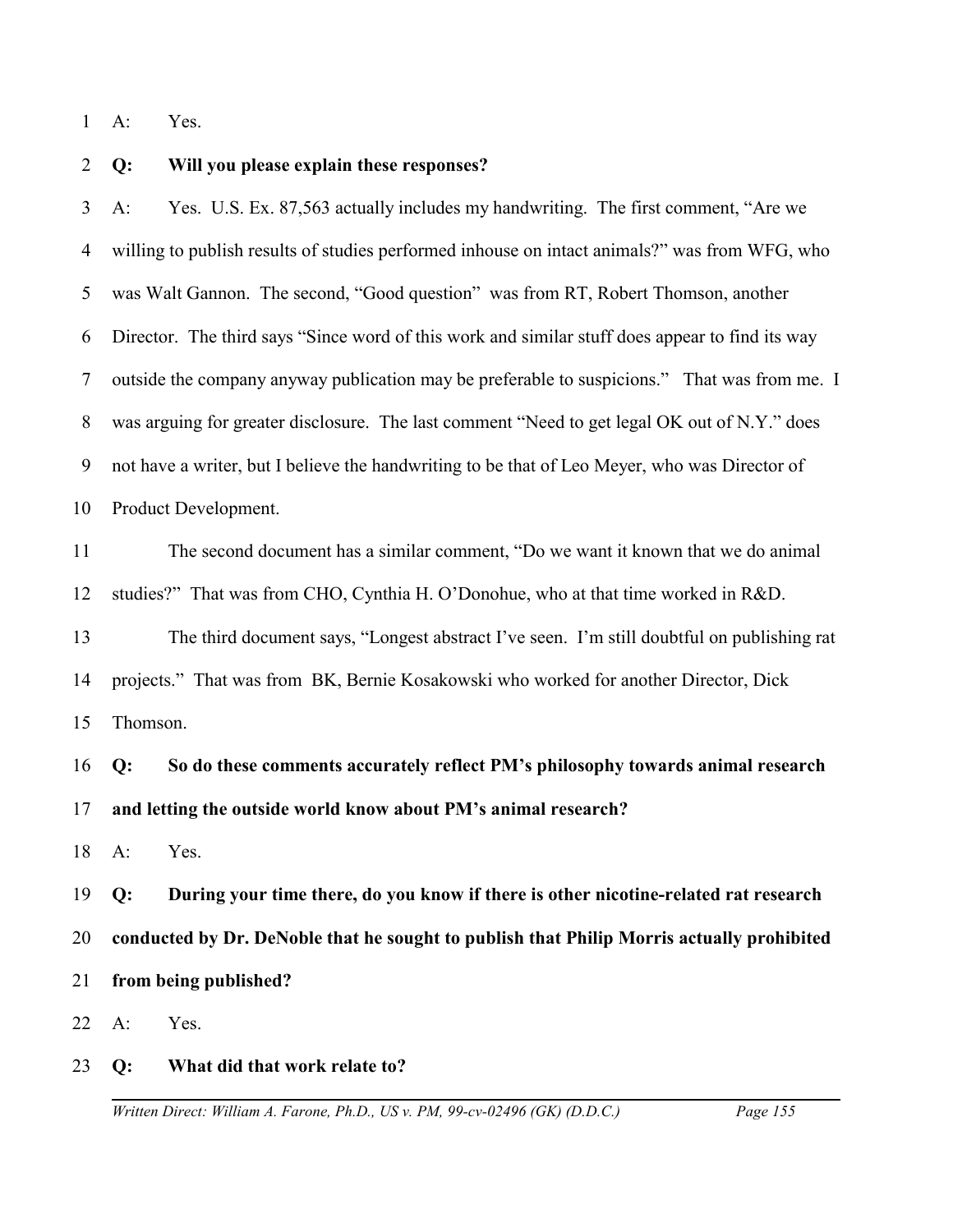A: Yes.

**Q: Will you please explain these responses?**

A: Yes. U.S. Ex. 87,563 actually includes my handwriting. The first comment, "Are we willing to publish results of studies performed inhouse on intact animals?" was from WFG, who was Walt Gannon. The second, "Good question" was from RT, Robert Thomson, another Director. The third says "Since word of this work and similar stuff does appear to find its way outside the company anyway publication may be preferable to suspicions." That was from me. I was arguing for greater disclosure. The last comment "Need to get legal OK out of N.Y." does not have a writer, but I believe the handwriting to be that of Leo Meyer, who was Director of Product Development.

The second document has a similar comment, "Do we want it known that we do animal studies?" That was from CHO, Cynthia H. O'Donohue, who at that time worked in R&D.

The third document says, "Longest abstract I've seen. I'm still doubtful on publishing rat projects." That was from BK, Bernie Kosakowski who worked for another Director, Dick Thomson.

**Q: So do these comments accurately reflect PM's philosophy towards animal research and letting the outside world know about PM's animal research?**

A: Yes.

**Q: During your time there, do you know if there is other nicotine-related rat research conducted by Dr. DeNoble that he sought to publish that Philip Morris actually prohibited from being published?**

A: Yes.

**Q: What did that work relate to?**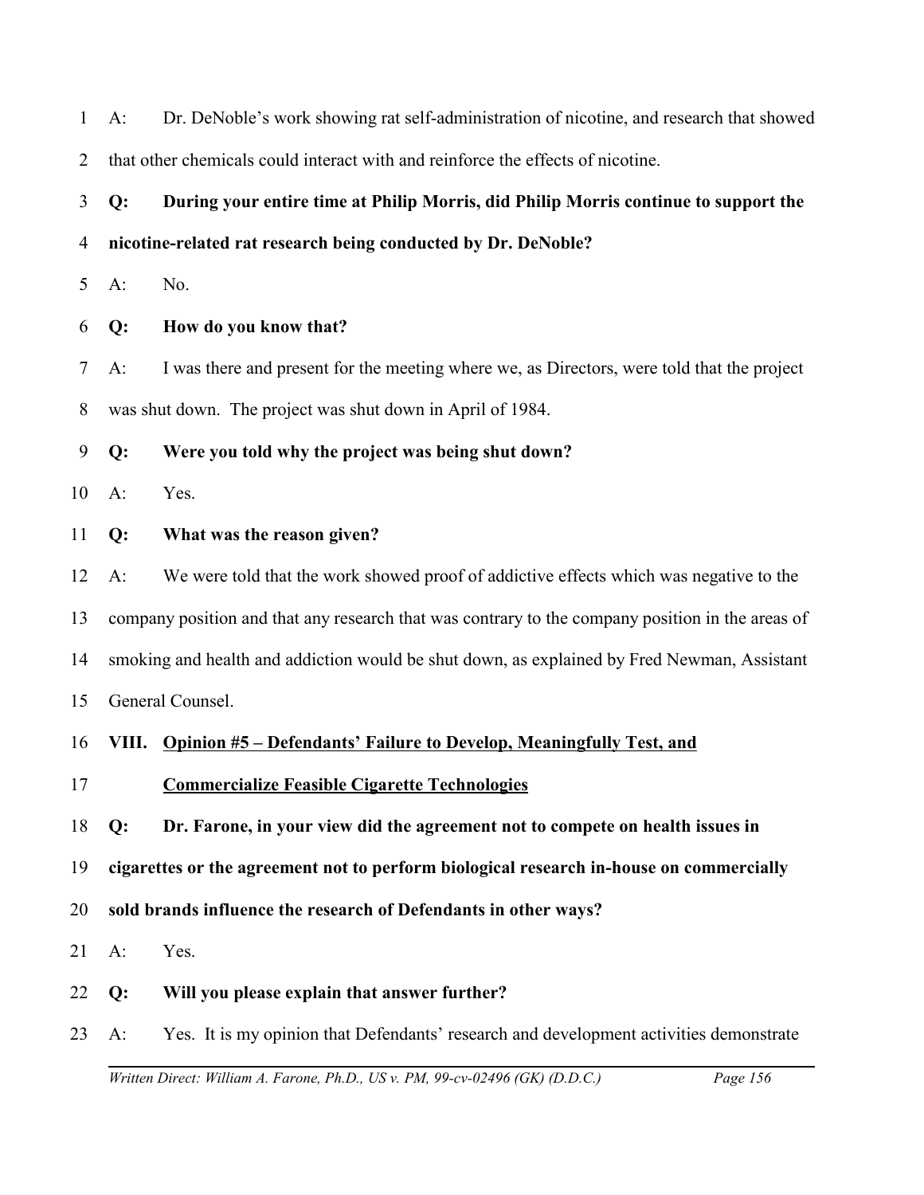A: Dr. DeNoble's work showing rat self-administration of nicotine, and research that showed that other chemicals could interact with and reinforce the effects of nicotine.

**Q: During your entire time at Philip Morris, did Philip Morris continue to support the nicotine-related rat research being conducted by Dr. DeNoble?**

A: No.

**Q: How do you know that?**

A: I was there and present for the meeting where we, as Directors, were told that the project was shut down. The project was shut down in April of 1984.

**Q: Were you told why the project was being shut down?**

A: Yes.

**Q: What was the reason given?**

A: We were told that the work showed proof of addictive effects which was negative to the company position and that any research that was contrary to the company position in the areas of smoking and health and addiction would be shut down, as explained by Fred Newman, Assistant General Counsel.

## VIII. Opinion #5 – Defendants' Failure to Develop, Meaningfully Test, and Commercialize Feasible Cigarette Technologies

**Q: Dr. Farone, in your view did the agreement not to compete on health issues in cigarettes or the agreement not to perform biological research in-house on commercially sold brands influence the research of Defendants in other ways?**

A: Yes.

**Q: Will you please explain that answer further?**

A: Yes. It is my opinion that Defendants' research and development activities demonstrate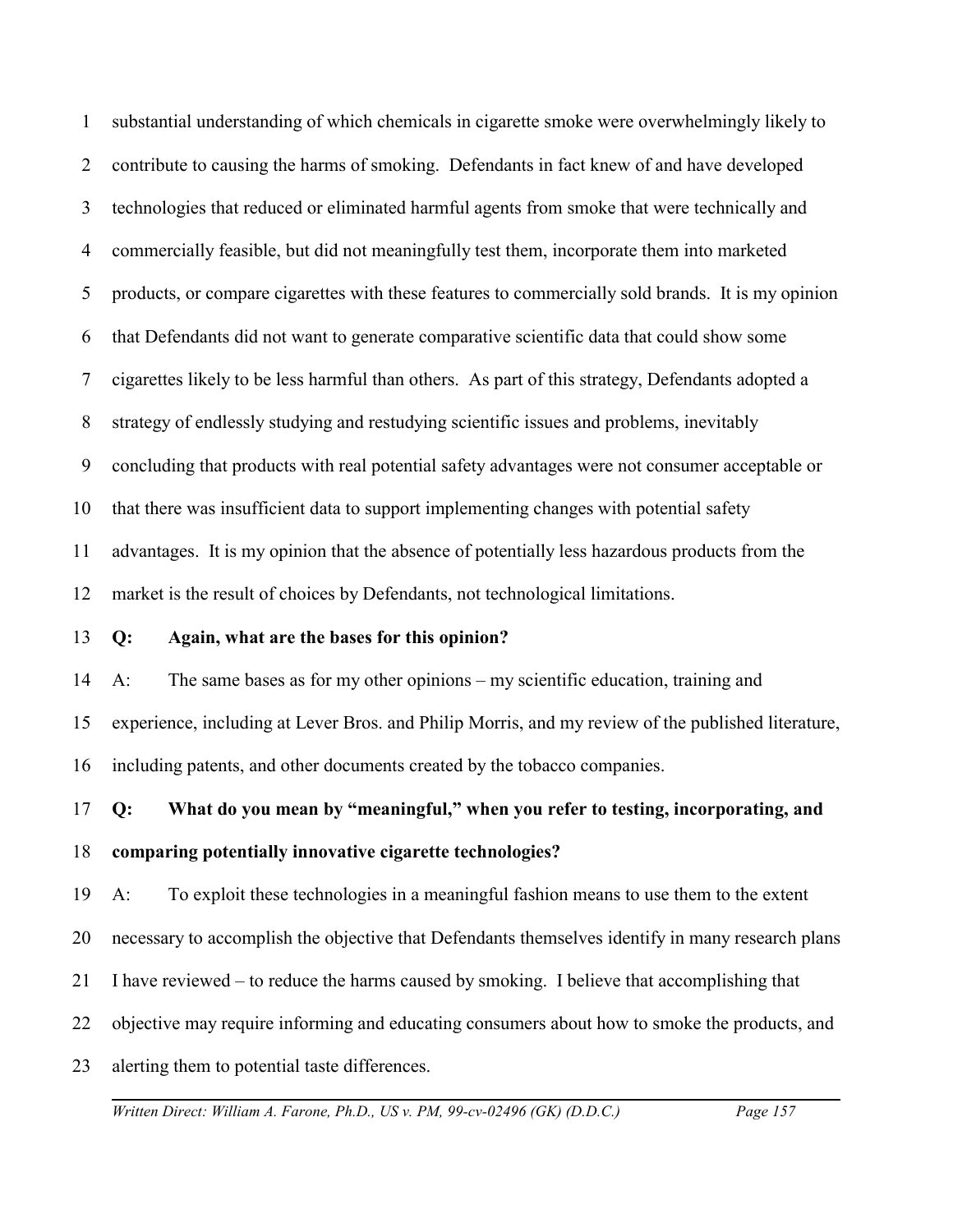substantial understanding of which chemicals in cigarette smoke were overwhelmingly likely to contribute to causing the harms of smoking. Defendants in fact knew of and have developed technologies that reduced or eliminated harmful agents from smoke that were technically and commercially feasible, but did not meaningfully test them, incorporate them into marketed products, or compare cigarettes with these features to commercially sold brands. It is my opinion that Defendants did not want to generate comparative scientific data that could show some cigarettes likely to be less harmful than others. As part of this strategy, Defendants adopted a strategy of endlessly studying and restudying scientific issues and problems, inevitably concluding that products with real potential safety advantages were not consumer acceptable or that there was insufficient data to support implementing changes with potential safety advantages. It is my opinion that the absence of potentially less hazardous products from the market is the result of choices by Defendants, not technological limitations.

**Q: Again, what are the bases for this opinion?**

A: The same bases as for my other opinions – my scientific education, training and experience, including at Lever Bros. and Philip Morris, and my review of the published literature, including patents, and other documents created by the tobacco companies.

**Q: What do you mean by "meaningful," when you refer to testing, incorporating, and comparing potentially innovative cigarette technologies?**

A: To exploit these technologies in a meaningful fashion means to use them to the extent necessary to accomplish the objective that Defendants themselves identify in many research plans I have reviewed – to reduce the harms caused by smoking. I believe that accomplishing that objective may require informing and educating consumers about how to smoke the products, and alerting them to potential taste differences.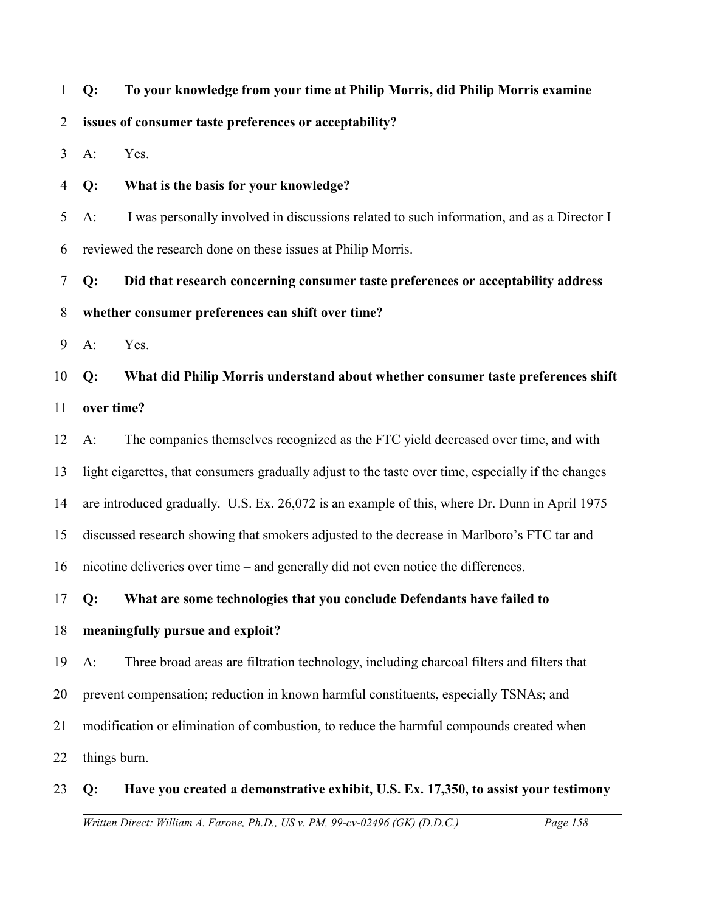**Q: To your knowledge from your time at Philip Morris, did Philip Morris examine issues of consumer taste preferences or acceptability?**

A: Yes.

**Q: What is the basis for your knowledge?**

A: I was personally involved in discussions related to such information, and as a Director I reviewed the research done on these issues at Philip Morris.

**Q: Did that research concerning consumer taste preferences or acceptability address whether consumer preferences can shift over time?**

A: Yes.

**Q: What did Philip Morris understand about whether consumer taste preferences shift over time?**

A: The companies themselves recognized as the FTC yield decreased over time, and with light cigarettes, that consumers gradually adjust to the taste over time, especially if the changes are introduced gradually. U.S. Ex. 26,072 is an example of this, where Dr. Dunn in April 1975 discussed research showing that smokers adjusted to the decrease in Marlboro's FTC tar and nicotine deliveries over time – and generally did not even notice the differences.

**Q: What are some technologies that you conclude Defendants have failed to meaningfully pursue and exploit?**

A: Three broad areas are filtration technology, including charcoal filters and filters that prevent compensation; reduction in known harmful constituents, especially TSNAs; and modification or elimination of combustion, to reduce the harmful compounds created when things burn.

**Q: Have you created a demonstrative exhibit, U.S. Ex. 17,350, to assist your testimony**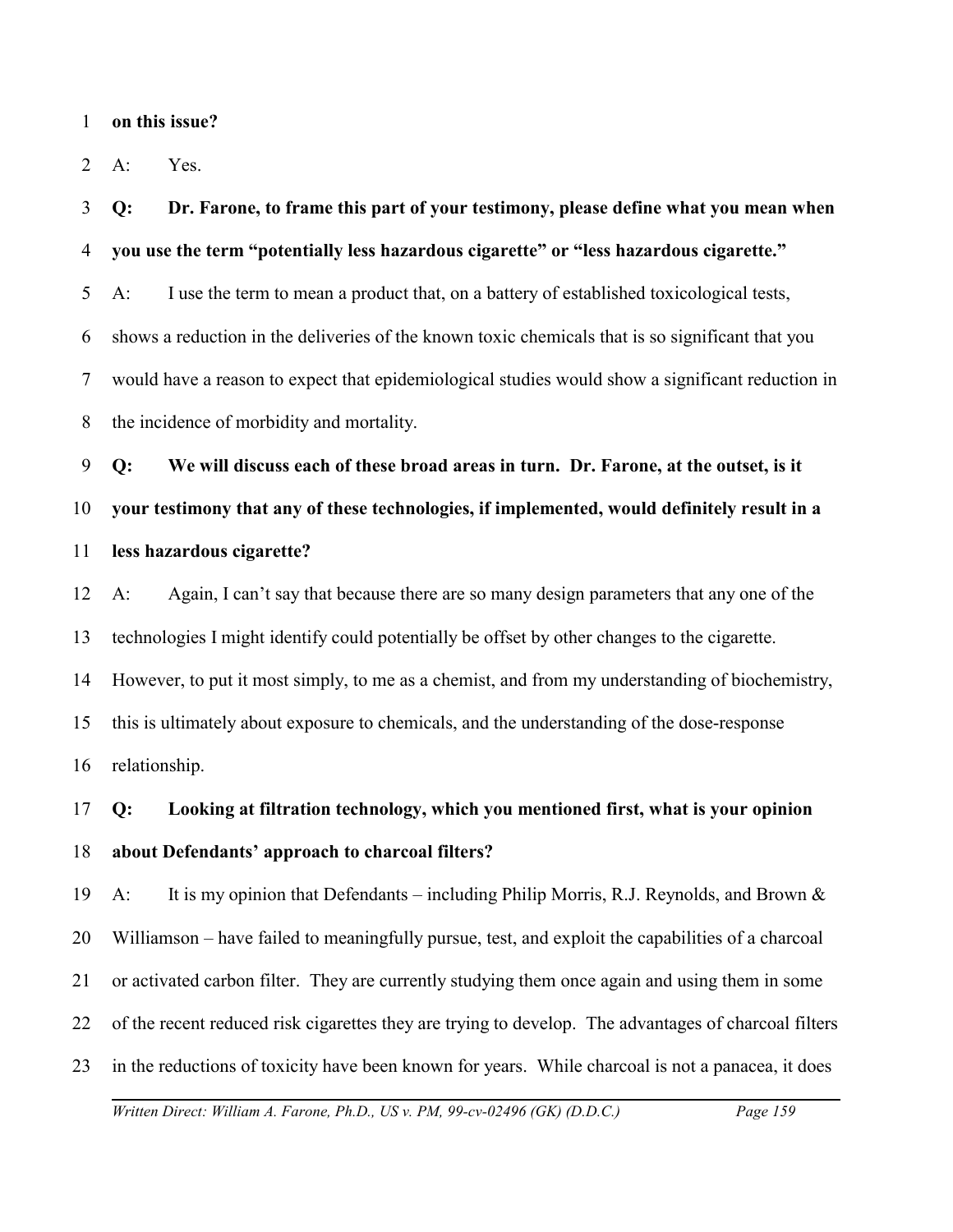**on this issue?**

A: Yes.

**Q: Dr. Farone, to frame this part of your testimony, please define what you mean when you use the term "potentially less hazardous cigarette" or "less hazardous cigarette."**

A: I use the term to mean a product that, on a battery of established toxicological tests, shows a reduction in the deliveries of the known toxic chemicals that is so significant that you would have a reason to expect that epidemiological studies would show a significant reduction in the incidence of morbidity and mortality.

**Q: We will discuss each of these broad areas in turn. Dr. Farone, at the outset, is it your testimony that any of these technologies, if implemented, would definitely result in a less hazardous cigarette?**

A: Again, I can't say that because there are so many design parameters that any one of the technologies I might identify could potentially be offset by other changes to the cigarette. However, to put it most simply, to me as a chemist, and from my understanding of biochemistry, this is ultimately about exposure to chemicals, and the understanding of the dose-response relationship.

**Q: Looking at filtration technology, which you mentioned first, what is your opinion about Defendants' approach to charcoal filters?**

A: It is my opinion that Defendants – including Philip Morris, R.J. Reynolds, and Brown & Williamson – have failed to meaningfully pursue, test, and exploit the capabilities of a charcoal or activated carbon filter. They are currently studying them once again and using them in some of the recent reduced risk cigarettes they are trying to develop. The advantages of charcoal filters in the reductions of toxicity have been known for years. While charcoal is not a panacea, it does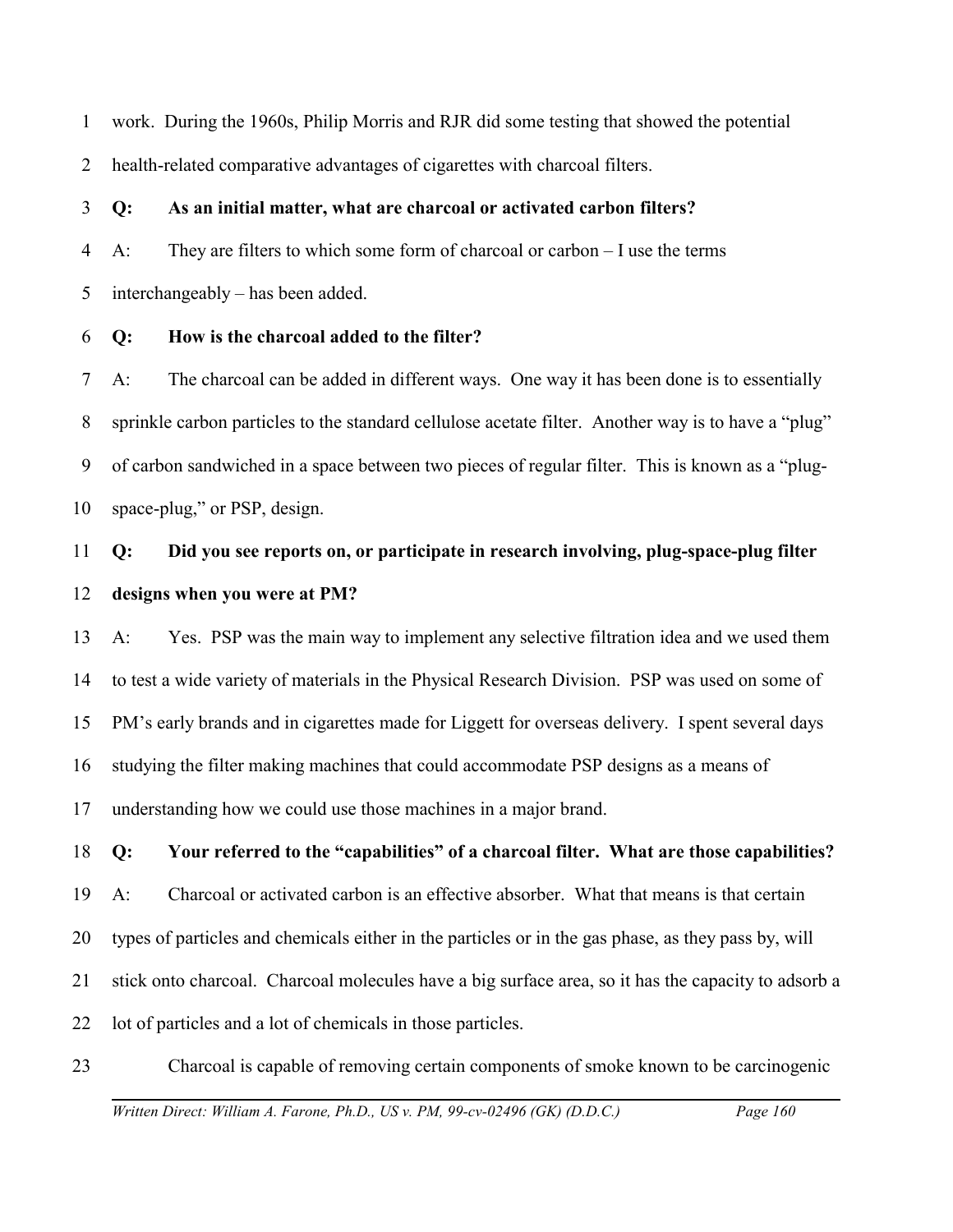work. During the 1960s, Philip Morris and RJR did some testing that showed the potential health-related comparative advantages of cigarettes with charcoal filters.

**Q: As an initial matter, what are charcoal or activated carbon filters?**

A: They are filters to which some form of charcoal or carbon – I use the terms interchangeably – has been added.

**Q: How is the charcoal added to the filter?**

A: The charcoal can be added in different ways. One way it has been done is to essentially sprinkle carbon particles to the standard cellulose acetate filter. Another way is to have a "plug" of carbon sandwiched in a space between two pieces of regular filter. This is known as a "plug-space-plug," or PSP, design.

**Q: Did you see reports on, or participate in research involving, plug-space-plug filter designs when you were at PM?**

A: Yes. PSP was the main way to implement any selective filtration idea and we used them to test a wide variety of materials in the Physical Research Division. PSP was used on some of PM's early brands and in cigarettes made for Liggett for overseas delivery. I spent several days studying the filter making machines that could accommodate PSP designs as a means of understanding how we could use those machines in a major brand.

**Q: Your referred to the "capabilities" of a charcoal filter. What are those capabilities?**

A: Charcoal or activated carbon is an effective absorber. What that means is that certain types of particles and chemicals either in the particles or in the gas phase, as they pass by, will stick onto charcoal. Charcoal molecules have a big surface area, so it has the capacity to adsorb a lot of particles and a lot of chemicals in those particles.

Charcoal is capable of removing certain components of smoke known to be carcinogenic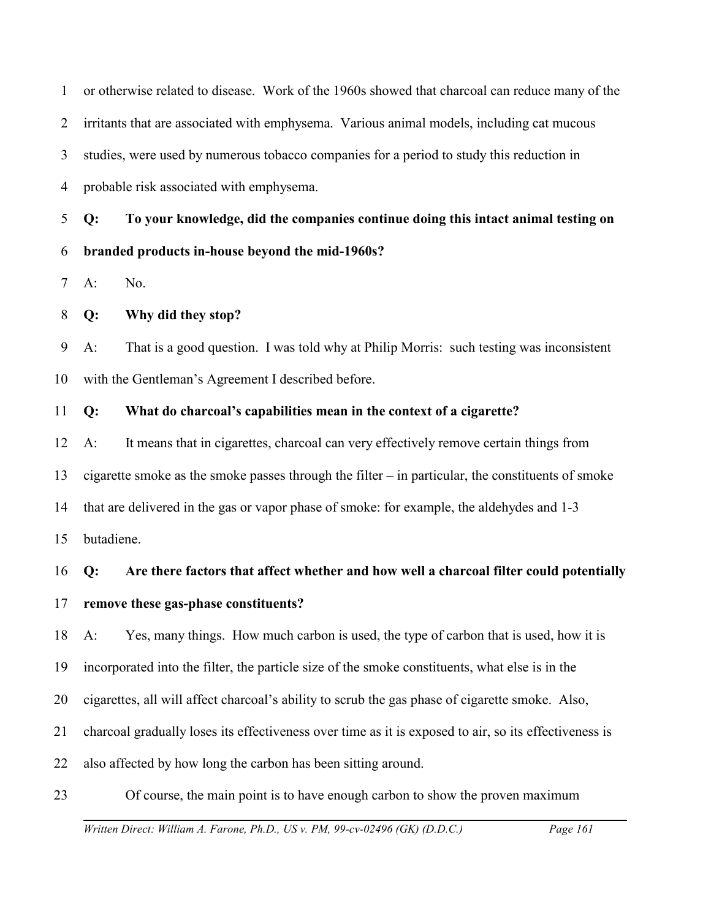or otherwise related to disease. Work of the 1960s showed that charcoal can reduce many of the irritants that are associated with emphysema. Various animal models, including cat mucous studies, were used by numerous tobacco companies for a period to study this reduction in probable risk associated with emphysema.

**Q: To your knowledge, did the companies continue doing this intact animal testing on branded products in-house beyond the mid-1960s?**

A: No.

**Q: Why did they stop?**

A: That is a good question. I was told why at Philip Morris: such testing was inconsistent with the Gentleman's Agreement I described before.

**Q: What do charcoal's capabilities mean in the context of a cigarette?**

A: It means that in cigarettes, charcoal can very effectively remove certain things from cigarette smoke as the smoke passes through the filter – in particular, the constituents of smoke that are delivered in the gas or vapor phase of smoke: for example, the aldehydes and 1-3 butadiene.

**Q: Are there factors that affect whether and how well a charcoal filter could potentially remove these gas-phase constituents?**

A: Yes, many things. How much carbon is used, the type of carbon that is used, how it is incorporated into the filter, the particle size of the smoke constituents, what else is in the cigarettes, all will affect charcoal's ability to scrub the gas phase of cigarette smoke. Also, charcoal gradually loses its effectiveness over time as it is exposed to air, so its effectiveness is also affected by how long the carbon has been sitting around.

Of course, the main point is to have enough carbon to show the proven maximum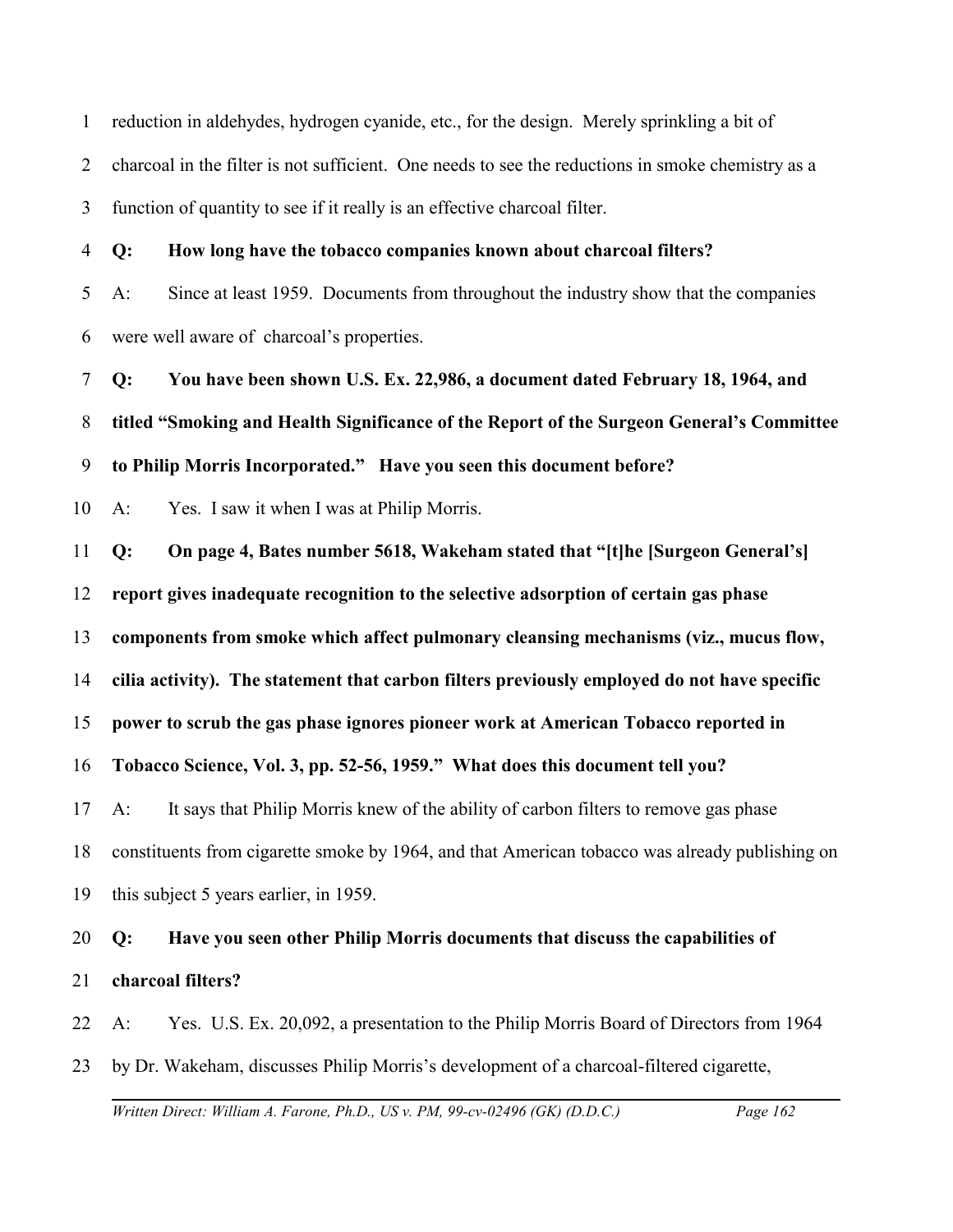reduction in aldehydes, hydrogen cyanide, etc., for the design. Merely sprinkling a bit of charcoal in the filter is not sufficient. One needs to see the reductions in smoke chemistry as a function of quantity to see if it really is an effective charcoal filter.

**Q: How long have the tobacco companies known about charcoal filters?**

A: Since at least 1959. Documents from throughout the industry show that the companies were well aware of charcoal's properties.

**Q: You have been shown U.S. Ex. 22,986, a document dated February 18, 1964, and titled "Smoking and Health Significance of the Report of the Surgeon General's Committee to Philip Morris Incorporated." Have you seen this document before?**

A: Yes. I saw it when I was at Philip Morris.

**Q: On page 4, Bates number 5618, Wakeham stated that "[t]he [Surgeon General's] report gives inadequate recognition to the selective adsorption of certain gas phase components from smoke which affect pulmonary cleansing mechanisms (viz., mucus flow, cilia activity). The statement that carbon filters previously employed do not have specific power to scrub the gas phase ignores pioneer work at American Tobacco reported in Tobacco Science, Vol. 3, pp. 52-56, 1959." What does this document tell you?**

A: It says that Philip Morris knew of the ability of carbon filters to remove gas phase constituents from cigarette smoke by 1964, and that American tobacco was already publishing on this subject 5 years earlier, in 1959.

**Q: Have you seen other Philip Morris documents that discuss the capabilities of charcoal filters?**

A: Yes. U.S. Ex. 20,092, a presentation to the Philip Morris Board of Directors from 1964 by Dr. Wakeham, discusses Philip Morris's development of a charcoal-filtered cigarette,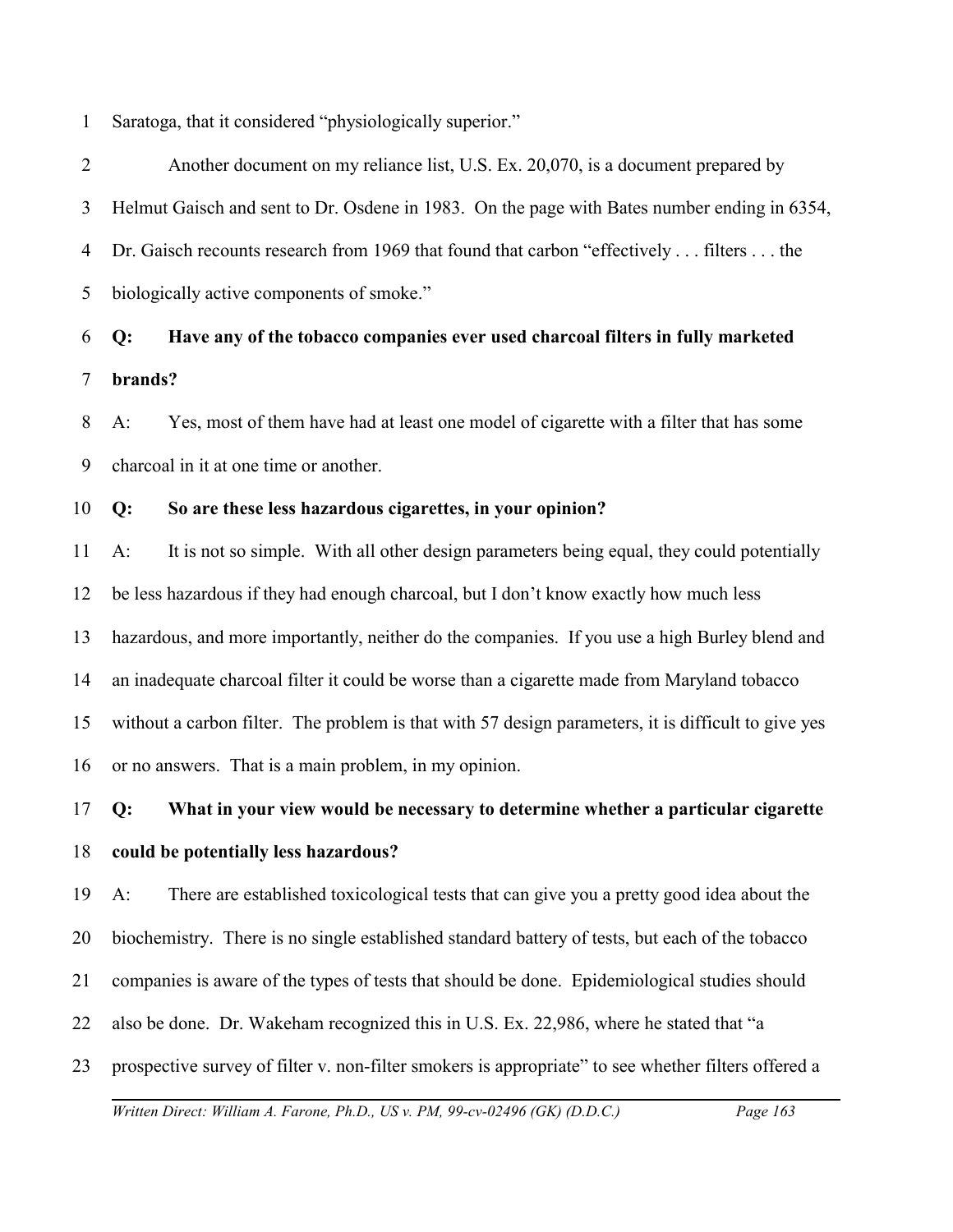Saratoga, that it considered "physiologically superior."

Another document on my reliance list, U.S. Ex. 20,070, is a document prepared by Helmut Gaisch and sent to Dr. Osdene in 1983. On the page with Bates number ending in 6354, Dr. Gaisch recounts research from 1969 that found that carbon "effectively . . . filters . . . the biologically active components of smoke."

**Q: Have any of the tobacco companies ever used charcoal filters in fully marketed brands?**

A: Yes, most of them have had at least one model of cigarette with a filter that has some charcoal in it at one time or another.

**Q: So are these less hazardous cigarettes, in your opinion?**

A: It is not so simple. With all other design parameters being equal, they could potentially be less hazardous if they had enough charcoal, but I don't know exactly how much less hazardous, and more importantly, neither do the companies. If you use a high Burley blend and an inadequate charcoal filter it could be worse than a cigarette made from Maryland tobacco without a carbon filter. The problem is that with 57 design parameters, it is difficult to give yes or no answers. That is a main problem, in my opinion.

**Q: What in your view would be necessary to determine whether a particular cigarette could be potentially less hazardous?**

A: There are established toxicological tests that can give you a pretty good idea about the biochemistry. There is no single established standard battery of tests, but each of the tobacco companies is aware of the types of tests that should be done. Epidemiological studies should also be done. Dr. Wakeham recognized this in U.S. Ex. 22,986, where he stated that "a prospective survey of filter v. non-filter smokers is appropriate" to see whether filters offered a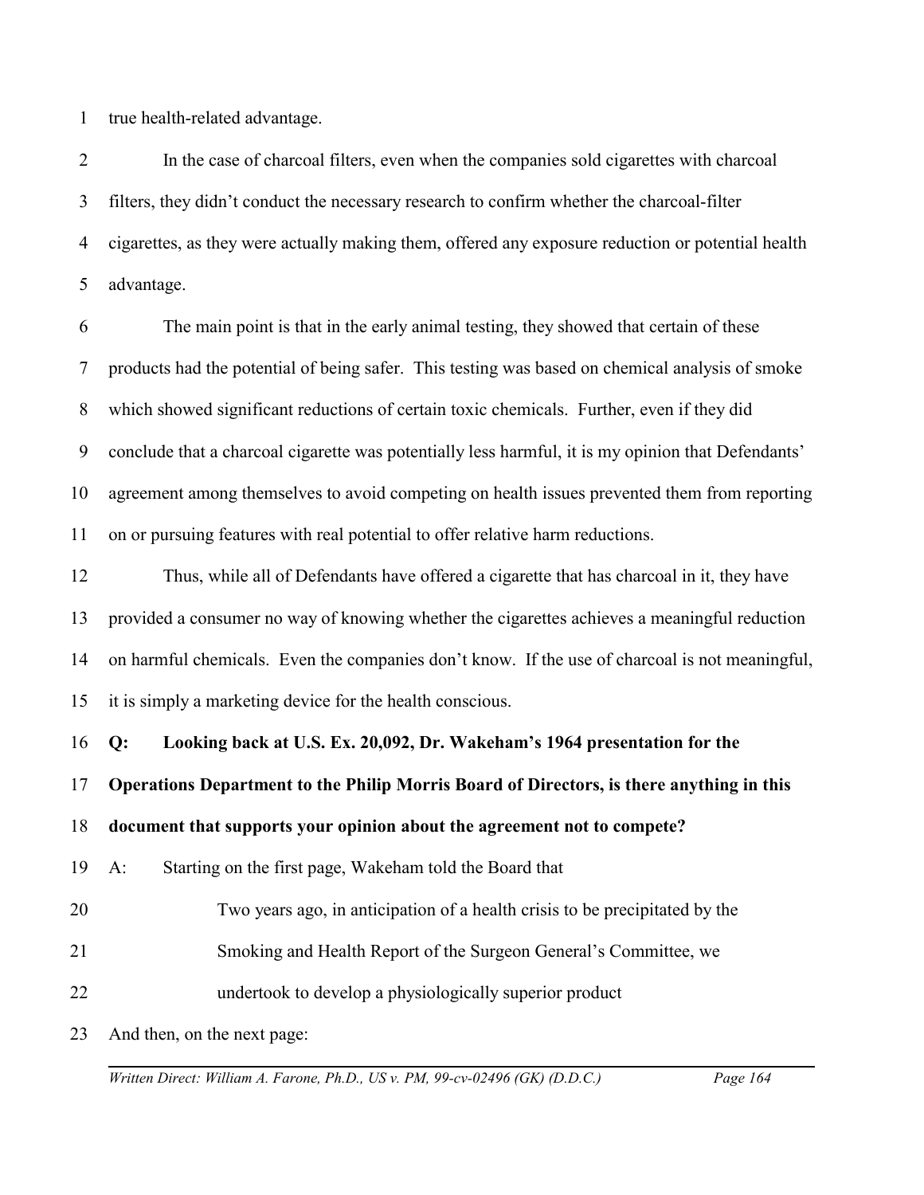true health-related advantage.

In the case of charcoal filters, even when the companies sold cigarettes with charcoal filters, they didn't conduct the necessary research to confirm whether the charcoal-filter cigarettes, as they were actually making them, offered any exposure reduction or potential health advantage.

The main point is that in the early animal testing, they showed that certain of these products had the potential of being safer. This testing was based on chemical analysis of smoke which showed significant reductions of certain toxic chemicals. Further, even if they did conclude that a charcoal cigarette was potentially less harmful, it is my opinion that Defendants' agreement among themselves to avoid competing on health issues prevented them from reporting on or pursuing features with real potential to offer relative harm reductions.

Thus, while all of Defendants have offered a cigarette that has charcoal in it, they have provided a consumer no way of knowing whether the cigarettes achieves a meaningful reduction on harmful chemicals. Even the companies don't know. If the use of charcoal is not meaningful, it is simply a marketing device for the health conscious.

**Q: Looking back at U.S. Ex. 20,092, Dr. Wakeham's 1964 presentation for the Operations Department to the Philip Morris Board of Directors, is there anything in this document that supports your opinion about the agreement not to compete?**

A: Starting on the first page, Wakeham told the Board that

> Two years ago, in anticipation of a health crisis to be precipitated by the Smoking and Health Report of the Surgeon General's Committee, we undertook to develop a physiologically superior product

And then, on the next page: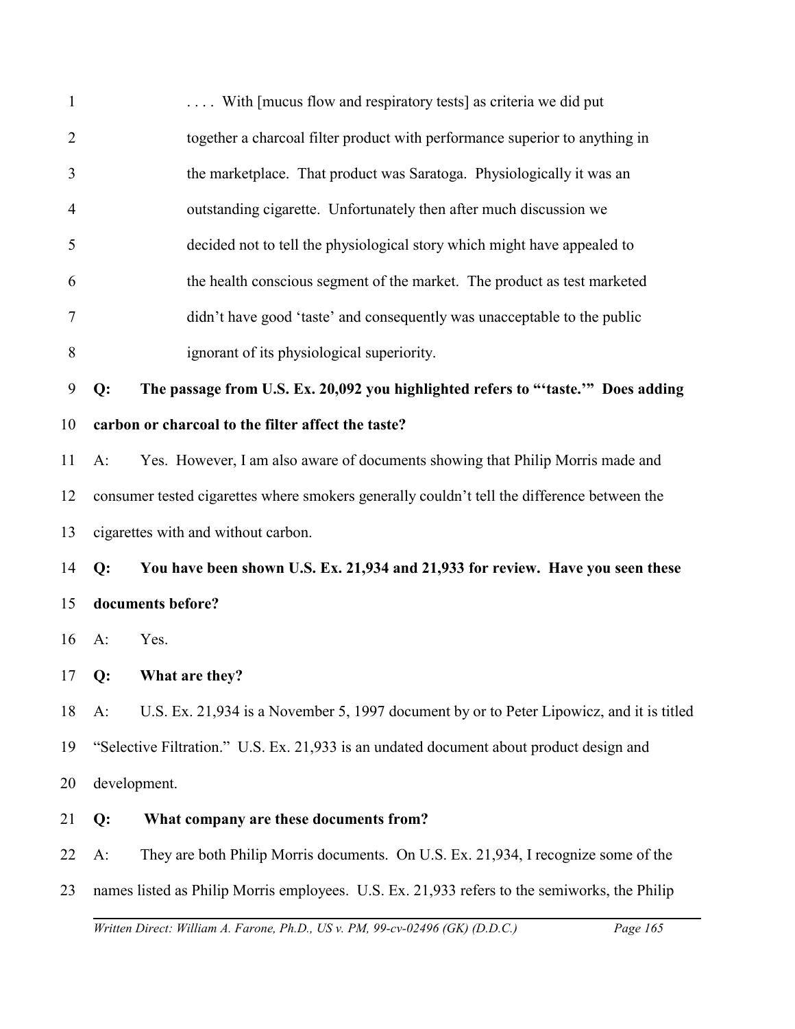> . . . . With [mucus flow and respiratory tests] as criteria we did put together a charcoal filter product with performance superior to anything in the marketplace. That product was Saratoga. Physiologically it was an outstanding cigarette. Unfortunately then after much discussion we decided not to tell the physiological story which might have appealed to the health conscious segment of the market. The product as test marketed didn't have good 'taste' and consequently was unacceptable to the public ignorant of its physiological superiority.

**Q: The passage from U.S. Ex. 20,092 you highlighted refers to "'taste.'" Does adding carbon or charcoal to the filter affect the taste?**

A: Yes. However, I am also aware of documents showing that Philip Morris made and consumer tested cigarettes where smokers generally couldn't tell the difference between the cigarettes with and without carbon.

**Q: You have been shown U.S. Ex. 21,934 and 21,933 for review. Have you seen these documents before?**

A: Yes.

**Q: What are they?**

A: U.S. Ex. 21,934 is a November 5, 1997 document by or to Peter Lipowicz, and it is titled "Selective Filtration." U.S. Ex. 21,933 is an undated document about product design and development.

**Q: What company are these documents from?**

A: They are both Philip Morris documents. On U.S. Ex. 21,934, I recognize some of the names listed as Philip Morris employees. U.S. Ex. 21,933 refers to the semiworks, the Philip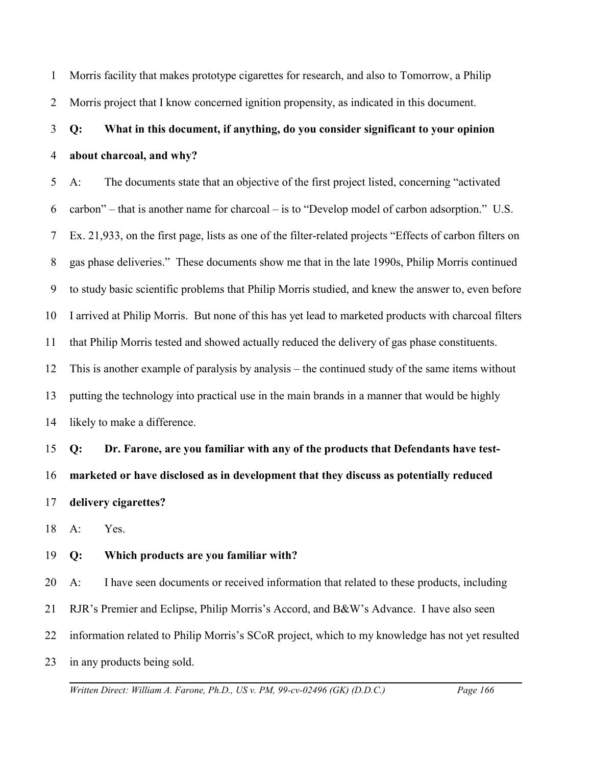Morris facility that makes prototype cigarettes for research, and also to Tomorrow, a Philip Morris project that I know concerned ignition propensity, as indicated in this document.

**Q: What in this document, if anything, do you consider significant to your opinion about charcoal, and why?**

A: The documents state that an objective of the first project listed, concerning "activated carbon" – that is another name for charcoal – is to "Develop model of carbon adsorption." U.S. Ex. 21,933, on the first page, lists as one of the filter-related projects "Effects of carbon filters on gas phase deliveries." These documents show me that in the late 1990s, Philip Morris continued to study basic scientific problems that Philip Morris studied, and knew the answer to, even before I arrived at Philip Morris. But none of this has yet lead to marketed products with charcoal filters that Philip Morris tested and showed actually reduced the delivery of gas phase constituents. This is another example of paralysis by analysis – the continued study of the same items without putting the technology into practical use in the main brands in a manner that would be highly likely to make a difference.

**Q: Dr. Farone, are you familiar with any of the products that Defendants have test-marketed or have disclosed as in development that they discuss as potentially reduced delivery cigarettes?**

A: Yes.

**Q: Which products are you familiar with?**

A: I have seen documents or received information that related to these products, including RJR's Premier and Eclipse, Philip Morris's Accord, and B&W's Advance. I have also seen information related to Philip Morris's SCoR project, which to my knowledge has not yet resulted in any products being sold.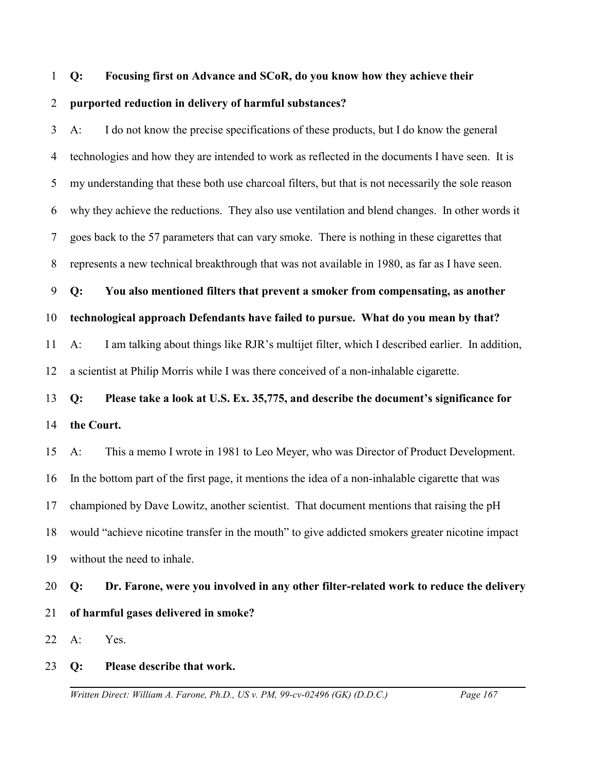**Q: Focusing first on Advance and SCoR, do you know how they achieve their purported reduction in delivery of harmful substances?**

A: I do not know the precise specifications of these products, but I do know the general technologies and how they are intended to work as reflected in the documents I have seen. It is my understanding that these both use charcoal filters, but that is not necessarily the sole reason why they achieve the reductions. They also use ventilation and blend changes. In other words it goes back to the 57 parameters that can vary smoke. There is nothing in these cigarettes that represents a new technical breakthrough that was not available in 1980, as far as I have seen.

**Q: You also mentioned filters that prevent a smoker from compensating, as another technological approach Defendants have failed to pursue. What do you mean by that?**

A: I am talking about things like RJR's multijet filter, which I described earlier. In addition, a scientist at Philip Morris while I was there conceived of a non-inhalable cigarette.

**Q: Please take a look at U.S. Ex. 35,775, and describe the document's significance for the Court.**

A: This a memo I wrote in 1981 to Leo Meyer, who was Director of Product Development. In the bottom part of the first page, it mentions the idea of a non-inhalable cigarette that was championed by Dave Lowitz, another scientist. That document mentions that raising the pH would "achieve nicotine transfer in the mouth" to give addicted smokers greater nicotine impact without the need to inhale.

**Q: Dr. Farone, were you involved in any other filter-related work to reduce the delivery of harmful gases delivered in smoke?**

A: Yes.

**Q: Please describe that work.**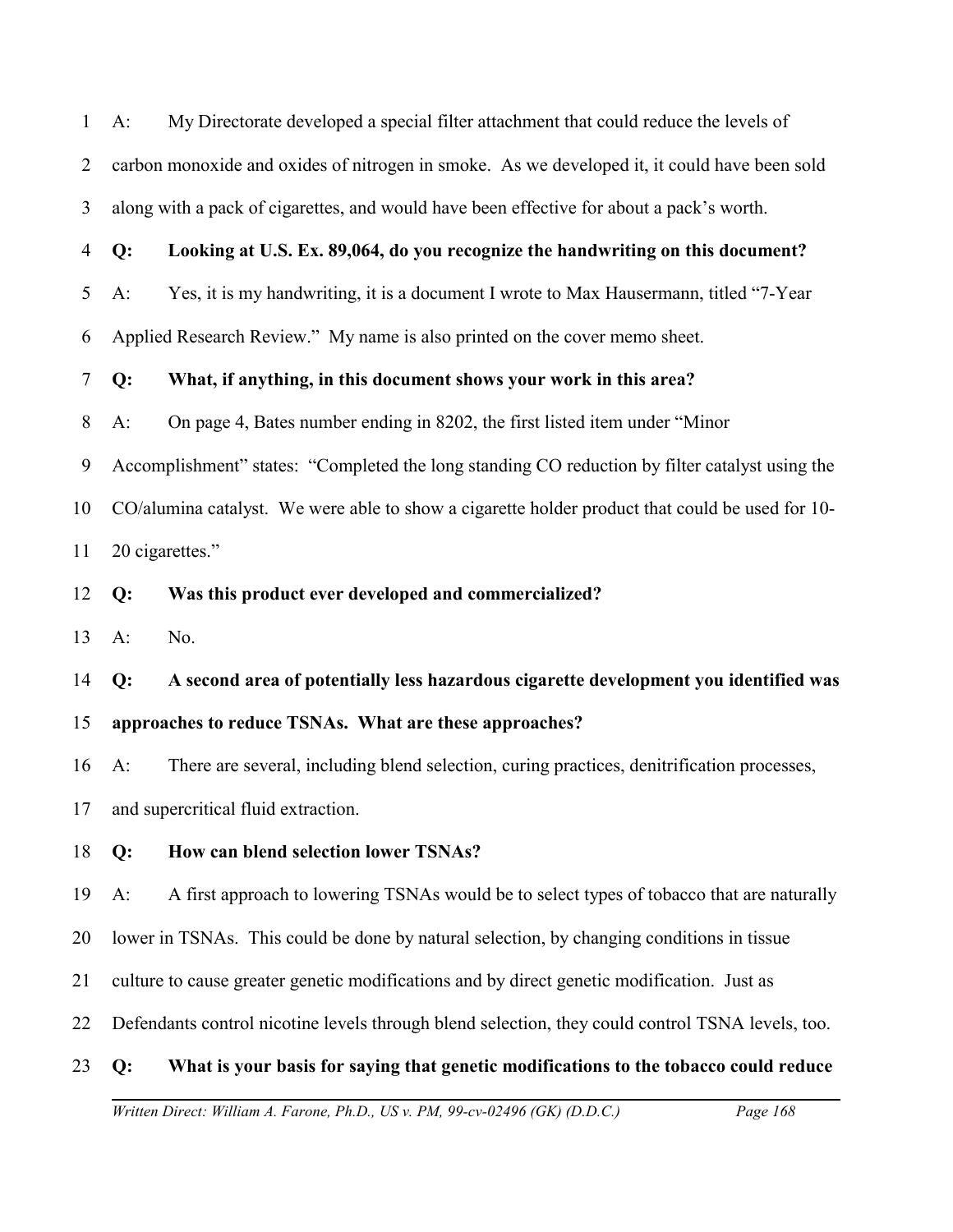A: My Directorate developed a special filter attachment that could reduce the levels of carbon monoxide and oxides of nitrogen in smoke. As we developed it, it could have been sold along with a pack of cigarettes, and would have been effective for about a pack's worth.

**Q: Looking at U.S. Ex. 89,064, do you recognize the handwriting on this document?**

A: Yes, it is my handwriting, it is a document I wrote to Max Hausermann, titled "7-Year Applied Research Review." My name is also printed on the cover memo sheet.

**Q: What, if anything, in this document shows your work in this area?**

A: On page 4, Bates number ending in 8202, the first listed item under "Minor Accomplishment" states: "Completed the long standing CO reduction by filter catalyst using the CO/alumina catalyst. We were able to show a cigarette holder product that could be used for 10-20 cigarettes."

**Q: Was this product ever developed and commercialized?**

A: No.

**Q: A second area of potentially less hazardous cigarette development you identified was approaches to reduce TSNAs. What are these approaches?**

A: There are several, including blend selection, curing practices, denitrification processes, and supercritical fluid extraction.

**Q: How can blend selection lower TSNAs?**

A: A first approach to lowering TSNAs would be to select types of tobacco that are naturally lower in TSNAs. This could be done by natural selection, by changing conditions in tissue culture to cause greater genetic modifications and by direct genetic modification. Just as Defendants control nicotine levels through blend selection, they could control TSNA levels, too.

**Q: What is your basis for saying that genetic modifications to the tobacco could reduce**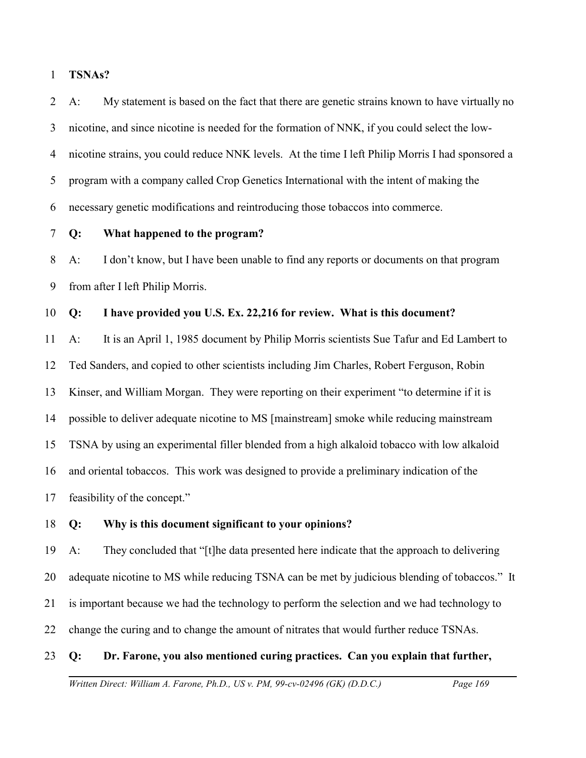**TSNAs?**

A: My statement is based on the fact that there are genetic strains known to have virtually no nicotine, and since nicotine is needed for the formation of NNK, if you could select the low-nicotine strains, you could reduce NNK levels. At the time I left Philip Morris I had sponsored a program with a company called Crop Genetics International with the intent of making the necessary genetic modifications and reintroducing those tobaccos into commerce.

**Q: What happened to the program?**

A: I don't know, but I have been unable to find any reports or documents on that program from after I left Philip Morris.

**Q: I have provided you U.S. Ex. 22,216 for review. What is this document?**

A: It is an April 1, 1985 document by Philip Morris scientists Sue Tafur and Ed Lambert to Ted Sanders, and copied to other scientists including Jim Charles, Robert Ferguson, Robin Kinser, and William Morgan. They were reporting on their experiment "to determine if it is possible to deliver adequate nicotine to MS [mainstream] smoke while reducing mainstream TSNA by using an experimental filler blended from a high alkaloid tobacco with low alkaloid and oriental tobaccos. This work was designed to provide a preliminary indication of the feasibility of the concept."

**Q: Why is this document significant to your opinions?**

A: They concluded that "[t]he data presented here indicate that the approach to delivering adequate nicotine to MS while reducing TSNA can be met by judicious blending of tobaccos." It is important because we had the technology to perform the selection and we had technology to change the curing and to change the amount of nitrates that would further reduce TSNAs.

**Q: Dr. Farone, you also mentioned curing practices. Can you explain that further,**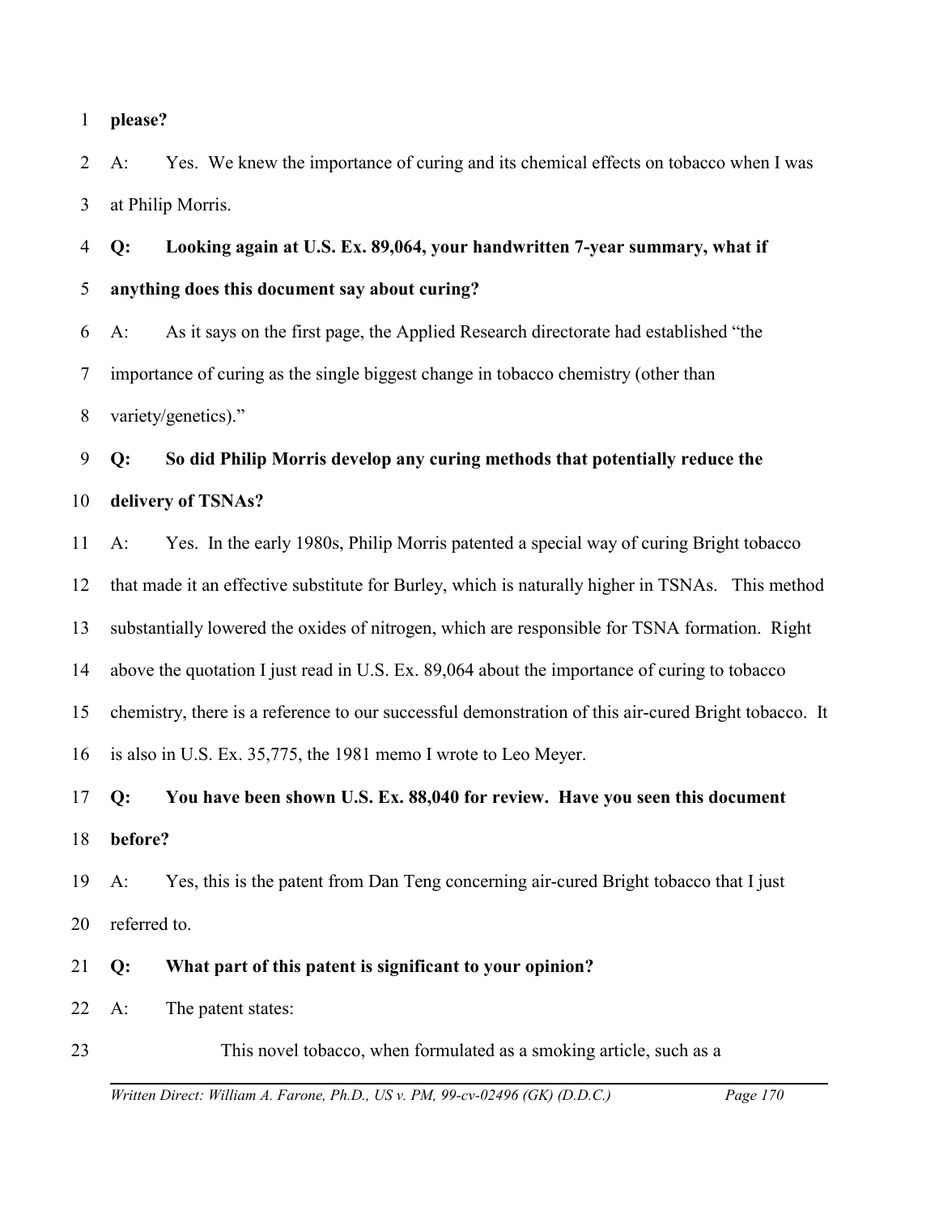**please?**

A: Yes. We knew the importance of curing and its chemical effects on tobacco when I was at Philip Morris.

**Q: Looking again at U.S. Ex. 89,064, your handwritten 7-year summary, what if anything does this document say about curing?**

A: As it says on the first page, the Applied Research directorate had established "the importance of curing as the single biggest change in tobacco chemistry (other than variety/genetics)."

**Q: So did Philip Morris develop any curing methods that potentially reduce the delivery of TSNAs?**

A: Yes. In the early 1980s, Philip Morris patented a special way of curing Bright tobacco that made it an effective substitute for Burley, which is naturally higher in TSNAs. This method substantially lowered the oxides of nitrogen, which are responsible for TSNA formation. Right above the quotation I just read in U.S. Ex. 89,064 about the importance of curing to tobacco chemistry, there is a reference to our successful demonstration of this air-cured Bright tobacco. It is also in U.S. Ex. 35,775, the 1981 memo I wrote to Leo Meyer.

**Q: You have been shown U.S. Ex. 88,040 for review. Have you seen this document before?**

A: Yes, this is the patent from Dan Teng concerning air-cured Bright tobacco that I just referred to.

**Q: What part of this patent is significant to your opinion?**

A: The patent states:

> This novel tobacco, when formulated as a smoking article, such as a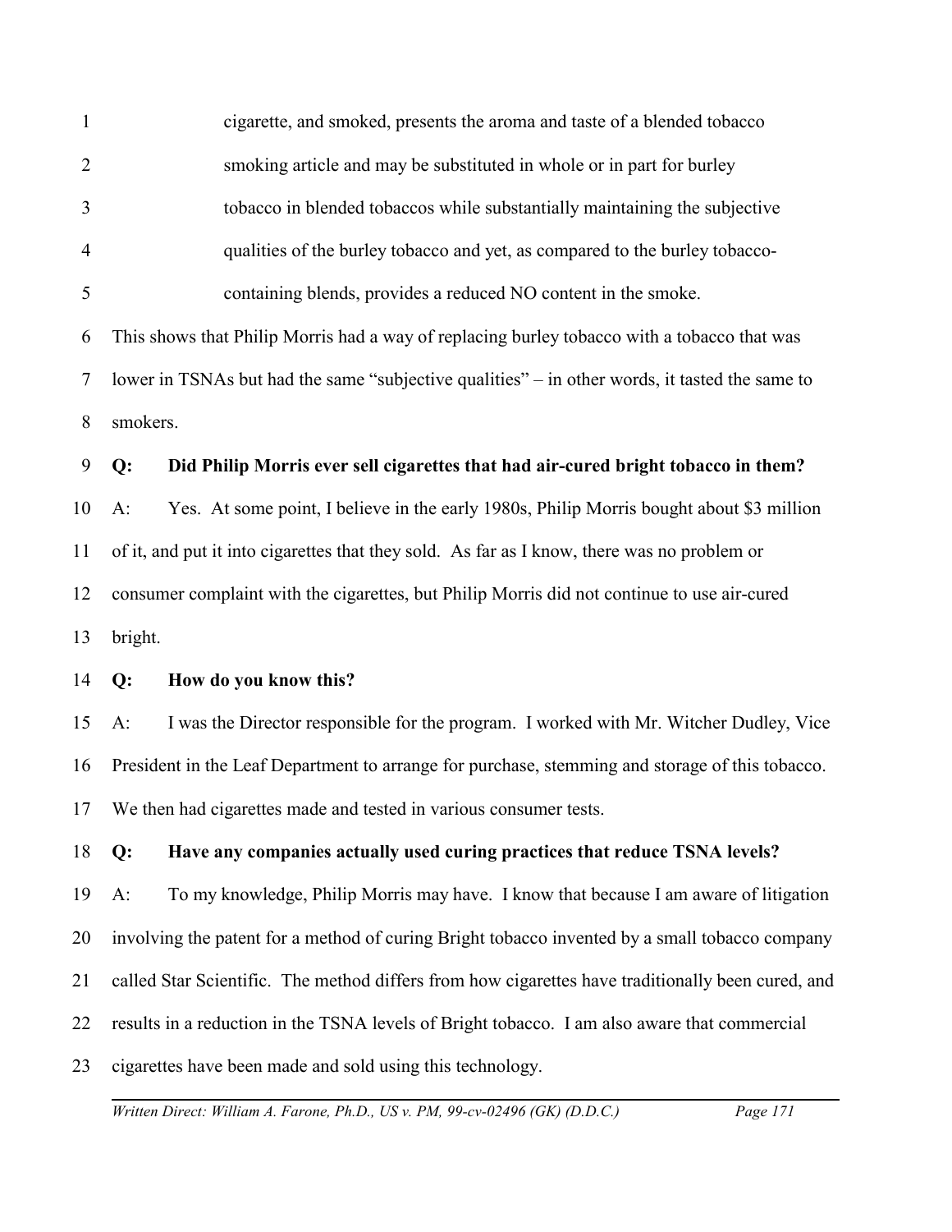> cigarette, and smoked, presents the aroma and taste of a blended tobacco smoking article and may be substituted in whole or in part for burley tobacco in blended tobaccos while substantially maintaining the subjective qualities of the burley tobacco and yet, as compared to the burley tobacco-containing blends, provides a reduced NO content in the smoke.

This shows that Philip Morris had a way of replacing burley tobacco with a tobacco that was lower in TSNAs but had the same "subjective qualities" – in other words, it tasted the same to smokers.

**Q: Did Philip Morris ever sell cigarettes that had air-cured bright tobacco in them?**

A: Yes. At some point, I believe in the early 1980s, Philip Morris bought about $3 million of it, and put it into cigarettes that they sold. As far as I know, there was no problem or consumer complaint with the cigarettes, but Philip Morris did not continue to use air-cured bright.

**Q: How do you know this?**

A: I was the Director responsible for the program. I worked with Mr. Witcher Dudley, Vice President in the Leaf Department to arrange for purchase, stemming and storage of this tobacco. We then had cigarettes made and tested in various consumer tests.

**Q: Have any companies actually used curing practices that reduce TSNA levels?**

A: To my knowledge, Philip Morris may have. I know that because I am aware of litigation involving the patent for a method of curing Bright tobacco invented by a small tobacco company called Star Scientific. The method differs from how cigarettes have traditionally been cured, and results in a reduction in the TSNA levels of Bright tobacco. I am also aware that commercial cigarettes have been made and sold using this technology.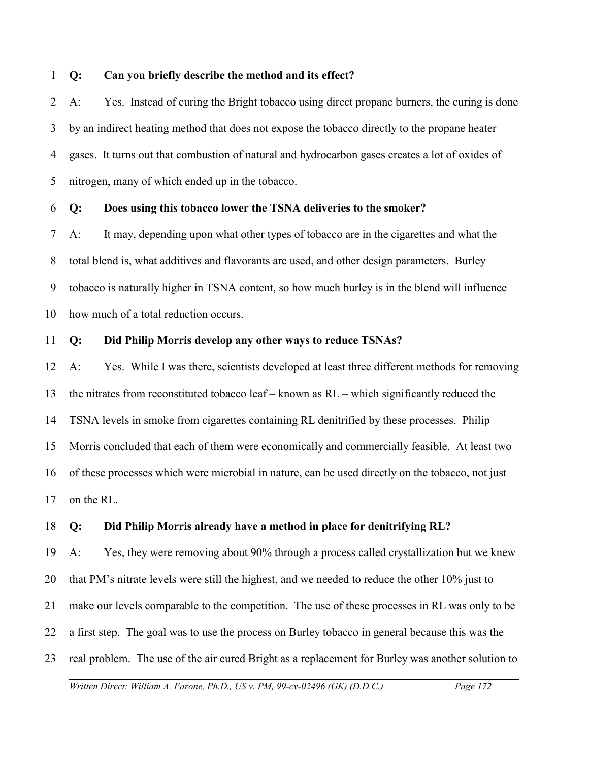**Q: Can you briefly describe the method and its effect?**

A: Yes. Instead of curing the Bright tobacco using direct propane burners, the curing is done by an indirect heating method that does not expose the tobacco directly to the propane heater gases. It turns out that combustion of natural and hydrocarbon gases creates a lot of oxides of nitrogen, many of which ended up in the tobacco.

**Q: Does using this tobacco lower the TSNA deliveries to the smoker?**

A: It may, depending upon what other types of tobacco are in the cigarettes and what the total blend is, what additives and flavorants are used, and other design parameters. Burley tobacco is naturally higher in TSNA content, so how much burley is in the blend will influence how much of a total reduction occurs.

**Q: Did Philip Morris develop any other ways to reduce TSNAs?**

A: Yes. While I was there, scientists developed at least three different methods for removing the nitrates from reconstituted tobacco leaf – known as RL – which significantly reduced the TSNA levels in smoke from cigarettes containing RL denitrified by these processes. Philip Morris concluded that each of them were economically and commercially feasible. At least two of these processes which were microbial in nature, can be used directly on the tobacco, not just on the RL.

**Q: Did Philip Morris already have a method in place for denitrifying RL?**

A: Yes, they were removing about 90% through a process called crystallization but we knew that PM's nitrate levels were still the highest, and we needed to reduce the other 10% just to make our levels comparable to the competition. The use of these processes in RL was only to be a first step. The goal was to use the process on Burley tobacco in general because this was the real problem. The use of the air cured Bright as a replacement for Burley was another solution to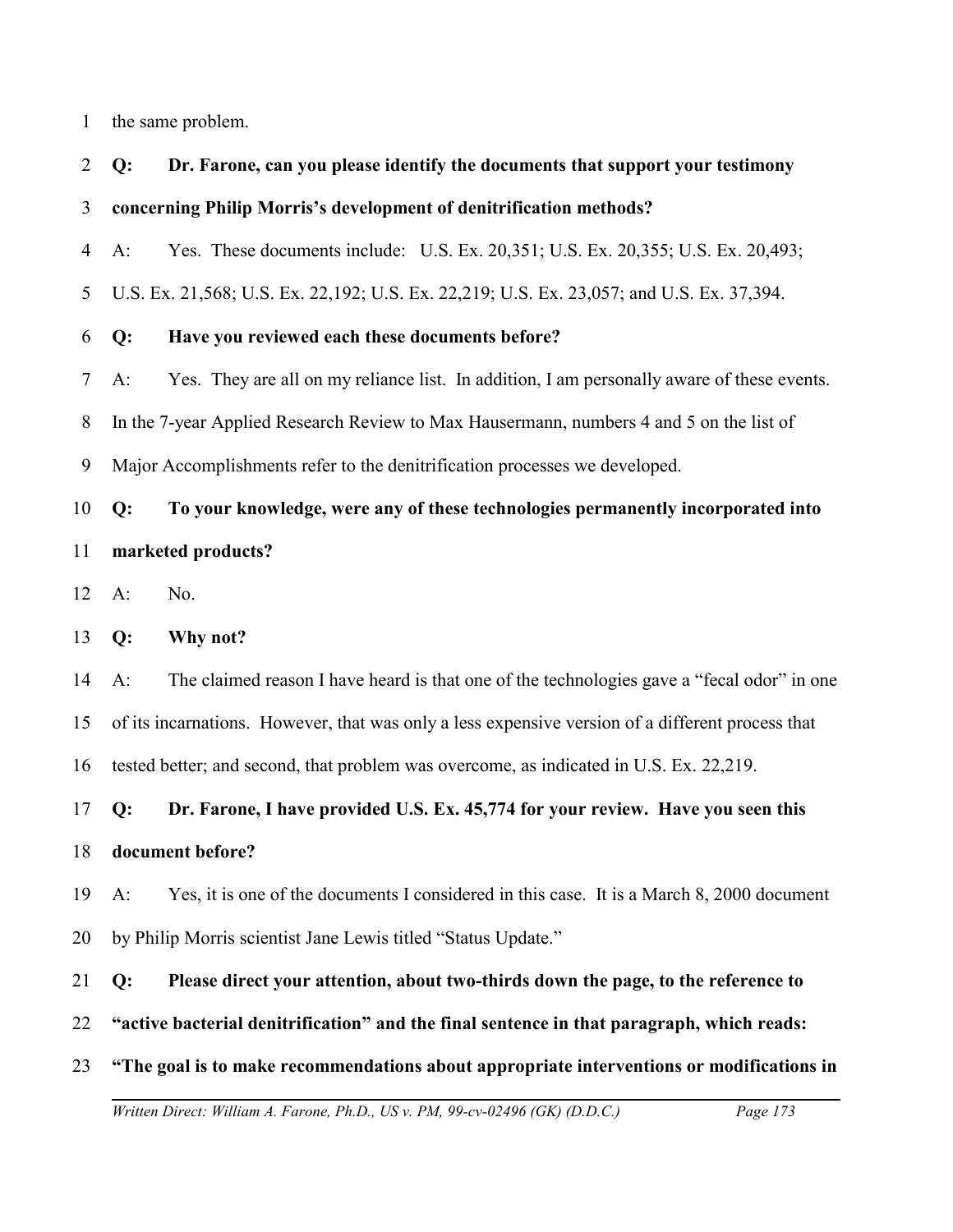the same problem.

**Q: Dr. Farone, can you please identify the documents that support your testimony concerning Philip Morris's development of denitrification methods?**

A: Yes. These documents include: U.S. Ex. 20,351; U.S. Ex. 20,355; U.S. Ex. 20,493; U.S. Ex. 21,568; U.S. Ex. 22,192; U.S. Ex. 22,219; U.S. Ex. 23,057; and U.S. Ex. 37,394.

**Q: Have you reviewed each these documents before?**

A: Yes. They are all on my reliance list. In addition, I am personally aware of these events. In the 7-year Applied Research Review to Max Hausermann, numbers 4 and 5 on the list of Major Accomplishments refer to the denitrification processes we developed.

**Q: To your knowledge, were any of these technologies permanently incorporated into marketed products?**

A: No.

**Q: Why not?**

A: The claimed reason I have heard is that one of the technologies gave a "fecal odor" in one of its incarnations. However, that was only a less expensive version of a different process that tested better; and second, that problem was overcome, as indicated in U.S. Ex. 22,219.

**Q: Dr. Farone, I have provided U.S. Ex. 45,774 for your review. Have you seen this document before?**

A: Yes, it is one of the documents I considered in this case. It is a March 8, 2000 document by Philip Morris scientist Jane Lewis titled "Status Update."

**Q: Please direct your attention, about two-thirds down the page, to the reference to "active bacterial denitrification" and the final sentence in that paragraph, which reads: "The goal is to make recommendations about appropriate interventions or modifications in**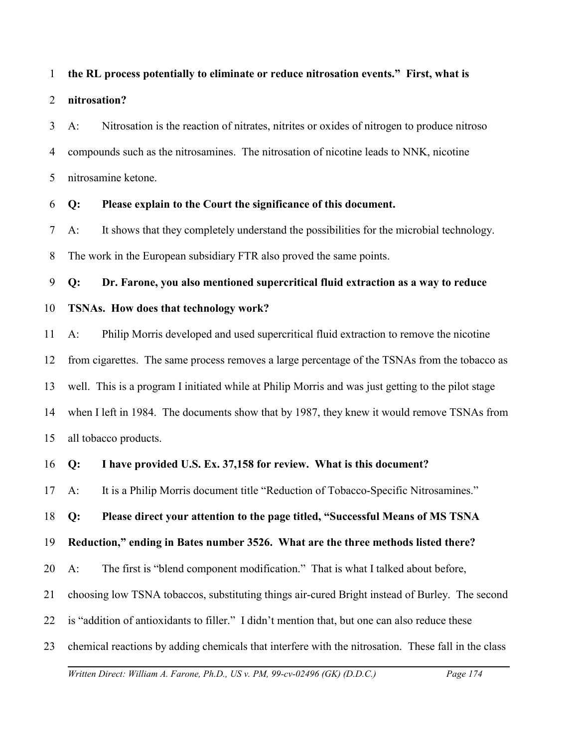**the RL process potentially to eliminate or reduce nitrosation events." First, what is nitrosation?**

A: Nitrosation is the reaction of nitrates, nitrites or oxides of nitrogen to produce nitroso compounds such as the nitrosamines. The nitrosation of nicotine leads to NNK, nicotine nitrosamine ketone.

**Q: Please explain to the Court the significance of this document.**

A: It shows that they completely understand the possibilities for the microbial technology. The work in the European subsidiary FTR also proved the same points.

**Q: Dr. Farone, you also mentioned supercritical fluid extraction as a way to reduce TSNAs. How does that technology work?**

A: Philip Morris developed and used supercritical fluid extraction to remove the nicotine from cigarettes. The same process removes a large percentage of the TSNAs from the tobacco as well. This is a program I initiated while at Philip Morris and was just getting to the pilot stage when I left in 1984. The documents show that by 1987, they knew it would remove TSNAs from all tobacco products.

**Q: I have provided U.S. Ex. 37,158 for review. What is this document?**

A: It is a Philip Morris document title "Reduction of Tobacco-Specific Nitrosamines."

**Q: Please direct your attention to the page titled, "Successful Means of MS TSNA Reduction," ending in Bates number 3526. What are the three methods listed there?**

A: The first is "blend component modification." That is what I talked about before, choosing low TSNA tobaccos, substituting things air-cured Bright instead of Burley. The second is "addition of antioxidants to filler." I didn't mention that, but one can also reduce these chemical reactions by adding chemicals that interfere with the nitrosation. These fall in the class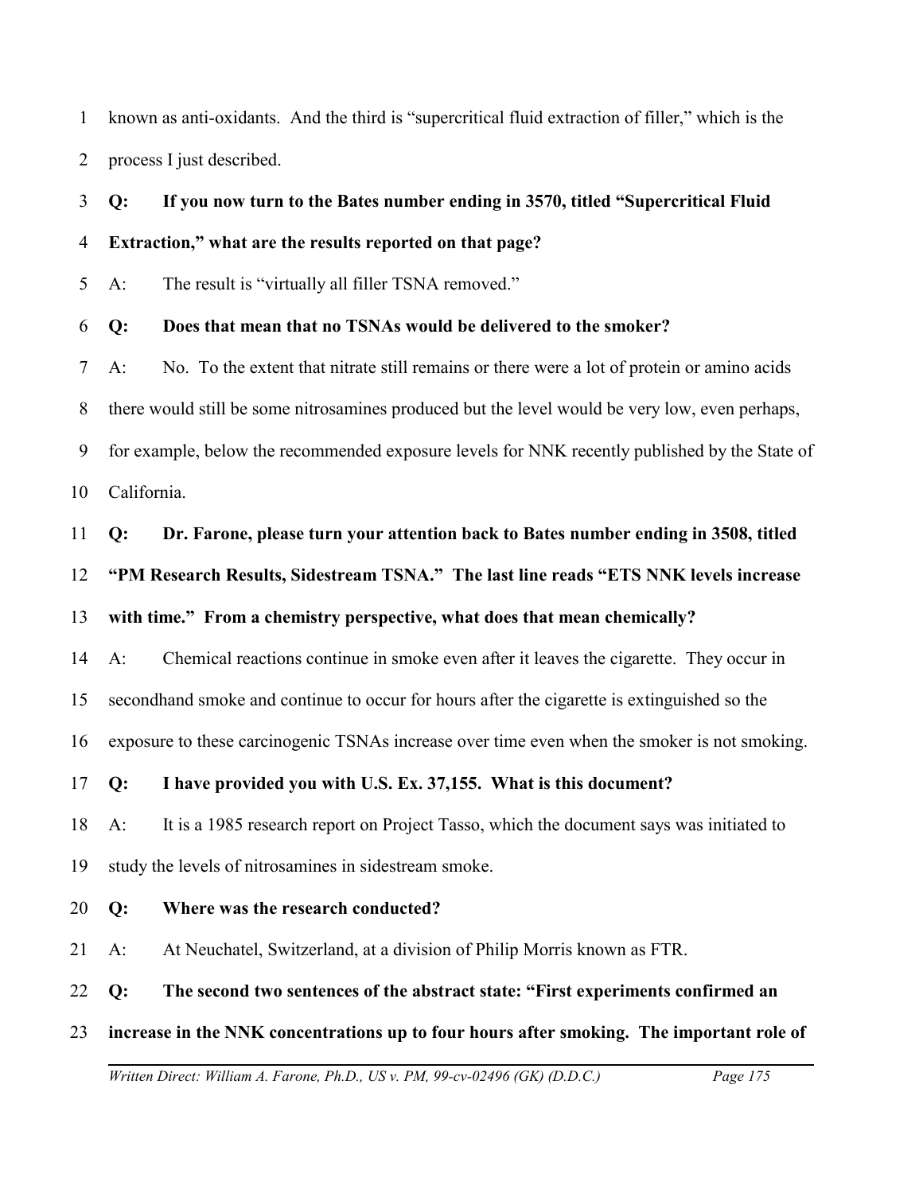known as anti-oxidants. And the third is "supercritical fluid extraction of filler," which is the process I just described.

**Q: If you now turn to the Bates number ending in 3570, titled "Supercritical Fluid Extraction," what are the results reported on that page?**

A: The result is "virtually all filler TSNA removed."

**Q: Does that mean that no TSNAs would be delivered to the smoker?**

A: No. To the extent that nitrate still remains or there were a lot of protein or amino acids there would still be some nitrosamines produced but the level would be very low, even perhaps, for example, below the recommended exposure levels for NNK recently published by the State of California.

**Q: Dr. Farone, please turn your attention back to Bates number ending in 3508, titled "PM Research Results, Sidestream TSNA." The last line reads "ETS NNK levels increase with time." From a chemistry perspective, what does that mean chemically?**

A: Chemical reactions continue in smoke even after it leaves the cigarette. They occur in secondhand smoke and continue to occur for hours after the cigarette is extinguished so the exposure to these carcinogenic TSNAs increase over time even when the smoker is not smoking.

**Q: I have provided you with U.S. Ex. 37,155. What is this document?**

A: It is a 1985 research report on Project Tasso, which the document says was initiated to study the levels of nitrosamines in sidestream smoke.

**Q: Where was the research conducted?**

A: At Neuchatel, Switzerland, at a division of Philip Morris known as FTR.

**Q: The second two sentences of the abstract state: "First experiments confirmed an increase in the NNK concentrations up to four hours after smoking. The important role of**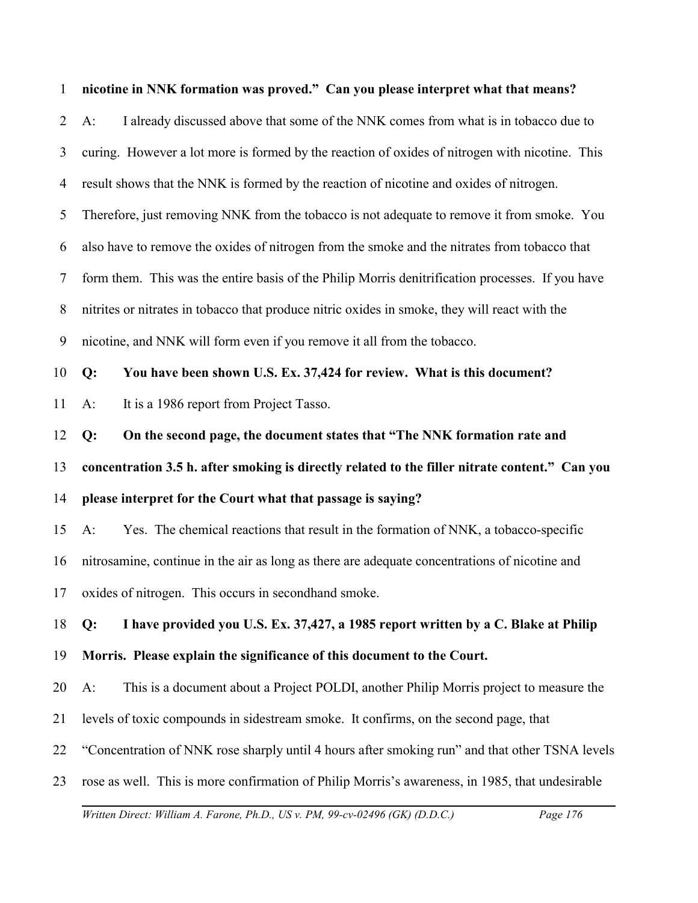**nicotine in NNK formation was proved." Can you please interpret what that means?**

A: I already discussed above that some of the NNK comes from what is in tobacco due to curing. However a lot more is formed by the reaction of oxides of nitrogen with nicotine. This result shows that the NNK is formed by the reaction of nicotine and oxides of nitrogen. Therefore, just removing NNK from the tobacco is not adequate to remove it from smoke. You also have to remove the oxides of nitrogen from the smoke and the nitrates from tobacco that form them. This was the entire basis of the Philip Morris denitrification processes. If you have nitrites or nitrates in tobacco that produce nitric oxides in smoke, they will react with the nicotine, and NNK will form even if you remove it all from the tobacco.

**Q: You have been shown U.S. Ex. 37,424 for review. What is this document?**

A: It is a 1986 report from Project Tasso.

**Q: On the second page, the document states that "The NNK formation rate and concentration 3.5 h. after smoking is directly related to the filler nitrate content." Can you please interpret for the Court what that passage is saying?**

A: Yes. The chemical reactions that result in the formation of NNK, a tobacco-specific nitrosamine, continue in the air as long as there are adequate concentrations of nicotine and oxides of nitrogen. This occurs in secondhand smoke.

**Q: I have provided you U.S. Ex. 37,427, a 1985 report written by a C. Blake at Philip Morris. Please explain the significance of this document to the Court.**

A: This is a document about a Project POLDI, another Philip Morris project to measure the levels of toxic compounds in sidestream smoke. It confirms, on the second page, that "Concentration of NNK rose sharply until 4 hours after smoking run" and that other TSNA levels rose as well. This is more confirmation of Philip Morris's awareness, in 1985, that undesirable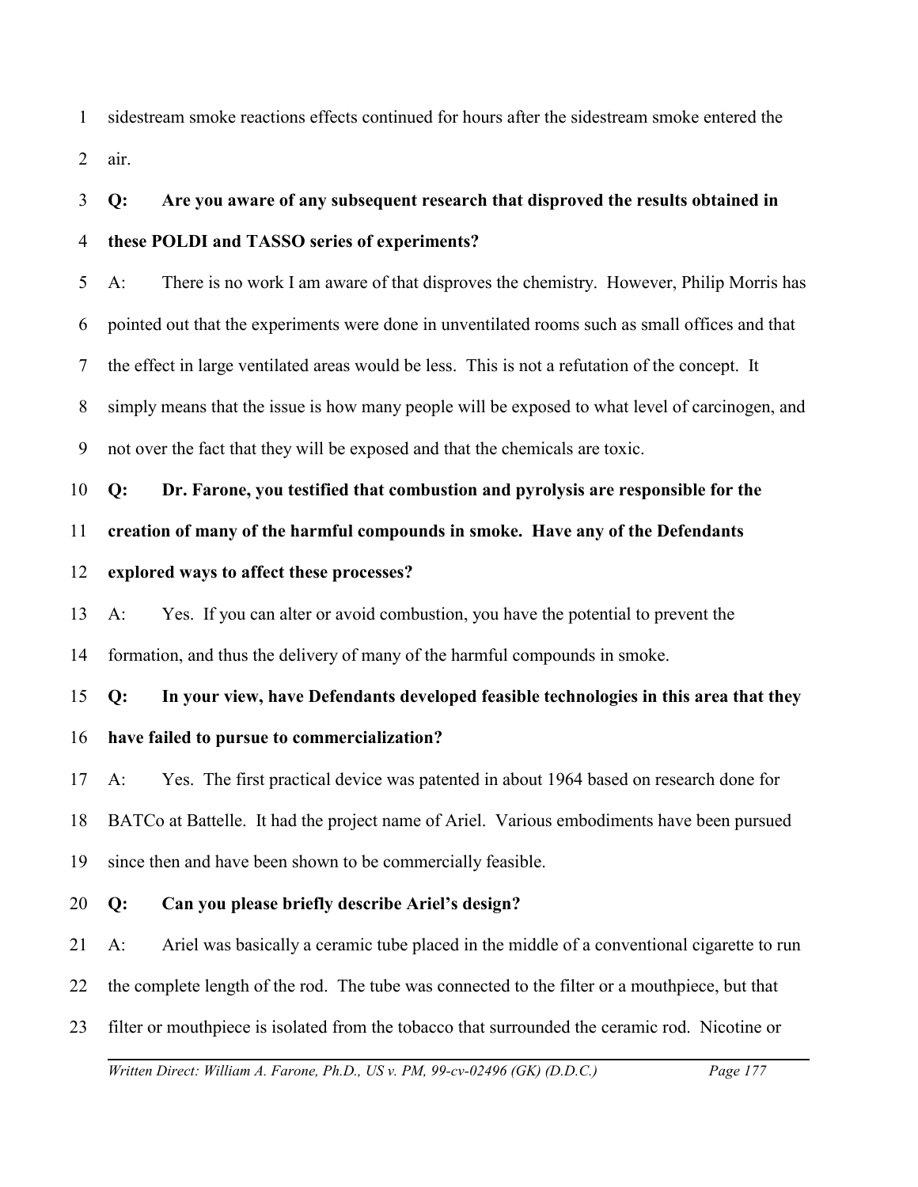sidestream smoke reactions effects continued for hours after the sidestream smoke entered the air.

**Q: Are you aware of any subsequent research that disproved the results obtained in these POLDI and TASSO series of experiments?**

A: There is no work I am aware of that disproves the chemistry. However, Philip Morris has pointed out that the experiments were done in unventilated rooms such as small offices and that the effect in large ventilated areas would be less. This is not a refutation of the concept. It simply means that the issue is how many people will be exposed to what level of carcinogen, and not over the fact that they will be exposed and that the chemicals are toxic.

**Q: Dr. Farone, you testified that combustion and pyrolysis are responsible for the creation of many of the harmful compounds in smoke. Have any of the Defendants explored ways to affect these processes?**

A: Yes. If you can alter or avoid combustion, you have the potential to prevent the formation, and thus the delivery of many of the harmful compounds in smoke.

**Q: In your view, have Defendants developed feasible technologies in this area that they have failed to pursue to commercialization?**

A: Yes. The first practical device was patented in about 1964 based on research done for BATCo at Battelle. It had the project name of Ariel. Various embodiments have been pursued since then and have been shown to be commercially feasible.

**Q: Can you please briefly describe Ariel's design?**

A: Ariel was basically a ceramic tube placed in the middle of a conventional cigarette to run the complete length of the rod. The tube was connected to the filter or a mouthpiece, but that filter or mouthpiece is isolated from the tobacco that surrounded the ceramic rod. Nicotine or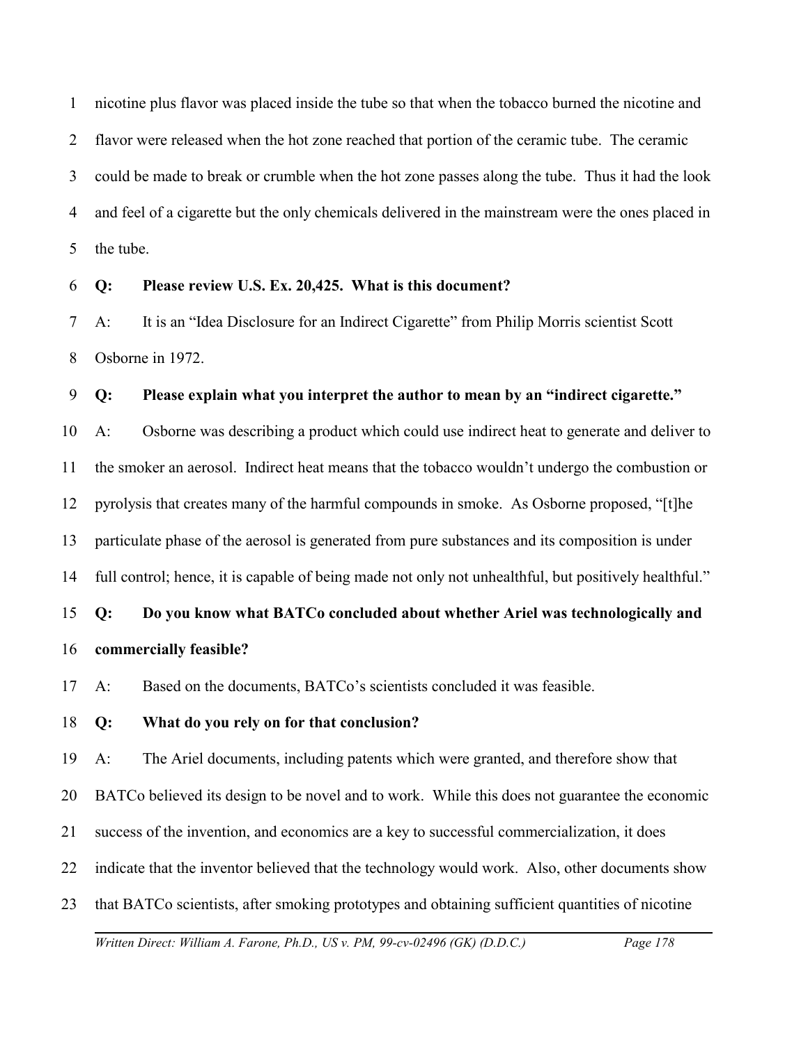nicotine plus flavor was placed inside the tube so that when the tobacco burned the nicotine and flavor were released when the hot zone reached that portion of the ceramic tube. The ceramic could be made to break or crumble when the hot zone passes along the tube. Thus it had the look and feel of a cigarette but the only chemicals delivered in the mainstream were the ones placed in the tube.

**Q: Please review U.S. Ex. 20,425. What is this document?**

A: It is an "Idea Disclosure for an Indirect Cigarette" from Philip Morris scientist Scott Osborne in 1972.

**Q: Please explain what you interpret the author to mean by an "indirect cigarette."**

A: Osborne was describing a product which could use indirect heat to generate and deliver to the smoker an aerosol. Indirect heat means that the tobacco wouldn't undergo the combustion or pyrolysis that creates many of the harmful compounds in smoke. As Osborne proposed, "[t]he particulate phase of the aerosol is generated from pure substances and its composition is under full control; hence, it is capable of being made not only not unhealthful, but positively healthful."

**Q: Do you know what BATCo concluded about whether Ariel was technologically and commercially feasible?**

A: Based on the documents, BATCo's scientists concluded it was feasible.

**Q: What do you rely on for that conclusion?**

A: The Ariel documents, including patents which were granted, and therefore show that BATCo believed its design to be novel and to work. While this does not guarantee the economic success of the invention, and economics are a key to successful commercialization, it does indicate that the inventor believed that the technology would work. Also, other documents show that BATCo scientists, after smoking prototypes and obtaining sufficient quantities of nicotine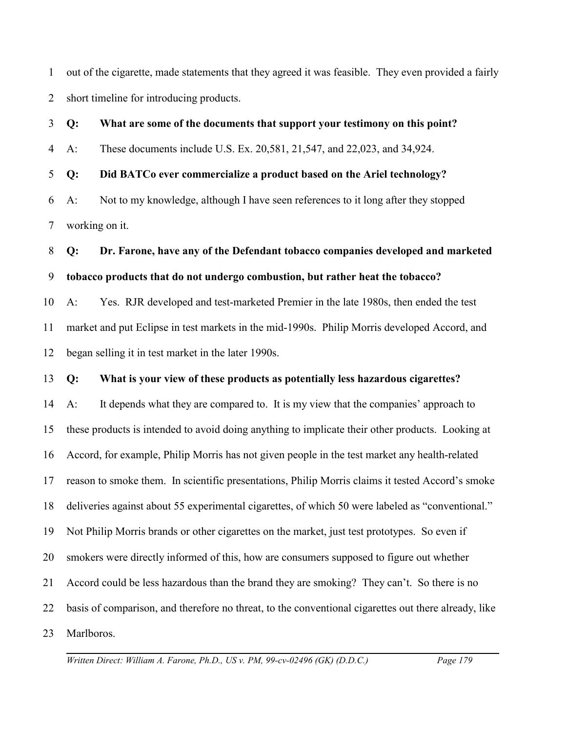out of the cigarette, made statements that they agreed it was feasible. They even provided a fairly short timeline for introducing products.

**Q: What are some of the documents that support your testimony on this point?**

A: These documents include U.S. Ex. 20,581, 21,547, and 22,023, and 34,924.

**Q: Did BATCo ever commercialize a product based on the Ariel technology?**

A: Not to my knowledge, although I have seen references to it long after they stopped working on it.

**Q: Dr. Farone, have any of the Defendant tobacco companies developed and marketed tobacco products that do not undergo combustion, but rather heat the tobacco?**

A: Yes. RJR developed and test-marketed Premier in the late 1980s, then ended the test market and put Eclipse in test markets in the mid-1990s. Philip Morris developed Accord, and began selling it in test market in the later 1990s.

**Q: What is your view of these products as potentially less hazardous cigarettes?**

A: It depends what they are compared to. It is my view that the companies' approach to these products is intended to avoid doing anything to implicate their other products. Looking at Accord, for example, Philip Morris has not given people in the test market any health-related reason to smoke them. In scientific presentations, Philip Morris claims it tested Accord's smoke deliveries against about 55 experimental cigarettes, of which 50 were labeled as "conventional." Not Philip Morris brands or other cigarettes on the market, just test prototypes. So even if smokers were directly informed of this, how are consumers supposed to figure out whether Accord could be less hazardous than the brand they are smoking? They can't. So there is no basis of comparison, and therefore no threat, to the conventional cigarettes out there already, like Marlboros.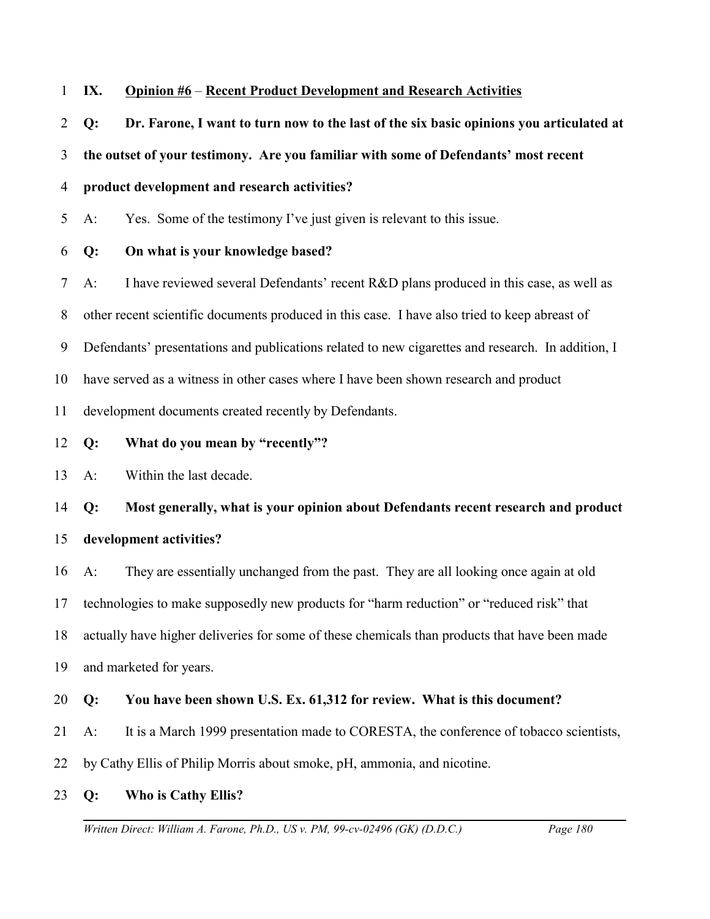**IX. Opinion #6 – Recent Product Development and Research Activities**

**Q: Dr. Farone, I want to turn now to the last of the six basic opinions you articulated at the outset of your testimony. Are you familiar with some of Defendants' most recent product development and research activities?**

A: Yes. Some of the testimony I've just given is relevant to this issue.

**Q: On what is your knowledge based?**

A: I have reviewed several Defendants' recent R&D plans produced in this case, as well as other recent scientific documents produced in this case. I have also tried to keep abreast of Defendants' presentations and publications related to new cigarettes and research. In addition, I have served as a witness in other cases where I have been shown research and product development documents created recently by Defendants.

**Q: What do you mean by "recently"?**

A: Within the last decade.

**Q: Most generally, what is your opinion about Defendants recent research and product development activities?**

A: They are essentially unchanged from the past. They are all looking once again at old technologies to make supposedly new products for "harm reduction" or "reduced risk" that actually have higher deliveries for some of these chemicals than products that have been made and marketed for years.

**Q: You have been shown U.S. Ex. 61,312 for review. What is this document?**

A: It is a March 1999 presentation made to CORESTA, the conference of tobacco scientists, by Cathy Ellis of Philip Morris about smoke, pH, ammonia, and nicotine.

**Q: Who is Cathy Ellis?**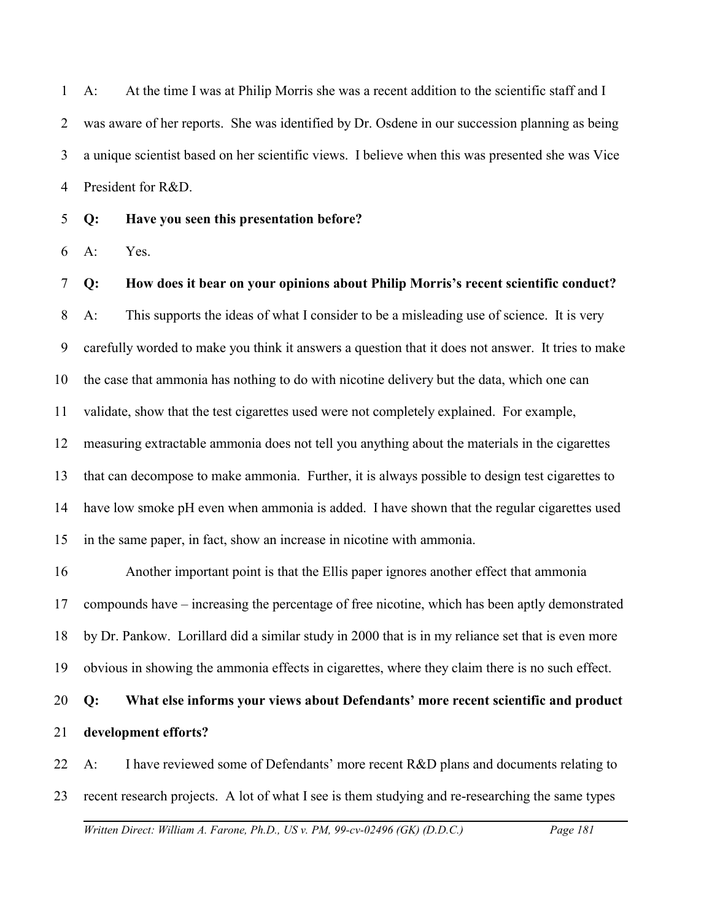A: At the time I was at Philip Morris she was a recent addition to the scientific staff and I was aware of her reports. She was identified by Dr. Osdene in our succession planning as being a unique scientist based on her scientific views. I believe when this was presented she was Vice President for R&D.

**Q: Have you seen this presentation before?**

A: Yes.

**Q: How does it bear on your opinions about Philip Morris's recent scientific conduct?**

A: This supports the ideas of what I consider to be a misleading use of science. It is very carefully worded to make you think it answers a question that it does not answer. It tries to make the case that ammonia has nothing to do with nicotine delivery but the data, which one can validate, show that the test cigarettes used were not completely explained. For example, measuring extractable ammonia does not tell you anything about the materials in the cigarettes that can decompose to make ammonia. Further, it is always possible to design test cigarettes to have low smoke pH even when ammonia is added. I have shown that the regular cigarettes used in the same paper, in fact, show an increase in nicotine with ammonia.

Another important point is that the Ellis paper ignores another effect that ammonia compounds have – increasing the percentage of free nicotine, which has been aptly demonstrated by Dr. Pankow. Lorillard did a similar study in 2000 that is in my reliance set that is even more obvious in showing the ammonia effects in cigarettes, where they claim there is no such effect.

**Q: What else informs your views about Defendants' more recent scientific and product development efforts?**

A: I have reviewed some of Defendants' more recent R&D plans and documents relating to recent research projects. A lot of what I see is them studying and re-researching the same types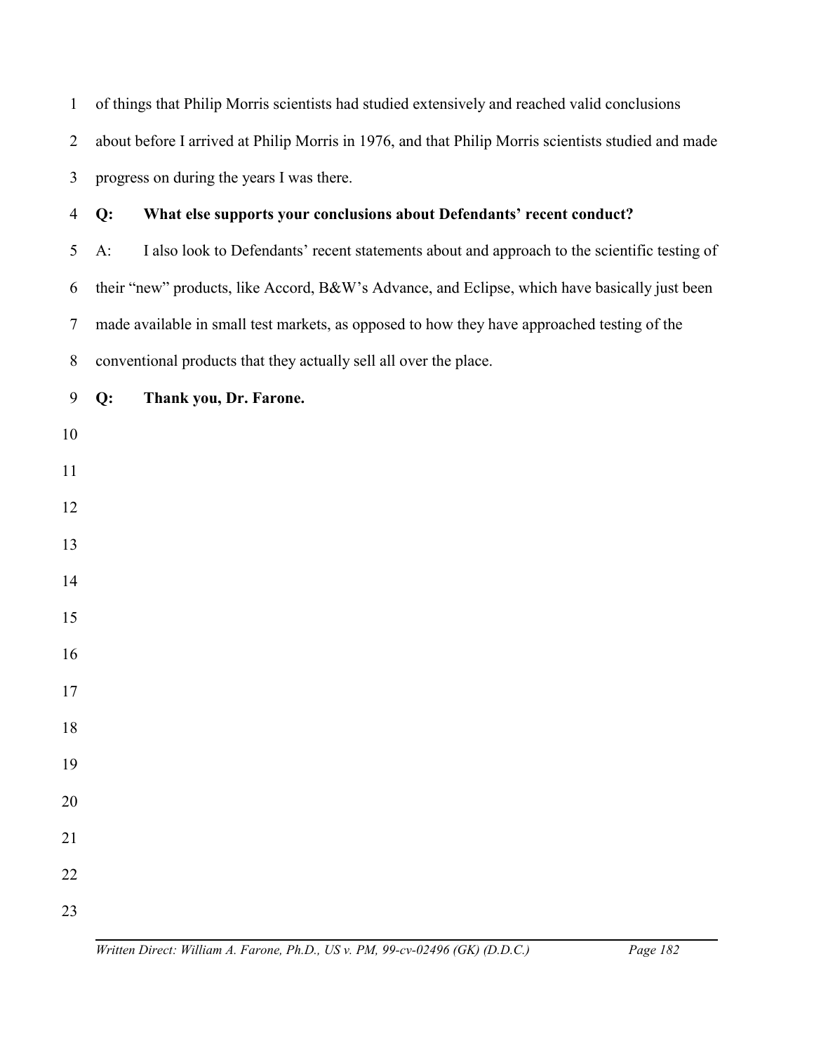of things that Philip Morris scientists had studied extensively and reached valid conclusions about before I arrived at Philip Morris in 1976, and that Philip Morris scientists studied and made progress on during the years I was there.

**Q: What else supports your conclusions about Defendants' recent conduct?**

A: I also look to Defendants' recent statements about and approach to the scientific testing of their "new" products, like Accord, B&W's Advance, and Eclipse, which have basically just been made available in small test markets, as opposed to how they have approached testing of the conventional products that they actually sell all over the place.

**Q: Thank you, Dr. Farone.**